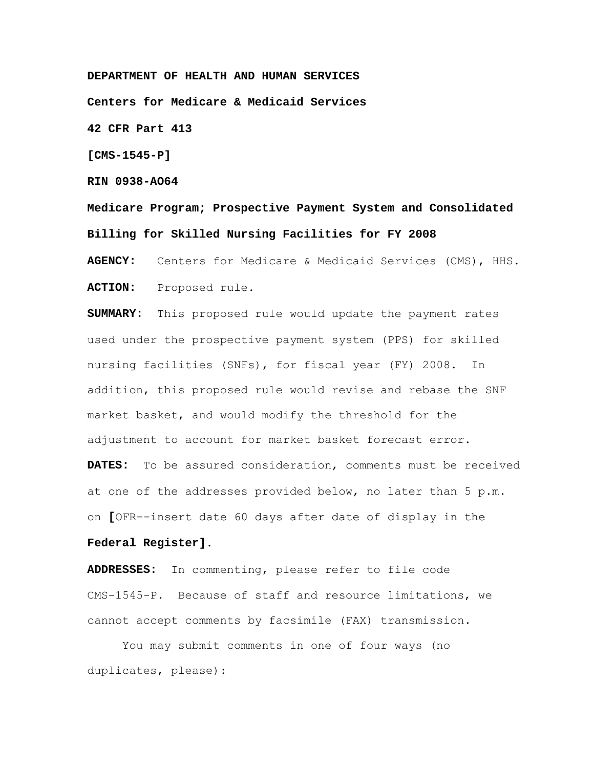**DEPARTMENT OF HEALTH AND HUMAN SERVICES**

**Centers for Medicare & Medicaid Services**

**42 CFR Part 413**

**[CMS-1545-P]**

**RIN 0938-AO64**

**Medicare Program; Prospective Payment System and Consolidated Billing for Skilled Nursing Facilities for FY 2008**

**AGENCY:** Centers for Medicare & Medicaid Services (CMS), HHS.

**ACTION:** Proposed rule.

**SUMMARY:** This proposed rule would update the payment rates used under the prospective payment system (PPS) for skilled nursing facilities (SNFs), for fiscal year (FY) 2008. In addition, this proposed rule would revise and rebase the SNF market basket, and would modify the threshold for the adjustment to account for market basket forecast error.

**DATES:** To be assured consideration, comments must be received at one of the addresses provided below, no later than 5 p.m. on **[**OFR--insert date 60 days after date of display in the **Federal Register]**.

**ADDRESSES:** In commenting, please refer to file code CMS-1545-P. Because of staff and resource limitations, we cannot accept comments by facsimile (FAX) transmission.

You may submit comments in one of four ways (no duplicates, please):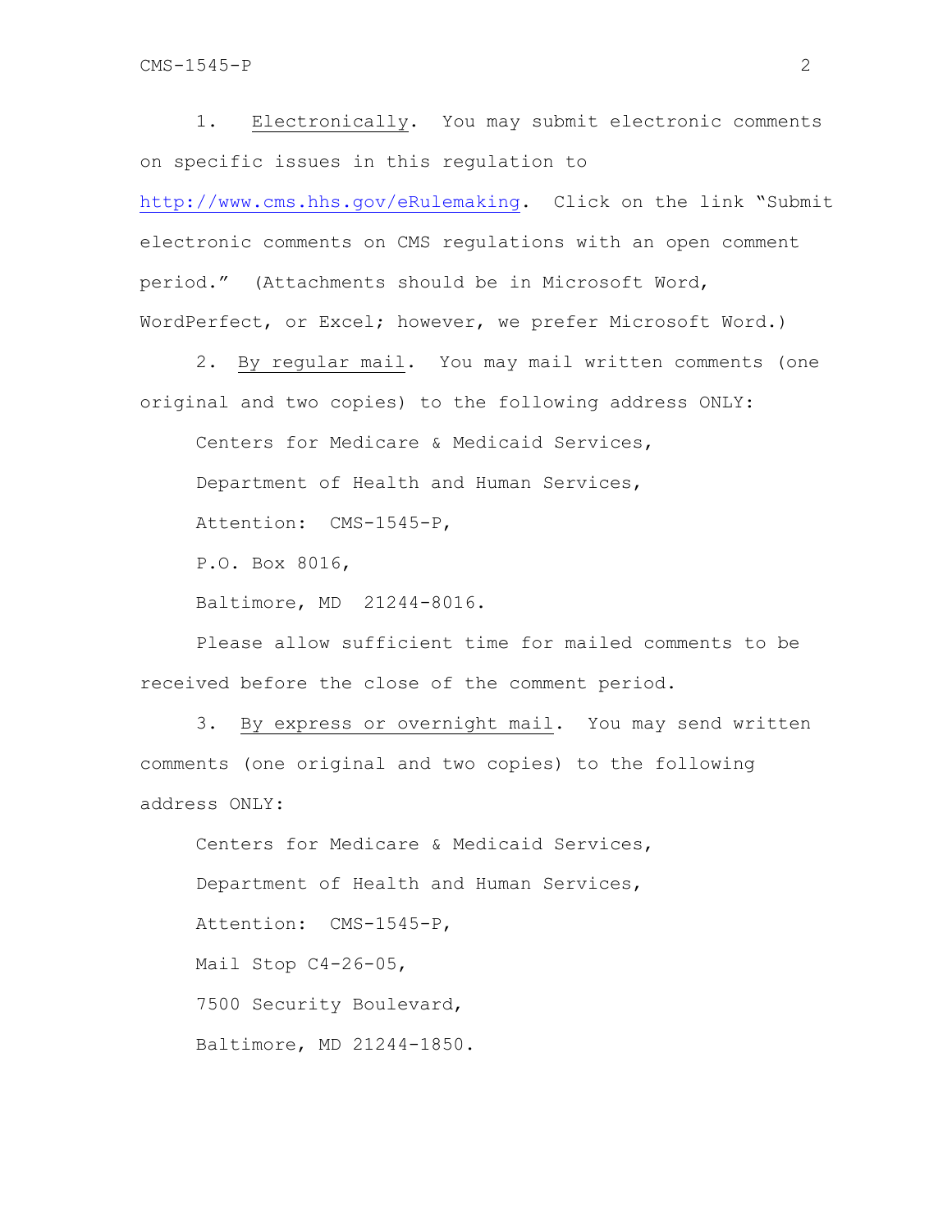1. Electronically. You may submit electronic comments on specific issues in this regulation to http://www.cms.hhs.gov/eRulemaking. Click on the link "Submit electronic comments on CMS regulations with an open comment period." (Attachments should be in Microsoft Word, WordPerfect, or Excel; however, we prefer Microsoft Word.)

2. By regular mail. You may mail written comments (one original and two copies) to the following address ONLY:

Centers for Medicare & Medicaid Services,
Department of Health and Human Services,
Attention: CMS-1545-P,
P.O. Box 8016,
Baltimore, MD 21244-8016.

Please allow sufficient time for mailed comments to be received before the close of the comment period.

3. By express or overnight mail. You may send written comments (one original and two copies) to the following address ONLY:

Centers for Medicare & Medicaid Services,
Department of Health and Human Services,
Attention: CMS-1545-P,
Mail Stop C4-26-05,
7500 Security Boulevard,
Baltimore, MD 21244-1850.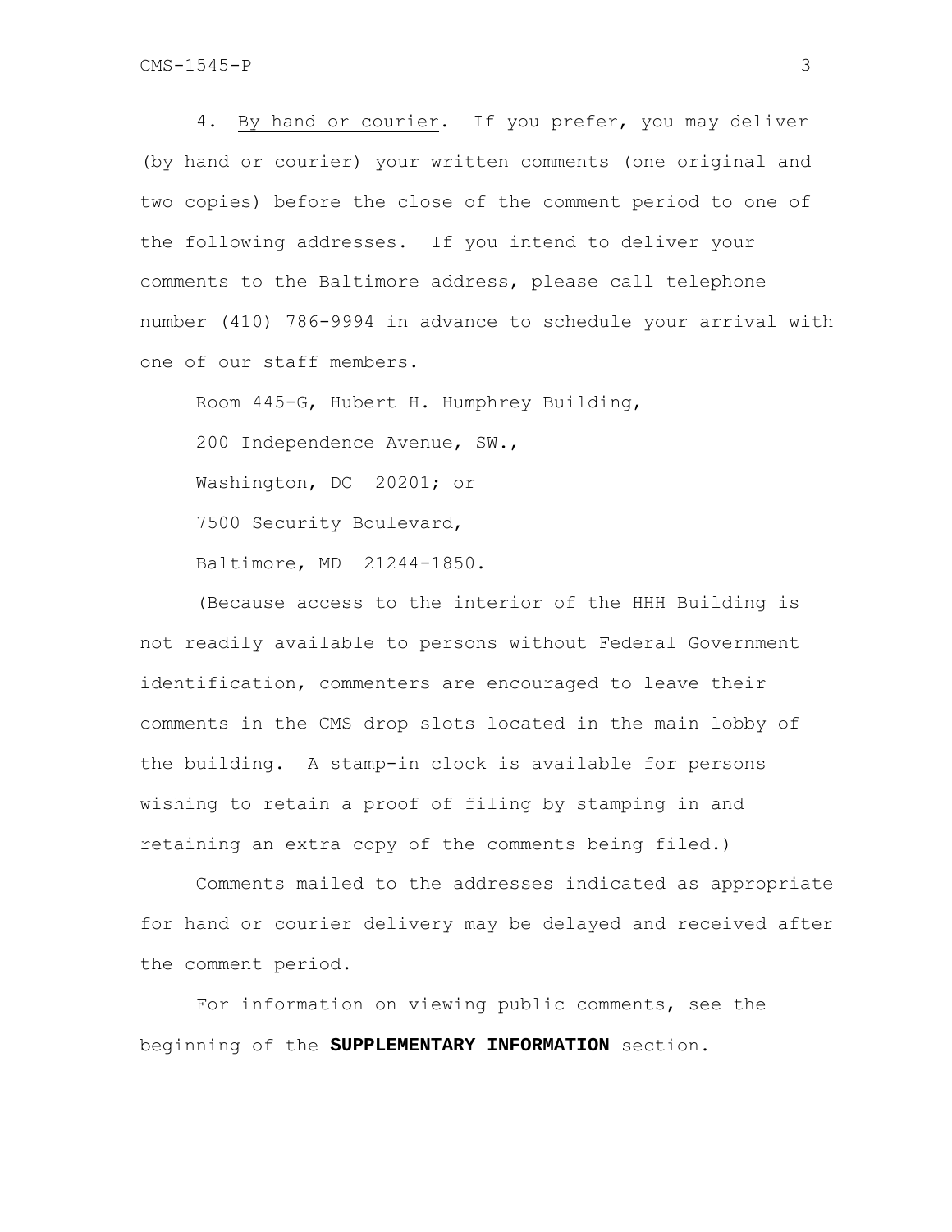4. By hand or courier. If you prefer, you may deliver (by hand or courier) your written comments (one original and two copies) before the close of the comment period to one of the following addresses. If you intend to deliver your comments to the Baltimore address, please call telephone number (410) 786-9994 in advance to schedule your arrival with one of our staff members.

Room 445-G, Hubert H. Humphrey Building,

200 Independence Avenue, SW.,

Washington, DC 20201; or

7500 Security Boulevard,

Baltimore, MD 21244-1850.

(Because access to the interior of the HHH Building is not readily available to persons without Federal Government identification, commenters are encouraged to leave their comments in the CMS drop slots located in the main lobby of the building. A stamp-in clock is available for persons wishing to retain a proof of filing by stamping in and retaining an extra copy of the comments being filed.)

Comments mailed to the addresses indicated as appropriate for hand or courier delivery may be delayed and received after the comment period.

For information on viewing public comments, see the beginning of the **SUPPLEMENTARY INFORMATION** section.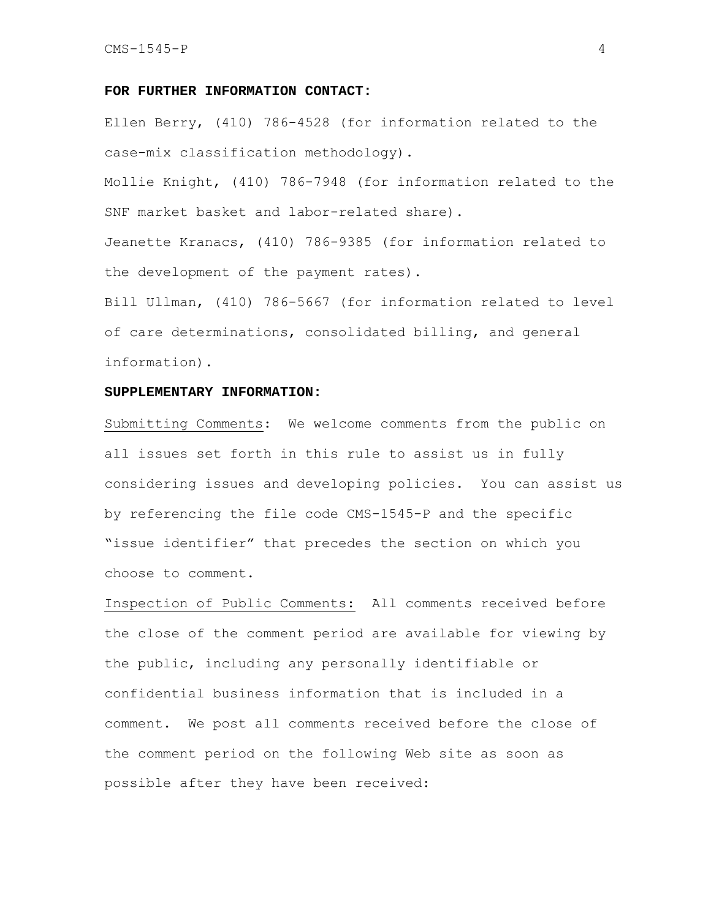**FOR FURTHER INFORMATION CONTACT:**

Ellen Berry, (410) 786-4528 (for information related to the case-mix classification methodology).

Mollie Knight, (410) 786-7948 (for information related to the SNF market basket and labor-related share).

Jeanette Kranacs, (410) 786-9385 (for information related to the development of the payment rates).

Bill Ullman, (410) 786-5667 (for information related to level of care determinations, consolidated billing, and general information).

**SUPPLEMENTARY INFORMATION:**

Submitting Comments: We welcome comments from the public on all issues set forth in this rule to assist us in fully considering issues and developing policies. You can assist us by referencing the file code CMS-1545-P and the specific "issue identifier" that precedes the section on which you choose to comment.

Inspection of Public Comments: All comments received before the close of the comment period are available for viewing by the public, including any personally identifiable or confidential business information that is included in a comment. We post all comments received before the close of the comment period on the following Web site as soon as possible after they have been received: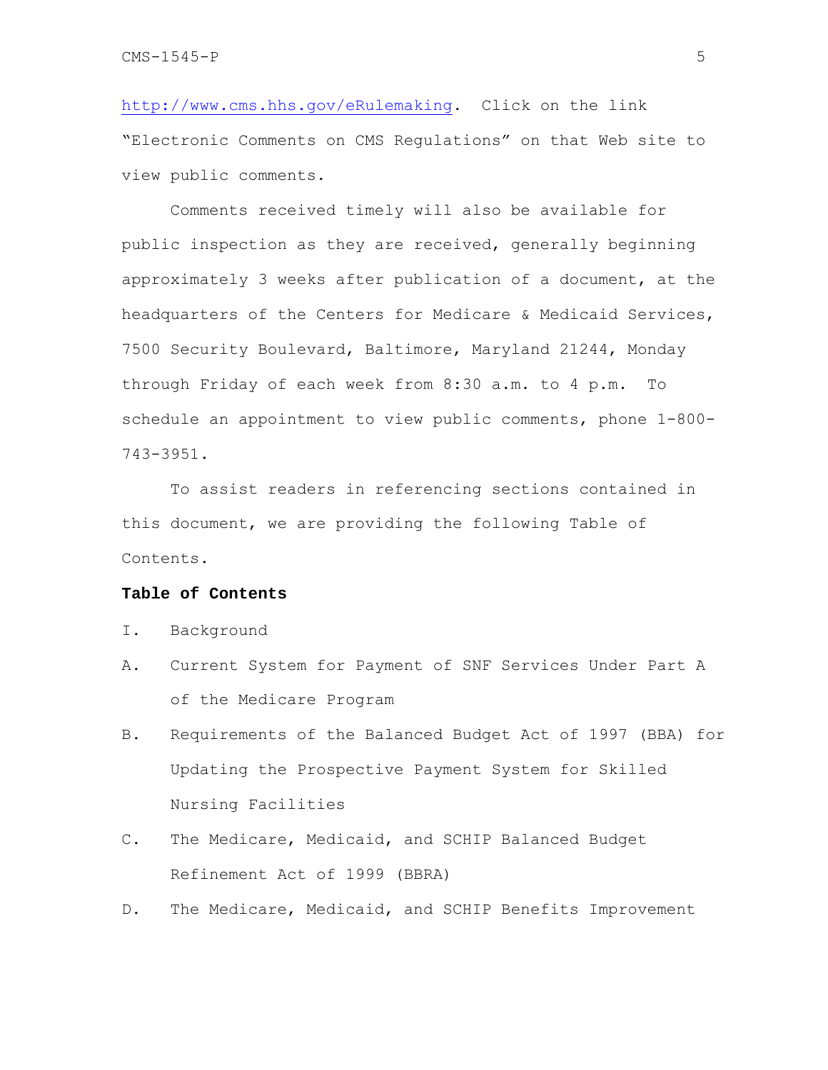http://www.cms.hhs.gov/eRulemaking. Click on the link "Electronic Comments on CMS Regulations" on that Web site to view public comments.

Comments received timely will also be available for public inspection as they are received, generally beginning approximately 3 weeks after publication of a document, at the headquarters of the Centers for Medicare & Medicaid Services, 7500 Security Boulevard, Baltimore, Maryland 21244, Monday through Friday of each week from 8:30 a.m. to 4 p.m. To schedule an appointment to view public comments, phone 1-800-743-3951.

To assist readers in referencing sections contained in this document, we are providing the following Table of Contents.

**Table of Contents**

I. Background

A. Current System for Payment of SNF Services Under Part A of the Medicare Program

B. Requirements of the Balanced Budget Act of 1997 (BBA) for Updating the Prospective Payment System for Skilled Nursing Facilities

C. The Medicare, Medicaid, and SCHIP Balanced Budget Refinement Act of 1999 (BBRA)

D. The Medicare, Medicaid, and SCHIP Benefits Improvement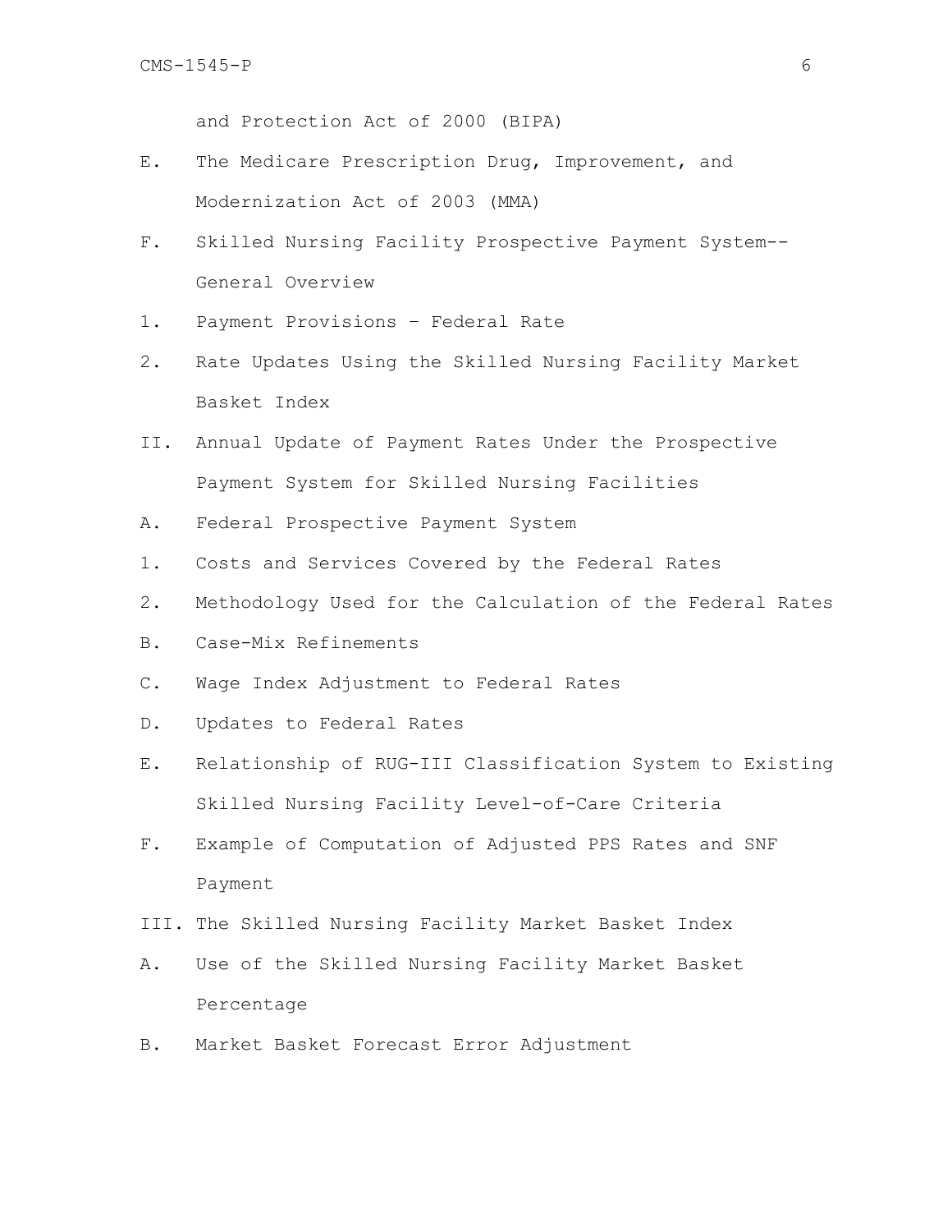and Protection Act of 2000 (BIPA)

E. The Medicare Prescription Drug, Improvement, and Modernization Act of 2003 (MMA)

F. Skilled Nursing Facility Prospective Payment System--General Overview

1. Payment Provisions – Federal Rate

2. Rate Updates Using the Skilled Nursing Facility Market Basket Index

II. Annual Update of Payment Rates Under the Prospective Payment System for Skilled Nursing Facilities

A. Federal Prospective Payment System

1. Costs and Services Covered by the Federal Rates

2. Methodology Used for the Calculation of the Federal Rates

B. Case-Mix Refinements

C. Wage Index Adjustment to Federal Rates

D. Updates to Federal Rates

E. Relationship of RUG-III Classification System to Existing Skilled Nursing Facility Level-of-Care Criteria

F. Example of Computation of Adjusted PPS Rates and SNF Payment

III. The Skilled Nursing Facility Market Basket Index

A. Use of the Skilled Nursing Facility Market Basket Percentage

B. Market Basket Forecast Error Adjustment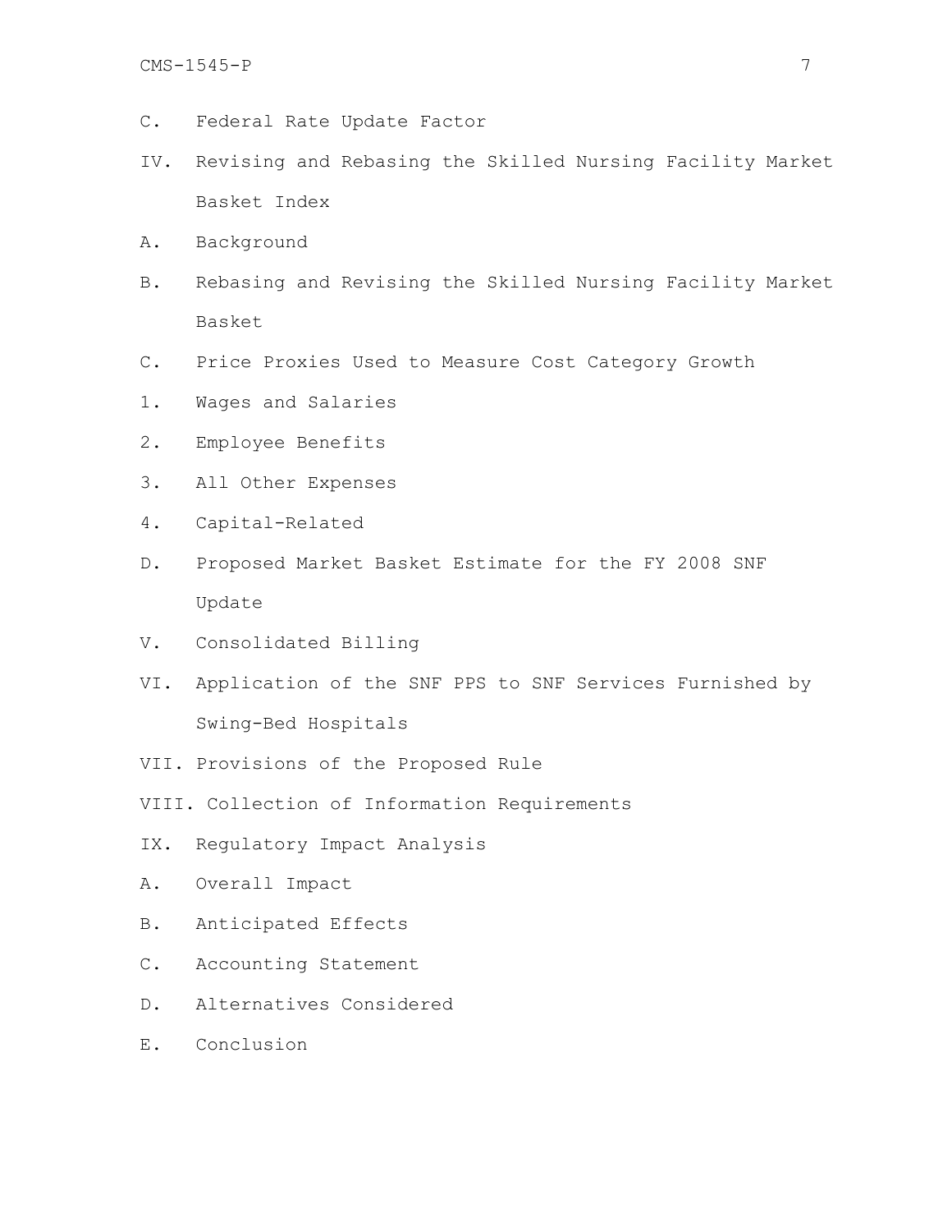C. Federal Rate Update Factor

IV. Revising and Rebasing the Skilled Nursing Facility Market Basket Index

A. Background

B. Rebasing and Revising the Skilled Nursing Facility Market Basket

C. Price Proxies Used to Measure Cost Category Growth

1. Wages and Salaries

2. Employee Benefits

3. All Other Expenses

4. Capital-Related

D. Proposed Market Basket Estimate for the FY 2008 SNF Update

V. Consolidated Billing

VI. Application of the SNF PPS to SNF Services Furnished by Swing-Bed Hospitals

VII. Provisions of the Proposed Rule

VIII. Collection of Information Requirements

IX. Regulatory Impact Analysis

A. Overall Impact

B. Anticipated Effects

C. Accounting Statement

D. Alternatives Considered

E. Conclusion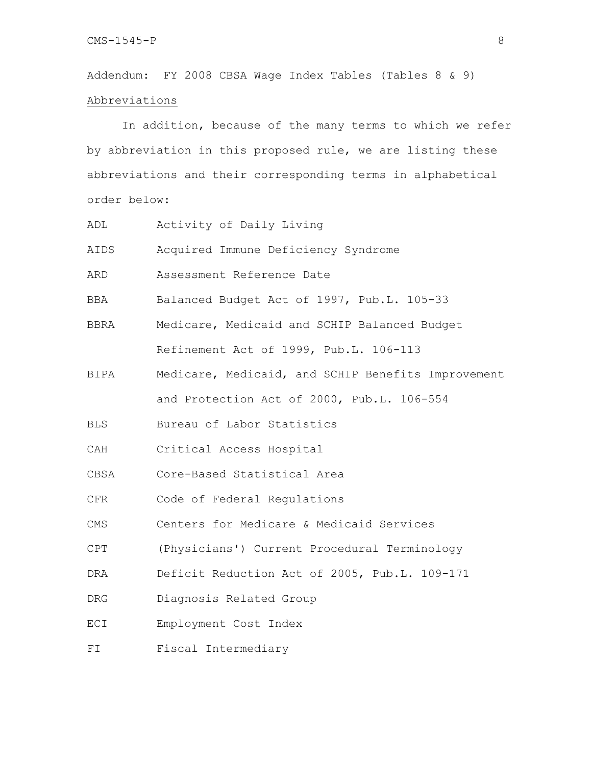Addendum: FY 2008 CBSA Wage Index Tables (Tables 8 & 9)

Abbreviations

In addition, because of the many terms to which we refer by abbreviation in this proposed rule, we are listing these abbreviations and their corresponding terms in alphabetical order below:

| | |
|---|---|
| ADL | Activity of Daily Living |
| AIDS | Acquired Immune Deficiency Syndrome |
| ARD | Assessment Reference Date |
| BBA | Balanced Budget Act of 1997, Pub.L. 105-33 |
| BBRA | Medicare, Medicaid and SCHIP Balanced Budget Refinement Act of 1999, Pub.L. 106-113 |
| BIPA | Medicare, Medicaid, and SCHIP Benefits Improvement and Protection Act of 2000, Pub.L. 106-554 |
| BLS | Bureau of Labor Statistics |
| CAH | Critical Access Hospital |
| CBSA | Core-Based Statistical Area |
| CFR | Code of Federal Regulations |
| CMS | Centers for Medicare & Medicaid Services |
| CPT | (Physicians') Current Procedural Terminology |
| DRA | Deficit Reduction Act of 2005, Pub.L. 109-171 |
| DRG | Diagnosis Related Group |
| ECI | Employment Cost Index |
| FI | Fiscal Intermediary |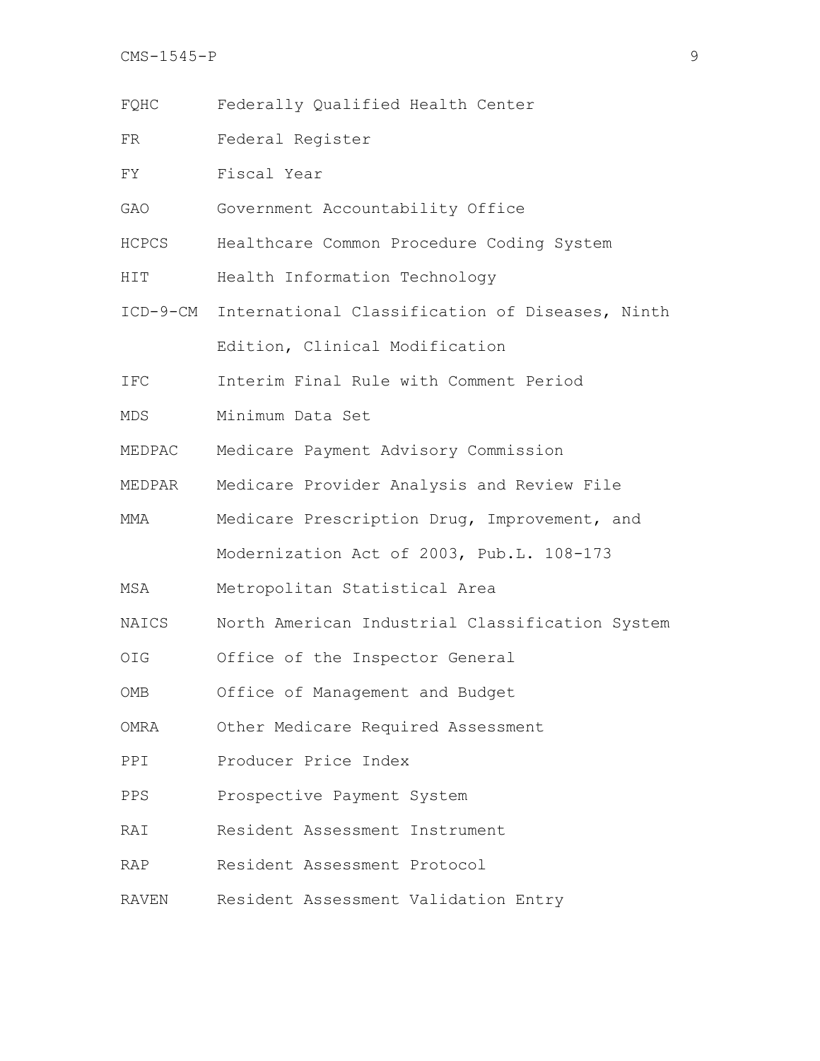| | |
|---|---|
| FQHC | Federally Qualified Health Center |
| FR | Federal Register |
| FY | Fiscal Year |
| GAO | Government Accountability Office |
| HCPCS | Healthcare Common Procedure Coding System |
| HIT | Health Information Technology |
| ICD-9-CM | International Classification of Diseases, Ninth Edition, Clinical Modification |
| IFC | Interim Final Rule with Comment Period |
| MDS | Minimum Data Set |
| MEDPAC | Medicare Payment Advisory Commission |
| MEDPAR | Medicare Provider Analysis and Review File |
| MMA | Medicare Prescription Drug, Improvement, and Modernization Act of 2003, Pub.L. 108-173 |
| MSA | Metropolitan Statistical Area |
| NAICS | North American Industrial Classification System |
| OIG | Office of the Inspector General |
| OMB | Office of Management and Budget |
| OMRA | Other Medicare Required Assessment |
| PPI | Producer Price Index |
| PPS | Prospective Payment System |
| RAI | Resident Assessment Instrument |
| RAP | Resident Assessment Protocol |
| RAVEN | Resident Assessment Validation Entry |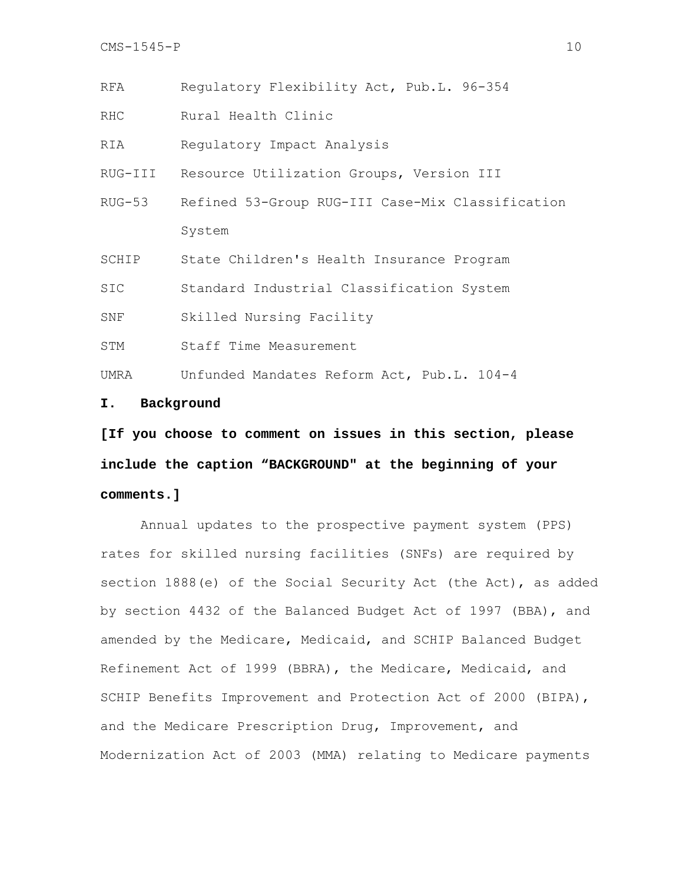| | |
|---|---|
| RFA | Regulatory Flexibility Act, Pub.L. 96-354 |
| RHC | Rural Health Clinic |
| RIA | Regulatory Impact Analysis |
| RUG-III | Resource Utilization Groups, Version III |
| RUG-53 | Refined 53-Group RUG-III Case-Mix Classification System |
| SCHIP | State Children's Health Insurance Program |
| SIC | Standard Industrial Classification System |
| SNF | Skilled Nursing Facility |
| STM | Staff Time Measurement |
| UMRA | Unfunded Mandates Reform Act, Pub.L. 104-4 |

## I. Background

**[If you choose to comment on issues in this section, please include the caption "BACKGROUND" at the beginning of your comments.]**

Annual updates to the prospective payment system (PPS) rates for skilled nursing facilities (SNFs) are required by section 1888(e) of the Social Security Act (the Act), as added by section 4432 of the Balanced Budget Act of 1997 (BBA), and amended by the Medicare, Medicaid, and SCHIP Balanced Budget Refinement Act of 1999 (BBRA), the Medicare, Medicaid, and SCHIP Benefits Improvement and Protection Act of 2000 (BIPA), and the Medicare Prescription Drug, Improvement, and Modernization Act of 2003 (MMA) relating to Medicare payments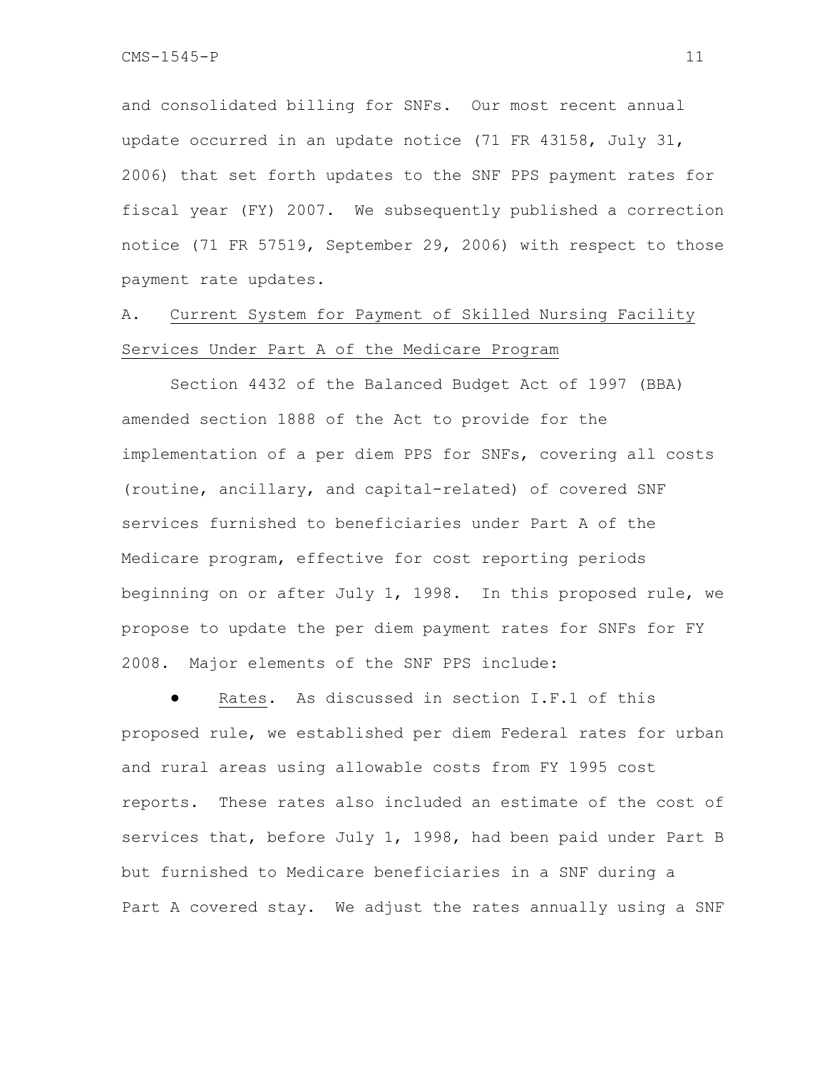and consolidated billing for SNFs. Our most recent annual update occurred in an update notice (71 FR 43158, July 31, 2006) that set forth updates to the SNF PPS payment rates for fiscal year (FY) 2007. We subsequently published a correction notice (71 FR 57519, September 29, 2006) with respect to those payment rate updates.

## A. Current System for Payment of Skilled Nursing Facility Services Under Part A of the Medicare Program

Section 4432 of the Balanced Budget Act of 1997 (BBA) amended section 1888 of the Act to provide for the implementation of a per diem PPS for SNFs, covering all costs (routine, ancillary, and capital-related) of covered SNF services furnished to beneficiaries under Part A of the Medicare program, effective for cost reporting periods beginning on or after July 1, 1998. In this proposed rule, we propose to update the per diem payment rates for SNFs for FY 2008. Major elements of the SNF PPS include:

- Rates. As discussed in section I.F.1 of this proposed rule, we established per diem Federal rates for urban and rural areas using allowable costs from FY 1995 cost reports. These rates also included an estimate of the cost of services that, before July 1, 1998, had been paid under Part B but furnished to Medicare beneficiaries in a SNF during a Part A covered stay. We adjust the rates annually using a SNF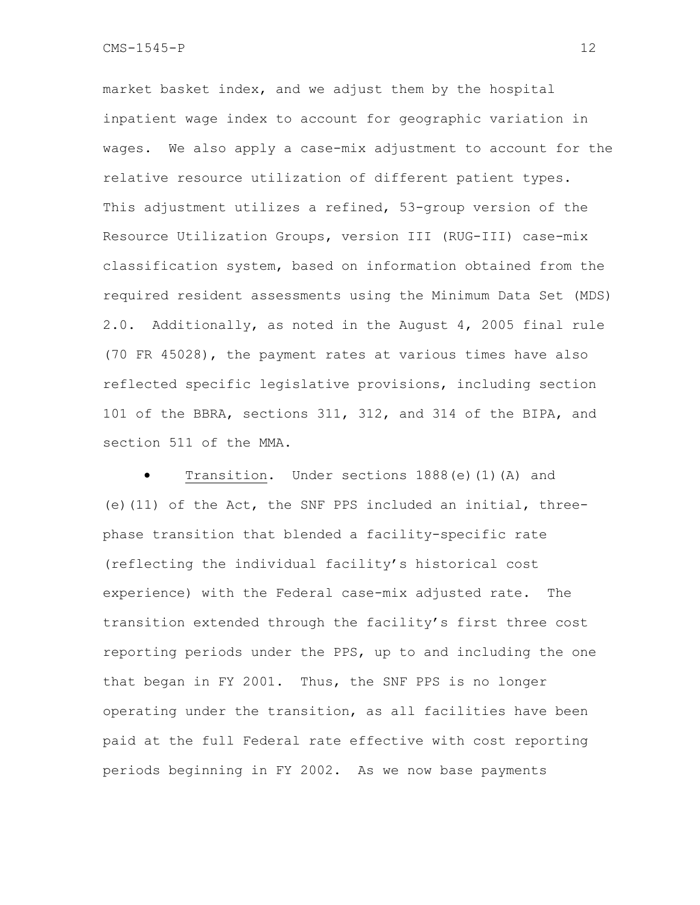market basket index, and we adjust them by the hospital inpatient wage index to account for geographic variation in wages. We also apply a case-mix adjustment to account for the relative resource utilization of different patient types. This adjustment utilizes a refined, 53-group version of the Resource Utilization Groups, version III (RUG-III) case-mix classification system, based on information obtained from the required resident assessments using the Minimum Data Set (MDS) 2.0. Additionally, as noted in the August 4, 2005 final rule (70 FR 45028), the payment rates at various times have also reflected specific legislative provisions, including section 101 of the BBRA, sections 311, 312, and 314 of the BIPA, and section 511 of the MMA.

- Transition. Under sections 1888(e)(1)(A) and (e)(11) of the Act, the SNF PPS included an initial, three-phase transition that blended a facility-specific rate (reflecting the individual facility's historical cost experience) with the Federal case-mix adjusted rate. The transition extended through the facility's first three cost reporting periods under the PPS, up to and including the one that began in FY 2001. Thus, the SNF PPS is no longer operating under the transition, as all facilities have been paid at the full Federal rate effective with cost reporting periods beginning in FY 2002. As we now base payments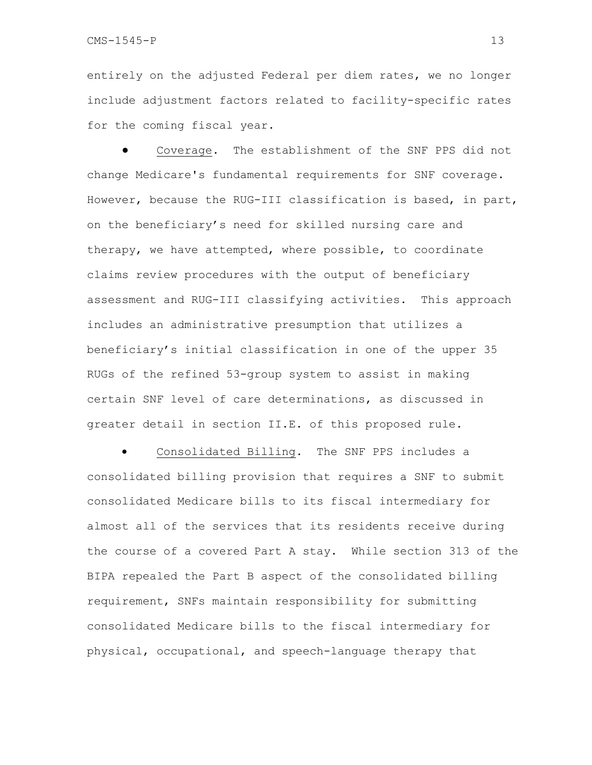entirely on the adjusted Federal per diem rates, we no longer include adjustment factors related to facility-specific rates for the coming fiscal year.

- Coverage. The establishment of the SNF PPS did not change Medicare's fundamental requirements for SNF coverage. However, because the RUG-III classification is based, in part, on the beneficiary's need for skilled nursing care and therapy, we have attempted, where possible, to coordinate claims review procedures with the output of beneficiary assessment and RUG-III classifying activities. This approach includes an administrative presumption that utilizes a beneficiary's initial classification in one of the upper 35 RUGs of the refined 53-group system to assist in making certain SNF level of care determinations, as discussed in greater detail in section II.E. of this proposed rule.

- Consolidated Billing. The SNF PPS includes a consolidated billing provision that requires a SNF to submit consolidated Medicare bills to its fiscal intermediary for almost all of the services that its residents receive during the course of a covered Part A stay. While section 313 of the BIPA repealed the Part B aspect of the consolidated billing requirement, SNFs maintain responsibility for submitting consolidated Medicare bills to the fiscal intermediary for physical, occupational, and speech-language therapy that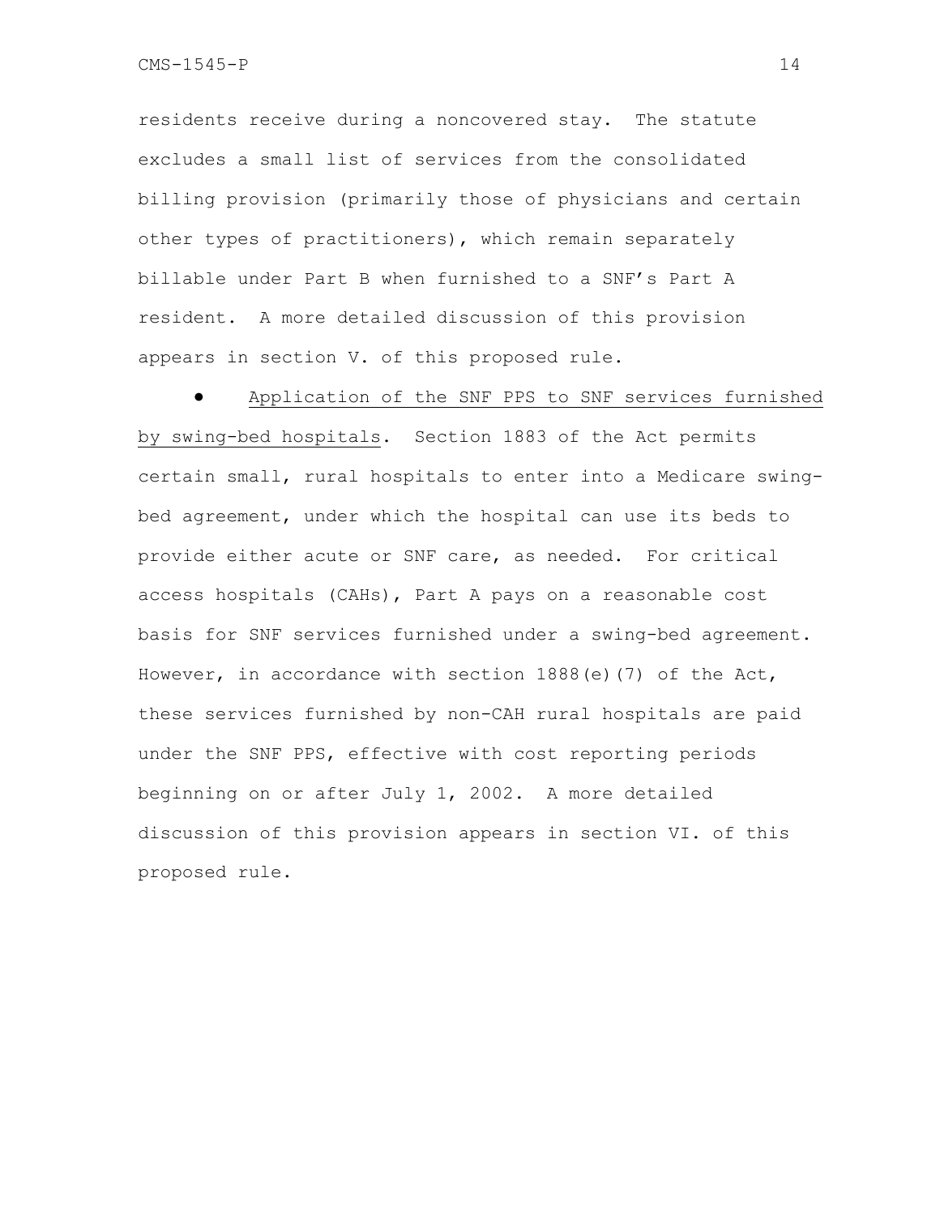residents receive during a noncovered stay. The statute excludes a small list of services from the consolidated billing provision (primarily those of physicians and certain other types of practitioners), which remain separately billable under Part B when furnished to a SNF's Part A resident. A more detailed discussion of this provision appears in section V. of this proposed rule.

- Application of the SNF PPS to SNF services furnished by swing-bed hospitals. Section 1883 of the Act permits certain small, rural hospitals to enter into a Medicare swing-bed agreement, under which the hospital can use its beds to provide either acute or SNF care, as needed. For critical access hospitals (CAHs), Part A pays on a reasonable cost basis for SNF services furnished under a swing-bed agreement. However, in accordance with section 1888(e)(7) of the Act, these services furnished by non-CAH rural hospitals are paid under the SNF PPS, effective with cost reporting periods beginning on or after July 1, 2002. A more detailed discussion of this provision appears in section VI. of this proposed rule.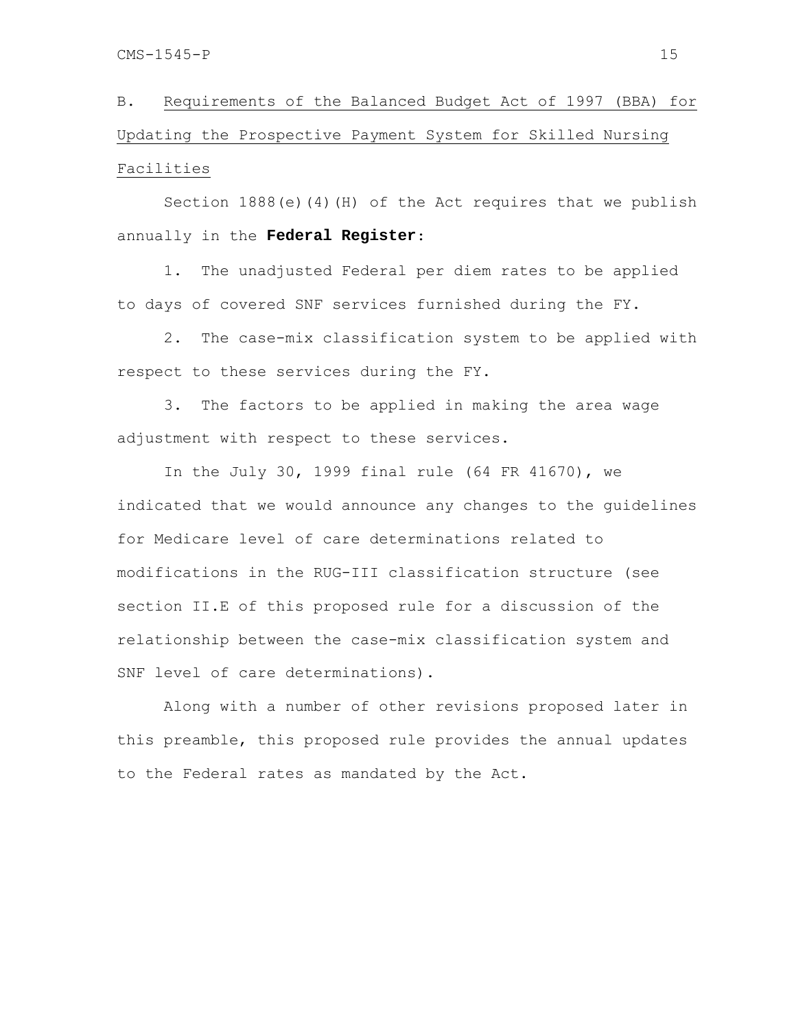## B. Requirements of the Balanced Budget Act of 1997 (BBA) for Updating the Prospective Payment System for Skilled Nursing Facilities

Section 1888(e)(4)(H) of the Act requires that we publish annually in the **Federal Register**:

1. The unadjusted Federal per diem rates to be applied to days of covered SNF services furnished during the FY.

2. The case-mix classification system to be applied with respect to these services during the FY.

3. The factors to be applied in making the area wage adjustment with respect to these services.

In the July 30, 1999 final rule (64 FR 41670), we indicated that we would announce any changes to the guidelines for Medicare level of care determinations related to modifications in the RUG-III classification structure (see section II.E of this proposed rule for a discussion of the relationship between the case-mix classification system and SNF level of care determinations).

Along with a number of other revisions proposed later in this preamble, this proposed rule provides the annual updates to the Federal rates as mandated by the Act.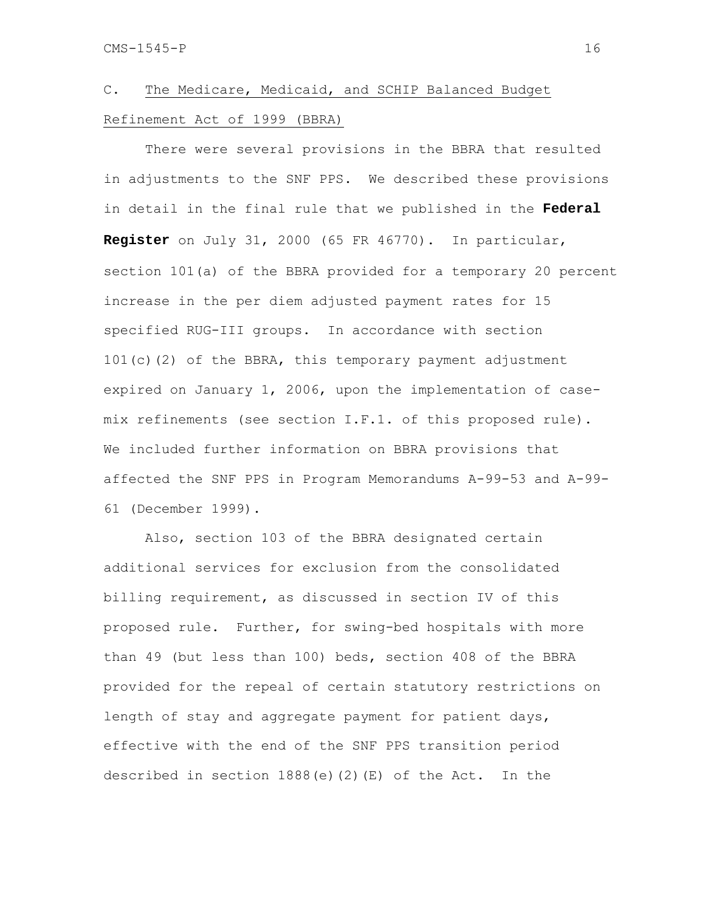### C. The Medicare, Medicaid, and SCHIP Balanced Budget Refinement Act of 1999 (BBRA)

There were several provisions in the BBRA that resulted in adjustments to the SNF PPS. We described these provisions in detail in the final rule that we published in the **Federal Register** on July 31, 2000 (65 FR 46770). In particular, section 101(a) of the BBRA provided for a temporary 20 percent increase in the per diem adjusted payment rates for 15 specified RUG-III groups. In accordance with section 101(c)(2) of the BBRA, this temporary payment adjustment expired on January 1, 2006, upon the implementation of case-mix refinements (see section I.F.1. of this proposed rule). We included further information on BBRA provisions that affected the SNF PPS in Program Memorandums A-99-53 and A-99-61 (December 1999).

Also, section 103 of the BBRA designated certain additional services for exclusion from the consolidated billing requirement, as discussed in section IV of this proposed rule. Further, for swing-bed hospitals with more than 49 (but less than 100) beds, section 408 of the BBRA provided for the repeal of certain statutory restrictions on length of stay and aggregate payment for patient days, effective with the end of the SNF PPS transition period described in section 1888(e)(2)(E) of the Act. In the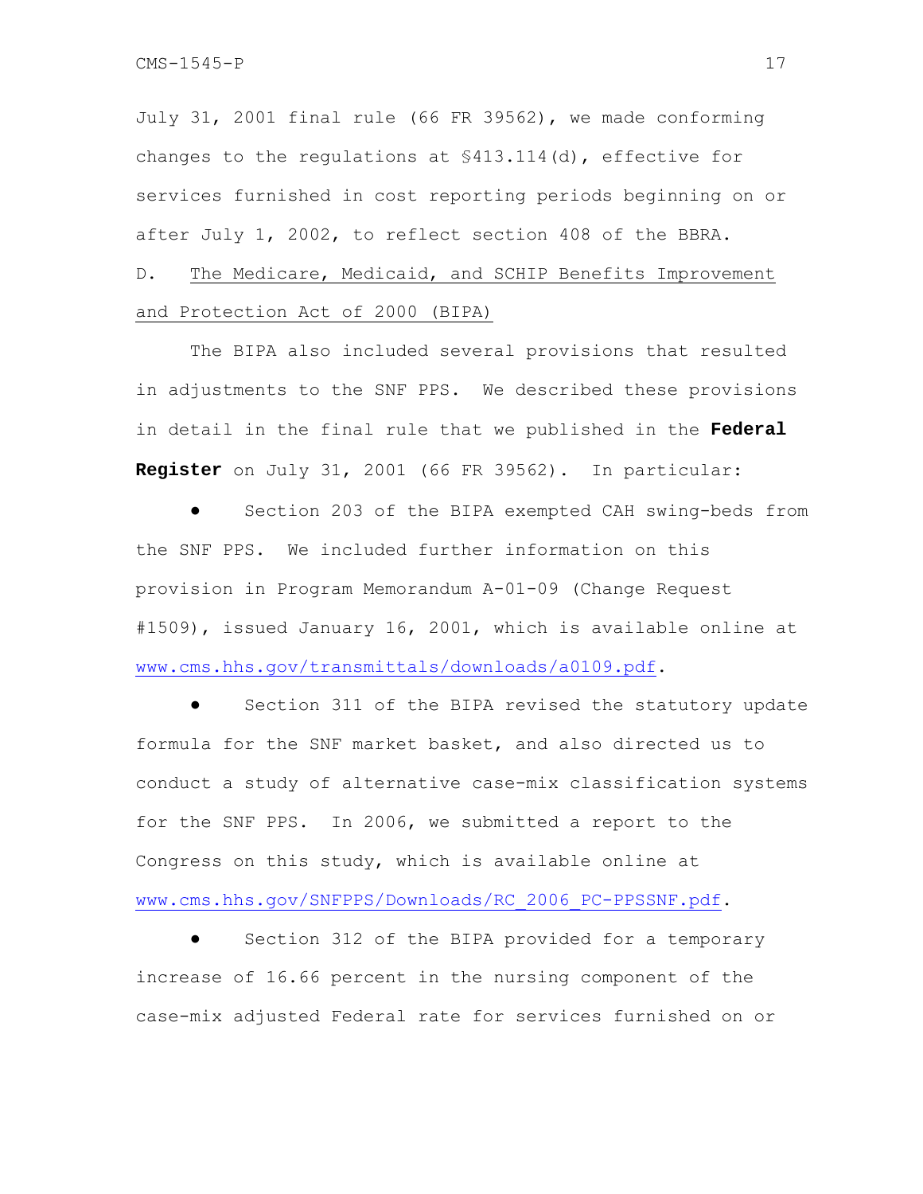July 31, 2001 final rule (66 FR 39562), we made conforming changes to the regulations at §413.114(d), effective for services furnished in cost reporting periods beginning on or after July 1, 2002, to reflect section 408 of the BBRA.

## D. The Medicare, Medicaid, and SCHIP Benefits Improvement and Protection Act of 2000 (BIPA)

The BIPA also included several provisions that resulted in adjustments to the SNF PPS. We described these provisions in detail in the final rule that we published in the **Federal Register** on July 31, 2001 (66 FR 39562). In particular:

- Section 203 of the BIPA exempted CAH swing-beds from the SNF PPS. We included further information on this provision in Program Memorandum A-01-09 (Change Request #1509), issued January 16, 2001, which is available online at www.cms.hhs.gov/transmittals/downloads/a0109.pdf.
- Section 311 of the BIPA revised the statutory update formula for the SNF market basket, and also directed us to conduct a study of alternative case-mix classification systems for the SNF PPS. In 2006, we submitted a report to the Congress on this study, which is available online at www.cms.hhs.gov/SNFPPS/Downloads/RC_2006_PC-PPSSNF.pdf.
- Section 312 of the BIPA provided for a temporary increase of 16.66 percent in the nursing component of the case-mix adjusted Federal rate for services furnished on or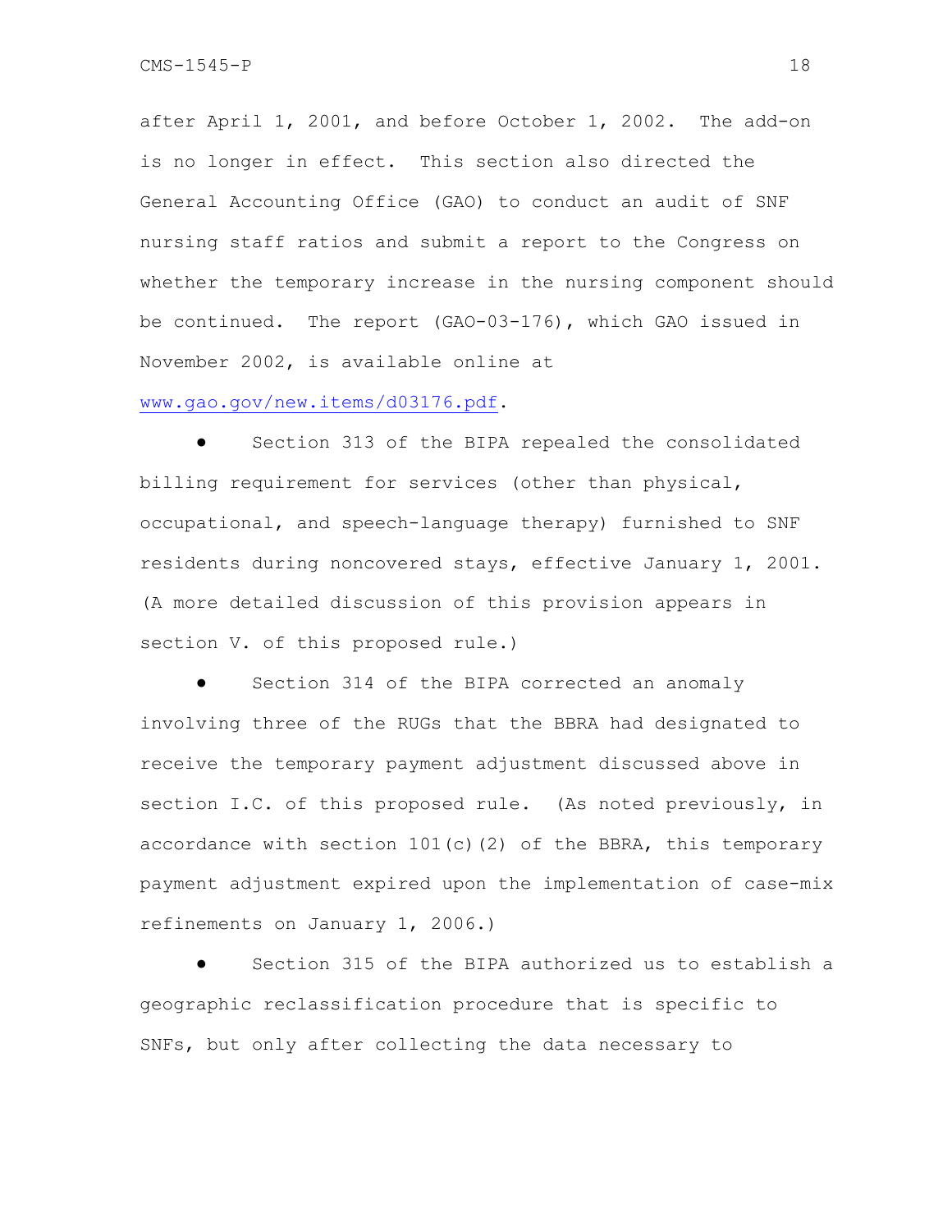after April 1, 2001, and before October 1, 2002. The add-on is no longer in effect. This section also directed the General Accounting Office (GAO) to conduct an audit of SNF nursing staff ratios and submit a report to the Congress on whether the temporary increase in the nursing component should be continued. The report (GAO-03-176), which GAO issued in November 2002, is available online at www.gao.gov/new.items/d03176.pdf.

- Section 313 of the BIPA repealed the consolidated billing requirement for services (other than physical, occupational, and speech-language therapy) furnished to SNF residents during noncovered stays, effective January 1, 2001. (A more detailed discussion of this provision appears in section V. of this proposed rule.)

- Section 314 of the BIPA corrected an anomaly involving three of the RUGs that the BBRA had designated to receive the temporary payment adjustment discussed above in section I.C. of this proposed rule. (As noted previously, in accordance with section 101(c)(2) of the BBRA, this temporary payment adjustment expired upon the implementation of case-mix refinements on January 1, 2006.)

- Section 315 of the BIPA authorized us to establish a geographic reclassification procedure that is specific to SNFs, but only after collecting the data necessary to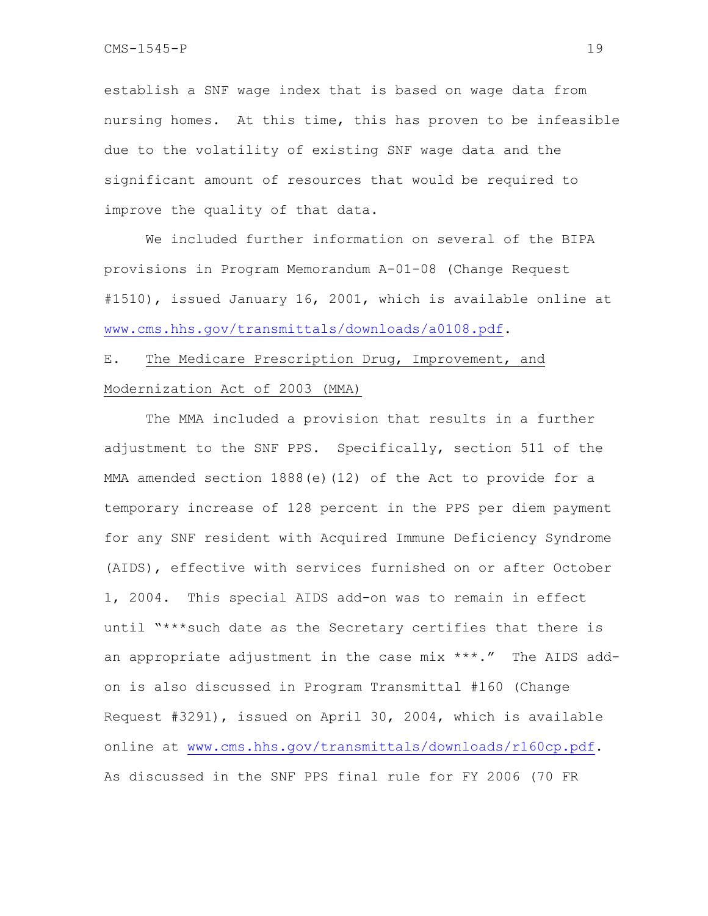establish a SNF wage index that is based on wage data from nursing homes. At this time, this has proven to be infeasible due to the volatility of existing SNF wage data and the significant amount of resources that would be required to improve the quality of that data.

We included further information on several of the BIPA provisions in Program Memorandum A-01-08 (Change Request #1510), issued January 16, 2001, which is available online at www.cms.hhs.gov/transmittals/downloads/a0108.pdf.

## E. The Medicare Prescription Drug, Improvement, and Modernization Act of 2003 (MMA)

The MMA included a provision that results in a further adjustment to the SNF PPS. Specifically, section 511 of the MMA amended section 1888(e)(12) of the Act to provide for a temporary increase of 128 percent in the PPS per diem payment for any SNF resident with Acquired Immune Deficiency Syndrome (AIDS), effective with services furnished on or after October 1, 2004. This special AIDS add-on was to remain in effect until "***such date as the Secretary certifies that there is an appropriate adjustment in the case mix ***." The AIDS add-on is also discussed in Program Transmittal #160 (Change Request #3291), issued on April 30, 2004, which is available online at www.cms.hhs.gov/transmittals/downloads/r160cp.pdf. As discussed in the SNF PPS final rule for FY 2006 (70 FR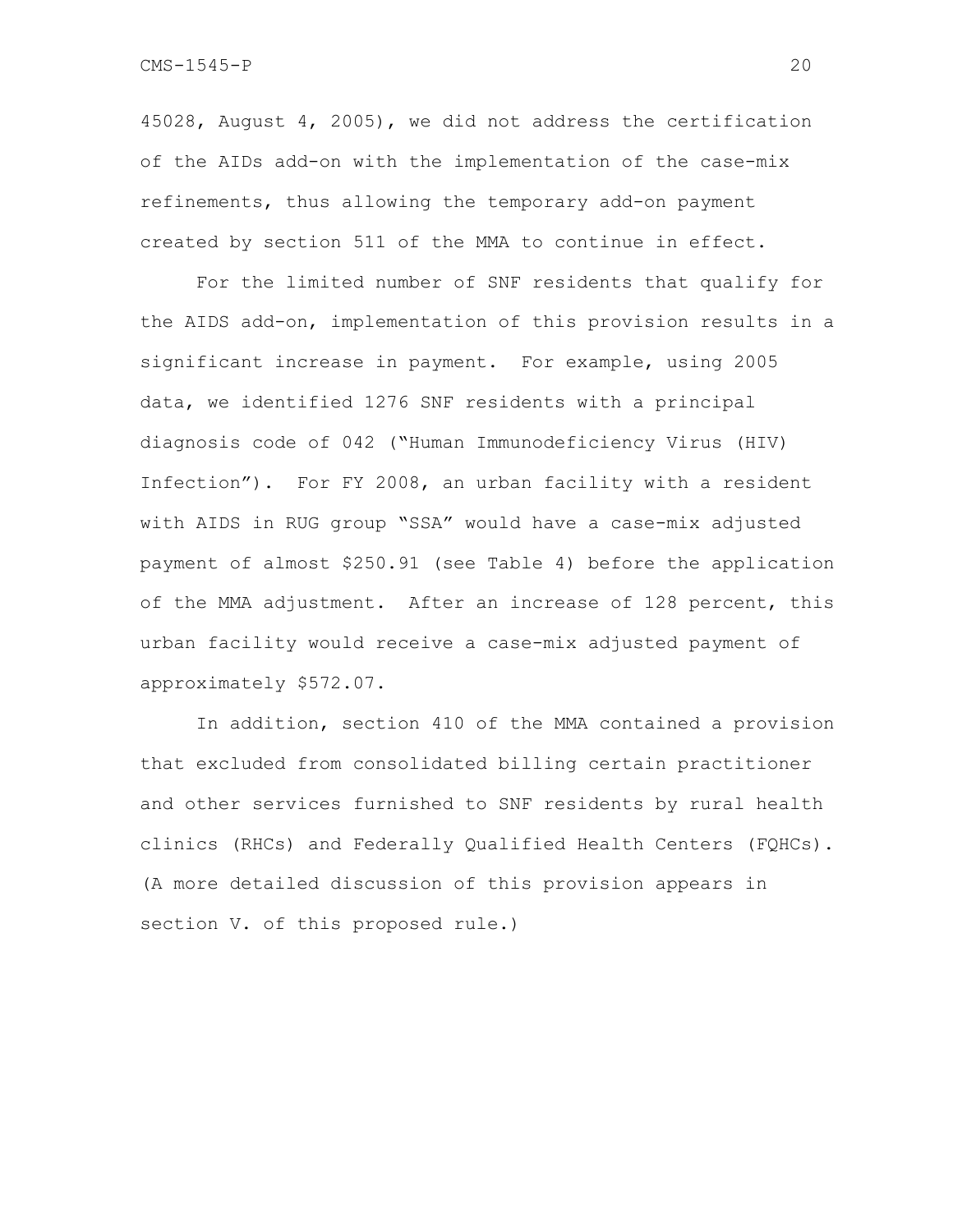45028, August 4, 2005), we did not address the certification of the AIDs add-on with the implementation of the case-mix refinements, thus allowing the temporary add-on payment created by section 511 of the MMA to continue in effect.

For the limited number of SNF residents that qualify for the AIDS add-on, implementation of this provision results in a significant increase in payment. For example, using 2005 data, we identified 1276 SNF residents with a principal diagnosis code of 042 ("Human Immunodeficiency Virus (HIV) Infection"). For FY 2008, an urban facility with a resident with AIDS in RUG group "SSA" would have a case-mix adjusted payment of almost $250.91 (see Table 4) before the application of the MMA adjustment. After an increase of 128 percent, this urban facility would receive a case-mix adjusted payment of approximately $572.07.

In addition, section 410 of the MMA contained a provision that excluded from consolidated billing certain practitioner and other services furnished to SNF residents by rural health clinics (RHCs) and Federally Qualified Health Centers (FQHCs). (A more detailed discussion of this provision appears in section V. of this proposed rule.)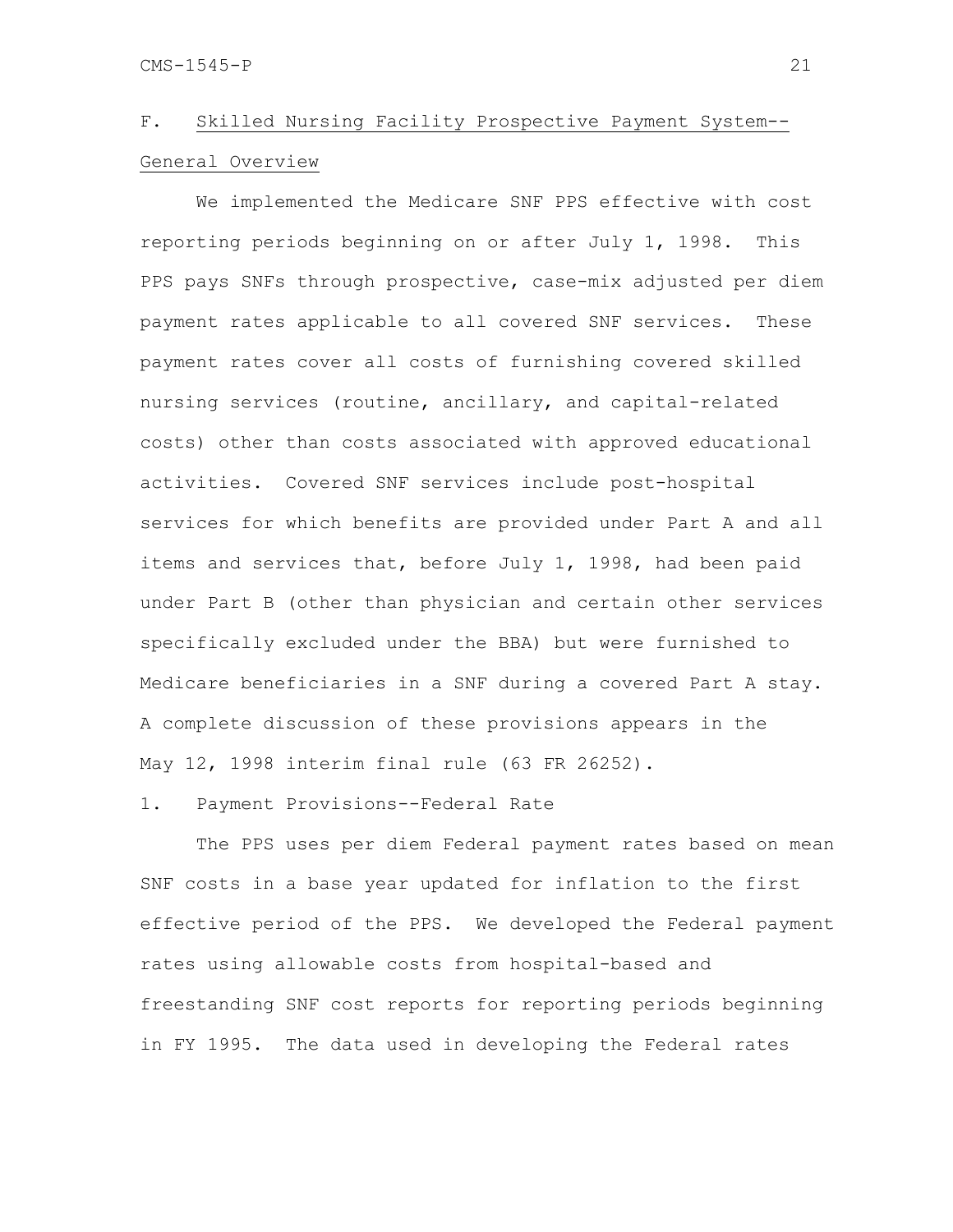## F. Skilled Nursing Facility Prospective Payment System--General Overview

We implemented the Medicare SNF PPS effective with cost reporting periods beginning on or after July 1, 1998. This PPS pays SNFs through prospective, case-mix adjusted per diem payment rates applicable to all covered SNF services. These payment rates cover all costs of furnishing covered skilled nursing services (routine, ancillary, and capital-related costs) other than costs associated with approved educational activities. Covered SNF services include post-hospital services for which benefits are provided under Part A and all items and services that, before July 1, 1998, had been paid under Part B (other than physician and certain other services specifically excluded under the BBA) but were furnished to Medicare beneficiaries in a SNF during a covered Part A stay. A complete discussion of these provisions appears in the May 12, 1998 interim final rule (63 FR 26252).

### 1. Payment Provisions--Federal Rate

The PPS uses per diem Federal payment rates based on mean SNF costs in a base year updated for inflation to the first effective period of the PPS. We developed the Federal payment rates using allowable costs from hospital-based and freestanding SNF cost reports for reporting periods beginning in FY 1995. The data used in developing the Federal rates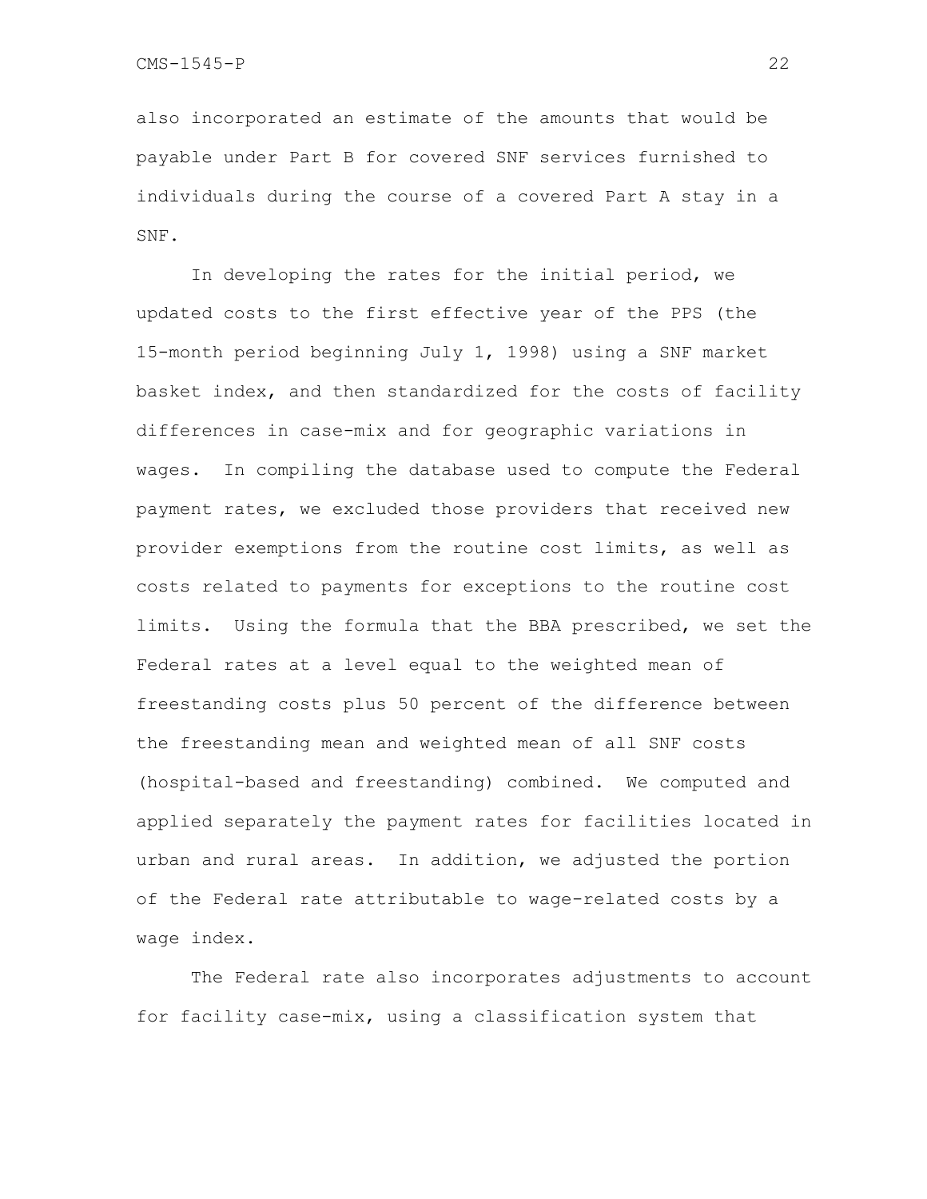also incorporated an estimate of the amounts that would be payable under Part B for covered SNF services furnished to individuals during the course of a covered Part A stay in a SNF.

In developing the rates for the initial period, we updated costs to the first effective year of the PPS (the 15-month period beginning July 1, 1998) using a SNF market basket index, and then standardized for the costs of facility differences in case-mix and for geographic variations in wages. In compiling the database used to compute the Federal payment rates, we excluded those providers that received new provider exemptions from the routine cost limits, as well as costs related to payments for exceptions to the routine cost limits. Using the formula that the BBA prescribed, we set the Federal rates at a level equal to the weighted mean of freestanding costs plus 50 percent of the difference between the freestanding mean and weighted mean of all SNF costs (hospital-based and freestanding) combined. We computed and applied separately the payment rates for facilities located in urban and rural areas. In addition, we adjusted the portion of the Federal rate attributable to wage-related costs by a wage index.

The Federal rate also incorporates adjustments to account for facility case-mix, using a classification system that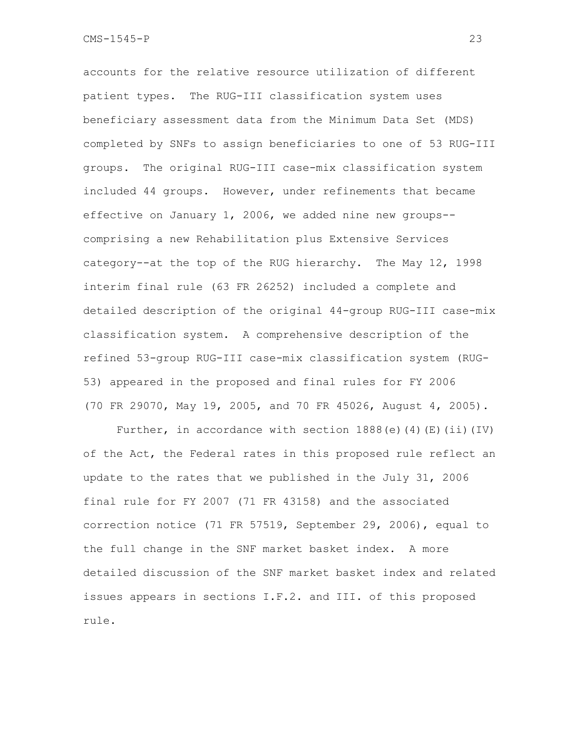accounts for the relative resource utilization of different patient types. The RUG-III classification system uses beneficiary assessment data from the Minimum Data Set (MDS) completed by SNFs to assign beneficiaries to one of 53 RUG-III groups. The original RUG-III case-mix classification system included 44 groups. However, under refinements that became effective on January 1, 2006, we added nine new groups--comprising a new Rehabilitation plus Extensive Services category--at the top of the RUG hierarchy. The May 12, 1998 interim final rule (63 FR 26252) included a complete and detailed description of the original 44-group RUG-III case-mix classification system. A comprehensive description of the refined 53-group RUG-III case-mix classification system (RUG-53) appeared in the proposed and final rules for FY 2006 (70 FR 29070, May 19, 2005, and 70 FR 45026, August 4, 2005).

Further, in accordance with section 1888(e)(4)(E)(ii)(IV) of the Act, the Federal rates in this proposed rule reflect an update to the rates that we published in the July 31, 2006 final rule for FY 2007 (71 FR 43158) and the associated correction notice (71 FR 57519, September 29, 2006), equal to the full change in the SNF market basket index. A more detailed discussion of the SNF market basket index and related issues appears in sections I.F.2. and III. of this proposed rule.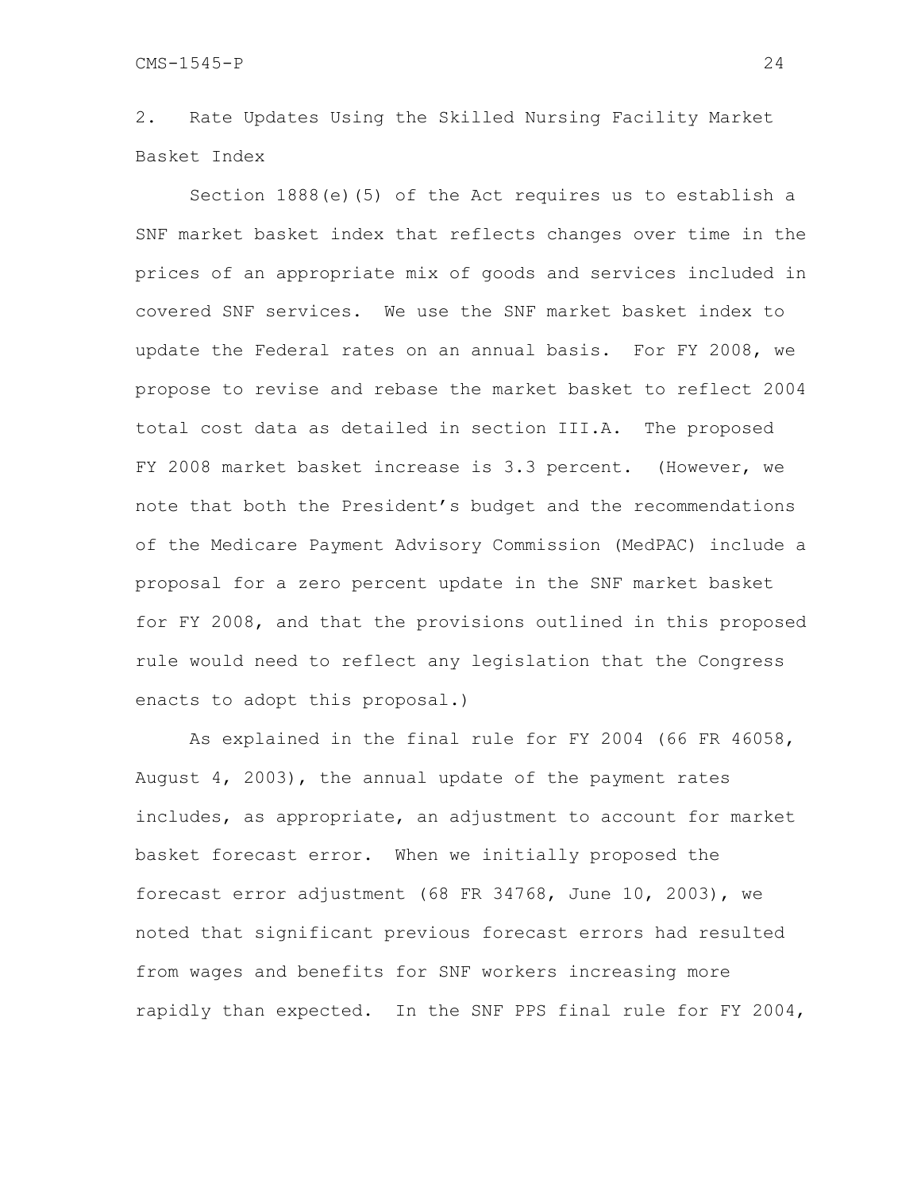## 2. Rate Updates Using the Skilled Nursing Facility Market Basket Index

Section 1888(e)(5) of the Act requires us to establish a SNF market basket index that reflects changes over time in the prices of an appropriate mix of goods and services included in covered SNF services. We use the SNF market basket index to update the Federal rates on an annual basis. For FY 2008, we propose to revise and rebase the market basket to reflect 2004 total cost data as detailed in section III.A. The proposed FY 2008 market basket increase is 3.3 percent. (However, we note that both the President's budget and the recommendations of the Medicare Payment Advisory Commission (MedPAC) include a proposal for a zero percent update in the SNF market basket for FY 2008, and that the provisions outlined in this proposed rule would need to reflect any legislation that the Congress enacts to adopt this proposal.)

As explained in the final rule for FY 2004 (66 FR 46058, August 4, 2003), the annual update of the payment rates includes, as appropriate, an adjustment to account for market basket forecast error. When we initially proposed the forecast error adjustment (68 FR 34768, June 10, 2003), we noted that significant previous forecast errors had resulted from wages and benefits for SNF workers increasing more rapidly than expected. In the SNF PPS final rule for FY 2004,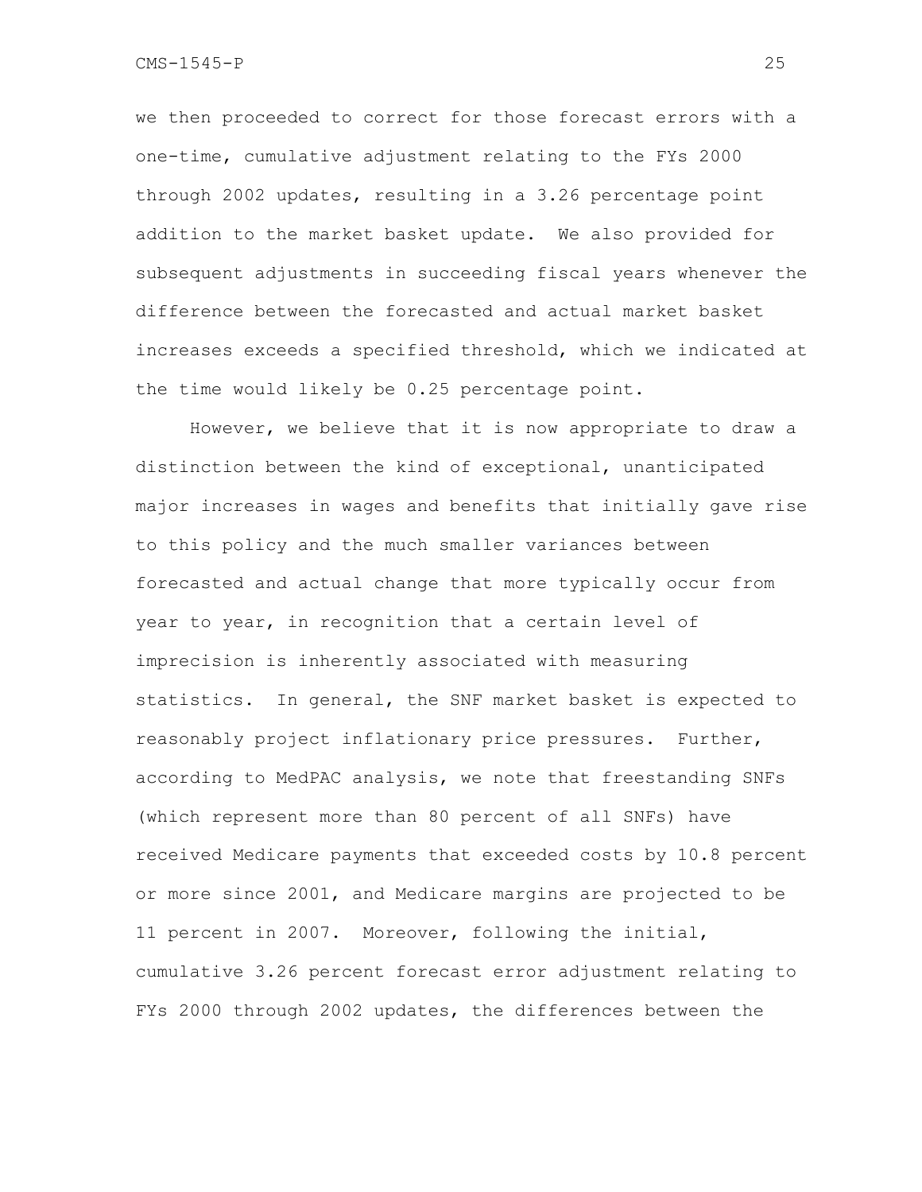we then proceeded to correct for those forecast errors with a one-time, cumulative adjustment relating to the FYs 2000 through 2002 updates, resulting in a 3.26 percentage point addition to the market basket update. We also provided for subsequent adjustments in succeeding fiscal years whenever the difference between the forecasted and actual market basket increases exceeds a specified threshold, which we indicated at the time would likely be 0.25 percentage point.

However, we believe that it is now appropriate to draw a distinction between the kind of exceptional, unanticipated major increases in wages and benefits that initially gave rise to this policy and the much smaller variances between forecasted and actual change that more typically occur from year to year, in recognition that a certain level of imprecision is inherently associated with measuring statistics. In general, the SNF market basket is expected to reasonably project inflationary price pressures. Further, according to MedPAC analysis, we note that freestanding SNFs (which represent more than 80 percent of all SNFs) have received Medicare payments that exceeded costs by 10.8 percent or more since 2001, and Medicare margins are projected to be 11 percent in 2007. Moreover, following the initial, cumulative 3.26 percent forecast error adjustment relating to FYs 2000 through 2002 updates, the differences between the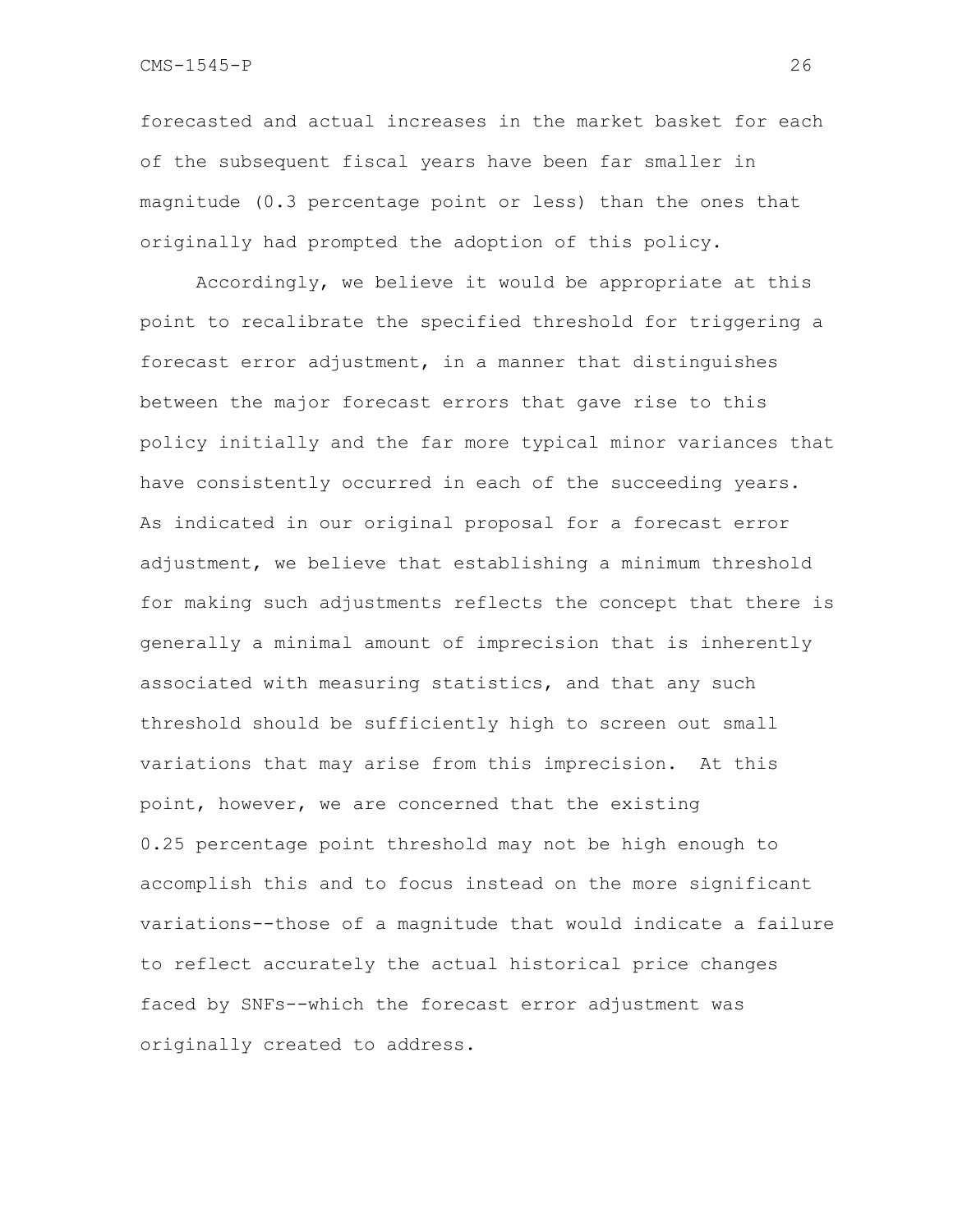forecasted and actual increases in the market basket for each of the subsequent fiscal years have been far smaller in magnitude (0.3 percentage point or less) than the ones that originally had prompted the adoption of this policy.

Accordingly, we believe it would be appropriate at this point to recalibrate the specified threshold for triggering a forecast error adjustment, in a manner that distinguishes between the major forecast errors that gave rise to this policy initially and the far more typical minor variances that have consistently occurred in each of the succeeding years. As indicated in our original proposal for a forecast error adjustment, we believe that establishing a minimum threshold for making such adjustments reflects the concept that there is generally a minimal amount of imprecision that is inherently associated with measuring statistics, and that any such threshold should be sufficiently high to screen out small variations that may arise from this imprecision. At this point, however, we are concerned that the existing 0.25 percentage point threshold may not be high enough to accomplish this and to focus instead on the more significant variations--those of a magnitude that would indicate a failure to reflect accurately the actual historical price changes faced by SNFs--which the forecast error adjustment was originally created to address.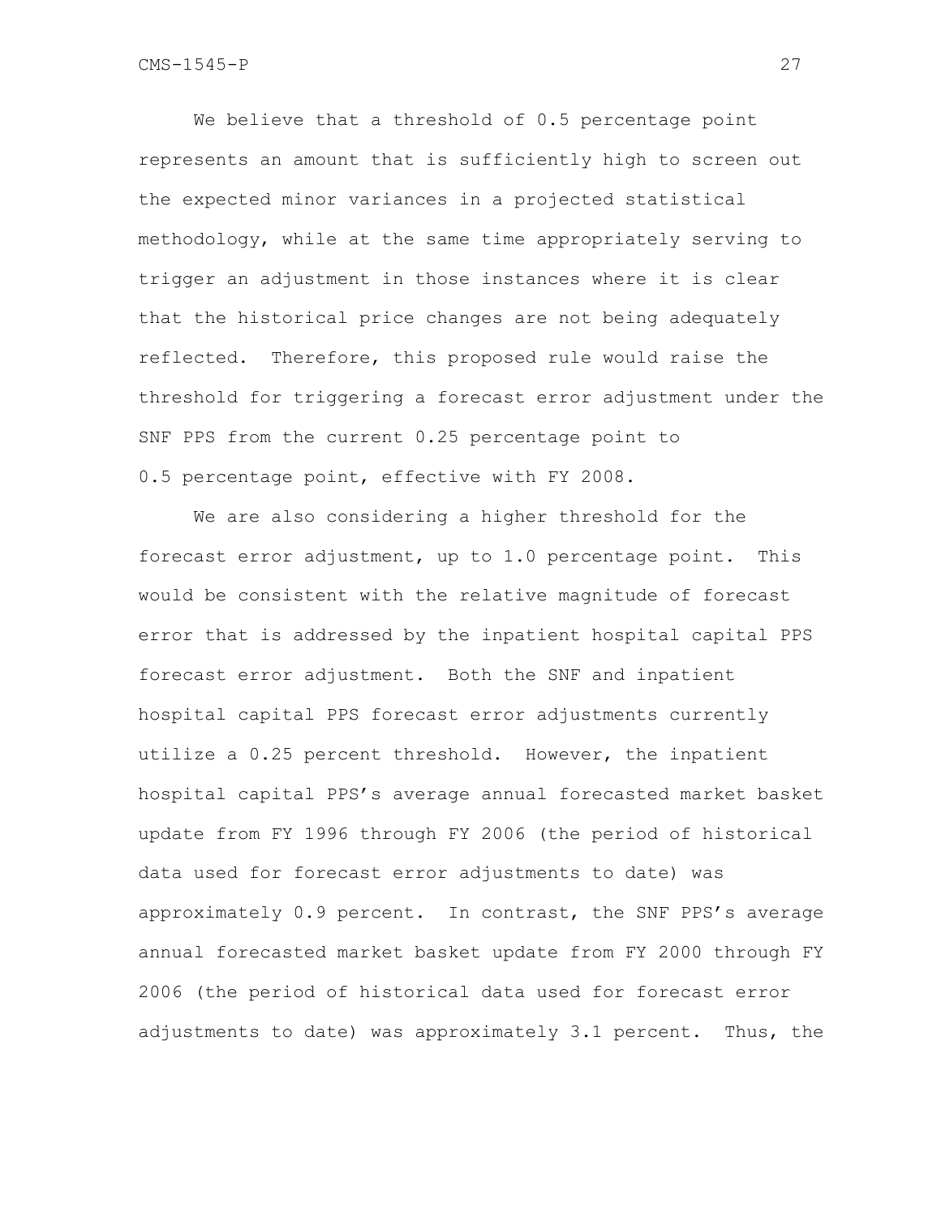We believe that a threshold of 0.5 percentage point represents an amount that is sufficiently high to screen out the expected minor variances in a projected statistical methodology, while at the same time appropriately serving to trigger an adjustment in those instances where it is clear that the historical price changes are not being adequately reflected. Therefore, this proposed rule would raise the threshold for triggering a forecast error adjustment under the SNF PPS from the current 0.25 percentage point to 0.5 percentage point, effective with FY 2008.

We are also considering a higher threshold for the forecast error adjustment, up to 1.0 percentage point. This would be consistent with the relative magnitude of forecast error that is addressed by the inpatient hospital capital PPS forecast error adjustment. Both the SNF and inpatient hospital capital PPS forecast error adjustments currently utilize a 0.25 percent threshold. However, the inpatient hospital capital PPS's average annual forecasted market basket update from FY 1996 through FY 2006 (the period of historical data used for forecast error adjustments to date) was approximately 0.9 percent. In contrast, the SNF PPS's average annual forecasted market basket update from FY 2000 through FY 2006 (the period of historical data used for forecast error adjustments to date) was approximately 3.1 percent. Thus, the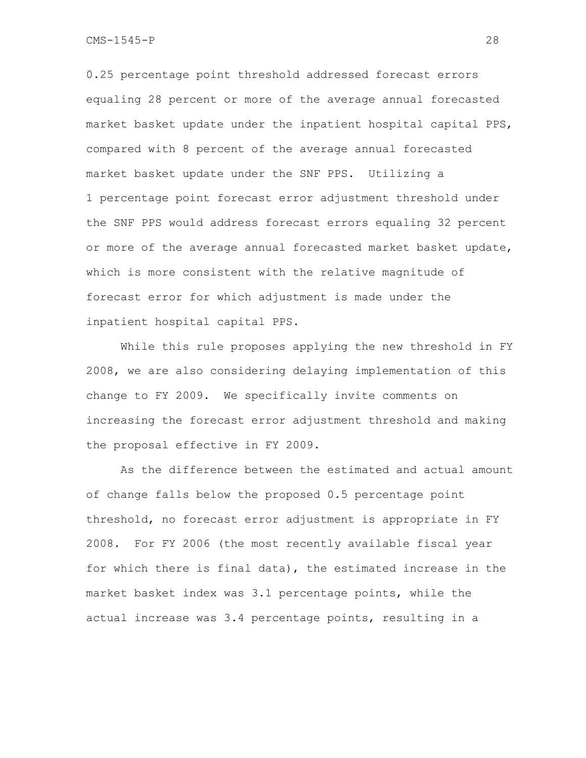0.25 percentage point threshold addressed forecast errors equaling 28 percent or more of the average annual forecasted market basket update under the inpatient hospital capital PPS, compared with 8 percent of the average annual forecasted market basket update under the SNF PPS. Utilizing a 1 percentage point forecast error adjustment threshold under the SNF PPS would address forecast errors equaling 32 percent or more of the average annual forecasted market basket update, which is more consistent with the relative magnitude of forecast error for which adjustment is made under the inpatient hospital capital PPS.

While this rule proposes applying the new threshold in FY 2008, we are also considering delaying implementation of this change to FY 2009. We specifically invite comments on increasing the forecast error adjustment threshold and making the proposal effective in FY 2009.

As the difference between the estimated and actual amount of change falls below the proposed 0.5 percentage point threshold, no forecast error adjustment is appropriate in FY 2008. For FY 2006 (the most recently available fiscal year for which there is final data), the estimated increase in the market basket index was 3.1 percentage points, while the actual increase was 3.4 percentage points, resulting in a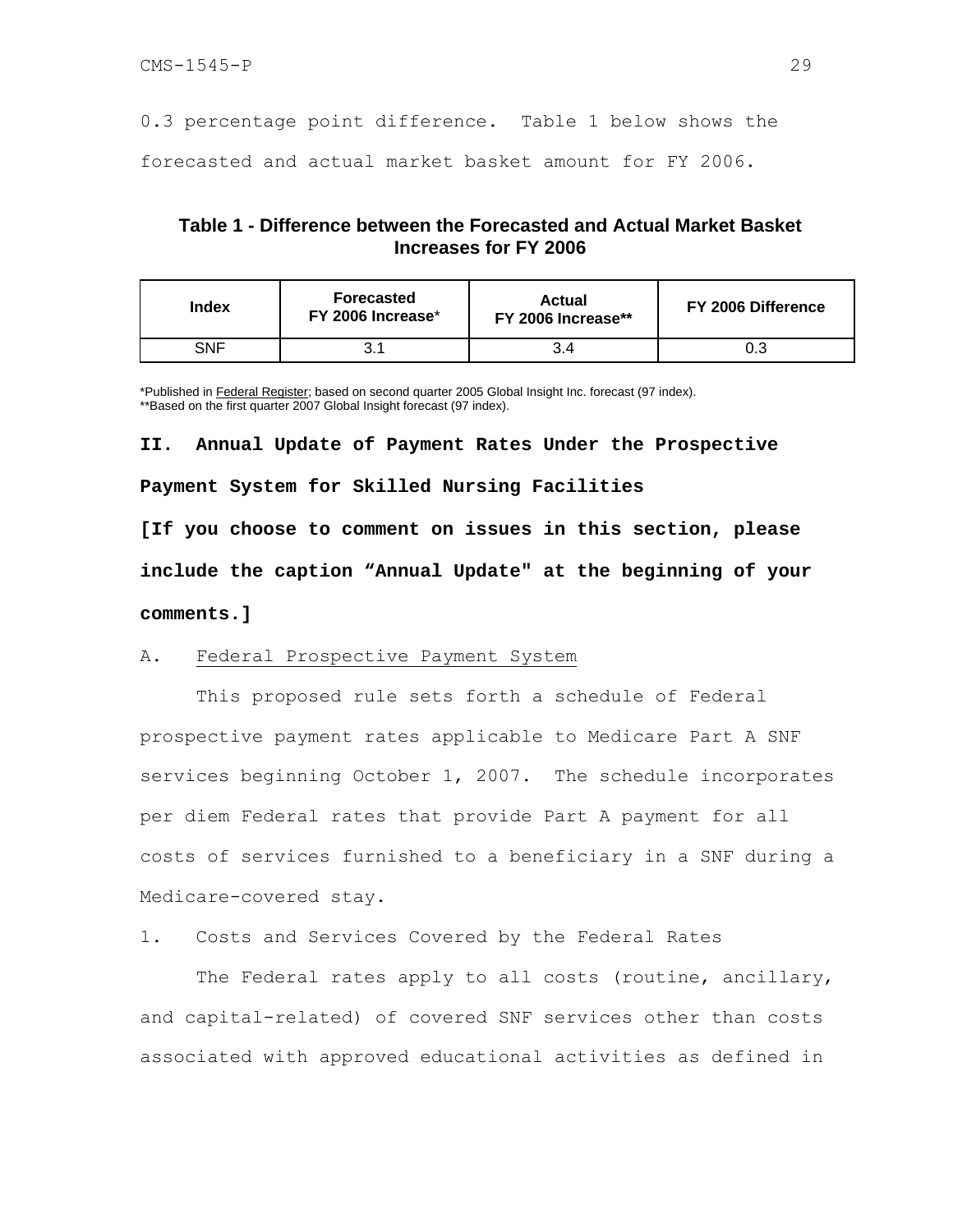0.3 percentage point difference. Table 1 below shows the forecasted and actual market basket amount for FY 2006.

**Table 1 - Difference between the Forecasted and Actual Market Basket Increases for FY 2006**

| Index | Forecasted FY 2006 Increase* | Actual FY 2006 Increase** | FY 2006 Difference |
|---|---|---|---|
| SNF | 3.1 | 3.4 | 0.3 |

*Published in Federal Register; based on second quarter 2005 Global Insight Inc. forecast (97 index).
**Based on the first quarter 2007 Global Insight forecast (97 index).

## II. Annual Update of Payment Rates Under the Prospective Payment System for Skilled Nursing Facilities

**[If you choose to comment on issues in this section, please include the caption "Annual Update" at the beginning of your comments.]**

### A. Federal Prospective Payment System

This proposed rule sets forth a schedule of Federal prospective payment rates applicable to Medicare Part A SNF services beginning October 1, 2007. The schedule incorporates per diem Federal rates that provide Part A payment for all costs of services furnished to a beneficiary in a SNF during a Medicare-covered stay.

#### 1. Costs and Services Covered by the Federal Rates

The Federal rates apply to all costs (routine, ancillary, and capital-related) of covered SNF services other than costs associated with approved educational activities as defined in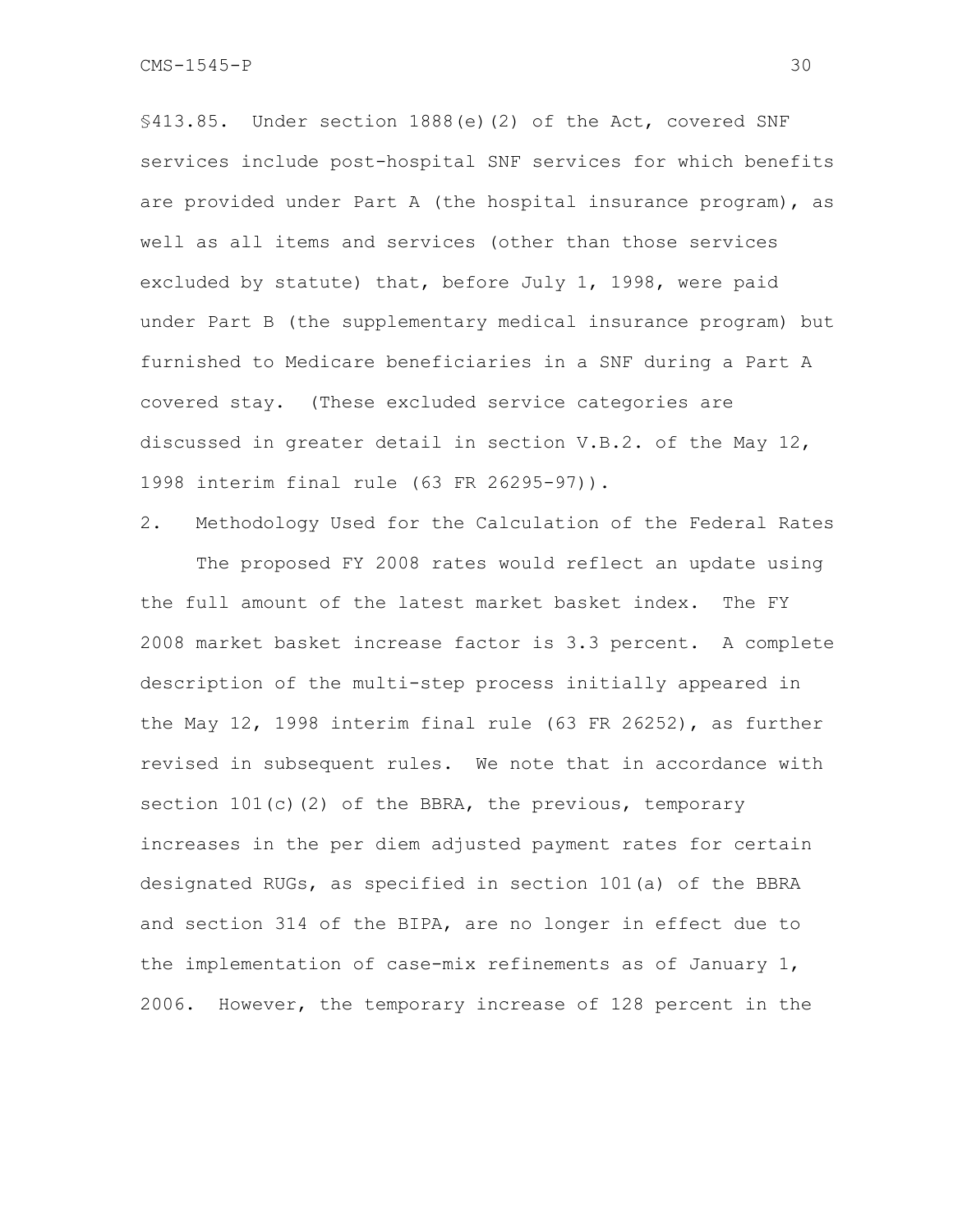§413.85. Under section 1888(e)(2) of the Act, covered SNF services include post-hospital SNF services for which benefits are provided under Part A (the hospital insurance program), as well as all items and services (other than those services excluded by statute) that, before July 1, 1998, were paid under Part B (the supplementary medical insurance program) but furnished to Medicare beneficiaries in a SNF during a Part A covered stay. (These excluded service categories are discussed in greater detail in section V.B.2. of the May 12, 1998 interim final rule (63 FR 26295-97)).

### 2. Methodology Used for the Calculation of the Federal Rates

The proposed FY 2008 rates would reflect an update using the full amount of the latest market basket index. The FY 2008 market basket increase factor is 3.3 percent. A complete description of the multi-step process initially appeared in the May 12, 1998 interim final rule (63 FR 26252), as further revised in subsequent rules. We note that in accordance with section 101(c)(2) of the BBRA, the previous, temporary increases in the per diem adjusted payment rates for certain designated RUGs, as specified in section 101(a) of the BBRA and section 314 of the BIPA, are no longer in effect due to the implementation of case-mix refinements as of January 1, 2006. However, the temporary increase of 128 percent in the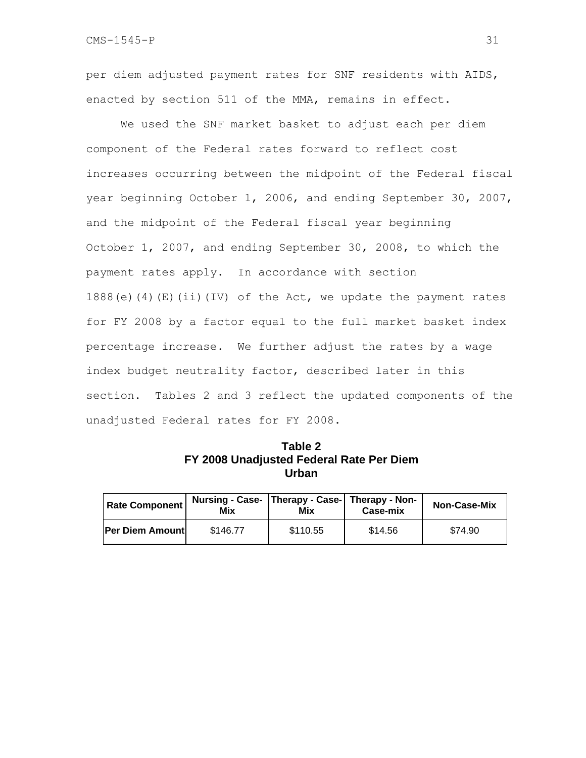per diem adjusted payment rates for SNF residents with AIDS, enacted by section 511 of the MMA, remains in effect.

We used the SNF market basket to adjust each per diem component of the Federal rates forward to reflect cost increases occurring between the midpoint of the Federal fiscal year beginning October 1, 2006, and ending September 30, 2007, and the midpoint of the Federal fiscal year beginning October 1, 2007, and ending September 30, 2008, to which the payment rates apply. In accordance with section 1888(e)(4)(E)(ii)(IV) of the Act, we update the payment rates for FY 2008 by a factor equal to the full market basket index percentage increase. We further adjust the rates by a wage index budget neutrality factor, described later in this section. Tables 2 and 3 reflect the updated components of the unadjusted Federal rates for FY 2008.

**Table 2**
**FY 2008 Unadjusted Federal Rate Per Diem**
**Urban**

| Rate Component | Nursing - Case-Mix | Therapy - Case-Mix | Therapy - Non-Case-mix | Non-Case-Mix |
|---|---|---|---|---|
| Per Diem Amount | $146.77 | $110.55 | $14.56 | $74.90 |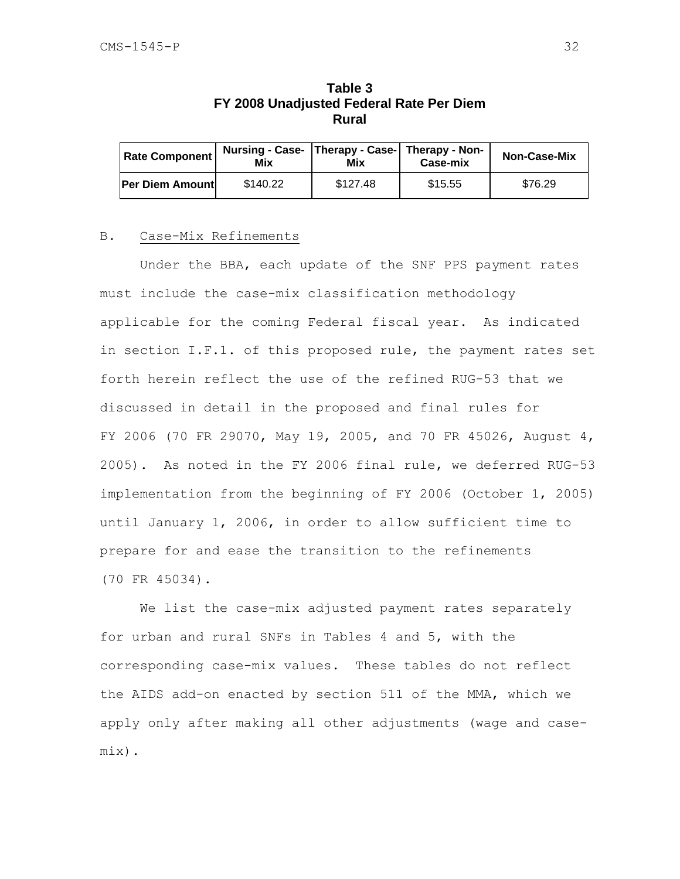**Table 3**
**FY 2008 Unadjusted Federal Rate Per Diem**
**Rural**

| Rate Component | Nursing - Case-Mix | Therapy - Case-Mix | Therapy - Non-Case-mix | Non-Case-Mix |
|---|---|---|---|---|
| **Per Diem Amount** | $140.22 | $127.48 | $15.55 | $76.29 |

B. <u>Case-Mix Refinements</u>

Under the BBA, each update of the SNF PPS payment rates must include the case-mix classification methodology applicable for the coming Federal fiscal year. As indicated in section I.F.1. of this proposed rule, the payment rates set forth herein reflect the use of the refined RUG-53 that we discussed in detail in the proposed and final rules for FY 2006 (70 FR 29070, May 19, 2005, and 70 FR 45026, August 4, 2005). As noted in the FY 2006 final rule, we deferred RUG-53 implementation from the beginning of FY 2006 (October 1, 2005) until January 1, 2006, in order to allow sufficient time to prepare for and ease the transition to the refinements (70 FR 45034).

We list the case-mix adjusted payment rates separately for urban and rural SNFs in Tables 4 and 5, with the corresponding case-mix values. These tables do not reflect the AIDS add-on enacted by section 511 of the MMA, which we apply only after making all other adjustments (wage and case-mix).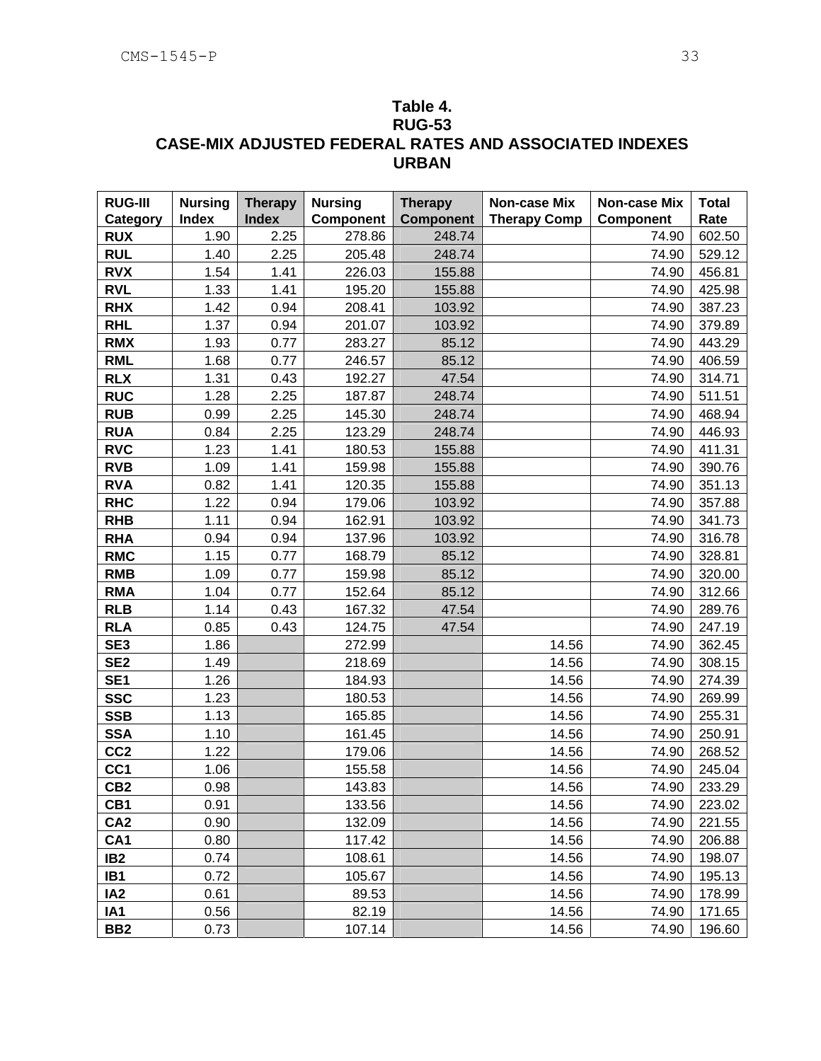# Table 4.
# RUG-53
# CASE-MIX ADJUSTED FEDERAL RATES AND ASSOCIATED INDEXES
# URBAN

| RUG-III Category | Nursing Index | Therapy Index | Nursing Component | Therapy Component | Non-case Mix Therapy Comp | Non-case Mix Component | Total Rate |
|---|---|---|---|---|---|---|---|
| **RUX** | 1.90 | 2.25 | 278.86 | 248.74 | | 74.90 | 602.50 |
| **RUL** | 1.40 | 2.25 | 205.48 | 248.74 | | 74.90 | 529.12 |
| **RVX** | 1.54 | 1.41 | 226.03 | 155.88 | | 74.90 | 456.81 |
| **RVL** | 1.33 | 1.41 | 195.20 | 155.88 | | 74.90 | 425.98 |
| **RHX** | 1.42 | 0.94 | 208.41 | 103.92 | | 74.90 | 387.23 |
| **RHL** | 1.37 | 0.94 | 201.07 | 103.92 | | 74.90 | 379.89 |
| **RMX** | 1.93 | 0.77 | 283.27 | 85.12 | | 74.90 | 443.29 |
| **RML** | 1.68 | 0.77 | 246.57 | 85.12 | | 74.90 | 406.59 |
| **RLX** | 1.31 | 0.43 | 192.27 | 47.54 | | 74.90 | 314.71 |
| **RUC** | 1.28 | 2.25 | 187.87 | 248.74 | | 74.90 | 511.51 |
| **RUB** | 0.99 | 2.25 | 145.30 | 248.74 | | 74.90 | 468.94 |
| **RUA** | 0.84 | 2.25 | 123.29 | 248.74 | | 74.90 | 446.93 |
| **RVC** | 1.23 | 1.41 | 180.53 | 155.88 | | 74.90 | 411.31 |
| **RVB** | 1.09 | 1.41 | 159.98 | 155.88 | | 74.90 | 390.76 |
| **RVA** | 0.82 | 1.41 | 120.35 | 155.88 | | 74.90 | 351.13 |
| **RHC** | 1.22 | 0.94 | 179.06 | 103.92 | | 74.90 | 357.88 |
| **RHB** | 1.11 | 0.94 | 162.91 | 103.92 | | 74.90 | 341.73 |
| **RHA** | 0.94 | 0.94 | 137.96 | 103.92 | | 74.90 | 316.78 |
| **RMC** | 1.15 | 0.77 | 168.79 | 85.12 | | 74.90 | 328.81 |
| **RMB** | 1.09 | 0.77 | 159.98 | 85.12 | | 74.90 | 320.00 |
| **RMA** | 1.04 | 0.77 | 152.64 | 85.12 | | 74.90 | 312.66 |
| **RLB** | 1.14 | 0.43 | 167.32 | 47.54 | | 74.90 | 289.76 |
| **RLA** | 0.85 | 0.43 | 124.75 | 47.54 | | 74.90 | 247.19 |
| **SE3** | 1.86 | | 272.99 | | 14.56 | 74.90 | 362.45 |
| **SE2** | 1.49 | | 218.69 | | 14.56 | 74.90 | 308.15 |
| **SE1** | 1.26 | | 184.93 | | 14.56 | 74.90 | 274.39 |
| **SSC** | 1.23 | | 180.53 | | 14.56 | 74.90 | 269.99 |
| **SSB** | 1.13 | | 165.85 | | 14.56 | 74.90 | 255.31 |
| **SSA** | 1.10 | | 161.45 | | 14.56 | 74.90 | 250.91 |
| **CC2** | 1.22 | | 179.06 | | 14.56 | 74.90 | 268.52 |
| **CC1** | 1.06 | | 155.58 | | 14.56 | 74.90 | 245.04 |
| **CB2** | 0.98 | | 143.83 | | 14.56 | 74.90 | 233.29 |
| **CB1** | 0.91 | | 133.56 | | 14.56 | 74.90 | 223.02 |
| **CA2** | 0.90 | | 132.09 | | 14.56 | 74.90 | 221.55 |
| **CA1** | 0.80 | | 117.42 | | 14.56 | 74.90 | 206.88 |
| **IB2** | 0.74 | | 108.61 | | 14.56 | 74.90 | 198.07 |
| **IB1** | 0.72 | | 105.67 | | 14.56 | 74.90 | 195.13 |
| **IA2** | 0.61 | | 89.53 | | 14.56 | 74.90 | 178.99 |
| **IA1** | 0.56 | | 82.19 | | 14.56 | 74.90 | 171.65 |
| **BB2** | 0.73 | | 107.14 | | 14.56 | 74.90 | 196.60 |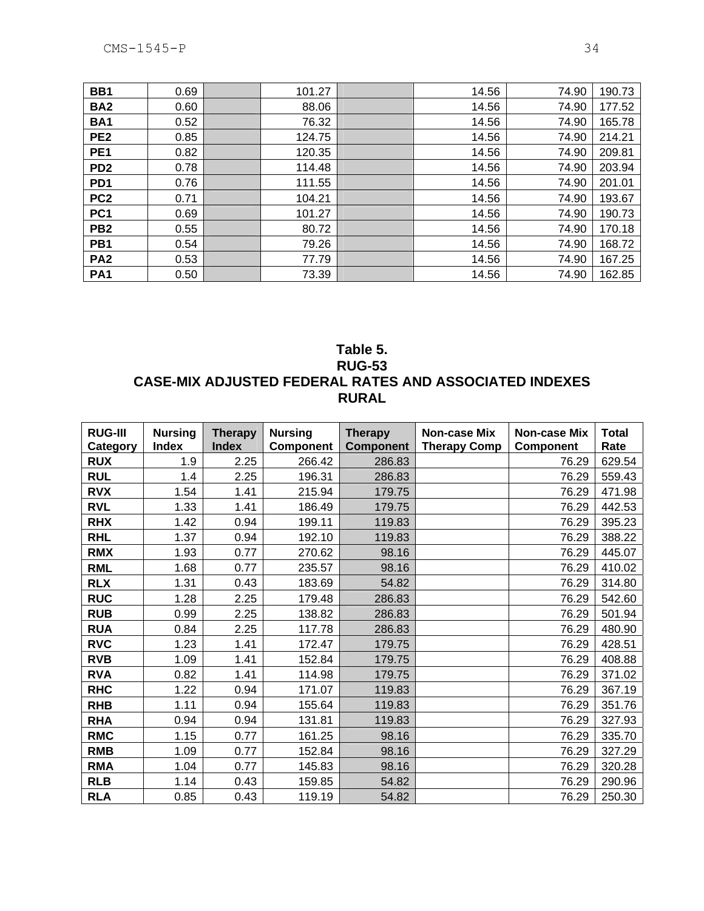| | | | | | | | |
|---|---|---|---|---|---|---|---|
| **BB1** | 0.69 | | 101.27 | | 14.56 | 74.90 | 190.73 |
| **BA2** | 0.60 | | 88.06 | | 14.56 | 74.90 | 177.52 |
| **BA1** | 0.52 | | 76.32 | | 14.56 | 74.90 | 165.78 |
| **PE2** | 0.85 | | 124.75 | | 14.56 | 74.90 | 214.21 |
| **PE1** | 0.82 | | 120.35 | | 14.56 | 74.90 | 209.81 |
| **PD2** | 0.78 | | 114.48 | | 14.56 | 74.90 | 203.94 |
| **PD1** | 0.76 | | 111.55 | | 14.56 | 74.90 | 201.01 |
| **PC2** | 0.71 | | 104.21 | | 14.56 | 74.90 | 193.67 |
| **PC1** | 0.69 | | 101.27 | | 14.56 | 74.90 | 190.73 |
| **PB2** | 0.55 | | 80.72 | | 14.56 | 74.90 | 170.18 |
| **PB1** | 0.54 | | 79.26 | | 14.56 | 74.90 | 168.72 |
| **PA2** | 0.53 | | 77.79 | | 14.56 | 74.90 | 167.25 |
| **PA1** | 0.50 | | 73.39 | | 14.56 | 74.90 | 162.85 |

**Table 5.**
**RUG-53**
**CASE-MIX ADJUSTED FEDERAL RATES AND ASSOCIATED INDEXES**
**RURAL**

| RUG-III Category | Nursing Index | Therapy Index | Nursing Component | Therapy Component | Non-case Mix Therapy Comp | Non-case Mix Component | Total Rate |
|---|---|---|---|---|---|---|---|
| **RUX** | 1.9 | 2.25 | 266.42 | 286.83 | | 76.29 | 629.54 |
| **RUL** | 1.4 | 2.25 | 196.31 | 286.83 | | 76.29 | 559.43 |
| **RVX** | 1.54 | 1.41 | 215.94 | 179.75 | | 76.29 | 471.98 |
| **RVL** | 1.33 | 1.41 | 186.49 | 179.75 | | 76.29 | 442.53 |
| **RHX** | 1.42 | 0.94 | 199.11 | 119.83 | | 76.29 | 395.23 |
| **RHL** | 1.37 | 0.94 | 192.10 | 119.83 | | 76.29 | 388.22 |
| **RMX** | 1.93 | 0.77 | 270.62 | 98.16 | | 76.29 | 445.07 |
| **RML** | 1.68 | 0.77 | 235.57 | 98.16 | | 76.29 | 410.02 |
| **RLX** | 1.31 | 0.43 | 183.69 | 54.82 | | 76.29 | 314.80 |
| **RUC** | 1.28 | 2.25 | 179.48 | 286.83 | | 76.29 | 542.60 |
| **RUB** | 0.99 | 2.25 | 138.82 | 286.83 | | 76.29 | 501.94 |
| **RUA** | 0.84 | 2.25 | 117.78 | 286.83 | | 76.29 | 480.90 |
| **RVC** | 1.23 | 1.41 | 172.47 | 179.75 | | 76.29 | 428.51 |
| **RVB** | 1.09 | 1.41 | 152.84 | 179.75 | | 76.29 | 408.88 |
| **RVA** | 0.82 | 1.41 | 114.98 | 179.75 | | 76.29 | 371.02 |
| **RHC** | 1.22 | 0.94 | 171.07 | 119.83 | | 76.29 | 367.19 |
| **RHB** | 1.11 | 0.94 | 155.64 | 119.83 | | 76.29 | 351.76 |
| **RHA** | 0.94 | 0.94 | 131.81 | 119.83 | | 76.29 | 327.93 |
| **RMC** | 1.15 | 0.77 | 161.25 | 98.16 | | 76.29 | 335.70 |
| **RMB** | 1.09 | 0.77 | 152.84 | 98.16 | | 76.29 | 327.29 |
| **RMA** | 1.04 | 0.77 | 145.83 | 98.16 | | 76.29 | 320.28 |
| **RLB** | 1.14 | 0.43 | 159.85 | 54.82 | | 76.29 | 290.96 |
| **RLA** | 0.85 | 0.43 | 119.19 | 54.82 | | 76.29 | 250.30 |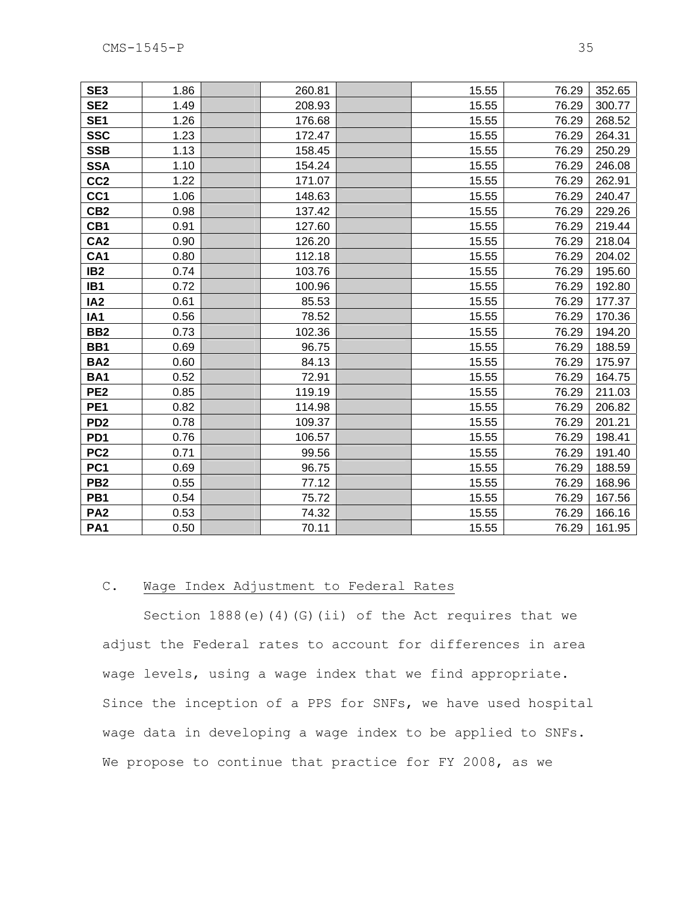| | | | | | | | |
|---|---|---|---|---|---|---|---|
| **SE3** | 1.86 | | 260.81 | | 15.55 | 76.29 | 352.65 |
| **SE2** | 1.49 | | 208.93 | | 15.55 | 76.29 | 300.77 |
| **SE1** | 1.26 | | 176.68 | | 15.55 | 76.29 | 268.52 |
| **SSC** | 1.23 | | 172.47 | | 15.55 | 76.29 | 264.31 |
| **SSB** | 1.13 | | 158.45 | | 15.55 | 76.29 | 250.29 |
| **SSA** | 1.10 | | 154.24 | | 15.55 | 76.29 | 246.08 |
| **CC2** | 1.22 | | 171.07 | | 15.55 | 76.29 | 262.91 |
| **CC1** | 1.06 | | 148.63 | | 15.55 | 76.29 | 240.47 |
| **CB2** | 0.98 | | 137.42 | | 15.55 | 76.29 | 229.26 |
| **CB1** | 0.91 | | 127.60 | | 15.55 | 76.29 | 219.44 |
| **CA2** | 0.90 | | 126.20 | | 15.55 | 76.29 | 218.04 |
| **CA1** | 0.80 | | 112.18 | | 15.55 | 76.29 | 204.02 |
| **IB2** | 0.74 | | 103.76 | | 15.55 | 76.29 | 195.60 |
| **IB1** | 0.72 | | 100.96 | | 15.55 | 76.29 | 192.80 |
| **IA2** | 0.61 | | 85.53 | | 15.55 | 76.29 | 177.37 |
| **IA1** | 0.56 | | 78.52 | | 15.55 | 76.29 | 170.36 |
| **BB2** | 0.73 | | 102.36 | | 15.55 | 76.29 | 194.20 |
| **BB1** | 0.69 | | 96.75 | | 15.55 | 76.29 | 188.59 |
| **BA2** | 0.60 | | 84.13 | | 15.55 | 76.29 | 175.97 |
| **BA1** | 0.52 | | 72.91 | | 15.55 | 76.29 | 164.75 |
| **PE2** | 0.85 | | 119.19 | | 15.55 | 76.29 | 211.03 |
| **PE1** | 0.82 | | 114.98 | | 15.55 | 76.29 | 206.82 |
| **PD2** | 0.78 | | 109.37 | | 15.55 | 76.29 | 201.21 |
| **PD1** | 0.76 | | 106.57 | | 15.55 | 76.29 | 198.41 |
| **PC2** | 0.71 | | 99.56 | | 15.55 | 76.29 | 191.40 |
| **PC1** | 0.69 | | 96.75 | | 15.55 | 76.29 | 188.59 |
| **PB2** | 0.55 | | 77.12 | | 15.55 | 76.29 | 168.96 |
| **PB1** | 0.54 | | 75.72 | | 15.55 | 76.29 | 167.56 |
| **PA2** | 0.53 | | 74.32 | | 15.55 | 76.29 | 166.16 |
| **PA1** | 0.50 | | 70.11 | | 15.55 | 76.29 | 161.95 |

## C. Wage Index Adjustment to Federal Rates

Section 1888(e)(4)(G)(ii) of the Act requires that we adjust the Federal rates to account for differences in area wage levels, using a wage index that we find appropriate. Since the inception of a PPS for SNFs, we have used hospital wage data in developing a wage index to be applied to SNFs. We propose to continue that practice for FY 2008, as we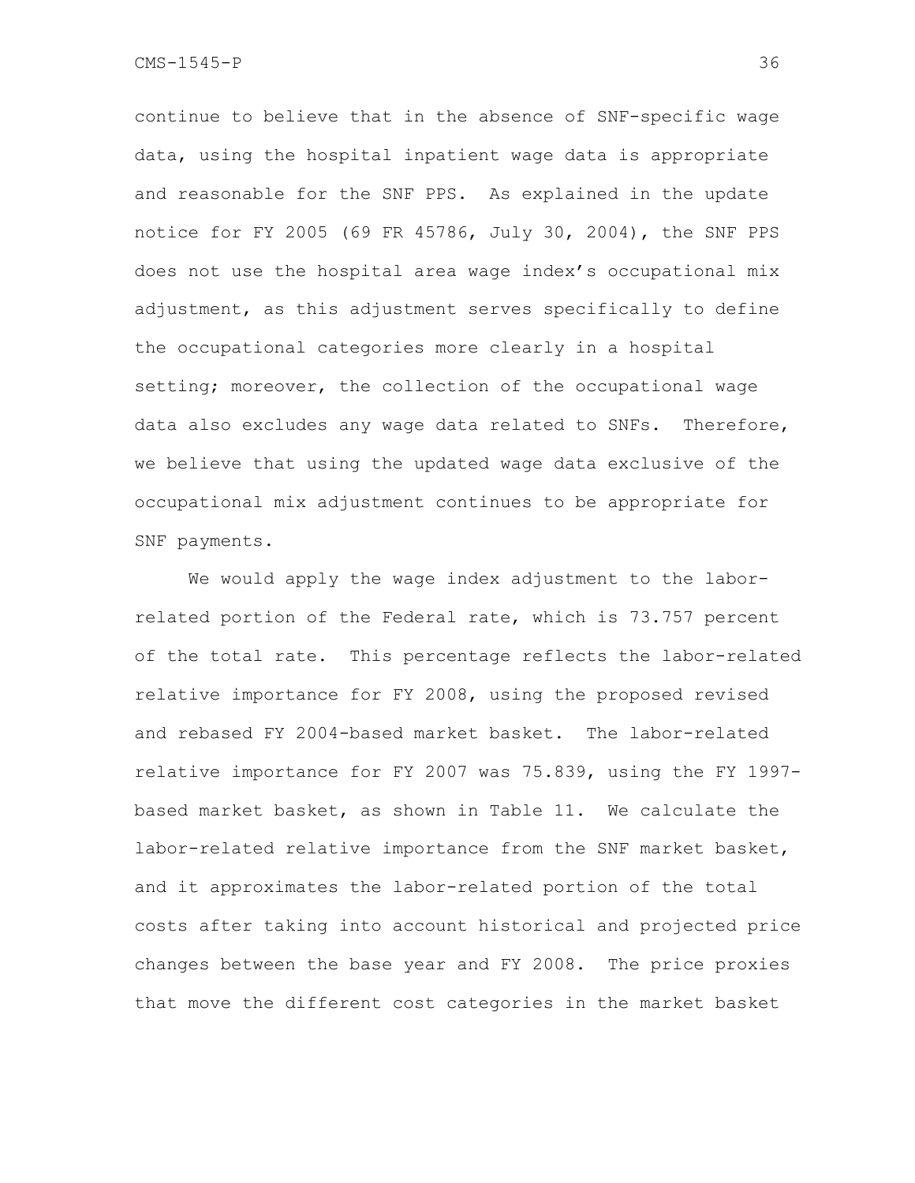continue to believe that in the absence of SNF-specific wage data, using the hospital inpatient wage data is appropriate and reasonable for the SNF PPS. As explained in the update notice for FY 2005 (69 FR 45786, July 30, 2004), the SNF PPS does not use the hospital area wage index's occupational mix adjustment, as this adjustment serves specifically to define the occupational categories more clearly in a hospital setting; moreover, the collection of the occupational wage data also excludes any wage data related to SNFs. Therefore, we believe that using the updated wage data exclusive of the occupational mix adjustment continues to be appropriate for SNF payments.

We would apply the wage index adjustment to the labor-related portion of the Federal rate, which is 73.757 percent of the total rate. This percentage reflects the labor-related relative importance for FY 2008, using the proposed revised and rebased FY 2004-based market basket. The labor-related relative importance for FY 2007 was 75.839, using the FY 1997-based market basket, as shown in Table 11. We calculate the labor-related relative importance from the SNF market basket, and it approximates the labor-related portion of the total costs after taking into account historical and projected price changes between the base year and FY 2008. The price proxies that move the different cost categories in the market basket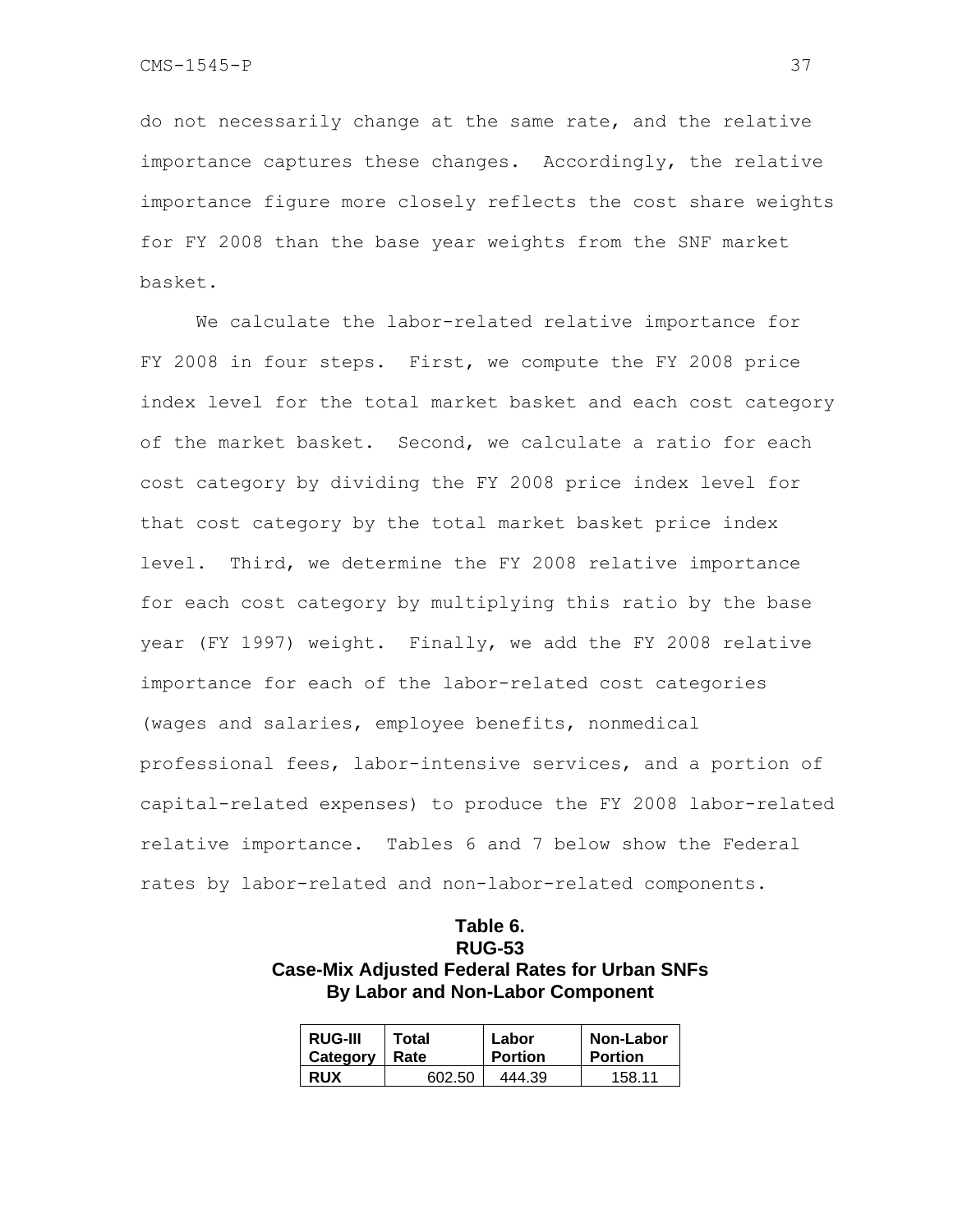do not necessarily change at the same rate, and the relative importance captures these changes. Accordingly, the relative importance figure more closely reflects the cost share weights for FY 2008 than the base year weights from the SNF market basket.

We calculate the labor-related relative importance for FY 2008 in four steps. First, we compute the FY 2008 price index level for the total market basket and each cost category of the market basket. Second, we calculate a ratio for each cost category by dividing the FY 2008 price index level for that cost category by the total market basket price index level. Third, we determine the FY 2008 relative importance for each cost category by multiplying this ratio by the base year (FY 1997) weight. Finally, we add the FY 2008 relative importance for each of the labor-related cost categories (wages and salaries, employee benefits, nonmedical professional fees, labor-intensive services, and a portion of capital-related expenses) to produce the FY 2008 labor-related relative importance. Tables 6 and 7 below show the Federal rates by labor-related and non-labor-related components.

**Table 6.**
**RUG-53**
**Case-Mix Adjusted Federal Rates for Urban SNFs**
**By Labor and Non-Labor Component**

| RUG-III Category | Total Rate | Labor Portion | Non-Labor Portion |
|---|---|---|---|
| RUX | 602.50 | 444.39 | 158.11 |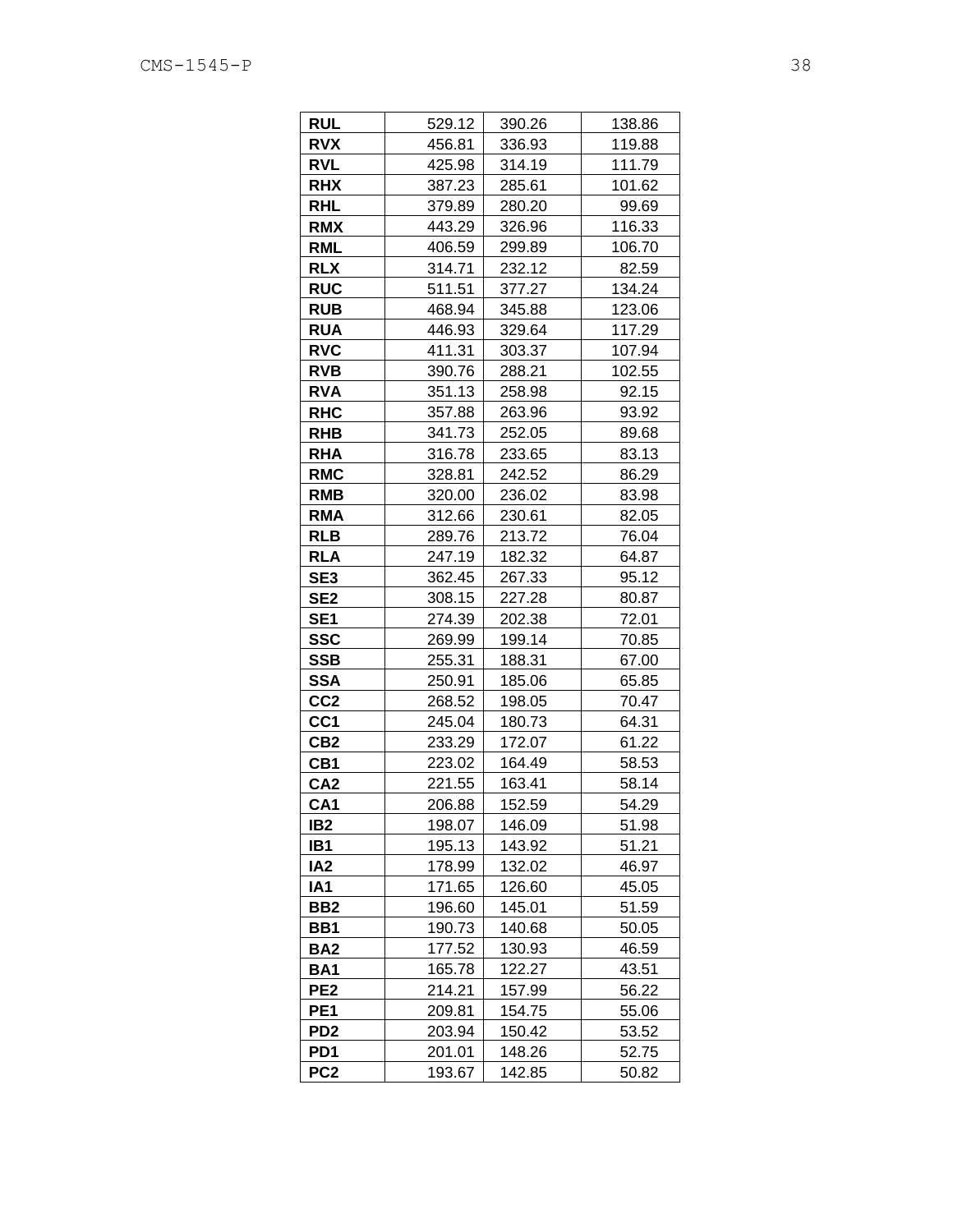| RUL | 529.12 | 390.26 | 138.86 |
|---|---|---|---|
| RVX | 456.81 | 336.93 | 119.88 |
| RVL | 425.98 | 314.19 | 111.79 |
| RHX | 387.23 | 285.61 | 101.62 |
| RHL | 379.89 | 280.20 | 99.69 |
| RMX | 443.29 | 326.96 | 116.33 |
| RML | 406.59 | 299.89 | 106.70 |
| RLX | 314.71 | 232.12 | 82.59 |
| RUC | 511.51 | 377.27 | 134.24 |
| RUB | 468.94 | 345.88 | 123.06 |
| RUA | 446.93 | 329.64 | 117.29 |
| RVC | 411.31 | 303.37 | 107.94 |
| RVB | 390.76 | 288.21 | 102.55 |
| RVA | 351.13 | 258.98 | 92.15 |
| RHC | 357.88 | 263.96 | 93.92 |
| RHB | 341.73 | 252.05 | 89.68 |
| RHA | 316.78 | 233.65 | 83.13 |
| RMC | 328.81 | 242.52 | 86.29 |
| RMB | 320.00 | 236.02 | 83.98 |
| RMA | 312.66 | 230.61 | 82.05 |
| RLB | 289.76 | 213.72 | 76.04 |
| RLA | 247.19 | 182.32 | 64.87 |
| SE3 | 362.45 | 267.33 | 95.12 |
| SE2 | 308.15 | 227.28 | 80.87 |
| SE1 | 274.39 | 202.38 | 72.01 |
| SSC | 269.99 | 199.14 | 70.85 |
| SSB | 255.31 | 188.31 | 67.00 |
| SSA | 250.91 | 185.06 | 65.85 |
| CC2 | 268.52 | 198.05 | 70.47 |
| CC1 | 245.04 | 180.73 | 64.31 |
| CB2 | 233.29 | 172.07 | 61.22 |
| CB1 | 223.02 | 164.49 | 58.53 |
| CA2 | 221.55 | 163.41 | 58.14 |
| CA1 | 206.88 | 152.59 | 54.29 |
| IB2 | 198.07 | 146.09 | 51.98 |
| IB1 | 195.13 | 143.92 | 51.21 |
| IA2 | 178.99 | 132.02 | 46.97 |
| IA1 | 171.65 | 126.60 | 45.05 |
| BB2 | 196.60 | 145.01 | 51.59 |
| BB1 | 190.73 | 140.68 | 50.05 |
| BA2 | 177.52 | 130.93 | 46.59 |
| BA1 | 165.78 | 122.27 | 43.51 |
| PE2 | 214.21 | 157.99 | 56.22 |
| PE1 | 209.81 | 154.75 | 55.06 |
| PD2 | 203.94 | 150.42 | 53.52 |
| PD1 | 201.01 | 148.26 | 52.75 |
| PC2 | 193.67 | 142.85 | 50.82 |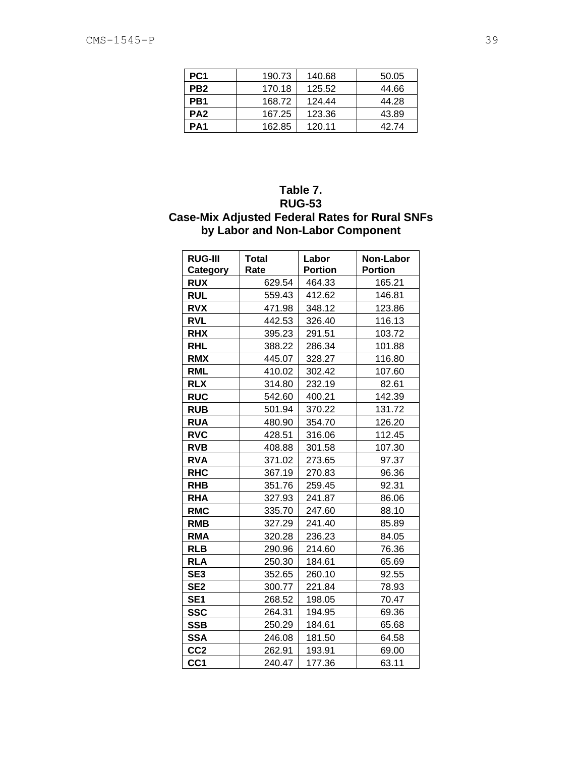| | | | |
|---|---|---|---|
| **PC1** | 190.73 | 140.68 | 50.05 |
| **PB2** | 170.18 | 125.52 | 44.66 |
| **PB1** | 168.72 | 124.44 | 44.28 |
| **PA2** | 167.25 | 123.36 | 43.89 |
| **PA1** | 162.85 | 120.11 | 42.74 |

**Table 7.**
**RUG-53**
**Case-Mix Adjusted Federal Rates for Rural SNFs by Labor and Non-Labor Component**

| RUG-III Category | Total Rate | Labor Portion | Non-Labor Portion |
|---|---|---|---|
| **RUX** | 629.54 | 464.33 | 165.21 |
| **RUL** | 559.43 | 412.62 | 146.81 |
| **RVX** | 471.98 | 348.12 | 123.86 |
| **RVL** | 442.53 | 326.40 | 116.13 |
| **RHX** | 395.23 | 291.51 | 103.72 |
| **RHL** | 388.22 | 286.34 | 101.88 |
| **RMX** | 445.07 | 328.27 | 116.80 |
| **RML** | 410.02 | 302.42 | 107.60 |
| **RLX** | 314.80 | 232.19 | 82.61 |
| **RUC** | 542.60 | 400.21 | 142.39 |
| **RUB** | 501.94 | 370.22 | 131.72 |
| **RUA** | 480.90 | 354.70 | 126.20 |
| **RVC** | 428.51 | 316.06 | 112.45 |
| **RVB** | 408.88 | 301.58 | 107.30 |
| **RVA** | 371.02 | 273.65 | 97.37 |
| **RHC** | 367.19 | 270.83 | 96.36 |
| **RHB** | 351.76 | 259.45 | 92.31 |
| **RHA** | 327.93 | 241.87 | 86.06 |
| **RMC** | 335.70 | 247.60 | 88.10 |
| **RMB** | 327.29 | 241.40 | 85.89 |
| **RMA** | 320.28 | 236.23 | 84.05 |
| **RLB** | 290.96 | 214.60 | 76.36 |
| **RLA** | 250.30 | 184.61 | 65.69 |
| **SE3** | 352.65 | 260.10 | 92.55 |
| **SE2** | 300.77 | 221.84 | 78.93 |
| **SE1** | 268.52 | 198.05 | 70.47 |
| **SSC** | 264.31 | 194.95 | 69.36 |
| **SSB** | 250.29 | 184.61 | 65.68 |
| **SSA** | 246.08 | 181.50 | 64.58 |
| **CC2** | 262.91 | 193.91 | 69.00 |
| **CC1** | 240.47 | 177.36 | 63.11 |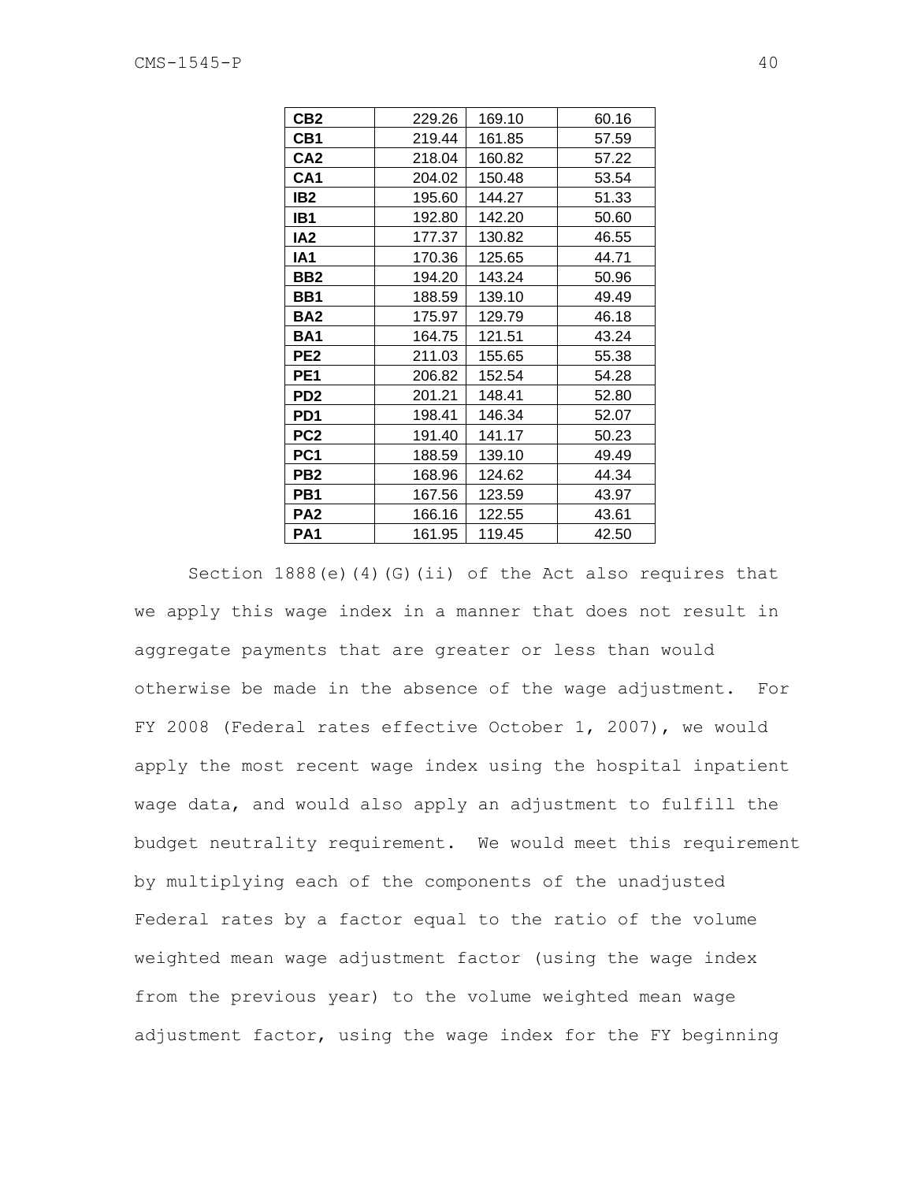| | | | |
|---|---|---|---|
| **CB2** | 229.26 | 169.10 | 60.16 |
| **CB1** | 219.44 | 161.85 | 57.59 |
| **CA2** | 218.04 | 160.82 | 57.22 |
| **CA1** | 204.02 | 150.48 | 53.54 |
| **IB2** | 195.60 | 144.27 | 51.33 |
| **IB1** | 192.80 | 142.20 | 50.60 |
| **IA2** | 177.37 | 130.82 | 46.55 |
| **IA1** | 170.36 | 125.65 | 44.71 |
| **BB2** | 194.20 | 143.24 | 50.96 |
| **BB1** | 188.59 | 139.10 | 49.49 |
| **BA2** | 175.97 | 129.79 | 46.18 |
| **BA1** | 164.75 | 121.51 | 43.24 |
| **PE2** | 211.03 | 155.65 | 55.38 |
| **PE1** | 206.82 | 152.54 | 54.28 |
| **PD2** | 201.21 | 148.41 | 52.80 |
| **PD1** | 198.41 | 146.34 | 52.07 |
| **PC2** | 191.40 | 141.17 | 50.23 |
| **PC1** | 188.59 | 139.10 | 49.49 |
| **PB2** | 168.96 | 124.62 | 44.34 |
| **PB1** | 167.56 | 123.59 | 43.97 |
| **PA2** | 166.16 | 122.55 | 43.61 |
| **PA1** | 161.95 | 119.45 | 42.50 |

Section 1888(e)(4)(G)(ii) of the Act also requires that we apply this wage index in a manner that does not result in aggregate payments that are greater or less than would otherwise be made in the absence of the wage adjustment. For FY 2008 (Federal rates effective October 1, 2007), we would apply the most recent wage index using the hospital inpatient wage data, and would also apply an adjustment to fulfill the budget neutrality requirement. We would meet this requirement by multiplying each of the components of the unadjusted Federal rates by a factor equal to the ratio of the volume weighted mean wage adjustment factor (using the wage index from the previous year) to the volume weighted mean wage adjustment factor, using the wage index for the FY beginning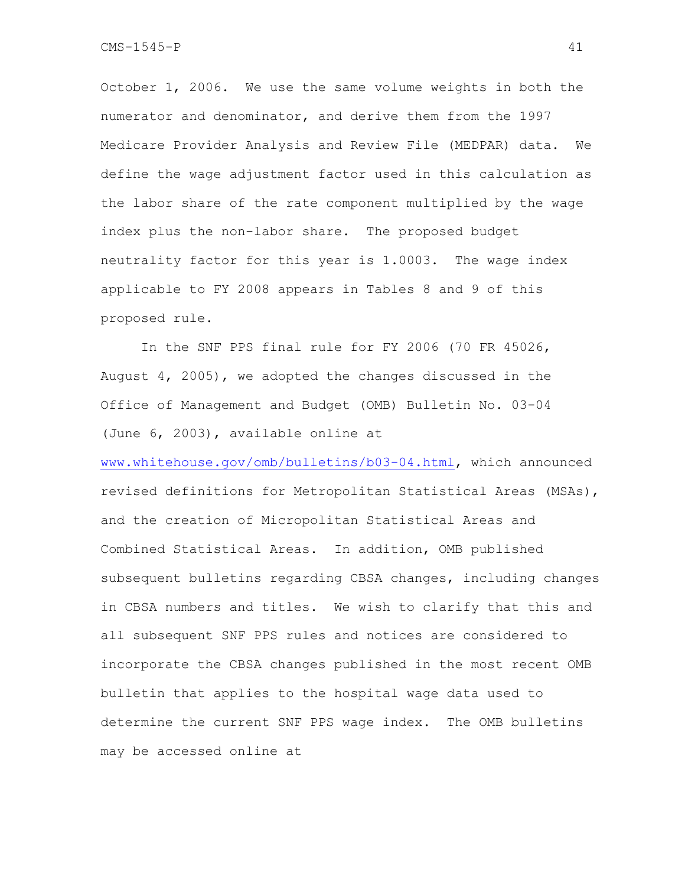October 1, 2006. We use the same volume weights in both the numerator and denominator, and derive them from the 1997 Medicare Provider Analysis and Review File (MEDPAR) data. We define the wage adjustment factor used in this calculation as the labor share of the rate component multiplied by the wage index plus the non-labor share. The proposed budget neutrality factor for this year is 1.0003. The wage index applicable to FY 2008 appears in Tables 8 and 9 of this proposed rule.

In the SNF PPS final rule for FY 2006 (70 FR 45026, August 4, 2005), we adopted the changes discussed in the Office of Management and Budget (OMB) Bulletin No. 03-04 (June 6, 2003), available online at www.whitehouse.gov/omb/bulletins/b03-04.html, which announced revised definitions for Metropolitan Statistical Areas (MSAs), and the creation of Micropolitan Statistical Areas and Combined Statistical Areas. In addition, OMB published subsequent bulletins regarding CBSA changes, including changes in CBSA numbers and titles. We wish to clarify that this and all subsequent SNF PPS rules and notices are considered to incorporate the CBSA changes published in the most recent OMB bulletin that applies to the hospital wage data used to determine the current SNF PPS wage index. The OMB bulletins may be accessed online at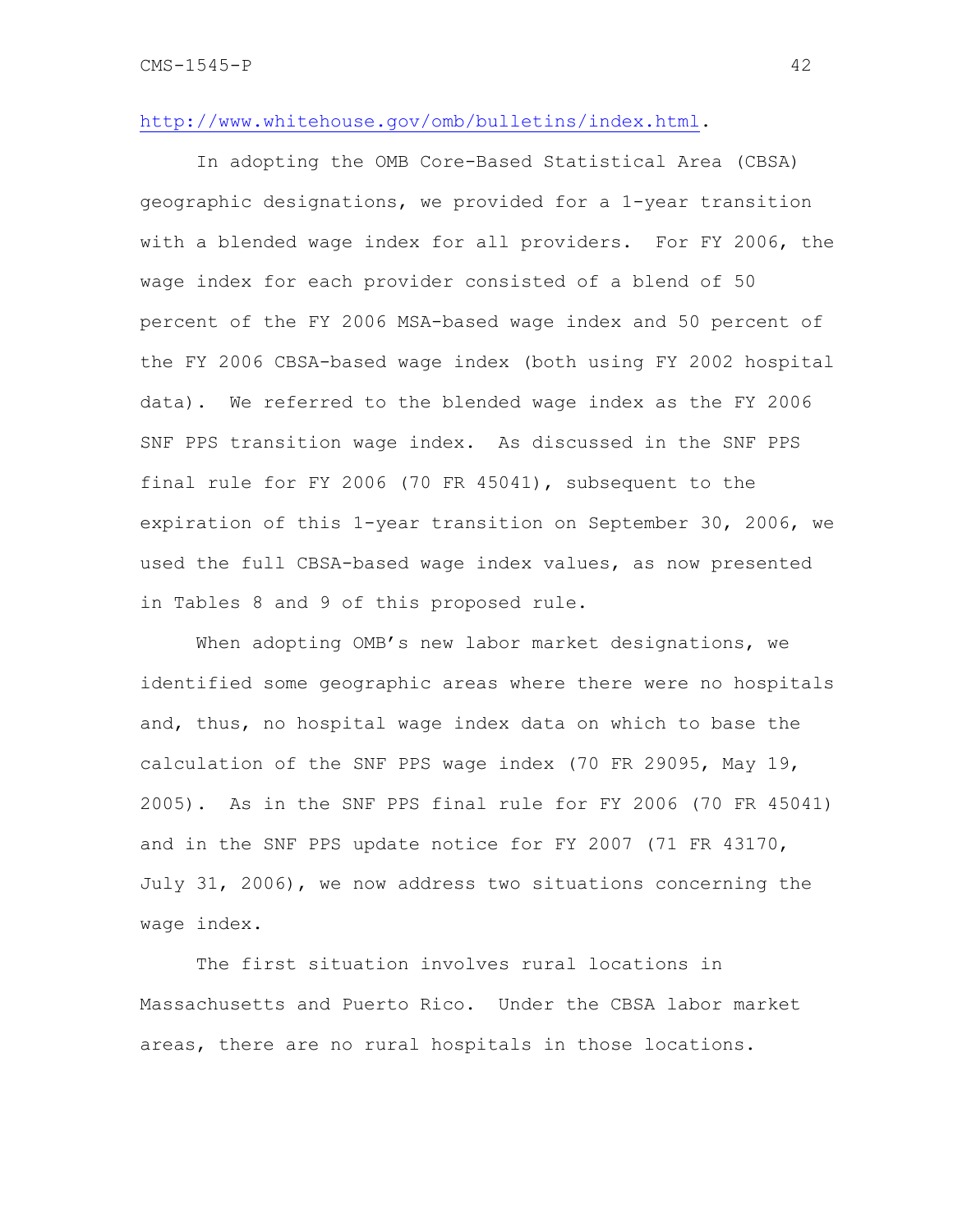http://www.whitehouse.gov/omb/bulletins/index.html.

In adopting the OMB Core-Based Statistical Area (CBSA) geographic designations, we provided for a 1-year transition with a blended wage index for all providers. For FY 2006, the wage index for each provider consisted of a blend of 50 percent of the FY 2006 MSA-based wage index and 50 percent of the FY 2006 CBSA-based wage index (both using FY 2002 hospital data). We referred to the blended wage index as the FY 2006 SNF PPS transition wage index. As discussed in the SNF PPS final rule for FY 2006 (70 FR 45041), subsequent to the expiration of this 1-year transition on September 30, 2006, we used the full CBSA-based wage index values, as now presented in Tables 8 and 9 of this proposed rule.

When adopting OMB's new labor market designations, we identified some geographic areas where there were no hospitals and, thus, no hospital wage index data on which to base the calculation of the SNF PPS wage index (70 FR 29095, May 19, 2005). As in the SNF PPS final rule for FY 2006 (70 FR 45041) and in the SNF PPS update notice for FY 2007 (71 FR 43170, July 31, 2006), we now address two situations concerning the wage index.

The first situation involves rural locations in Massachusetts and Puerto Rico. Under the CBSA labor market areas, there are no rural hospitals in those locations.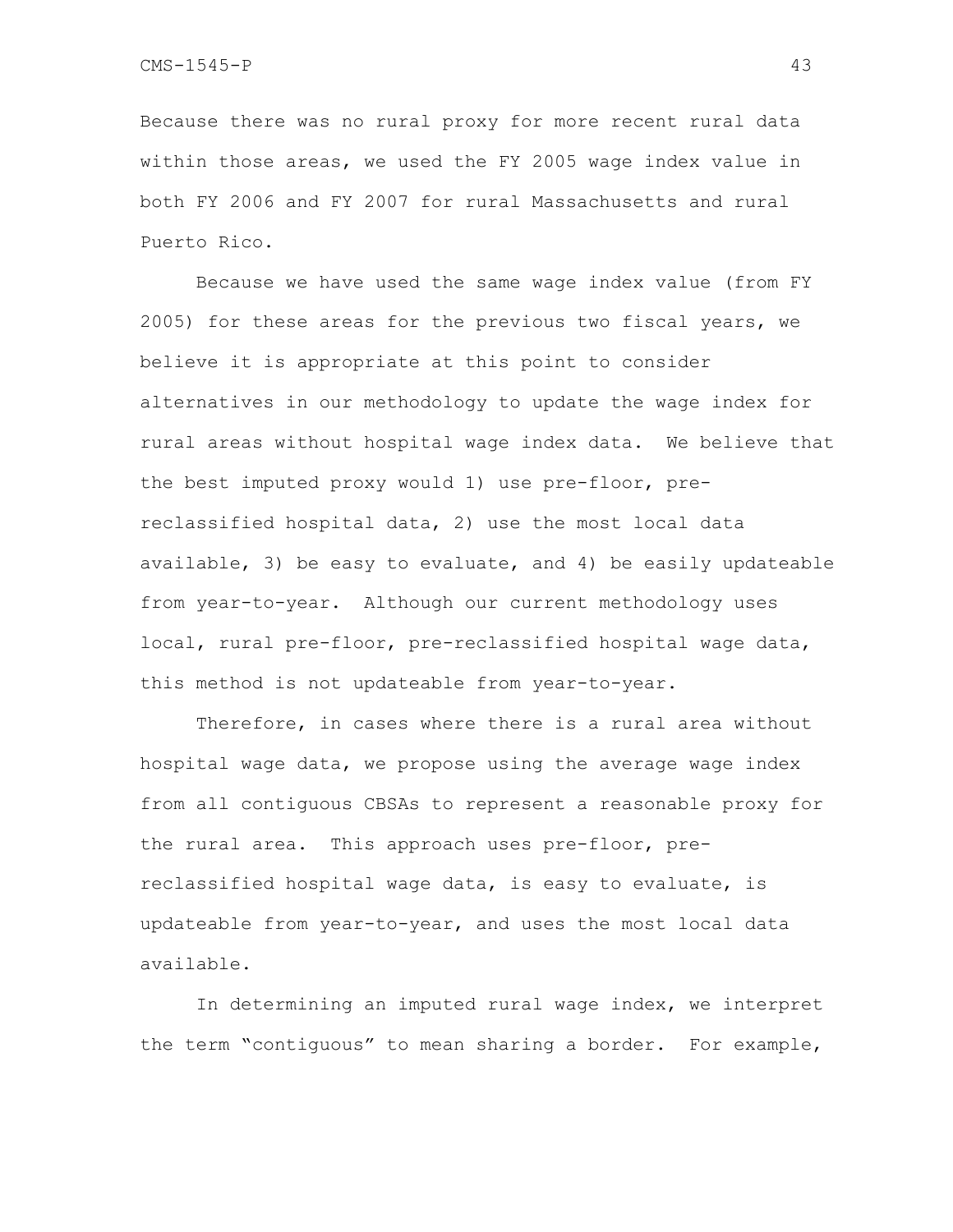Because there was no rural proxy for more recent rural data within those areas, we used the FY 2005 wage index value in both FY 2006 and FY 2007 for rural Massachusetts and rural Puerto Rico.

Because we have used the same wage index value (from FY 2005) for these areas for the previous two fiscal years, we believe it is appropriate at this point to consider alternatives in our methodology to update the wage index for rural areas without hospital wage index data. We believe that the best imputed proxy would 1) use pre-floor, pre-reclassified hospital data, 2) use the most local data available, 3) be easy to evaluate, and 4) be easily updateable from year-to-year. Although our current methodology uses local, rural pre-floor, pre-reclassified hospital wage data, this method is not updateable from year-to-year.

Therefore, in cases where there is a rural area without hospital wage data, we propose using the average wage index from all contiguous CBSAs to represent a reasonable proxy for the rural area. This approach uses pre-floor, pre-reclassified hospital wage data, is easy to evaluate, is updateable from year-to-year, and uses the most local data available.

In determining an imputed rural wage index, we interpret the term "contiguous" to mean sharing a border. For example,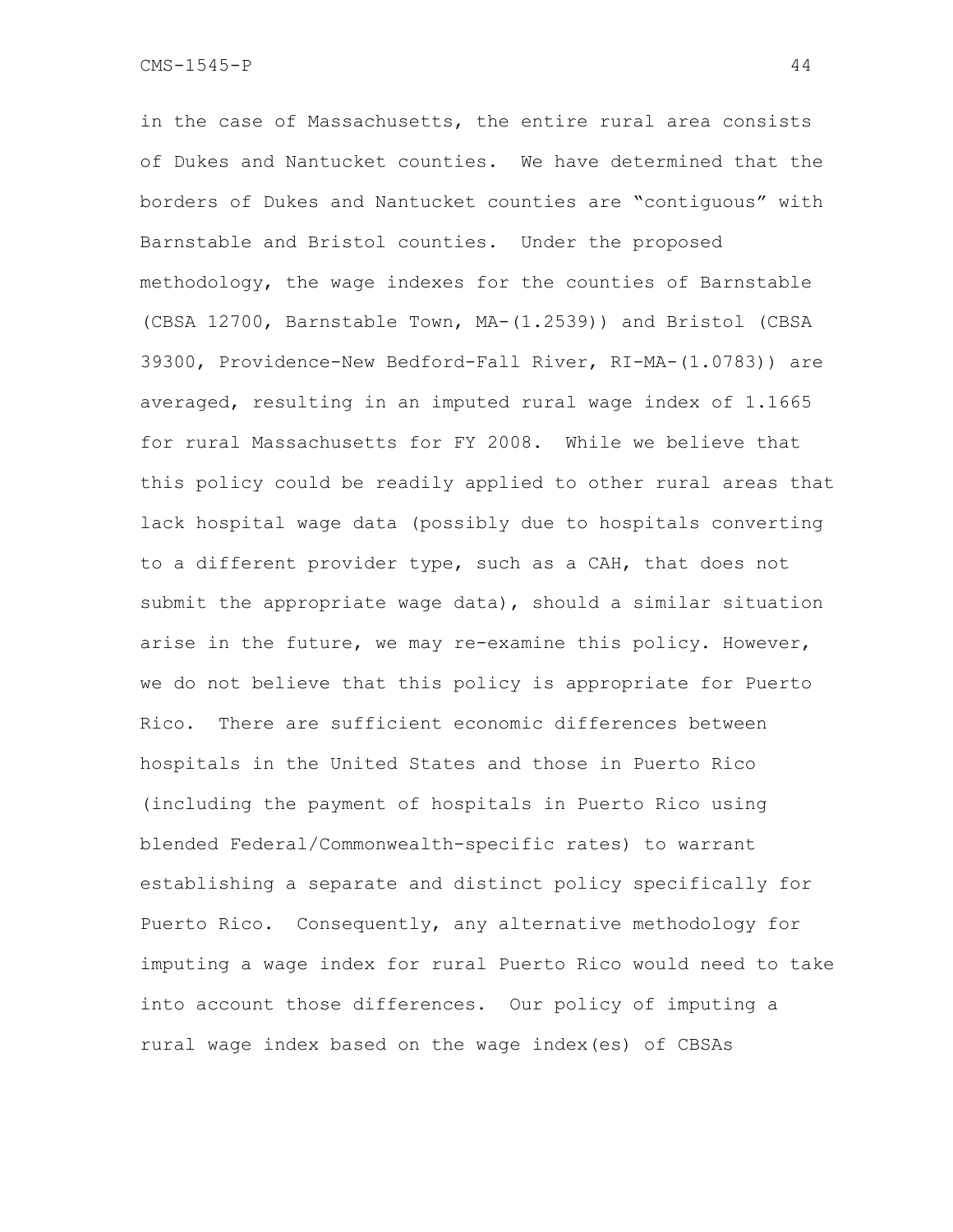in the case of Massachusetts, the entire rural area consists of Dukes and Nantucket counties. We have determined that the borders of Dukes and Nantucket counties are "contiguous" with Barnstable and Bristol counties. Under the proposed methodology, the wage indexes for the counties of Barnstable (CBSA 12700, Barnstable Town, MA-(1.2539)) and Bristol (CBSA 39300, Providence-New Bedford-Fall River, RI-MA-(1.0783)) are averaged, resulting in an imputed rural wage index of 1.1665 for rural Massachusetts for FY 2008. While we believe that this policy could be readily applied to other rural areas that lack hospital wage data (possibly due to hospitals converting to a different provider type, such as a CAH, that does not submit the appropriate wage data), should a similar situation arise in the future, we may re-examine this policy. However, we do not believe that this policy is appropriate for Puerto Rico. There are sufficient economic differences between hospitals in the United States and those in Puerto Rico (including the payment of hospitals in Puerto Rico using blended Federal/Commonwealth-specific rates) to warrant establishing a separate and distinct policy specifically for Puerto Rico. Consequently, any alternative methodology for imputing a wage index for rural Puerto Rico would need to take into account those differences. Our policy of imputing a rural wage index based on the wage index(es) of CBSAs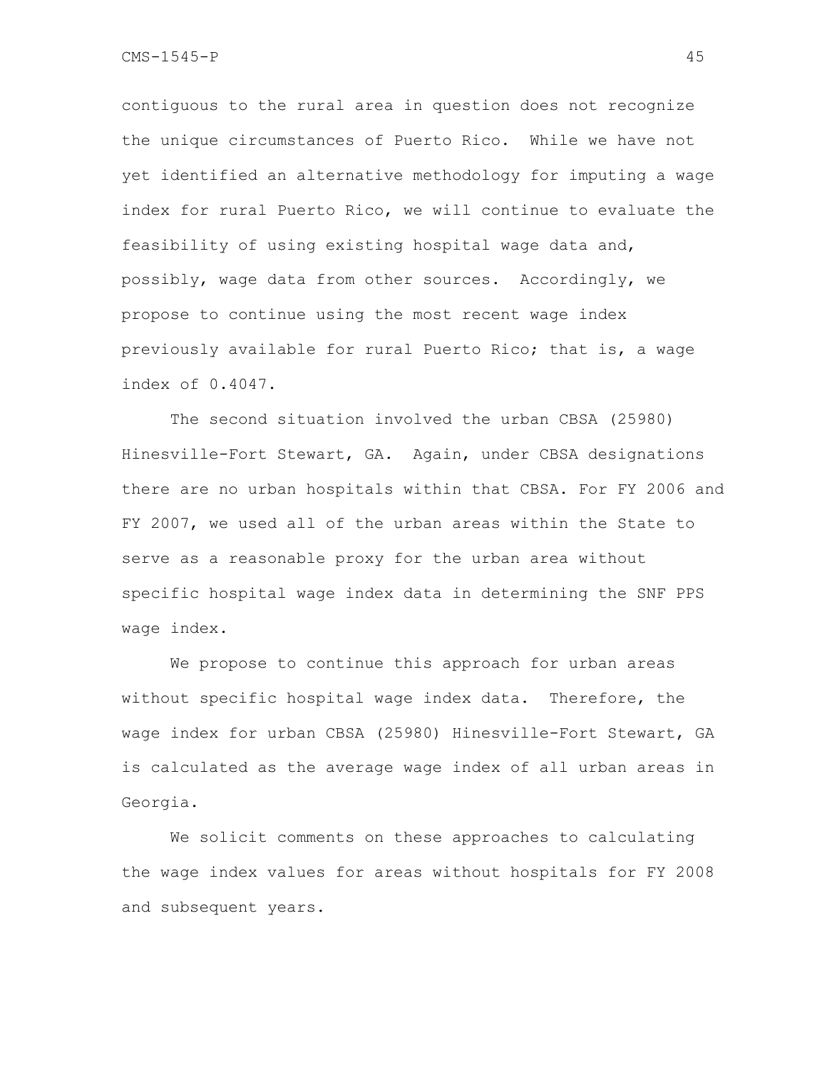contiguous to the rural area in question does not recognize the unique circumstances of Puerto Rico. While we have not yet identified an alternative methodology for imputing a wage index for rural Puerto Rico, we will continue to evaluate the feasibility of using existing hospital wage data and, possibly, wage data from other sources. Accordingly, we propose to continue using the most recent wage index previously available for rural Puerto Rico; that is, a wage index of 0.4047.

The second situation involved the urban CBSA (25980) Hinesville-Fort Stewart, GA. Again, under CBSA designations there are no urban hospitals within that CBSA. For FY 2006 and FY 2007, we used all of the urban areas within the State to serve as a reasonable proxy for the urban area without specific hospital wage index data in determining the SNF PPS wage index.

We propose to continue this approach for urban areas without specific hospital wage index data. Therefore, the wage index for urban CBSA (25980) Hinesville-Fort Stewart, GA is calculated as the average wage index of all urban areas in Georgia.

We solicit comments on these approaches to calculating the wage index values for areas without hospitals for FY 2008 and subsequent years.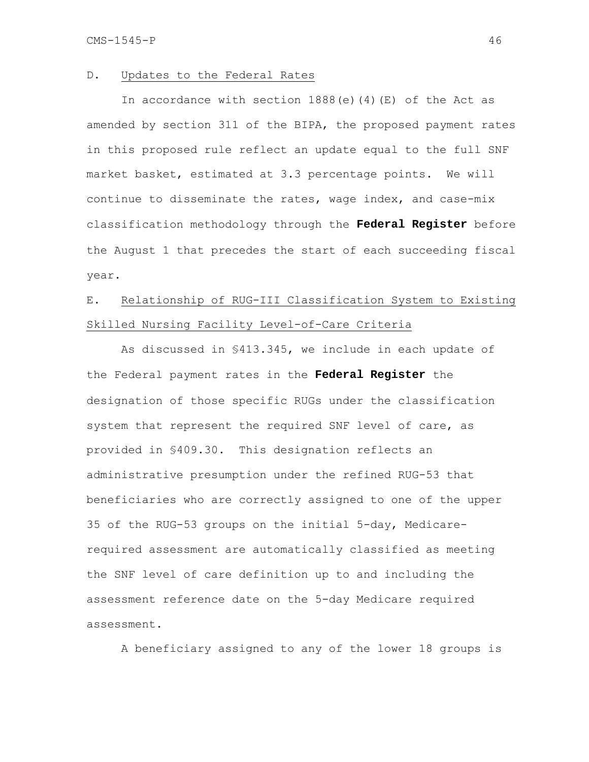### D. Updates to the Federal Rates

In accordance with section 1888(e)(4)(E) of the Act as amended by section 311 of the BIPA, the proposed payment rates in this proposed rule reflect an update equal to the full SNF market basket, estimated at 3.3 percentage points. We will continue to disseminate the rates, wage index, and case-mix classification methodology through the **Federal Register** before the August 1 that precedes the start of each succeeding fiscal year.

### E. Relationship of RUG-III Classification System to Existing Skilled Nursing Facility Level-of-Care Criteria

As discussed in §413.345, we include in each update of the Federal payment rates in the **Federal Register** the designation of those specific RUGs under the classification system that represent the required SNF level of care, as provided in §409.30. This designation reflects an administrative presumption under the refined RUG-53 that beneficiaries who are correctly assigned to one of the upper 35 of the RUG-53 groups on the initial 5-day, Medicare-required assessment are automatically classified as meeting the SNF level of care definition up to and including the assessment reference date on the 5-day Medicare required assessment.

A beneficiary assigned to any of the lower 18 groups is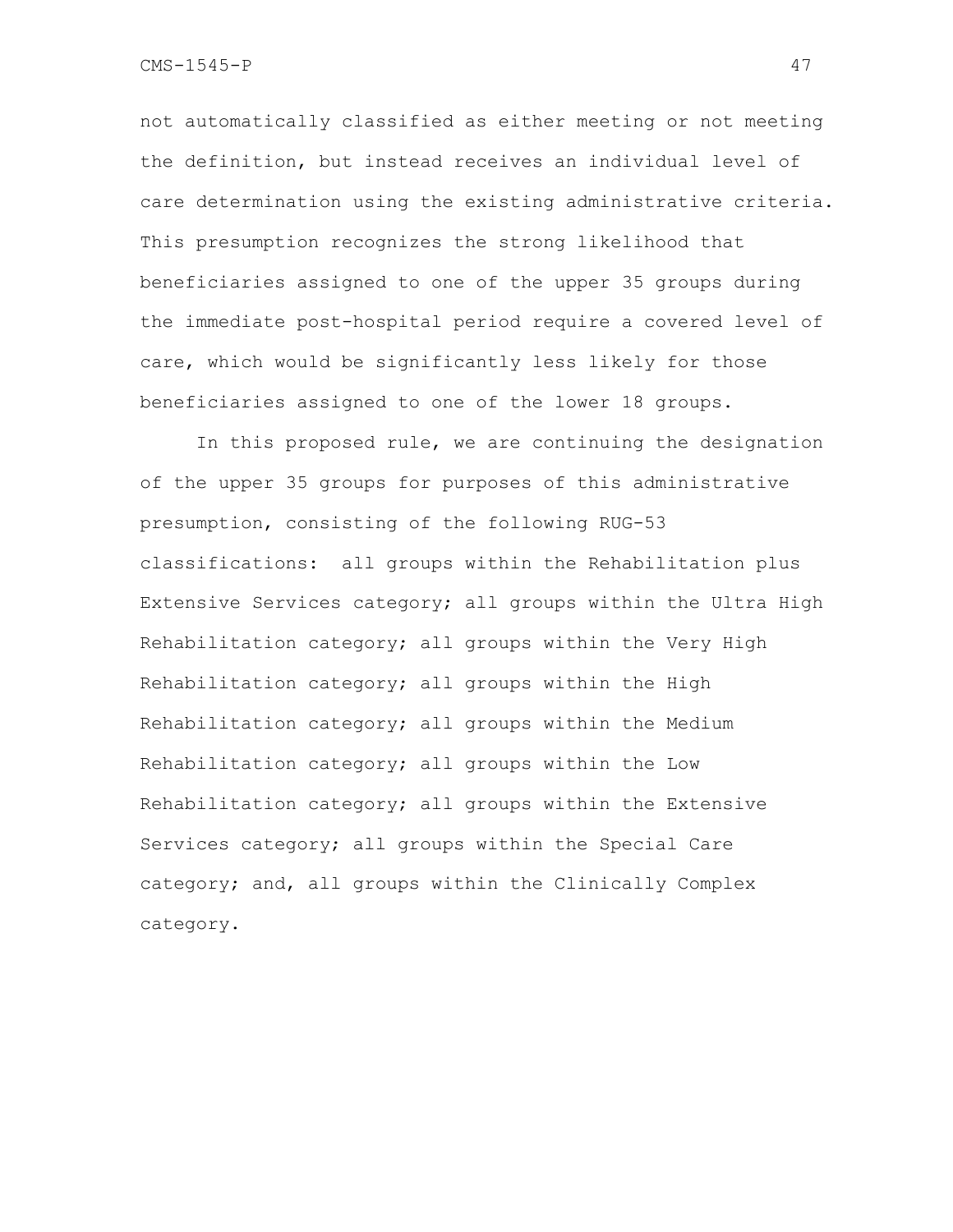not automatically classified as either meeting or not meeting the definition, but instead receives an individual level of care determination using the existing administrative criteria. This presumption recognizes the strong likelihood that beneficiaries assigned to one of the upper 35 groups during the immediate post-hospital period require a covered level of care, which would be significantly less likely for those beneficiaries assigned to one of the lower 18 groups.

In this proposed rule, we are continuing the designation of the upper 35 groups for purposes of this administrative presumption, consisting of the following RUG-53 classifications: all groups within the Rehabilitation plus Extensive Services category; all groups within the Ultra High Rehabilitation category; all groups within the Very High Rehabilitation category; all groups within the High Rehabilitation category; all groups within the Medium Rehabilitation category; all groups within the Low Rehabilitation category; all groups within the Extensive Services category; all groups within the Special Care category; and, all groups within the Clinically Complex category.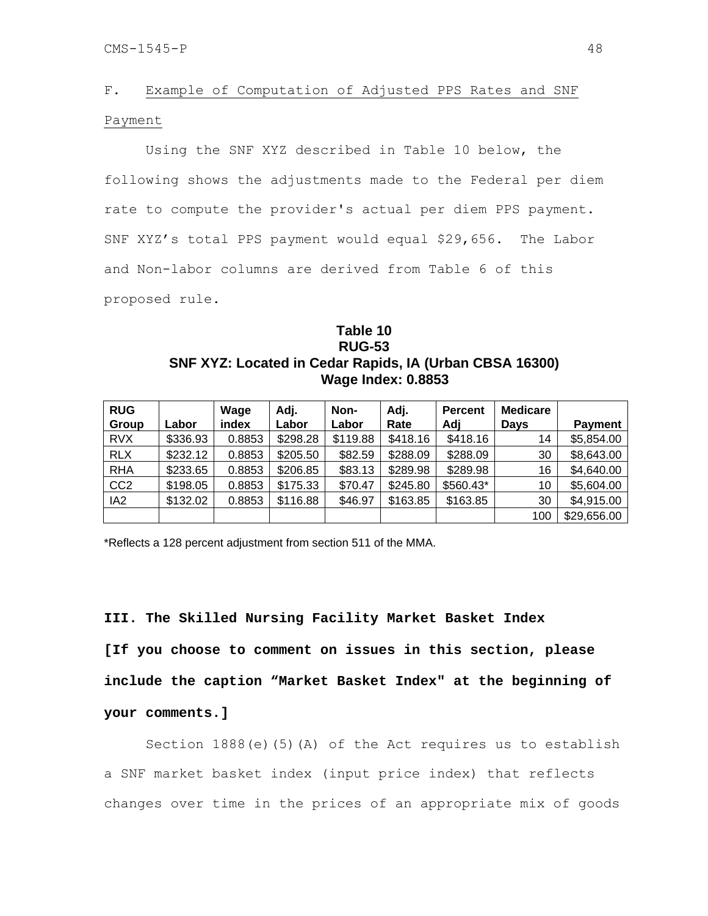F. Example of Computation of Adjusted PPS Rates and SNF Payment

Using the SNF XYZ described in Table 10 below, the following shows the adjustments made to the Federal per diem rate to compute the provider's actual per diem PPS payment. SNF XYZ’s total PPS payment would equal $29,656. The Labor and Non-labor columns are derived from Table 6 of this proposed rule.

**Table 10**
**RUG-53**
**SNF XYZ: Located in Cedar Rapids, IA (Urban CBSA 16300)**
**Wage Index: 0.8853**

| RUG Group | Labor | Wage index | Adj. Labor | Non-Labor | Adj. Rate | Percent Adj | Medicare Days | Payment |
|---|---|---|---|---|---|---|---|---|
| RVX | $336.93 | 0.8853 | $298.28 | $119.88 | $418.16 | $418.16 | 14 | $5,854.00 |
| RLX | $232.12 | 0.8853 | $205.50 | $82.59 | $288.09 | $288.09 | 30 | $8,643.00 |
| RHA | $233.65 | 0.8853 | $206.85 | $83.13 | $289.98 | $289.98 | 16 | $4,640.00 |
| CC2 | $198.05 | 0.8853 | $175.33 | $70.47 | $245.80 | $560.43* | 10 | $5,604.00 |
| IA2 | $132.02 | 0.8853 | $116.88 | $46.97 | $163.85 | $163.85 | 30 | $4,915.00 |
| | | | | | | | 100 | $29,656.00 |

*Reflects a 128 percent adjustment from section 511 of the MMA.

**III. The Skilled Nursing Facility Market Basket Index**

**[If you choose to comment on issues in this section, please include the caption “Market Basket Index" at the beginning of your comments.]**

Section 1888(e)(5)(A) of the Act requires us to establish a SNF market basket index (input price index) that reflects changes over time in the prices of an appropriate mix of goods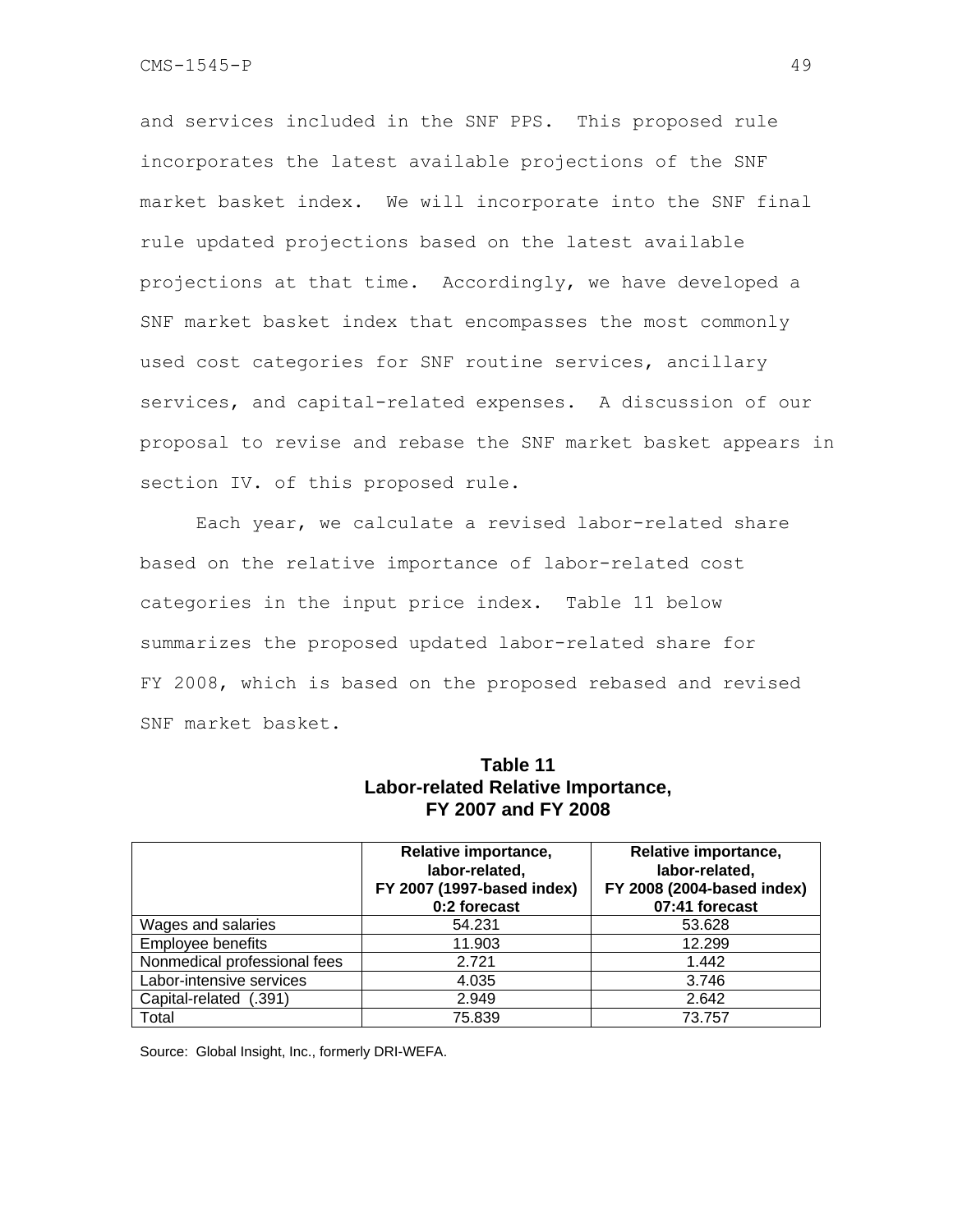and services included in the SNF PPS. This proposed rule incorporates the latest available projections of the SNF market basket index. We will incorporate into the SNF final rule updated projections based on the latest available projections at that time. Accordingly, we have developed a SNF market basket index that encompasses the most commonly used cost categories for SNF routine services, ancillary services, and capital-related expenses. A discussion of our proposal to revise and rebase the SNF market basket appears in section IV. of this proposed rule.

Each year, we calculate a revised labor-related share based on the relative importance of labor-related cost categories in the input price index. Table 11 below summarizes the proposed updated labor-related share for FY 2008, which is based on the proposed rebased and revised SNF market basket.

**Table 11**
**Labor-related Relative Importance, FY 2007 and FY 2008**

| | Relative importance, labor-related, FY 2007 (1997-based index) 0:2 forecast | Relative importance, labor-related, FY 2008 (2004-based index) 07:41 forecast |
|---|---|---|
| Wages and salaries | 54.231 | 53.628 |
| Employee benefits | 11.903 | 12.299 |
| Nonmedical professional fees | 2.721 | 1.442 |
| Labor-intensive services | 4.035 | 3.746 |
| Capital-related (.391) | 2.949 | 2.642 |
| Total | 75.839 | 73.757 |

Source: Global Insight, Inc., formerly DRI-WEFA.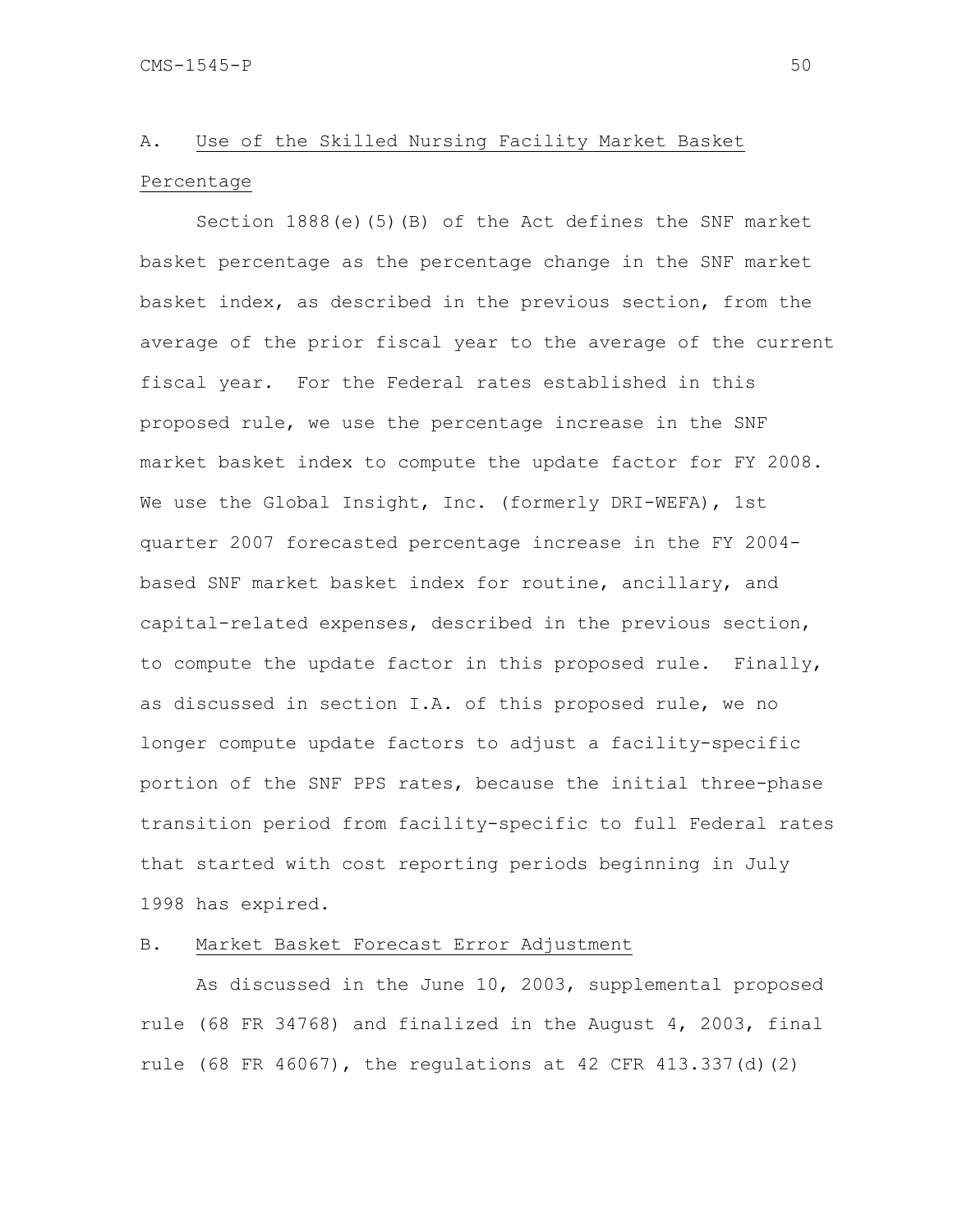## A. Use of the Skilled Nursing Facility Market Basket Percentage

Section 1888(e)(5)(B) of the Act defines the SNF market basket percentage as the percentage change in the SNF market basket index, as described in the previous section, from the average of the prior fiscal year to the average of the current fiscal year. For the Federal rates established in this proposed rule, we use the percentage increase in the SNF market basket index to compute the update factor for FY 2008. We use the Global Insight, Inc. (formerly DRI-WEFA), 1st quarter 2007 forecasted percentage increase in the FY 2004-based SNF market basket index for routine, ancillary, and capital-related expenses, described in the previous section, to compute the update factor in this proposed rule. Finally, as discussed in section I.A. of this proposed rule, we no longer compute update factors to adjust a facility-specific portion of the SNF PPS rates, because the initial three-phase transition period from facility-specific to full Federal rates that started with cost reporting periods beginning in July 1998 has expired.

## B. Market Basket Forecast Error Adjustment

As discussed in the June 10, 2003, supplemental proposed rule (68 FR 34768) and finalized in the August 4, 2003, final rule (68 FR 46067), the regulations at 42 CFR 413.337(d)(2)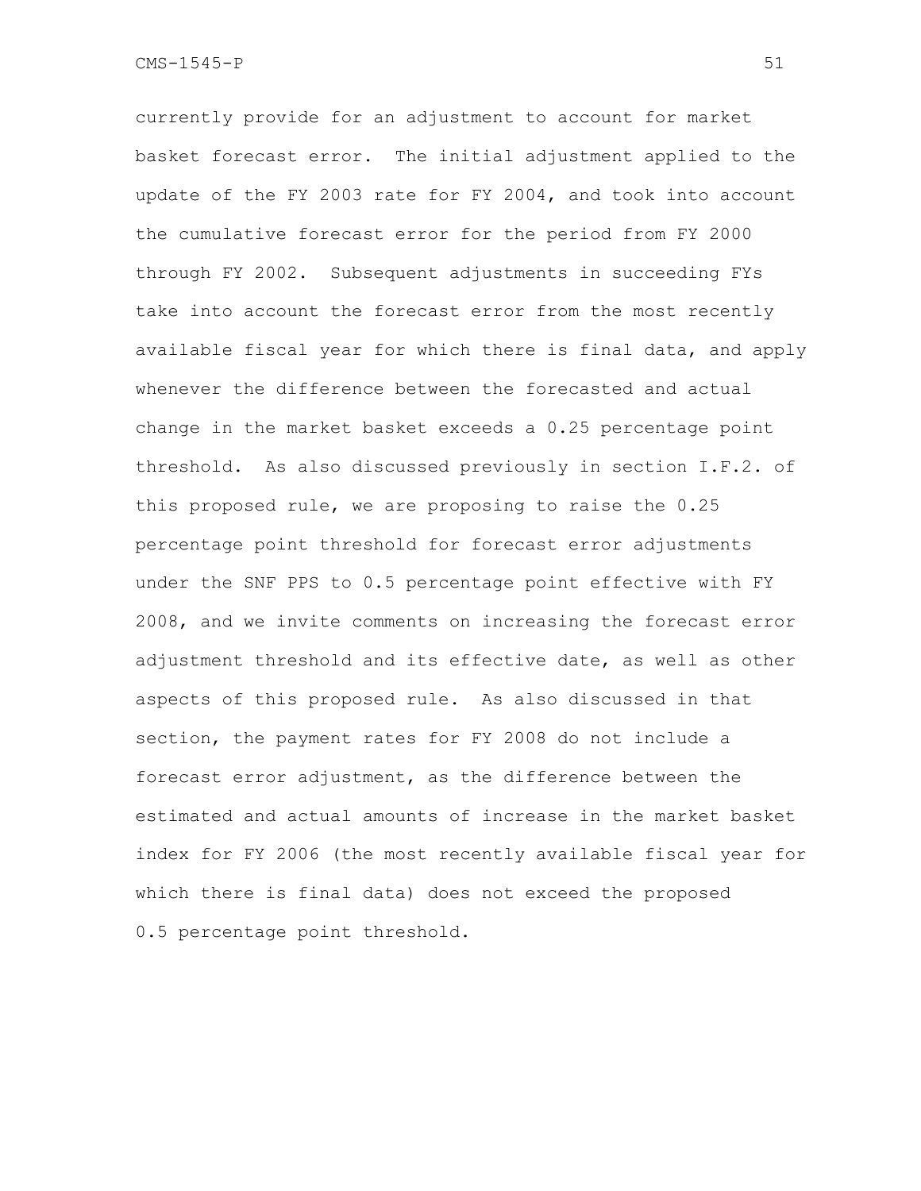currently provide for an adjustment to account for market basket forecast error. The initial adjustment applied to the update of the FY 2003 rate for FY 2004, and took into account the cumulative forecast error for the period from FY 2000 through FY 2002. Subsequent adjustments in succeeding FYs take into account the forecast error from the most recently available fiscal year for which there is final data, and apply whenever the difference between the forecasted and actual change in the market basket exceeds a 0.25 percentage point threshold. As also discussed previously in section I.F.2. of this proposed rule, we are proposing to raise the 0.25 percentage point threshold for forecast error adjustments under the SNF PPS to 0.5 percentage point effective with FY 2008, and we invite comments on increasing the forecast error adjustment threshold and its effective date, as well as other aspects of this proposed rule. As also discussed in that section, the payment rates for FY 2008 do not include a forecast error adjustment, as the difference between the estimated and actual amounts of increase in the market basket index for FY 2006 (the most recently available fiscal year for which there is final data) does not exceed the proposed 0.5 percentage point threshold.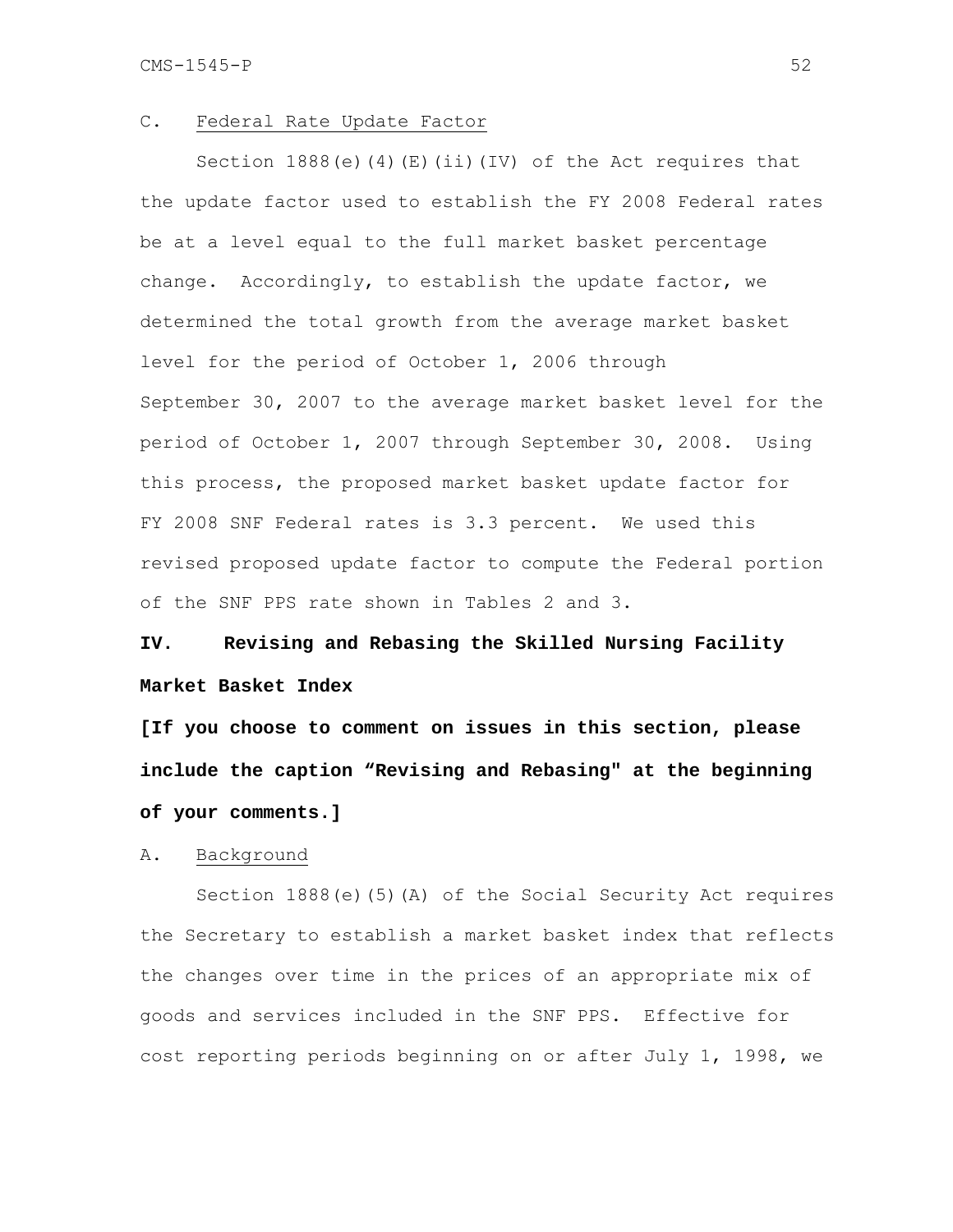### C. Federal Rate Update Factor

Section 1888(e)(4)(E)(ii)(IV) of the Act requires that the update factor used to establish the FY 2008 Federal rates be at a level equal to the full market basket percentage change. Accordingly, to establish the update factor, we determined the total growth from the average market basket level for the period of October 1, 2006 through September 30, 2007 to the average market basket level for the period of October 1, 2007 through September 30, 2008. Using this process, the proposed market basket update factor for FY 2008 SNF Federal rates is 3.3 percent. We used this revised proposed update factor to compute the Federal portion of the SNF PPS rate shown in Tables 2 and 3.

## IV. Revising and Rebasing the Skilled Nursing Facility Market Basket Index

**[If you choose to comment on issues in this section, please include the caption "Revising and Rebasing" at the beginning of your comments.]**

### A. Background

Section 1888(e)(5)(A) of the Social Security Act requires the Secretary to establish a market basket index that reflects the changes over time in the prices of an appropriate mix of goods and services included in the SNF PPS. Effective for cost reporting periods beginning on or after July 1, 1998, we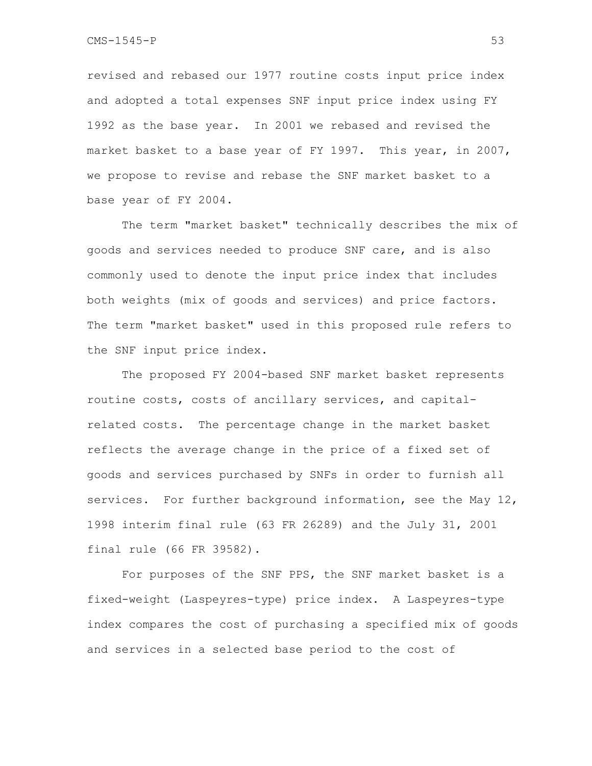revised and rebased our 1977 routine costs input price index and adopted a total expenses SNF input price index using FY 1992 as the base year. In 2001 we rebased and revised the market basket to a base year of FY 1997. This year, in 2007, we propose to revise and rebase the SNF market basket to a base year of FY 2004.

The term "market basket" technically describes the mix of goods and services needed to produce SNF care, and is also commonly used to denote the input price index that includes both weights (mix of goods and services) and price factors. The term "market basket" used in this proposed rule refers to the SNF input price index.

The proposed FY 2004-based SNF market basket represents routine costs, costs of ancillary services, and capital-related costs. The percentage change in the market basket reflects the average change in the price of a fixed set of goods and services purchased by SNFs in order to furnish all services. For further background information, see the May 12, 1998 interim final rule (63 FR 26289) and the July 31, 2001 final rule (66 FR 39582).

For purposes of the SNF PPS, the SNF market basket is a fixed-weight (Laspeyres-type) price index. A Laspeyres-type index compares the cost of purchasing a specified mix of goods and services in a selected base period to the cost of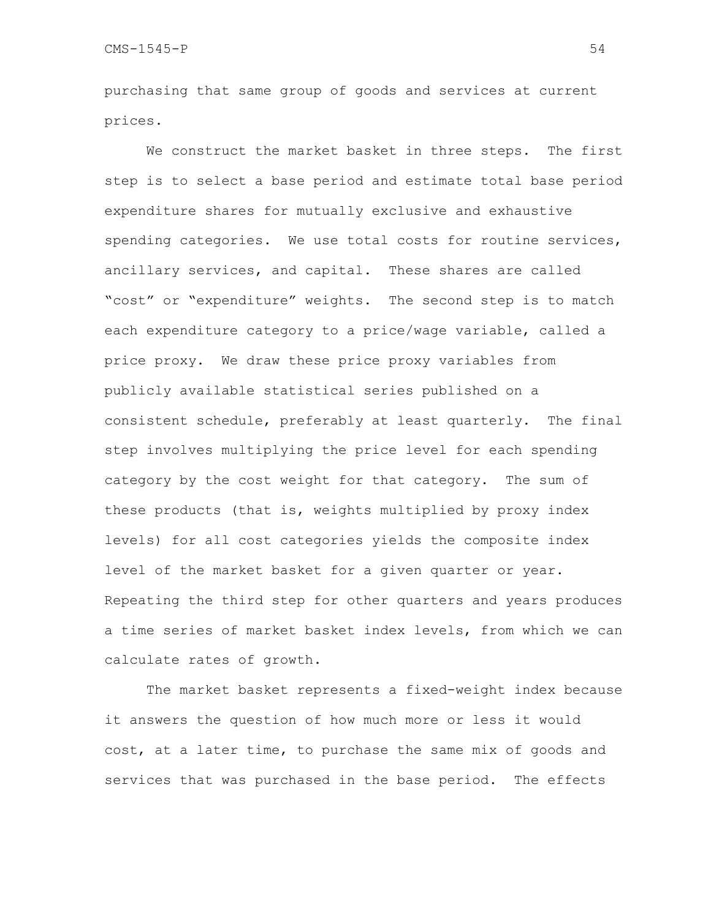purchasing that same group of goods and services at current prices.

We construct the market basket in three steps. The first step is to select a base period and estimate total base period expenditure shares for mutually exclusive and exhaustive spending categories. We use total costs for routine services, ancillary services, and capital. These shares are called "cost" or "expenditure" weights. The second step is to match each expenditure category to a price/wage variable, called a price proxy. We draw these price proxy variables from publicly available statistical series published on a consistent schedule, preferably at least quarterly. The final step involves multiplying the price level for each spending category by the cost weight for that category. The sum of these products (that is, weights multiplied by proxy index levels) for all cost categories yields the composite index level of the market basket for a given quarter or year. Repeating the third step for other quarters and years produces a time series of market basket index levels, from which we can calculate rates of growth.

The market basket represents a fixed-weight index because it answers the question of how much more or less it would cost, at a later time, to purchase the same mix of goods and services that was purchased in the base period. The effects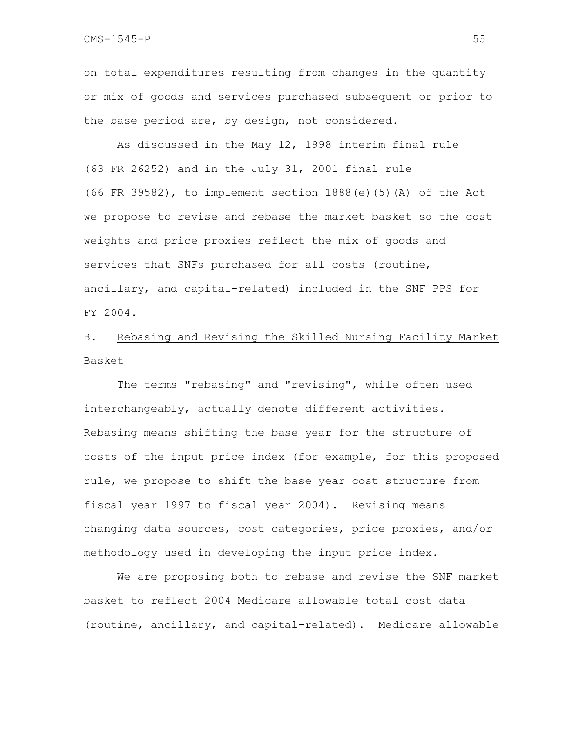on total expenditures resulting from changes in the quantity or mix of goods and services purchased subsequent or prior to the base period are, by design, not considered.

As discussed in the May 12, 1998 interim final rule (63 FR 26252) and in the July 31, 2001 final rule (66 FR 39582), to implement section 1888(e)(5)(A) of the Act we propose to revise and rebase the market basket so the cost weights and price proxies reflect the mix of goods and services that SNFs purchased for all costs (routine, ancillary, and capital-related) included in the SNF PPS for FY 2004.

## B. Rebasing and Revising the Skilled Nursing Facility Market Basket

The terms "rebasing" and "revising", while often used interchangeably, actually denote different activities. Rebasing means shifting the base year for the structure of costs of the input price index (for example, for this proposed rule, we propose to shift the base year cost structure from fiscal year 1997 to fiscal year 2004). Revising means changing data sources, cost categories, price proxies, and/or methodology used in developing the input price index.

We are proposing both to rebase and revise the SNF market basket to reflect 2004 Medicare allowable total cost data (routine, ancillary, and capital-related). Medicare allowable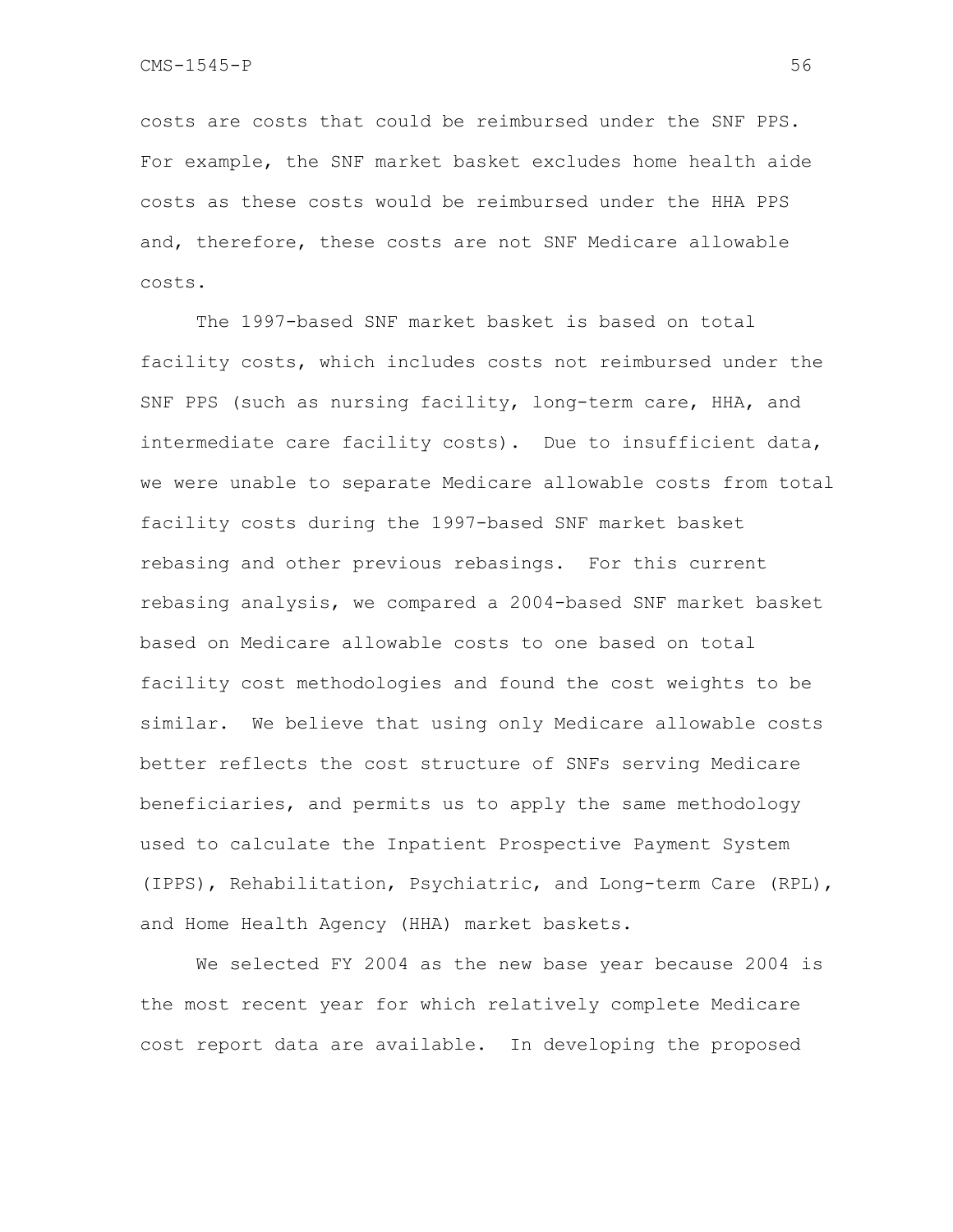costs are costs that could be reimbursed under the SNF PPS. For example, the SNF market basket excludes home health aide costs as these costs would be reimbursed under the HHA PPS and, therefore, these costs are not SNF Medicare allowable costs.

The 1997-based SNF market basket is based on total facility costs, which includes costs not reimbursed under the SNF PPS (such as nursing facility, long-term care, HHA, and intermediate care facility costs). Due to insufficient data, we were unable to separate Medicare allowable costs from total facility costs during the 1997-based SNF market basket rebasing and other previous rebasings. For this current rebasing analysis, we compared a 2004-based SNF market basket based on Medicare allowable costs to one based on total facility cost methodologies and found the cost weights to be similar. We believe that using only Medicare allowable costs better reflects the cost structure of SNFs serving Medicare beneficiaries, and permits us to apply the same methodology used to calculate the Inpatient Prospective Payment System (IPPS), Rehabilitation, Psychiatric, and Long-term Care (RPL), and Home Health Agency (HHA) market baskets.

We selected FY 2004 as the new base year because 2004 is the most recent year for which relatively complete Medicare cost report data are available. In developing the proposed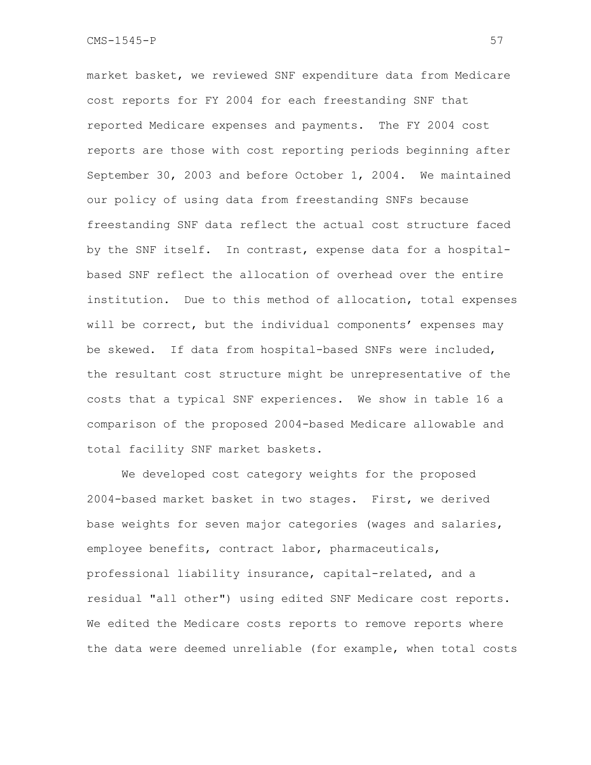market basket, we reviewed SNF expenditure data from Medicare cost reports for FY 2004 for each freestanding SNF that reported Medicare expenses and payments. The FY 2004 cost reports are those with cost reporting periods beginning after September 30, 2003 and before October 1, 2004. We maintained our policy of using data from freestanding SNFs because freestanding SNF data reflect the actual cost structure faced by the SNF itself. In contrast, expense data for a hospital-based SNF reflect the allocation of overhead over the entire institution. Due to this method of allocation, total expenses will be correct, but the individual components' expenses may be skewed. If data from hospital-based SNFs were included, the resultant cost structure might be unrepresentative of the costs that a typical SNF experiences. We show in table 16 a comparison of the proposed 2004-based Medicare allowable and total facility SNF market baskets.

We developed cost category weights for the proposed 2004-based market basket in two stages. First, we derived base weights for seven major categories (wages and salaries, employee benefits, contract labor, pharmaceuticals, professional liability insurance, capital-related, and a residual "all other") using edited SNF Medicare cost reports. We edited the Medicare costs reports to remove reports where the data were deemed unreliable (for example, when total costs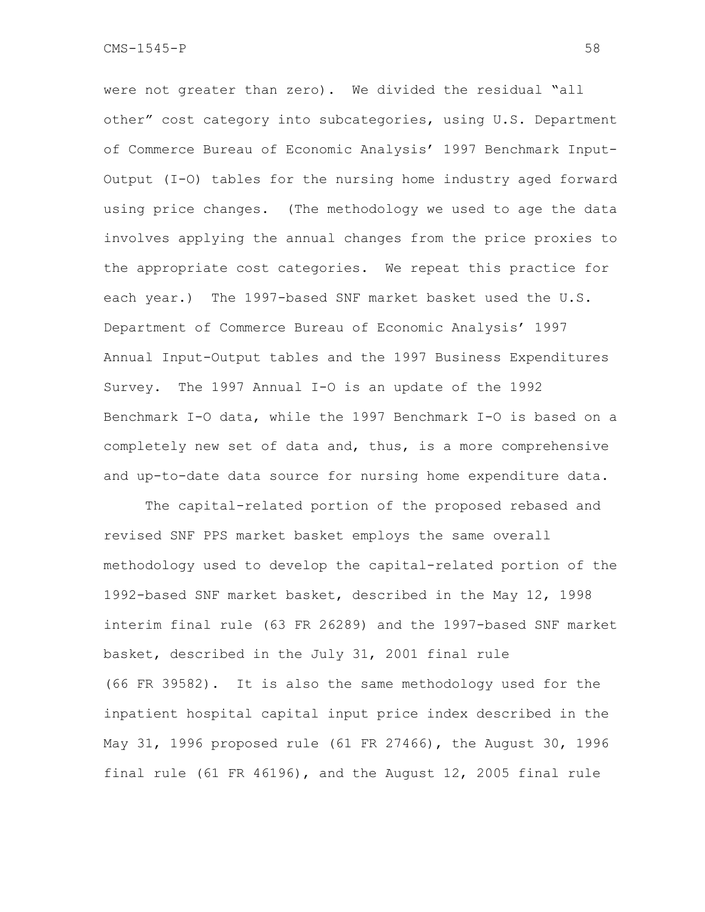were not greater than zero). We divided the residual "all other" cost category into subcategories, using U.S. Department of Commerce Bureau of Economic Analysis' 1997 Benchmark Input-Output (I-O) tables for the nursing home industry aged forward using price changes. (The methodology we used to age the data involves applying the annual changes from the price proxies to the appropriate cost categories. We repeat this practice for each year.) The 1997-based SNF market basket used the U.S. Department of Commerce Bureau of Economic Analysis' 1997 Annual Input-Output tables and the 1997 Business Expenditures Survey. The 1997 Annual I-O is an update of the 1992 Benchmark I-O data, while the 1997 Benchmark I-O is based on a completely new set of data and, thus, is a more comprehensive and up-to-date data source for nursing home expenditure data.

The capital-related portion of the proposed rebased and revised SNF PPS market basket employs the same overall methodology used to develop the capital-related portion of the 1992-based SNF market basket, described in the May 12, 1998 interim final rule (63 FR 26289) and the 1997-based SNF market basket, described in the July 31, 2001 final rule (66 FR 39582). It is also the same methodology used for the inpatient hospital capital input price index described in the May 31, 1996 proposed rule (61 FR 27466), the August 30, 1996 final rule (61 FR 46196), and the August 12, 2005 final rule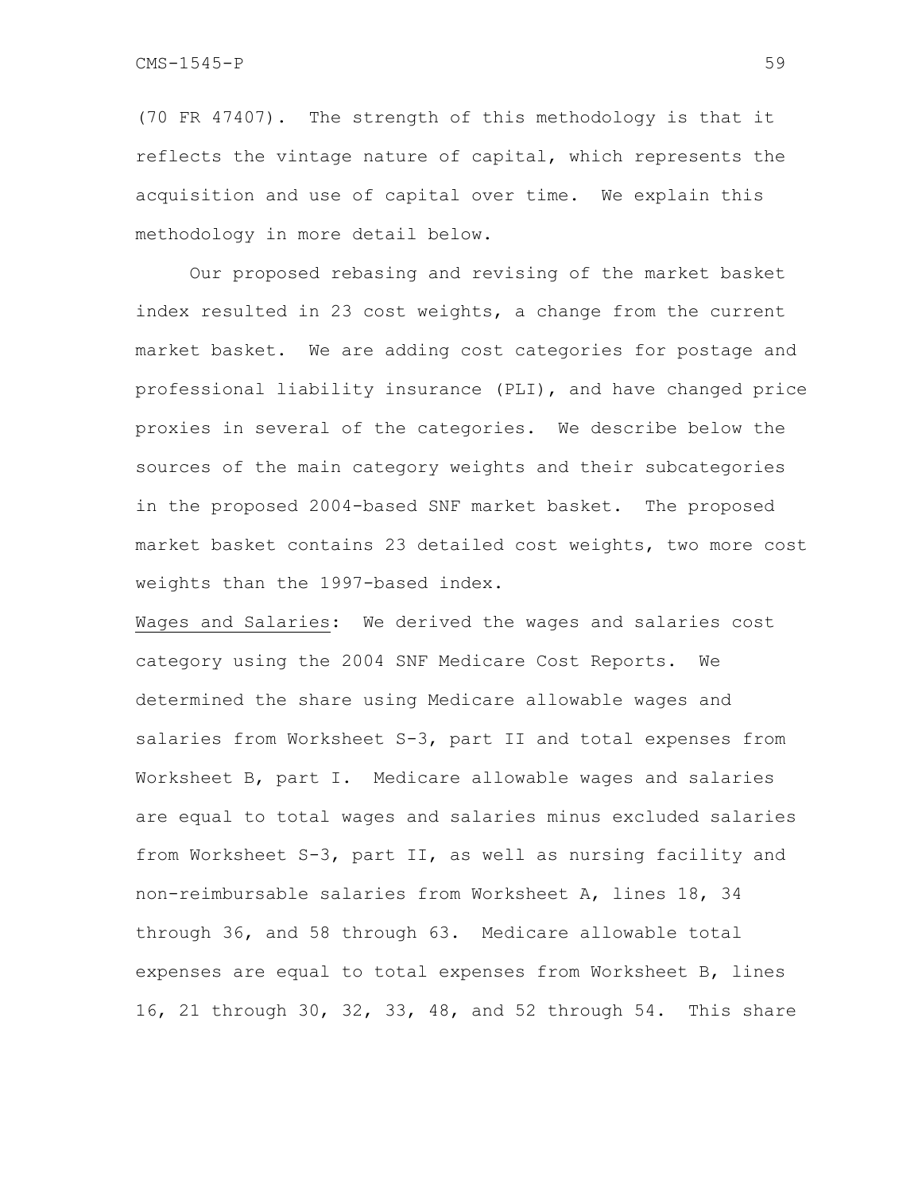(70 FR 47407). The strength of this methodology is that it reflects the vintage nature of capital, which represents the acquisition and use of capital over time. We explain this methodology in more detail below.

Our proposed rebasing and revising of the market basket index resulted in 23 cost weights, a change from the current market basket. We are adding cost categories for postage and professional liability insurance (PLI), and have changed price proxies in several of the categories. We describe below the sources of the main category weights and their subcategories in the proposed 2004-based SNF market basket. The proposed market basket contains 23 detailed cost weights, two more cost weights than the 1997-based index.

<u>Wages and Salaries</u>: We derived the wages and salaries cost category using the 2004 SNF Medicare Cost Reports. We determined the share using Medicare allowable wages and salaries from Worksheet S-3, part II and total expenses from Worksheet B, part I. Medicare allowable wages and salaries are equal to total wages and salaries minus excluded salaries from Worksheet S-3, part II, as well as nursing facility and non-reimbursable salaries from Worksheet A, lines 18, 34 through 36, and 58 through 63. Medicare allowable total expenses are equal to total expenses from Worksheet B, lines 16, 21 through 30, 32, 33, 48, and 52 through 54. This share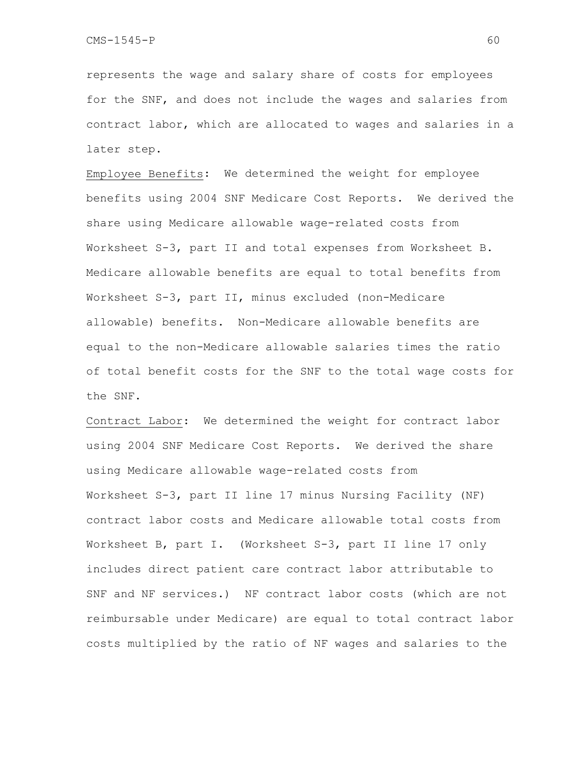represents the wage and salary share of costs for employees for the SNF, and does not include the wages and salaries from contract labor, which are allocated to wages and salaries in a later step.

Employee Benefits: We determined the weight for employee benefits using 2004 SNF Medicare Cost Reports. We derived the share using Medicare allowable wage-related costs from Worksheet S-3, part II and total expenses from Worksheet B. Medicare allowable benefits are equal to total benefits from Worksheet S-3, part II, minus excluded (non-Medicare allowable) benefits. Non-Medicare allowable benefits are equal to the non-Medicare allowable salaries times the ratio of total benefit costs for the SNF to the total wage costs for the SNF.

Contract Labor: We determined the weight for contract labor using 2004 SNF Medicare Cost Reports. We derived the share using Medicare allowable wage-related costs from Worksheet S-3, part II line 17 minus Nursing Facility (NF) contract labor costs and Medicare allowable total costs from Worksheet B, part I. (Worksheet S-3, part II line 17 only includes direct patient care contract labor attributable to SNF and NF services.) NF contract labor costs (which are not reimbursable under Medicare) are equal to total contract labor costs multiplied by the ratio of NF wages and salaries to the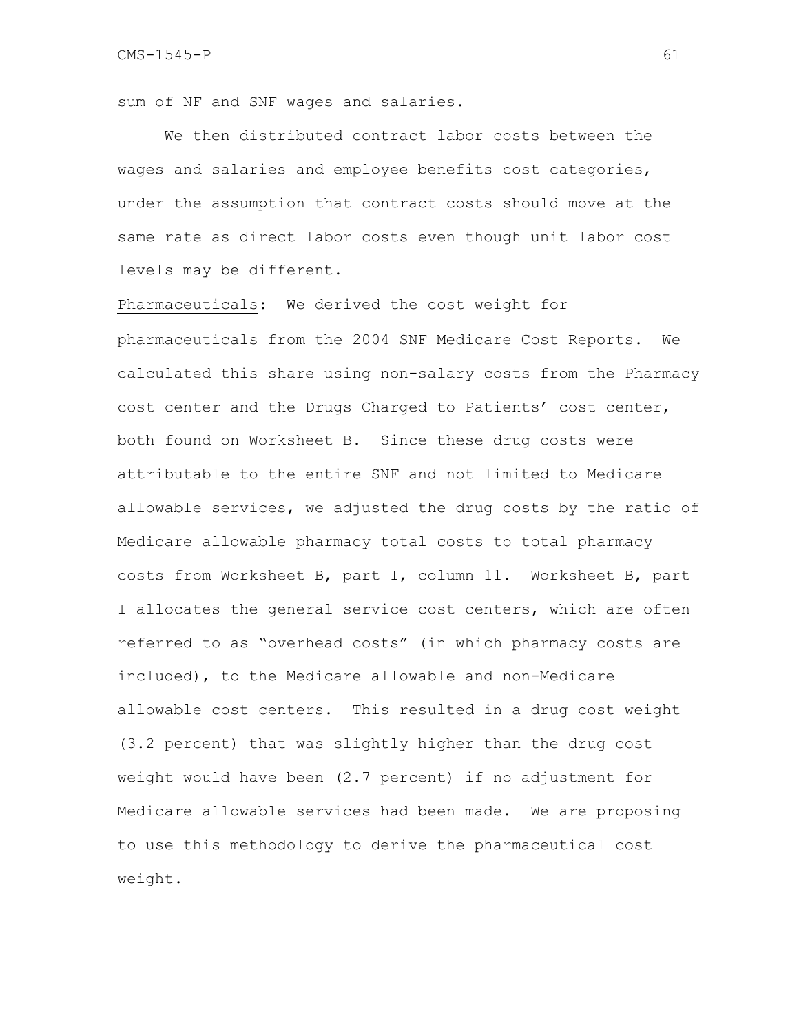sum of NF and SNF wages and salaries.

We then distributed contract labor costs between the wages and salaries and employee benefits cost categories, under the assumption that contract costs should move at the same rate as direct labor costs even though unit labor cost levels may be different.

<u>Pharmaceuticals</u>: We derived the cost weight for pharmaceuticals from the 2004 SNF Medicare Cost Reports. We calculated this share using non-salary costs from the Pharmacy cost center and the Drugs Charged to Patients' cost center, both found on Worksheet B. Since these drug costs were attributable to the entire SNF and not limited to Medicare allowable services, we adjusted the drug costs by the ratio of Medicare allowable pharmacy total costs to total pharmacy costs from Worksheet B, part I, column 11. Worksheet B, part I allocates the general service cost centers, which are often referred to as "overhead costs" (in which pharmacy costs are included), to the Medicare allowable and non-Medicare allowable cost centers. This resulted in a drug cost weight (3.2 percent) that was slightly higher than the drug cost weight would have been (2.7 percent) if no adjustment for Medicare allowable services had been made. We are proposing to use this methodology to derive the pharmaceutical cost weight.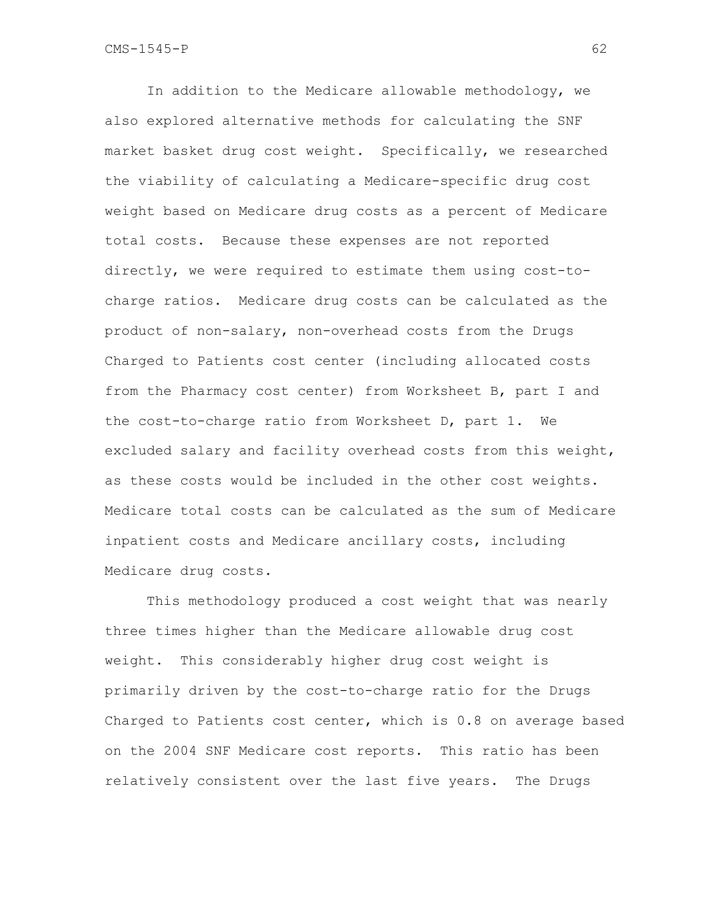In addition to the Medicare allowable methodology, we also explored alternative methods for calculating the SNF market basket drug cost weight. Specifically, we researched the viability of calculating a Medicare-specific drug cost weight based on Medicare drug costs as a percent of Medicare total costs. Because these expenses are not reported directly, we were required to estimate them using cost-to-charge ratios. Medicare drug costs can be calculated as the product of non-salary, non-overhead costs from the Drugs Charged to Patients cost center (including allocated costs from the Pharmacy cost center) from Worksheet B, part I and the cost-to-charge ratio from Worksheet D, part 1. We excluded salary and facility overhead costs from this weight, as these costs would be included in the other cost weights. Medicare total costs can be calculated as the sum of Medicare inpatient costs and Medicare ancillary costs, including Medicare drug costs.

This methodology produced a cost weight that was nearly three times higher than the Medicare allowable drug cost weight. This considerably higher drug cost weight is primarily driven by the cost-to-charge ratio for the Drugs Charged to Patients cost center, which is 0.8 on average based on the 2004 SNF Medicare cost reports. This ratio has been relatively consistent over the last five years. The Drugs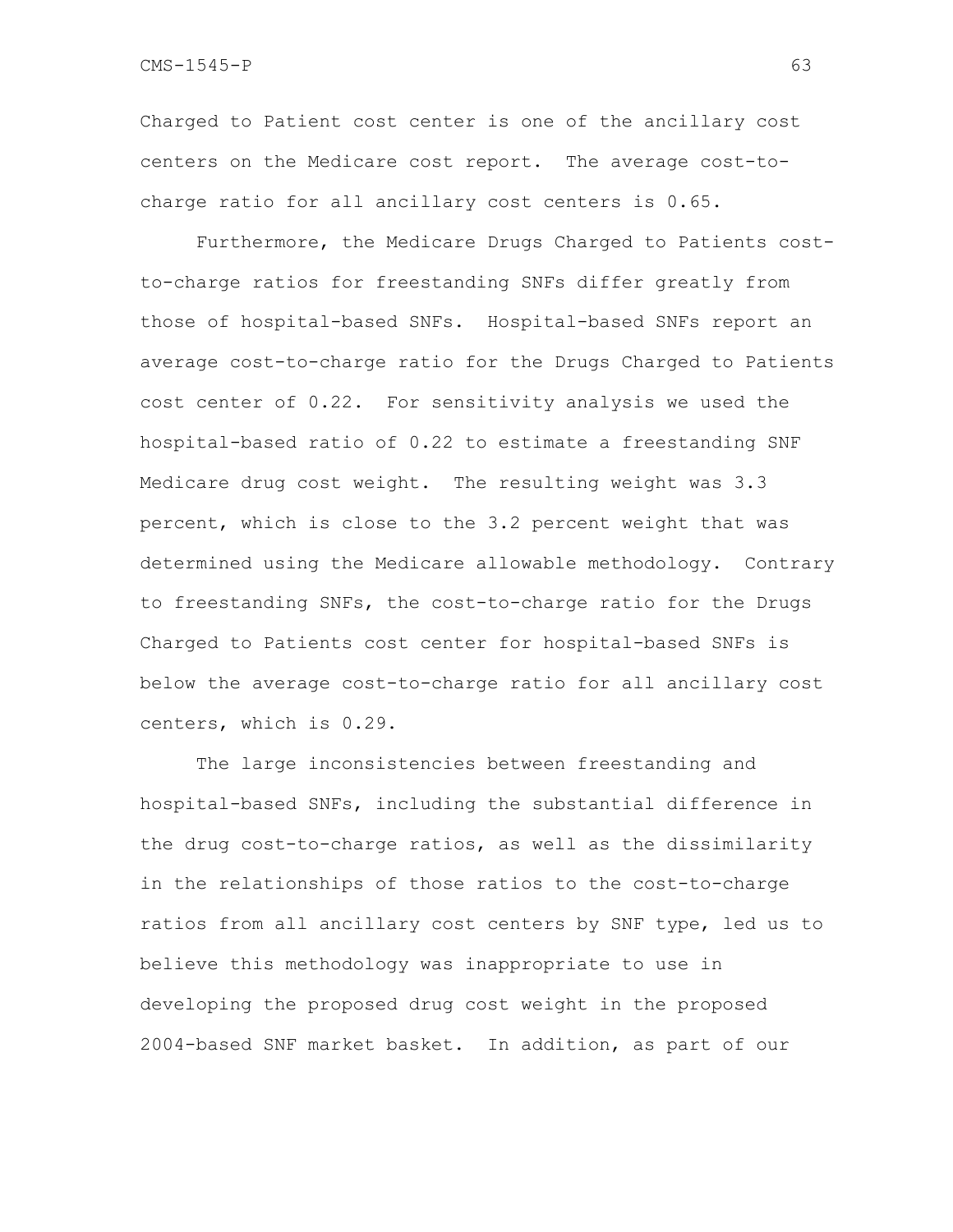Charged to Patient cost center is one of the ancillary cost centers on the Medicare cost report. The average cost-to-charge ratio for all ancillary cost centers is 0.65.

Furthermore, the Medicare Drugs Charged to Patients cost-to-charge ratios for freestanding SNFs differ greatly from those of hospital-based SNFs. Hospital-based SNFs report an average cost-to-charge ratio for the Drugs Charged to Patients cost center of 0.22. For sensitivity analysis we used the hospital-based ratio of 0.22 to estimate a freestanding SNF Medicare drug cost weight. The resulting weight was 3.3 percent, which is close to the 3.2 percent weight that was determined using the Medicare allowable methodology. Contrary to freestanding SNFs, the cost-to-charge ratio for the Drugs Charged to Patients cost center for hospital-based SNFs is below the average cost-to-charge ratio for all ancillary cost centers, which is 0.29.

The large inconsistencies between freestanding and hospital-based SNFs, including the substantial difference in the drug cost-to-charge ratios, as well as the dissimilarity in the relationships of those ratios to the cost-to-charge ratios from all ancillary cost centers by SNF type, led us to believe this methodology was inappropriate to use in developing the proposed drug cost weight in the proposed 2004-based SNF market basket. In addition, as part of our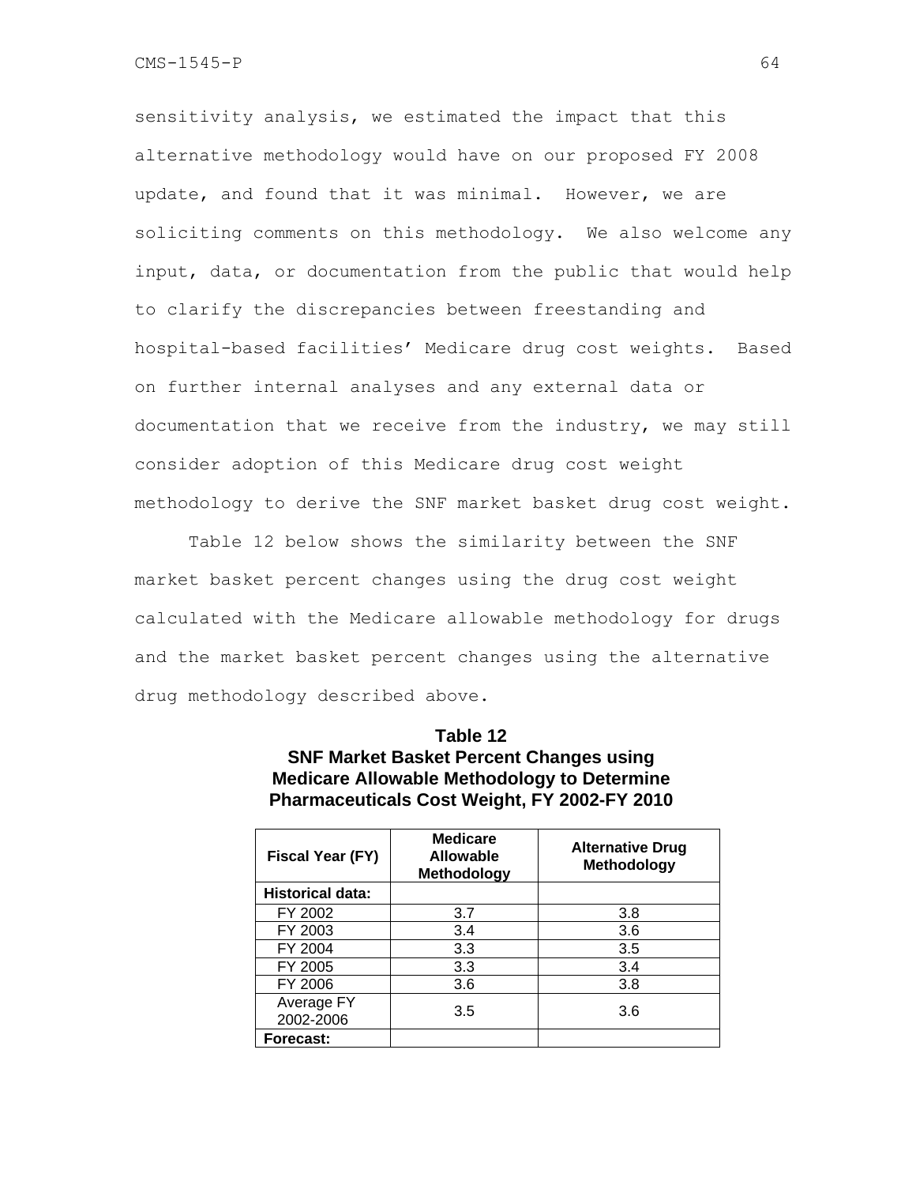sensitivity analysis, we estimated the impact that this alternative methodology would have on our proposed FY 2008 update, and found that it was minimal. However, we are soliciting comments on this methodology. We also welcome any input, data, or documentation from the public that would help to clarify the discrepancies between freestanding and hospital-based facilities' Medicare drug cost weights. Based on further internal analyses and any external data or documentation that we receive from the industry, we may still consider adoption of this Medicare drug cost weight methodology to derive the SNF market basket drug cost weight.

Table 12 below shows the similarity between the SNF market basket percent changes using the drug cost weight calculated with the Medicare allowable methodology for drugs and the market basket percent changes using the alternative drug methodology described above.

**Table 12**
**SNF Market Basket Percent Changes using Medicare Allowable Methodology to Determine Pharmaceuticals Cost Weight, FY 2002-FY 2010**

| Fiscal Year (FY) | Medicare Allowable Methodology | Alternative Drug Methodology |
|---|---|---|
| **Historical data:** | | |
| FY 2002 | 3.7 | 3.8 |
| FY 2003 | 3.4 | 3.6 |
| FY 2004 | 3.3 | 3.5 |
| FY 2005 | 3.3 | 3.4 |
| FY 2006 | 3.6 | 3.8 |
| Average FY 2002-2006 | 3.5 | 3.6 |
| **Forecast:** | | |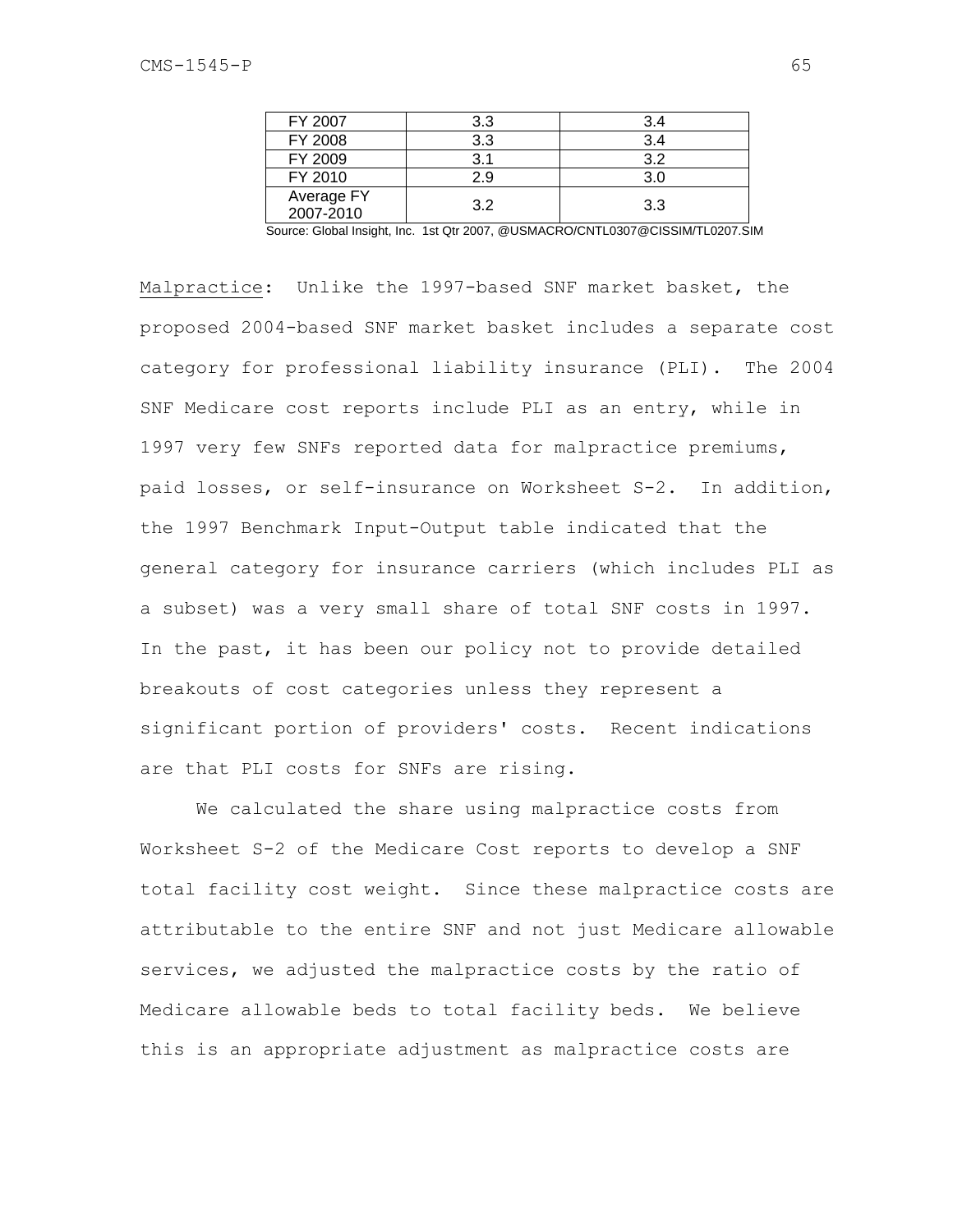| | | |
|---|---|---|
| FY 2007 | 3.3 | 3.4 |
| FY 2008 | 3.3 | 3.4 |
| FY 2009 | 3.1 | 3.2 |
| FY 2010 | 2.9 | 3.0 |
| Average FY 2007-2010 | 3.2 | 3.3 |

Source: Global Insight, Inc. 1st Qtr 2007, @USMACRO/CNTL0307@CISSIM/TL0207.SIM

Malpractice: Unlike the 1997-based SNF market basket, the proposed 2004-based SNF market basket includes a separate cost category for professional liability insurance (PLI). The 2004 SNF Medicare cost reports include PLI as an entry, while in 1997 very few SNFs reported data for malpractice premiums, paid losses, or self-insurance on Worksheet S-2. In addition, the 1997 Benchmark Input-Output table indicated that the general category for insurance carriers (which includes PLI as a subset) was a very small share of total SNF costs in 1997. In the past, it has been our policy not to provide detailed breakouts of cost categories unless they represent a significant portion of providers' costs. Recent indications are that PLI costs for SNFs are rising.

We calculated the share using malpractice costs from Worksheet S-2 of the Medicare Cost reports to develop a SNF total facility cost weight. Since these malpractice costs are attributable to the entire SNF and not just Medicare allowable services, we adjusted the malpractice costs by the ratio of Medicare allowable beds to total facility beds. We believe this is an appropriate adjustment as malpractice costs are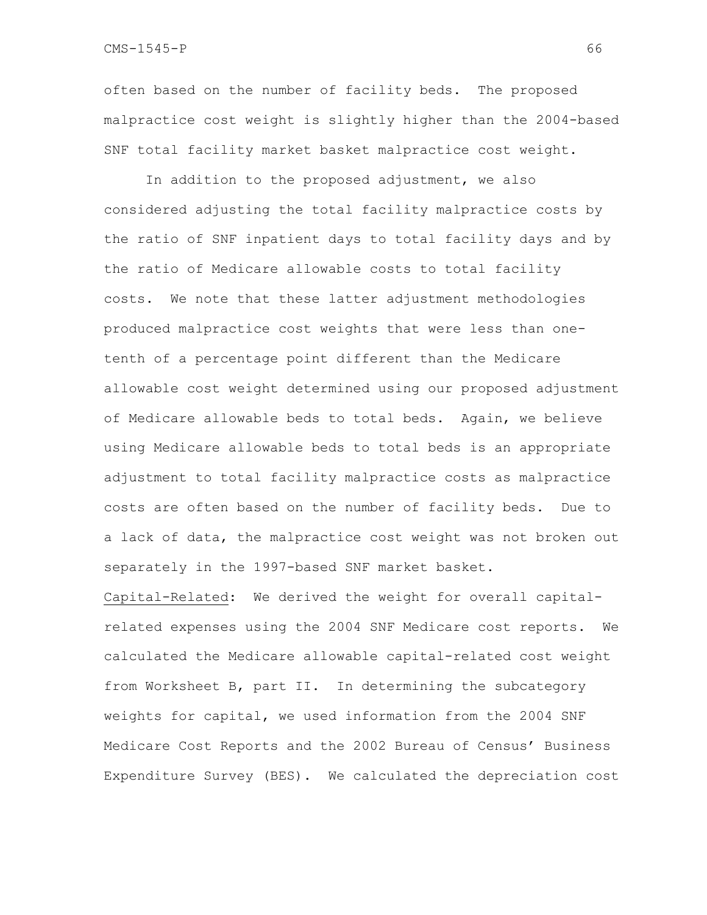often based on the number of facility beds. The proposed malpractice cost weight is slightly higher than the 2004-based SNF total facility market basket malpractice cost weight.

In addition to the proposed adjustment, we also considered adjusting the total facility malpractice costs by the ratio of SNF inpatient days to total facility days and by the ratio of Medicare allowable costs to total facility costs. We note that these latter adjustment methodologies produced malpractice cost weights that were less than one-tenth of a percentage point different than the Medicare allowable cost weight determined using our proposed adjustment of Medicare allowable beds to total beds. Again, we believe using Medicare allowable beds to total beds is an appropriate adjustment to total facility malpractice costs as malpractice costs are often based on the number of facility beds. Due to a lack of data, the malpractice cost weight was not broken out separately in the 1997-based SNF market basket.

<u>Capital-Related</u>: We derived the weight for overall capital-related expenses using the 2004 SNF Medicare cost reports. We calculated the Medicare allowable capital-related cost weight from Worksheet B, part II. In determining the subcategory weights for capital, we used information from the 2004 SNF Medicare Cost Reports and the 2002 Bureau of Census' Business Expenditure Survey (BES). We calculated the depreciation cost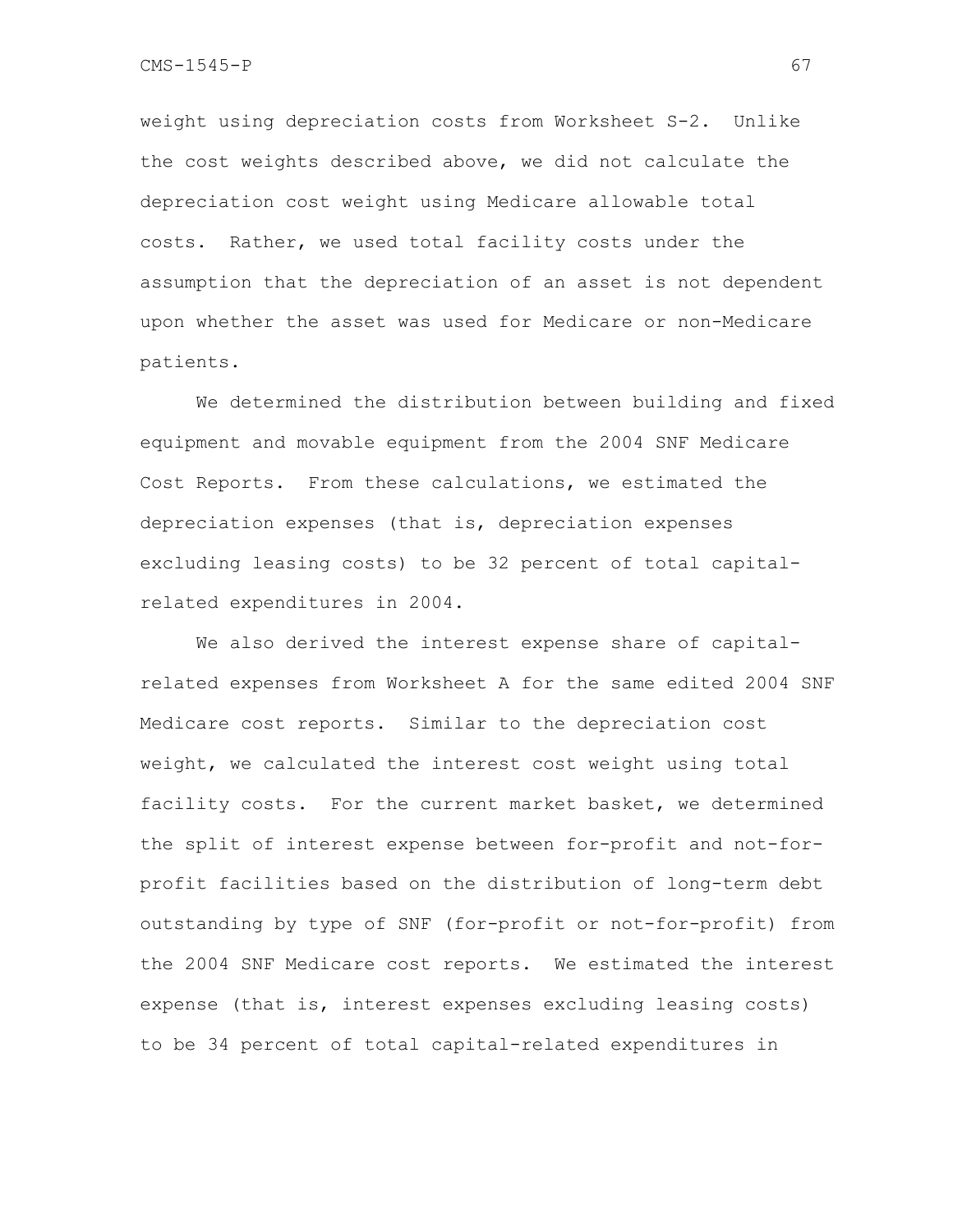weight using depreciation costs from Worksheet S-2. Unlike the cost weights described above, we did not calculate the depreciation cost weight using Medicare allowable total costs. Rather, we used total facility costs under the assumption that the depreciation of an asset is not dependent upon whether the asset was used for Medicare or non-Medicare patients.

We determined the distribution between building and fixed equipment and movable equipment from the 2004 SNF Medicare Cost Reports. From these calculations, we estimated the depreciation expenses (that is, depreciation expenses excluding leasing costs) to be 32 percent of total capital-related expenditures in 2004.

We also derived the interest expense share of capital-related expenses from Worksheet A for the same edited 2004 SNF Medicare cost reports. Similar to the depreciation cost weight, we calculated the interest cost weight using total facility costs. For the current market basket, we determined the split of interest expense between for-profit and not-for-profit facilities based on the distribution of long-term debt outstanding by type of SNF (for-profit or not-for-profit) from the 2004 SNF Medicare cost reports. We estimated the interest expense (that is, interest expenses excluding leasing costs) to be 34 percent of total capital-related expenditures in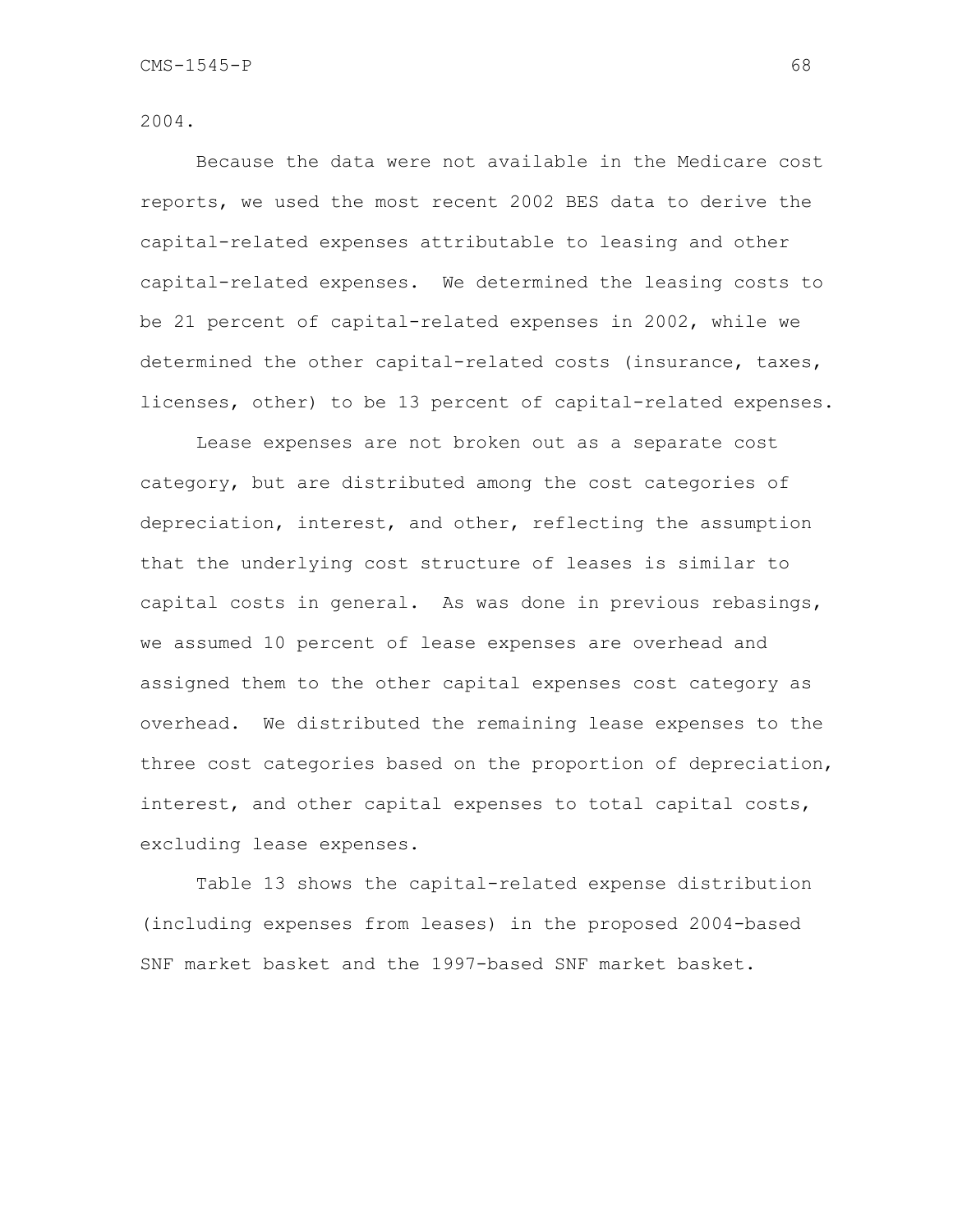2004.

Because the data were not available in the Medicare cost reports, we used the most recent 2002 BES data to derive the capital-related expenses attributable to leasing and other capital-related expenses. We determined the leasing costs to be 21 percent of capital-related expenses in 2002, while we determined the other capital-related costs (insurance, taxes, licenses, other) to be 13 percent of capital-related expenses.

Lease expenses are not broken out as a separate cost category, but are distributed among the cost categories of depreciation, interest, and other, reflecting the assumption that the underlying cost structure of leases is similar to capital costs in general. As was done in previous rebasings, we assumed 10 percent of lease expenses are overhead and assigned them to the other capital expenses cost category as overhead. We distributed the remaining lease expenses to the three cost categories based on the proportion of depreciation, interest, and other capital expenses to total capital costs, excluding lease expenses.

Table 13 shows the capital-related expense distribution (including expenses from leases) in the proposed 2004-based SNF market basket and the 1997-based SNF market basket.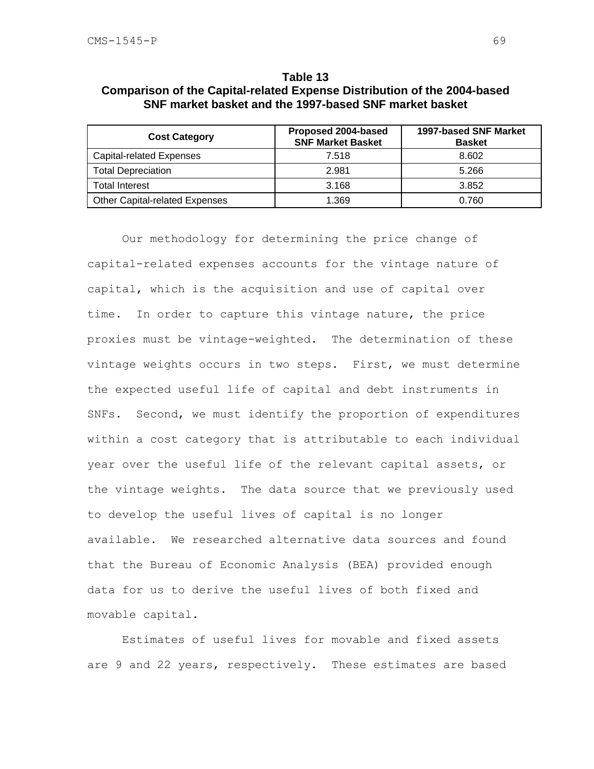**Table 13**
**Comparison of the Capital-related Expense Distribution of the 2004-based SNF market basket and the 1997-based SNF market basket**

| Cost Category | Proposed 2004-based SNF Market Basket | 1997-based SNF Market Basket |
| --- | --- | --- |
| Capital-related Expenses | 7.518 | 8.602 |
| Total Depreciation | 2.981 | 5.266 |
| Total Interest | 3.168 | 3.852 |
| Other Capital-related Expenses | 1.369 | 0.760 |

Our methodology for determining the price change of capital-related expenses accounts for the vintage nature of capital, which is the acquisition and use of capital over time. In order to capture this vintage nature, the price proxies must be vintage-weighted. The determination of these vintage weights occurs in two steps. First, we must determine the expected useful life of capital and debt instruments in SNFs. Second, we must identify the proportion of expenditures within a cost category that is attributable to each individual year over the useful life of the relevant capital assets, or the vintage weights. The data source that we previously used to develop the useful lives of capital is no longer available. We researched alternative data sources and found that the Bureau of Economic Analysis (BEA) provided enough data for us to derive the useful lives of both fixed and movable capital.

Estimates of useful lives for movable and fixed assets are 9 and 22 years, respectively. These estimates are based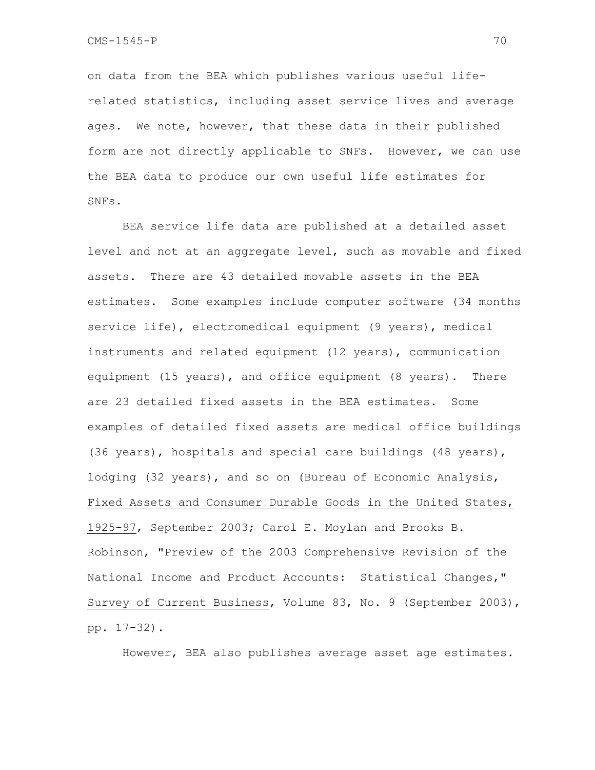on data from the BEA which publishes various useful life-related statistics, including asset service lives and average ages. We note, however, that these data in their published form are not directly applicable to SNFs. However, we can use the BEA data to produce our own useful life estimates for SNFs.

BEA service life data are published at a detailed asset level and not at an aggregate level, such as movable and fixed assets. There are 43 detailed movable assets in the BEA estimates. Some examples include computer software (34 months service life), electromedical equipment (9 years), medical instruments and related equipment (12 years), communication equipment (15 years), and office equipment (8 years). There are 23 detailed fixed assets in the BEA estimates. Some examples of detailed fixed assets are medical office buildings (36 years), hospitals and special care buildings (48 years), lodging (32 years), and so on (Bureau of Economic Analysis, Fixed Assets and Consumer Durable Goods in the United States, 1925-97, September 2003; Carol E. Moylan and Brooks B. Robinson, "Preview of the 2003 Comprehensive Revision of the National Income and Product Accounts: Statistical Changes," Survey of Current Business, Volume 83, No. 9 (September 2003), pp. 17-32).

However, BEA also publishes average asset age estimates.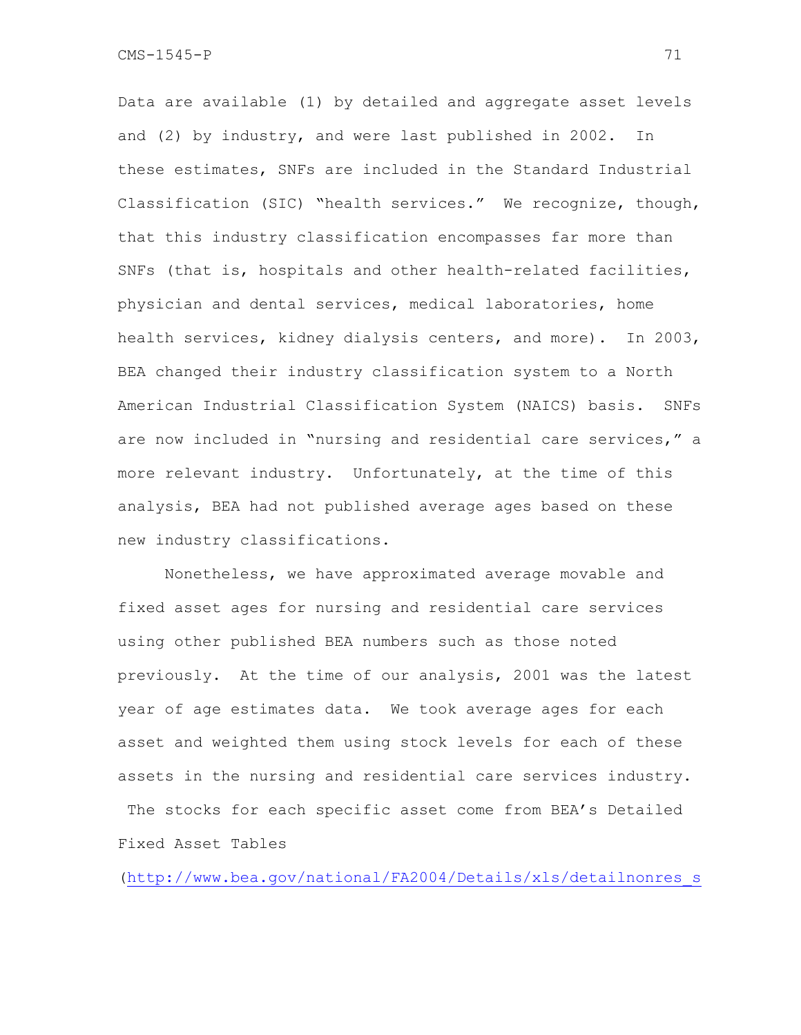Data are available (1) by detailed and aggregate asset levels and (2) by industry, and were last published in 2002. In these estimates, SNFs are included in the Standard Industrial Classification (SIC) "health services." We recognize, though, that this industry classification encompasses far more than SNFs (that is, hospitals and other health-related facilities, physician and dental services, medical laboratories, home health services, kidney dialysis centers, and more). In 2003, BEA changed their industry classification system to a North American Industrial Classification System (NAICS) basis. SNFs are now included in "nursing and residential care services," a more relevant industry. Unfortunately, at the time of this analysis, BEA had not published average ages based on these new industry classifications.

Nonetheless, we have approximated average movable and fixed asset ages for nursing and residential care services using other published BEA numbers such as those noted previously. At the time of our analysis, 2001 was the latest year of age estimates data. We took average ages for each asset and weighted them using stock levels for each of these assets in the nursing and residential care services industry. The stocks for each specific asset come from BEA's Detailed Fixed Asset Tables (http://www.bea.gov/national/FA2004/Details/xls/detailnonres_s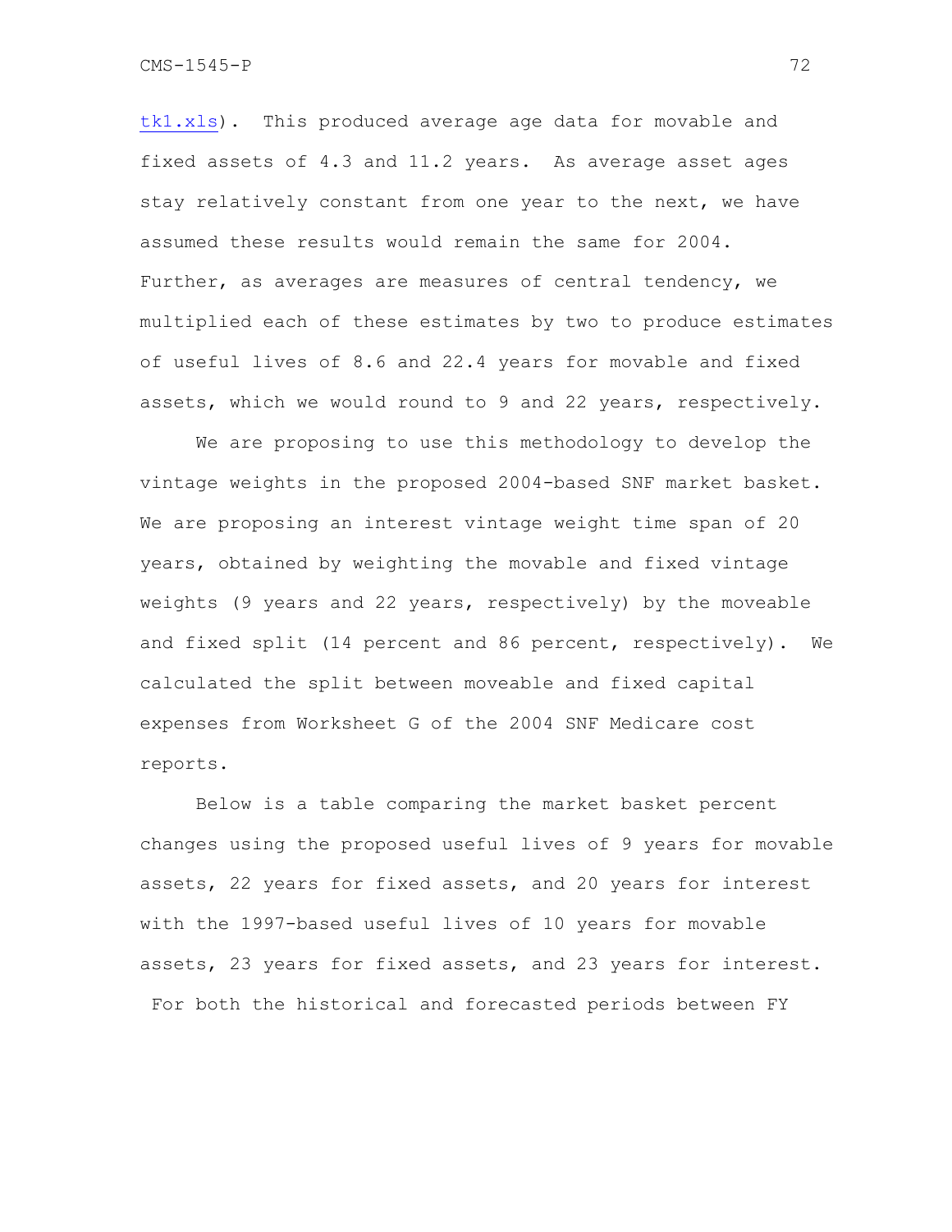tk1.xls). This produced average age data for movable and fixed assets of 4.3 and 11.2 years. As average asset ages stay relatively constant from one year to the next, we have assumed these results would remain the same for 2004. Further, as averages are measures of central tendency, we multiplied each of these estimates by two to produce estimates of useful lives of 8.6 and 22.4 years for movable and fixed assets, which we would round to 9 and 22 years, respectively.

We are proposing to use this methodology to develop the vintage weights in the proposed 2004-based SNF market basket. We are proposing an interest vintage weight time span of 20 years, obtained by weighting the movable and fixed vintage weights (9 years and 22 years, respectively) by the moveable and fixed split (14 percent and 86 percent, respectively). We calculated the split between moveable and fixed capital expenses from Worksheet G of the 2004 SNF Medicare cost reports.

Below is a table comparing the market basket percent changes using the proposed useful lives of 9 years for movable assets, 22 years for fixed assets, and 20 years for interest with the 1997-based useful lives of 10 years for movable assets, 23 years for fixed assets, and 23 years for interest. For both the historical and forecasted periods between FY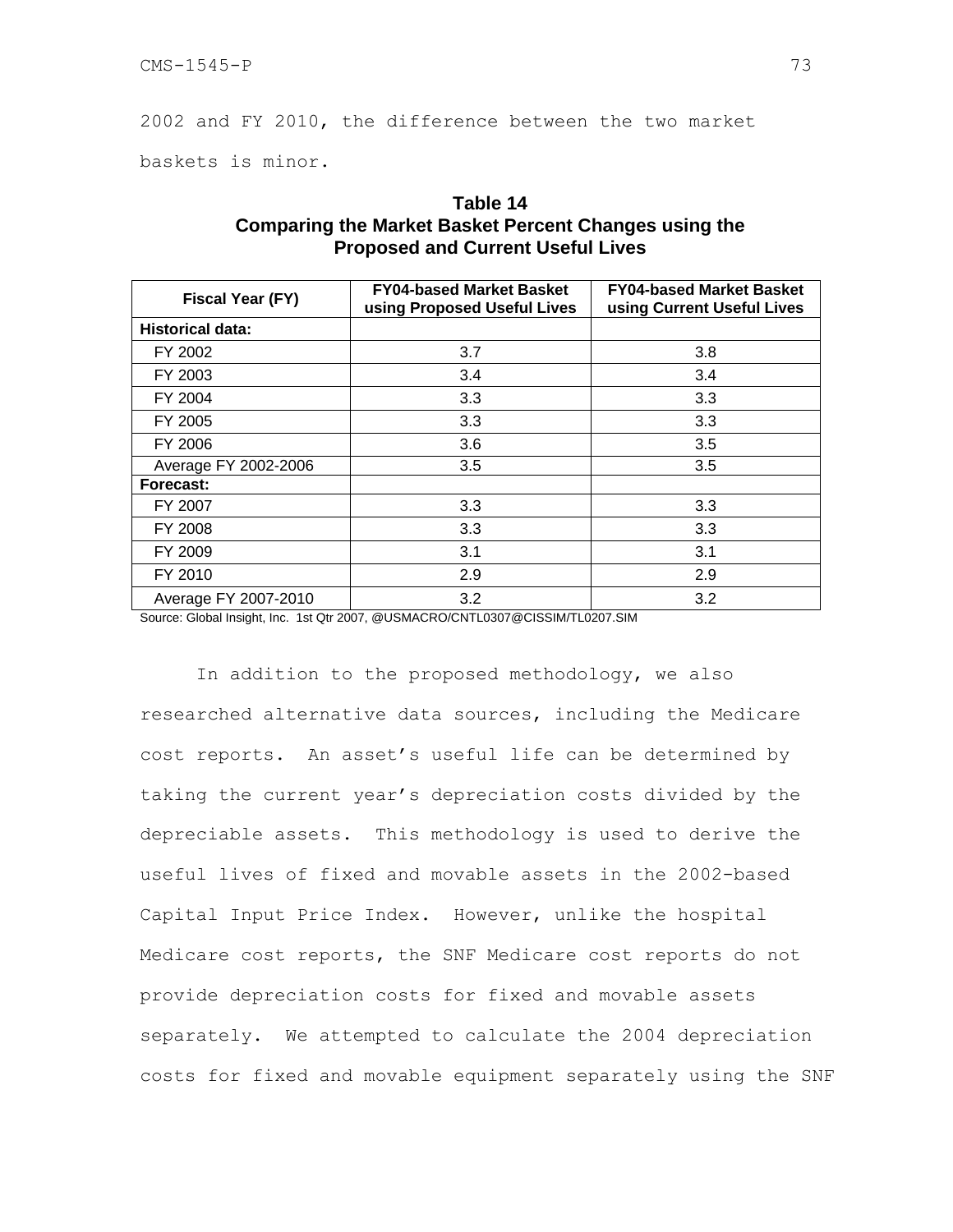2002 and FY 2010, the difference between the two market baskets is minor.

**Table 14**
**Comparing the Market Basket Percent Changes using the Proposed and Current Useful Lives**

| Fiscal Year (FY) | FY04-based Market Basket using Proposed Useful Lives | FY04-based Market Basket using Current Useful Lives |
|---|---|---|
| **Historical data:** | | |
| FY 2002 | 3.7 | 3.8 |
| FY 2003 | 3.4 | 3.4 |
| FY 2004 | 3.3 | 3.3 |
| FY 2005 | 3.3 | 3.3 |
| FY 2006 | 3.6 | 3.5 |
| Average FY 2002-2006 | 3.5 | 3.5 |
| **Forecast:** | | |
| FY 2007 | 3.3 | 3.3 |
| FY 2008 | 3.3 | 3.3 |
| FY 2009 | 3.1 | 3.1 |
| FY 2010 | 2.9 | 2.9 |
| Average FY 2007-2010 | 3.2 | 3.2 |

Source: Global Insight, Inc. 1st Qtr 2007, @USMACRO/CNTL0307@CISSIM/TL0207.SIM

In addition to the proposed methodology, we also researched alternative data sources, including the Medicare cost reports. An asset's useful life can be determined by taking the current year's depreciation costs divided by the depreciable assets. This methodology is used to derive the useful lives of fixed and movable assets in the 2002-based Capital Input Price Index. However, unlike the hospital Medicare cost reports, the SNF Medicare cost reports do not provide depreciation costs for fixed and movable assets separately. We attempted to calculate the 2004 depreciation costs for fixed and movable equipment separately using the SNF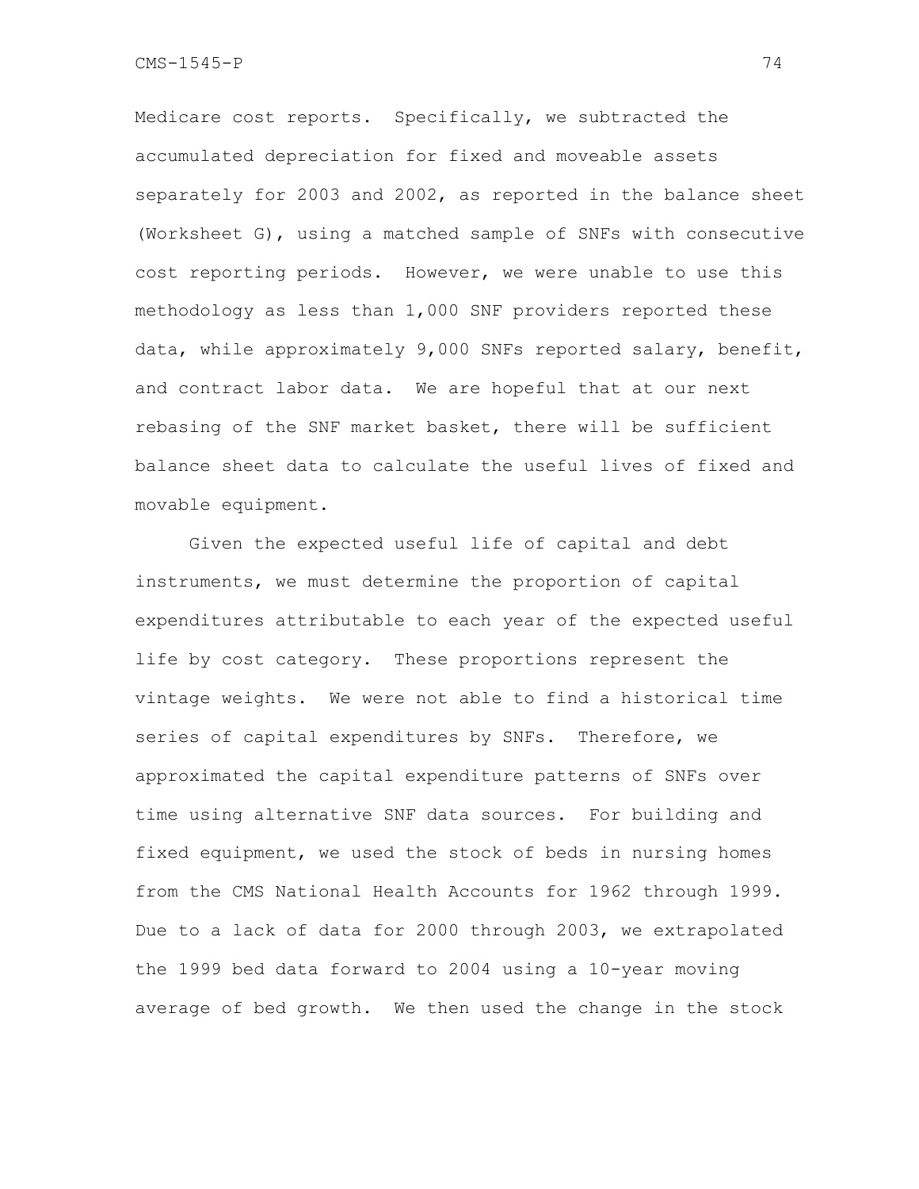Medicare cost reports. Specifically, we subtracted the accumulated depreciation for fixed and moveable assets separately for 2003 and 2002, as reported in the balance sheet (Worksheet G), using a matched sample of SNFs with consecutive cost reporting periods. However, we were unable to use this methodology as less than 1,000 SNF providers reported these data, while approximately 9,000 SNFs reported salary, benefit, and contract labor data. We are hopeful that at our next rebasing of the SNF market basket, there will be sufficient balance sheet data to calculate the useful lives of fixed and movable equipment.

Given the expected useful life of capital and debt instruments, we must determine the proportion of capital expenditures attributable to each year of the expected useful life by cost category. These proportions represent the vintage weights. We were not able to find a historical time series of capital expenditures by SNFs. Therefore, we approximated the capital expenditure patterns of SNFs over time using alternative SNF data sources. For building and fixed equipment, we used the stock of beds in nursing homes from the CMS National Health Accounts for 1962 through 1999. Due to a lack of data for 2000 through 2003, we extrapolated the 1999 bed data forward to 2004 using a 10-year moving average of bed growth. We then used the change in the stock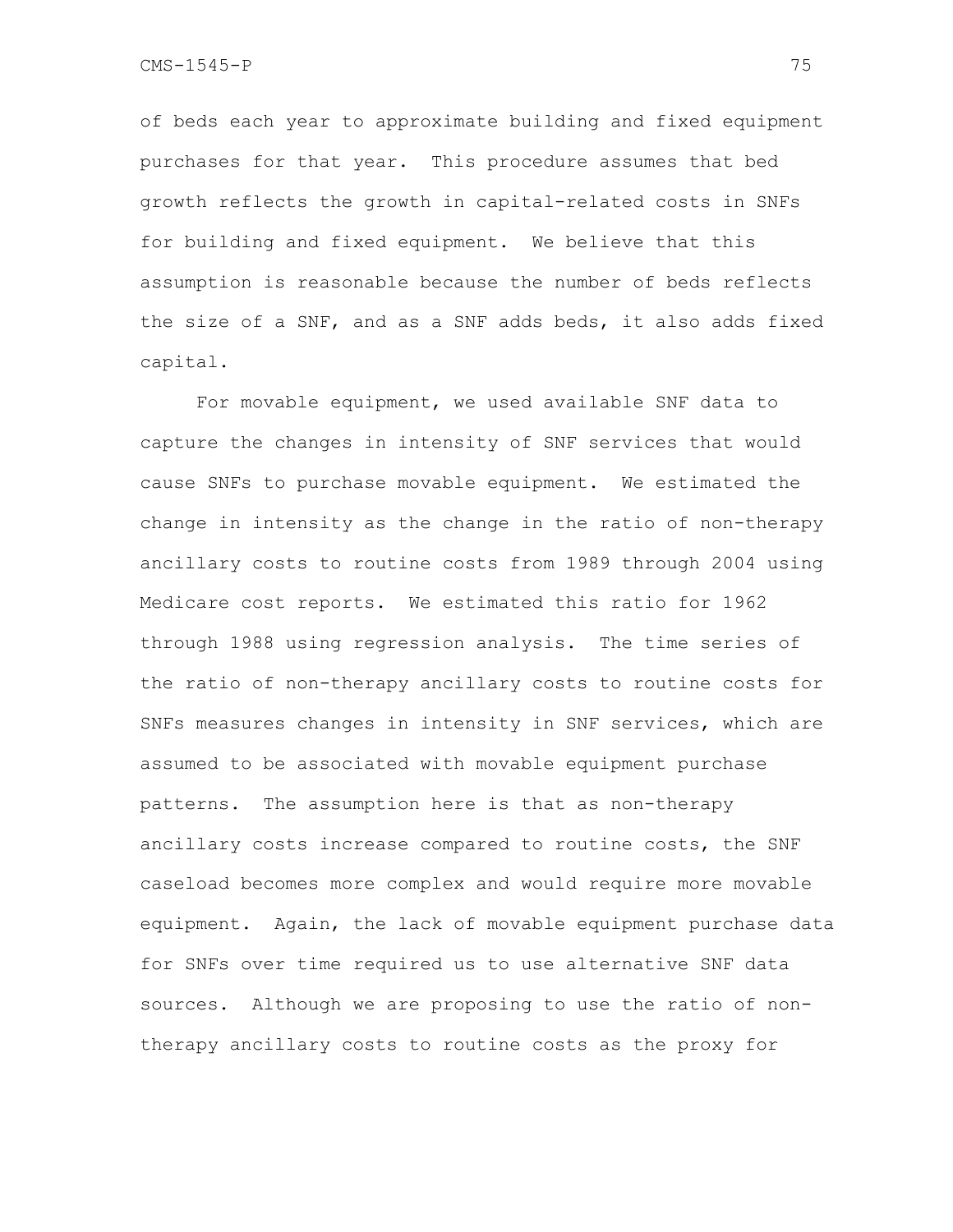of beds each year to approximate building and fixed equipment purchases for that year. This procedure assumes that bed growth reflects the growth in capital-related costs in SNFs for building and fixed equipment. We believe that this assumption is reasonable because the number of beds reflects the size of a SNF, and as a SNF adds beds, it also adds fixed capital.

For movable equipment, we used available SNF data to capture the changes in intensity of SNF services that would cause SNFs to purchase movable equipment. We estimated the change in intensity as the change in the ratio of non-therapy ancillary costs to routine costs from 1989 through 2004 using Medicare cost reports. We estimated this ratio for 1962 through 1988 using regression analysis. The time series of the ratio of non-therapy ancillary costs to routine costs for SNFs measures changes in intensity in SNF services, which are assumed to be associated with movable equipment purchase patterns. The assumption here is that as non-therapy ancillary costs increase compared to routine costs, the SNF caseload becomes more complex and would require more movable equipment. Again, the lack of movable equipment purchase data for SNFs over time required us to use alternative SNF data sources. Although we are proposing to use the ratio of non-therapy ancillary costs to routine costs as the proxy for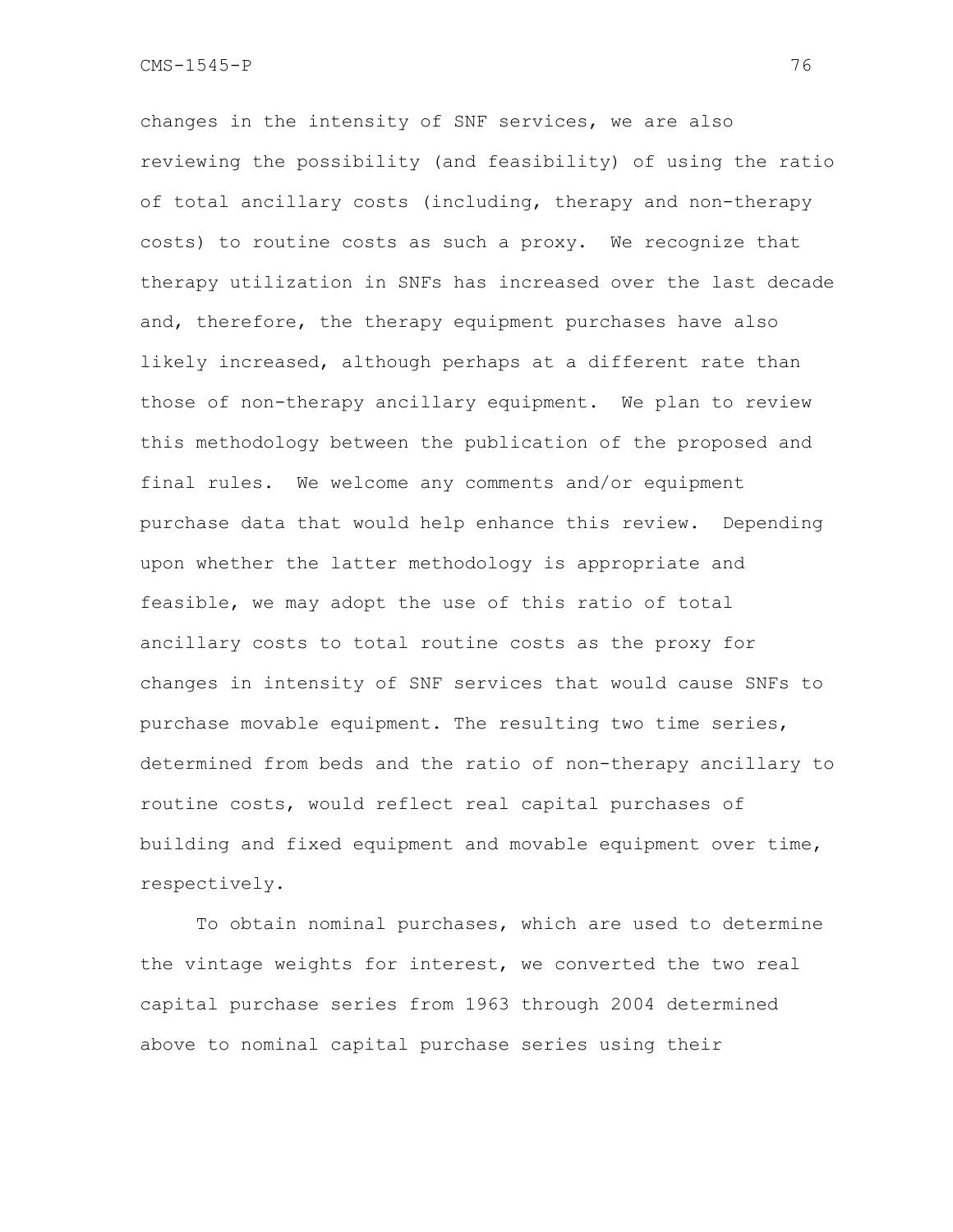changes in the intensity of SNF services, we are also reviewing the possibility (and feasibility) of using the ratio of total ancillary costs (including, therapy and non-therapy costs) to routine costs as such a proxy. We recognize that therapy utilization in SNFs has increased over the last decade and, therefore, the therapy equipment purchases have also likely increased, although perhaps at a different rate than those of non-therapy ancillary equipment. We plan to review this methodology between the publication of the proposed and final rules. We welcome any comments and/or equipment purchase data that would help enhance this review. Depending upon whether the latter methodology is appropriate and feasible, we may adopt the use of this ratio of total ancillary costs to total routine costs as the proxy for changes in intensity of SNF services that would cause SNFs to purchase movable equipment. The resulting two time series, determined from beds and the ratio of non-therapy ancillary to routine costs, would reflect real capital purchases of building and fixed equipment and movable equipment over time, respectively.

To obtain nominal purchases, which are used to determine the vintage weights for interest, we converted the two real capital purchase series from 1963 through 2004 determined above to nominal capital purchase series using their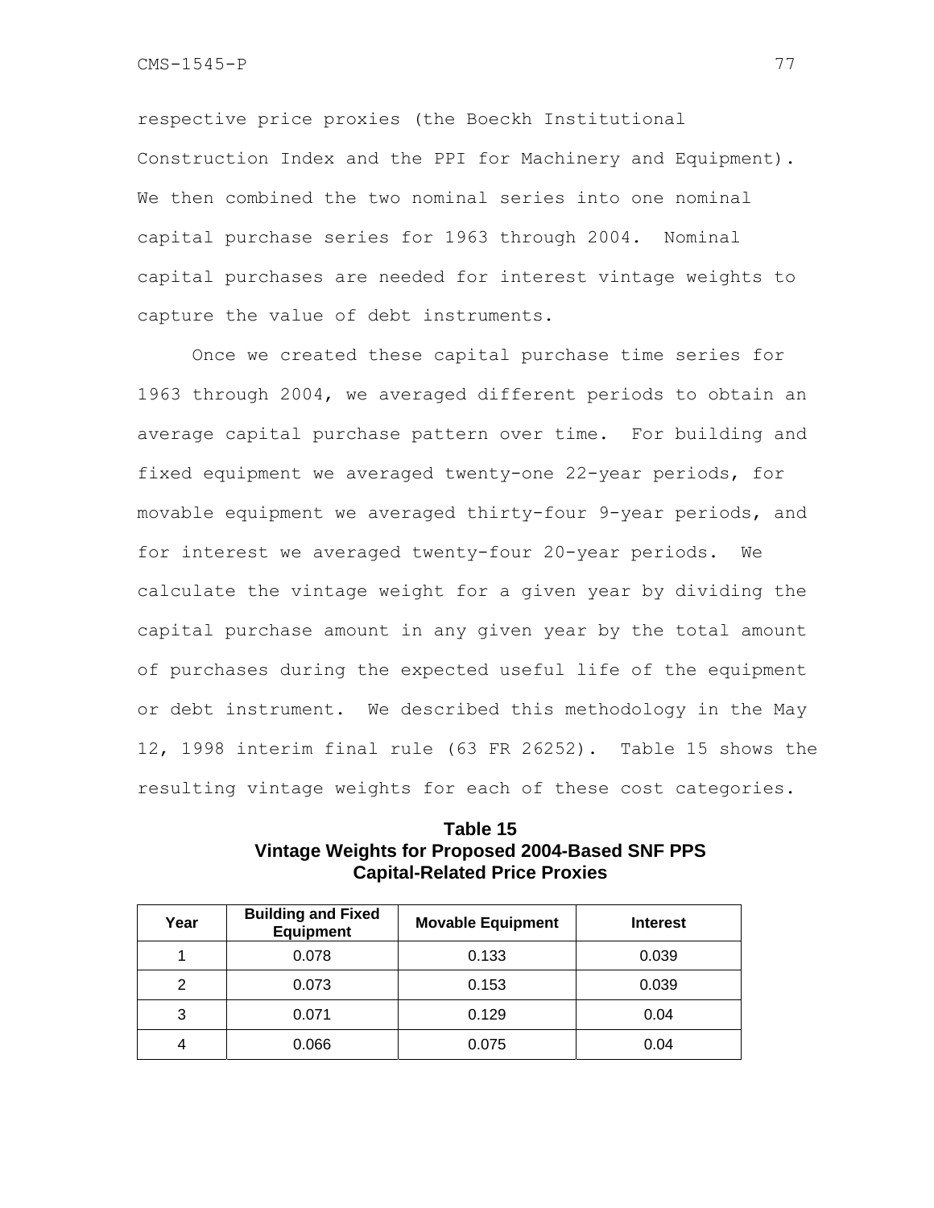respective price proxies (the Boeckh Institutional Construction Index and the PPI for Machinery and Equipment). We then combined the two nominal series into one nominal capital purchase series for 1963 through 2004. Nominal capital purchases are needed for interest vintage weights to capture the value of debt instruments.

Once we created these capital purchase time series for 1963 through 2004, we averaged different periods to obtain an average capital purchase pattern over time. For building and fixed equipment we averaged twenty-one 22-year periods, for movable equipment we averaged thirty-four 9-year periods, and for interest we averaged twenty-four 20-year periods. We calculate the vintage weight for a given year by dividing the capital purchase amount in any given year by the total amount of purchases during the expected useful life of the equipment or debt instrument. We described this methodology in the May 12, 1998 interim final rule (63 FR 26252). Table 15 shows the resulting vintage weights for each of these cost categories.

**Table 15**
**Vintage Weights for Proposed 2004-Based SNF PPS Capital-Related Price Proxies**

| Year | Building and Fixed Equipment | Movable Equipment | Interest |
|---|---|---|---|
| 1 | 0.078 | 0.133 | 0.039 |
| 2 | 0.073 | 0.153 | 0.039 |
| 3 | 0.071 | 0.129 | 0.04 |
| 4 | 0.066 | 0.075 | 0.04 |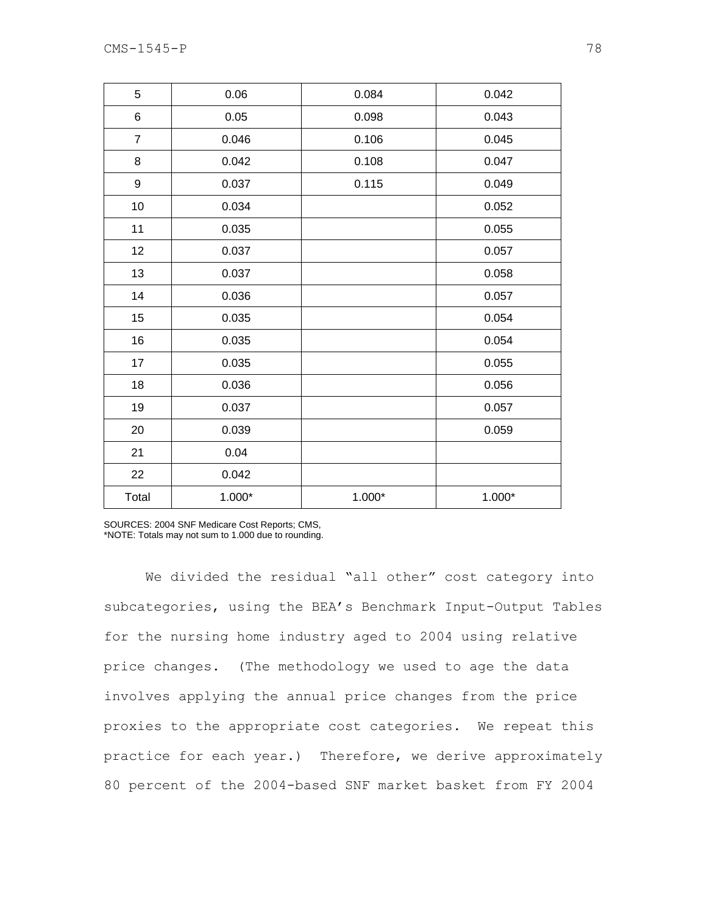| | | | |
|---|---|---|---|
| 5 | 0.06 | 0.084 | 0.042 |
| 6 | 0.05 | 0.098 | 0.043 |
| 7 | 0.046 | 0.106 | 0.045 |
| 8 | 0.042 | 0.108 | 0.047 |
| 9 | 0.037 | 0.115 | 0.049 |
| 10 | 0.034 | | 0.052 |
| 11 | 0.035 | | 0.055 |
| 12 | 0.037 | | 0.057 |
| 13 | 0.037 | | 0.058 |
| 14 | 0.036 | | 0.057 |
| 15 | 0.035 | | 0.054 |
| 16 | 0.035 | | 0.054 |
| 17 | 0.035 | | 0.055 |
| 18 | 0.036 | | 0.056 |
| 19 | 0.037 | | 0.057 |
| 20 | 0.039 | | 0.059 |
| 21 | 0.04 | | |
| 22 | 0.042 | | |
| Total | 1.000* | 1.000* | 1.000* |

SOURCES: 2004 SNF Medicare Cost Reports; CMS,
*NOTE: Totals may not sum to 1.000 due to rounding.

We divided the residual "all other" cost category into subcategories, using the BEA's Benchmark Input-Output Tables for the nursing home industry aged to 2004 using relative price changes. (The methodology we used to age the data involves applying the annual price changes from the price proxies to the appropriate cost categories. We repeat this practice for each year.) Therefore, we derive approximately 80 percent of the 2004-based SNF market basket from FY 2004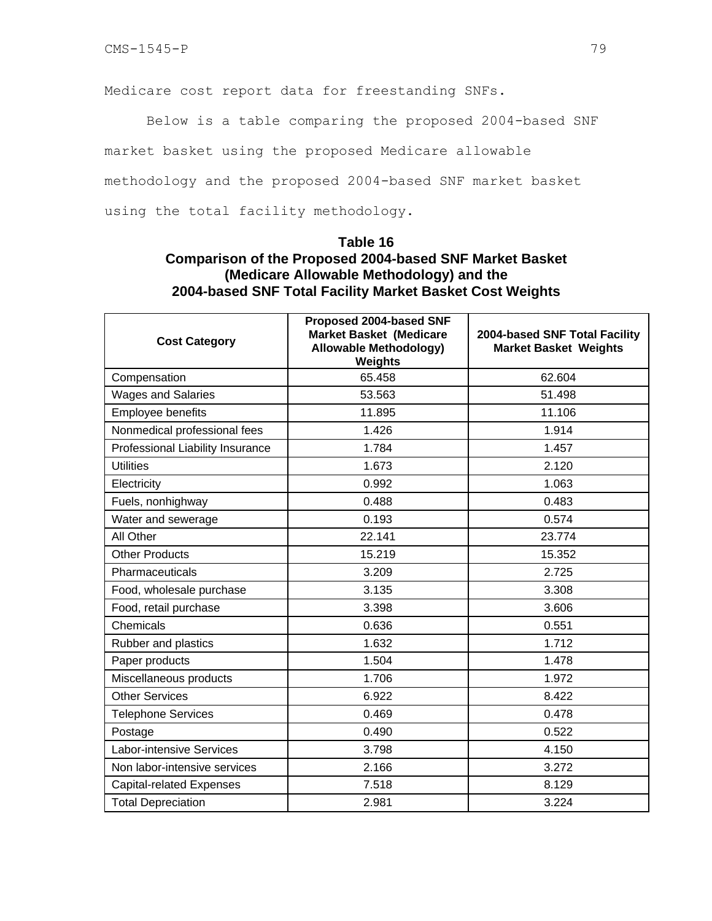Medicare cost report data for freestanding SNFs.

Below is a table comparing the proposed 2004-based SNF market basket using the proposed Medicare allowable methodology and the proposed 2004-based SNF market basket using the total facility methodology.

**Table 16**
**Comparison of the Proposed 2004-based SNF Market Basket (Medicare Allowable Methodology) and the 2004-based SNF Total Facility Market Basket Cost Weights**

| Cost Category | Proposed 2004-based SNF Market Basket (Medicare Allowable Methodology) Weights | 2004-based SNF Total Facility Market Basket Weights |
|---|---|---|
| Compensation | 65.458 | 62.604 |
| Wages and Salaries | 53.563 | 51.498 |
| Employee benefits | 11.895 | 11.106 |
| Nonmedical professional fees | 1.426 | 1.914 |
| Professional Liability Insurance | 1.784 | 1.457 |
| Utilities | 1.673 | 2.120 |
| Electricity | 0.992 | 1.063 |
| Fuels, nonhighway | 0.488 | 0.483 |
| Water and sewerage | 0.193 | 0.574 |
| All Other | 22.141 | 23.774 |
| Other Products | 15.219 | 15.352 |
| Pharmaceuticals | 3.209 | 2.725 |
| Food, wholesale purchase | 3.135 | 3.308 |
| Food, retail purchase | 3.398 | 3.606 |
| Chemicals | 0.636 | 0.551 |
| Rubber and plastics | 1.632 | 1.712 |
| Paper products | 1.504 | 1.478 |
| Miscellaneous products | 1.706 | 1.972 |
| Other Services | 6.922 | 8.422 |
| Telephone Services | 0.469 | 0.478 |
| Postage | 0.490 | 0.522 |
| Labor-intensive Services | 3.798 | 4.150 |
| Non labor-intensive services | 2.166 | 3.272 |
| Capital-related Expenses | 7.518 | 8.129 |
| Total Depreciation | 2.981 | 3.224 |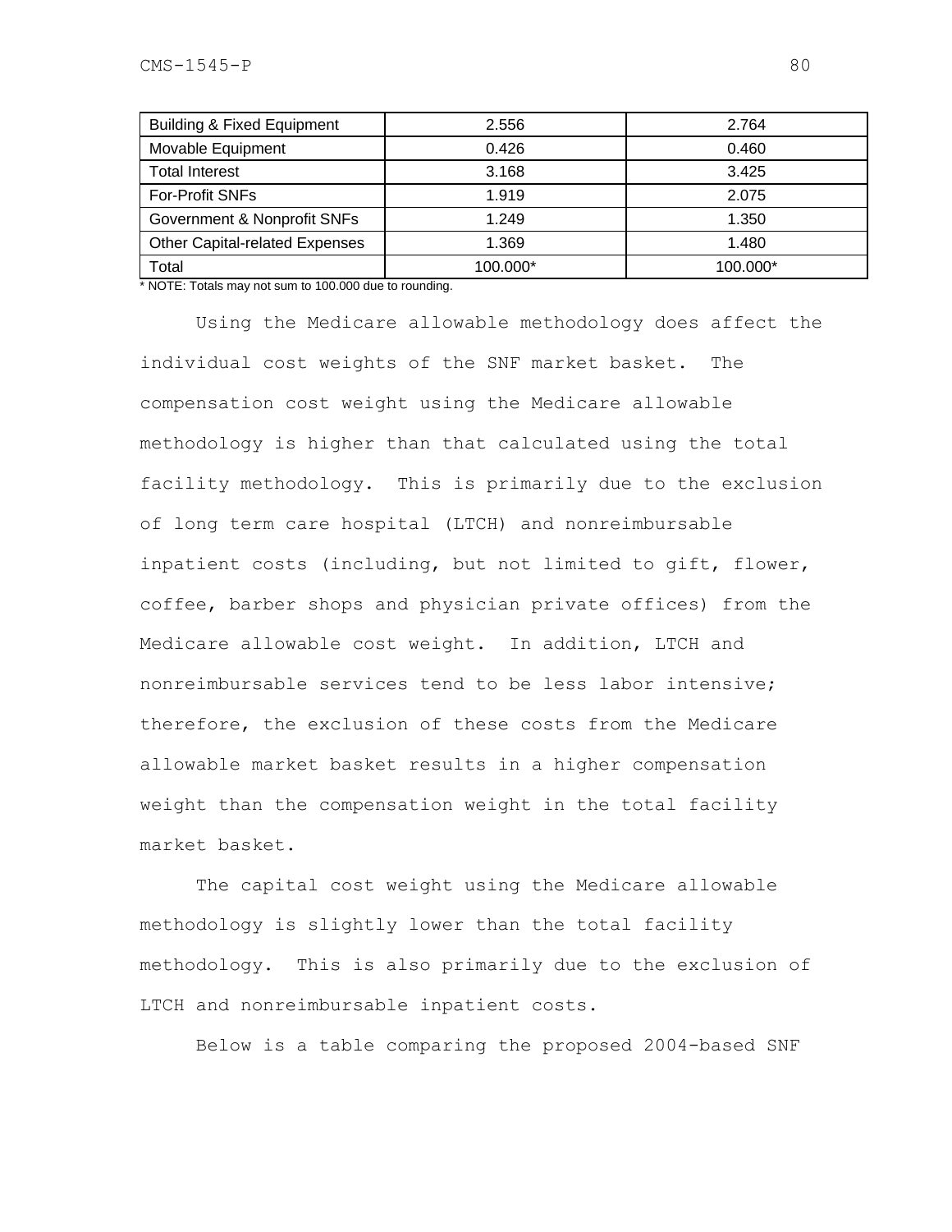| Building & Fixed Equipment | 2.556 | 2.764 |
|---|---|---|
| Movable Equipment | 0.426 | 0.460 |
| Total Interest | 3.168 | 3.425 |
| For-Profit SNFs | 1.919 | 2.075 |
| Government & Nonprofit SNFs | 1.249 | 1.350 |
| Other Capital-related Expenses | 1.369 | 1.480 |
| Total | 100.000* | 100.000* |

* NOTE: Totals may not sum to 100.000 due to rounding.

Using the Medicare allowable methodology does affect the individual cost weights of the SNF market basket. The compensation cost weight using the Medicare allowable methodology is higher than that calculated using the total facility methodology. This is primarily due to the exclusion of long term care hospital (LTCH) and nonreimbursable inpatient costs (including, but not limited to gift, flower, coffee, barber shops and physician private offices) from the Medicare allowable cost weight. In addition, LTCH and nonreimbursable services tend to be less labor intensive; therefore, the exclusion of these costs from the Medicare allowable market basket results in a higher compensation weight than the compensation weight in the total facility market basket.

The capital cost weight using the Medicare allowable methodology is slightly lower than the total facility methodology. This is also primarily due to the exclusion of LTCH and nonreimbursable inpatient costs.

Below is a table comparing the proposed 2004-based SNF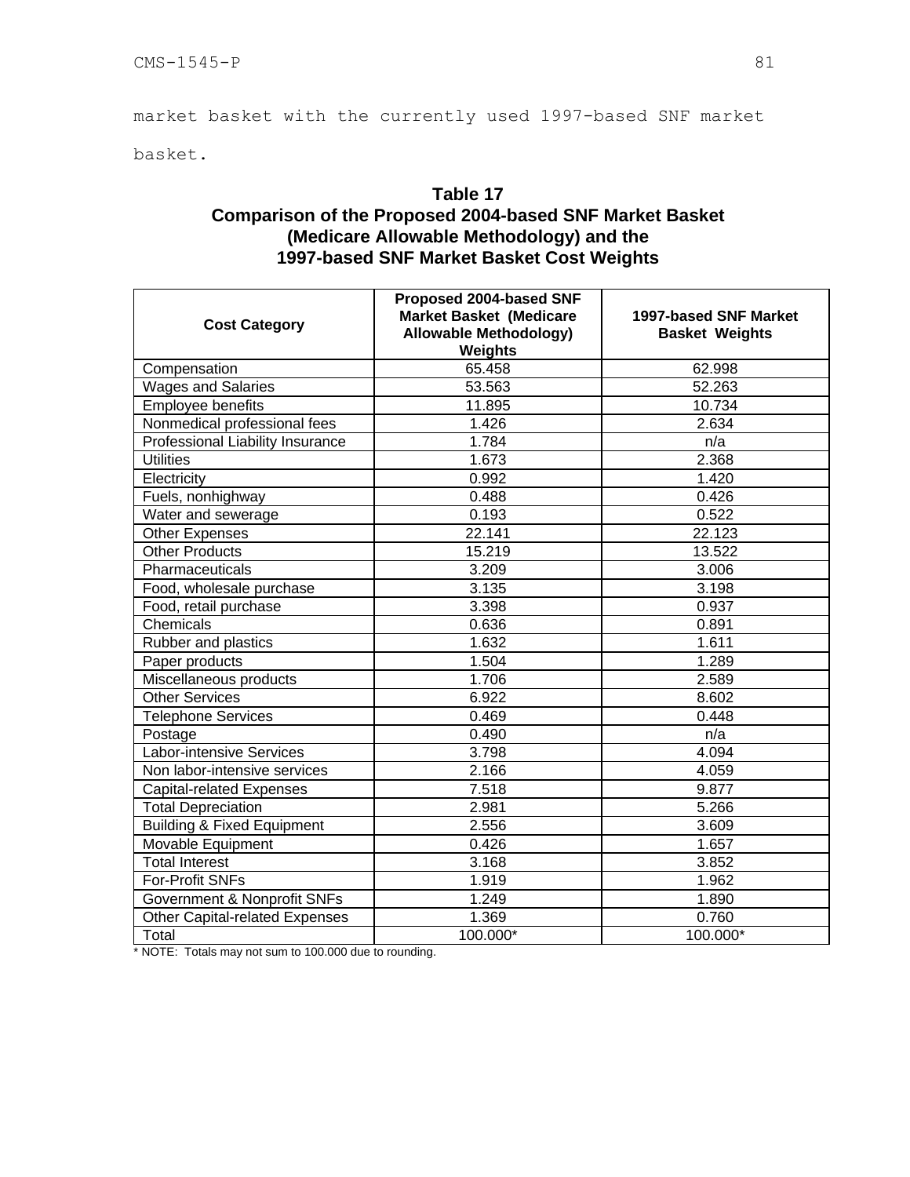market basket with the currently used 1997-based SNF market basket.

**Table 17**
**Comparison of the Proposed 2004-based SNF Market Basket (Medicare Allowable Methodology) and the 1997-based SNF Market Basket Cost Weights**

| Cost Category | Proposed 2004-based SNF Market Basket (Medicare Allowable Methodology) Weights | 1997-based SNF Market Basket Weights |
|---|---|---|
| Compensation | 65.458 | 62.998 |
| Wages and Salaries | 53.563 | 52.263 |
| Employee benefits | 11.895 | 10.734 |
| Nonmedical professional fees | 1.426 | 2.634 |
| Professional Liability Insurance | 1.784 | n/a |
| Utilities | 1.673 | 2.368 |
| Electricity | 0.992 | 1.420 |
| Fuels, nonhighway | 0.488 | 0.426 |
| Water and sewerage | 0.193 | 0.522 |
| Other Expenses | 22.141 | 22.123 |
| Other Products | 15.219 | 13.522 |
| Pharmaceuticals | 3.209 | 3.006 |
| Food, wholesale purchase | 3.135 | 3.198 |
| Food, retail purchase | 3.398 | 0.937 |
| Chemicals | 0.636 | 0.891 |
| Rubber and plastics | 1.632 | 1.611 |
| Paper products | 1.504 | 1.289 |
| Miscellaneous products | 1.706 | 2.589 |
| Other Services | 6.922 | 8.602 |
| Telephone Services | 0.469 | 0.448 |
| Postage | 0.490 | n/a |
| Labor-intensive Services | 3.798 | 4.094 |
| Non labor-intensive services | 2.166 | 4.059 |
| Capital-related Expenses | 7.518 | 9.877 |
| Total Depreciation | 2.981 | 5.266 |
| Building & Fixed Equipment | 2.556 | 3.609 |
| Movable Equipment | 0.426 | 1.657 |
| Total Interest | 3.168 | 3.852 |
| For-Profit SNFs | 1.919 | 1.962 |
| Government & Nonprofit SNFs | 1.249 | 1.890 |
| Other Capital-related Expenses | 1.369 | 0.760 |
| Total | 100.000* | 100.000* |

* NOTE: Totals may not sum to 100.000 due to rounding.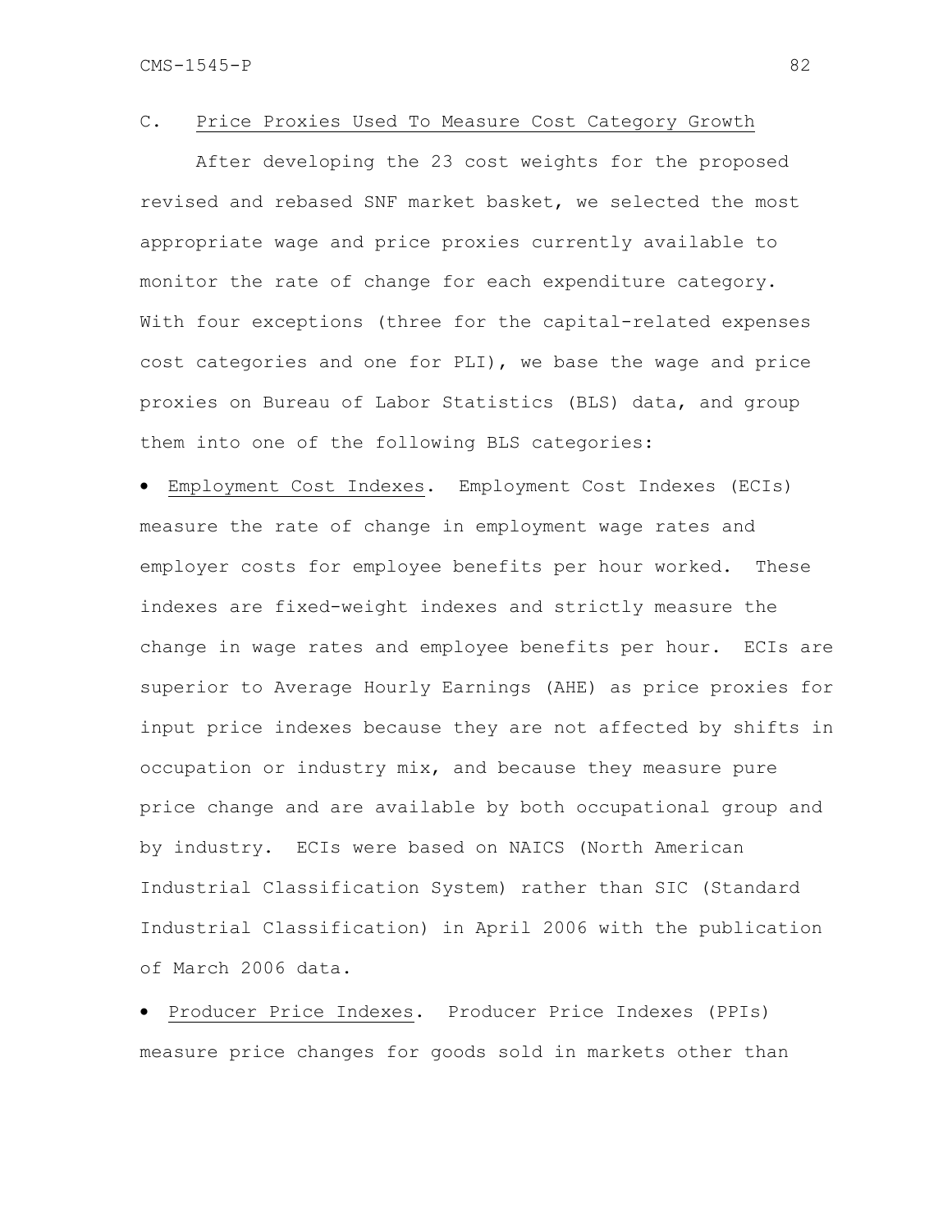## C. Price Proxies Used To Measure Cost Category Growth

After developing the 23 cost weights for the proposed revised and rebased SNF market basket, we selected the most appropriate wage and price proxies currently available to monitor the rate of change for each expenditure category. With four exceptions (three for the capital-related expenses cost categories and one for PLI), we base the wage and price proxies on Bureau of Labor Statistics (BLS) data, and group them into one of the following BLS categories:

- Employment Cost Indexes. Employment Cost Indexes (ECIs) measure the rate of change in employment wage rates and employer costs for employee benefits per hour worked. These indexes are fixed-weight indexes and strictly measure the change in wage rates and employee benefits per hour. ECIs are superior to Average Hourly Earnings (AHE) as price proxies for input price indexes because they are not affected by shifts in occupation or industry mix, and because they measure pure price change and are available by both occupational group and by industry. ECIs were based on NAICS (North American Industrial Classification System) rather than SIC (Standard Industrial Classification) in April 2006 with the publication of March 2006 data.
- Producer Price Indexes. Producer Price Indexes (PPIs) measure price changes for goods sold in markets other than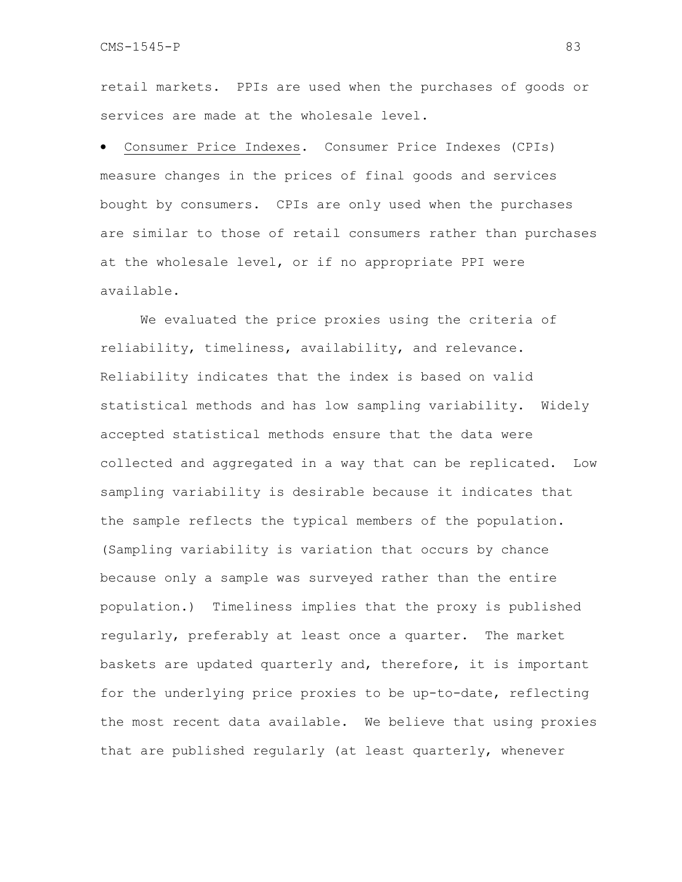retail markets. PPIs are used when the purchases of goods or services are made at the wholesale level.

- Consumer Price Indexes. Consumer Price Indexes (CPIs) measure changes in the prices of final goods and services bought by consumers. CPIs are only used when the purchases are similar to those of retail consumers rather than purchases at the wholesale level, or if no appropriate PPI were available.

We evaluated the price proxies using the criteria of reliability, timeliness, availability, and relevance. Reliability indicates that the index is based on valid statistical methods and has low sampling variability. Widely accepted statistical methods ensure that the data were collected and aggregated in a way that can be replicated. Low sampling variability is desirable because it indicates that the sample reflects the typical members of the population. (Sampling variability is variation that occurs by chance because only a sample was surveyed rather than the entire population.) Timeliness implies that the proxy is published regularly, preferably at least once a quarter. The market baskets are updated quarterly and, therefore, it is important for the underlying price proxies to be up-to-date, reflecting the most recent data available. We believe that using proxies that are published regularly (at least quarterly, whenever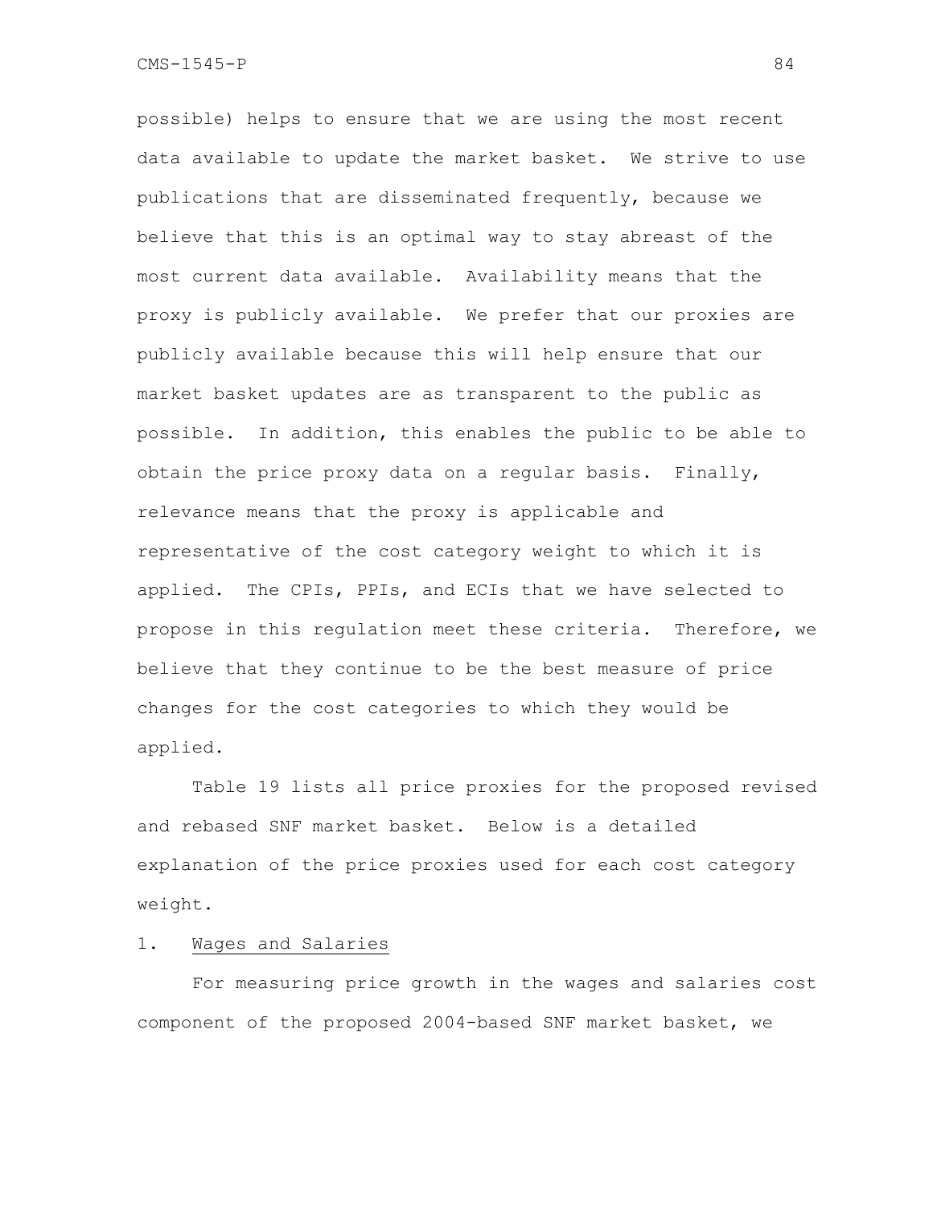possible) helps to ensure that we are using the most recent data available to update the market basket. We strive to use publications that are disseminated frequently, because we believe that this is an optimal way to stay abreast of the most current data available. Availability means that the proxy is publicly available. We prefer that our proxies are publicly available because this will help ensure that our market basket updates are as transparent to the public as possible. In addition, this enables the public to be able to obtain the price proxy data on a regular basis. Finally, relevance means that the proxy is applicable and representative of the cost category weight to which it is applied. The CPIs, PPIs, and ECIs that we have selected to propose in this regulation meet these criteria. Therefore, we believe that they continue to be the best measure of price changes for the cost categories to which they would be applied.

Table 19 lists all price proxies for the proposed revised and rebased SNF market basket. Below is a detailed explanation of the price proxies used for each cost category weight.

1. Wages and Salaries

For measuring price growth in the wages and salaries cost component of the proposed 2004-based SNF market basket, we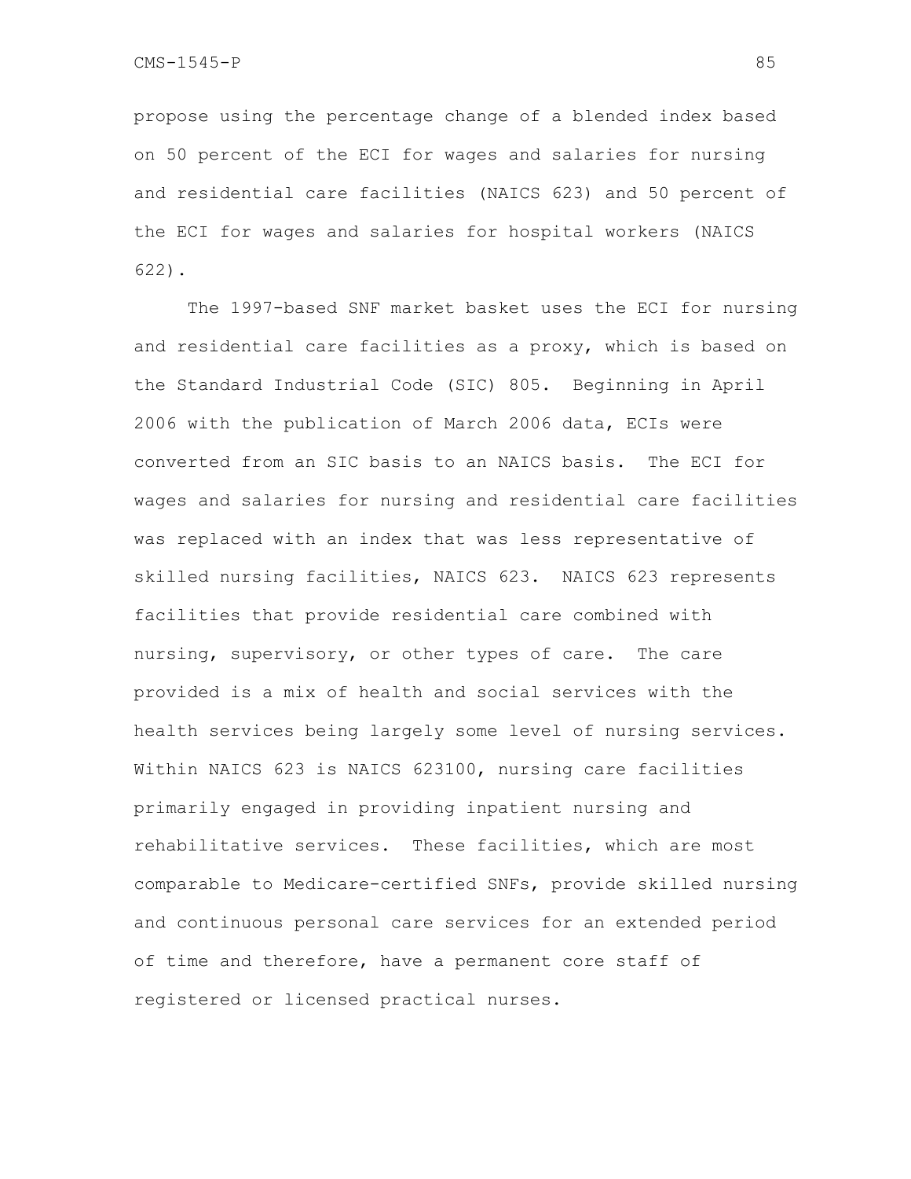propose using the percentage change of a blended index based on 50 percent of the ECI for wages and salaries for nursing and residential care facilities (NAICS 623) and 50 percent of the ECI for wages and salaries for hospital workers (NAICS 622).

The 1997-based SNF market basket uses the ECI for nursing and residential care facilities as a proxy, which is based on the Standard Industrial Code (SIC) 805. Beginning in April 2006 with the publication of March 2006 data, ECIs were converted from an SIC basis to an NAICS basis. The ECI for wages and salaries for nursing and residential care facilities was replaced with an index that was less representative of skilled nursing facilities, NAICS 623. NAICS 623 represents facilities that provide residential care combined with nursing, supervisory, or other types of care. The care provided is a mix of health and social services with the health services being largely some level of nursing services. Within NAICS 623 is NAICS 623100, nursing care facilities primarily engaged in providing inpatient nursing and rehabilitative services. These facilities, which are most comparable to Medicare-certified SNFs, provide skilled nursing and continuous personal care services for an extended period of time and therefore, have a permanent core staff of registered or licensed practical nurses.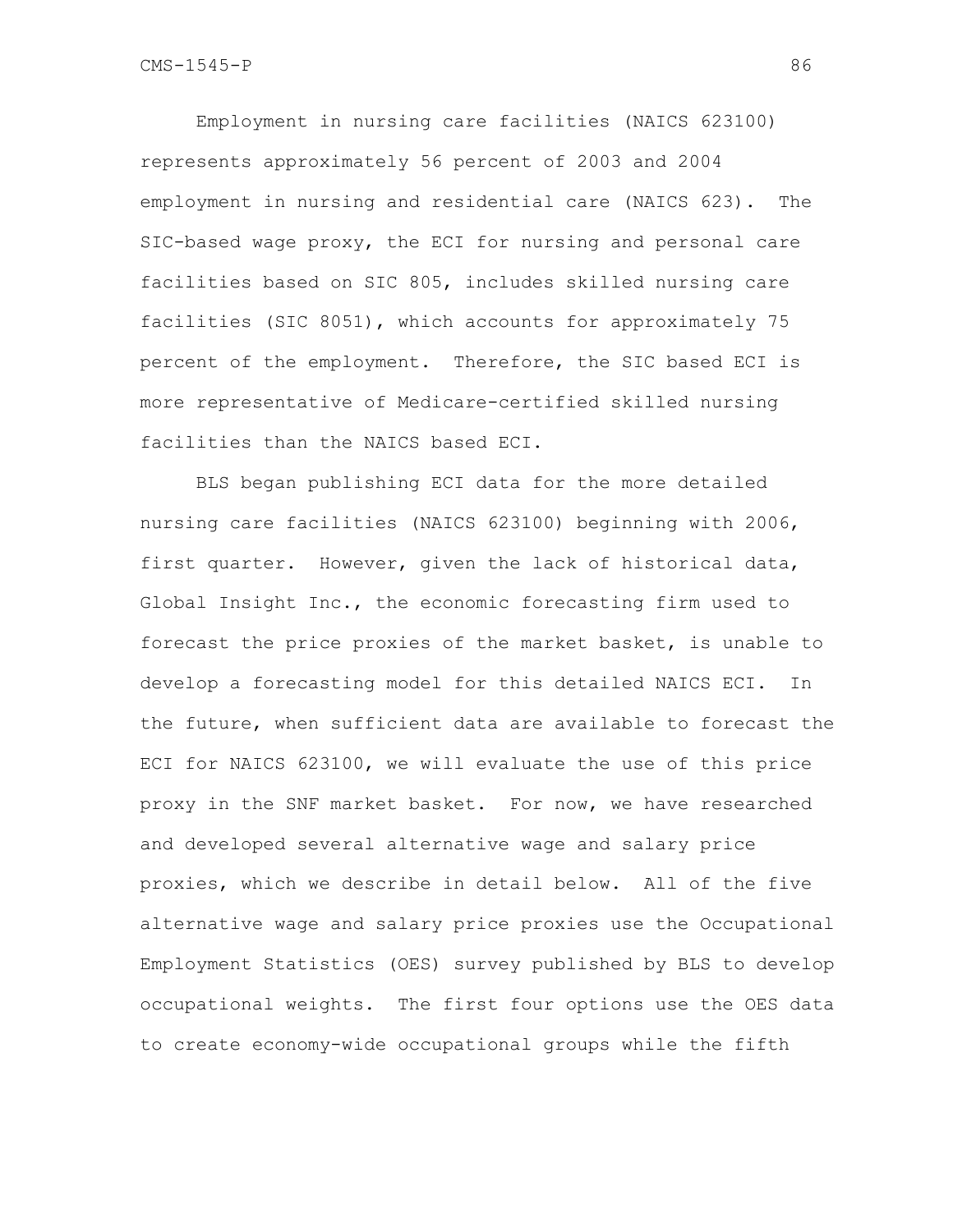Employment in nursing care facilities (NAICS 623100) represents approximately 56 percent of 2003 and 2004 employment in nursing and residential care (NAICS 623). The SIC-based wage proxy, the ECI for nursing and personal care facilities based on SIC 805, includes skilled nursing care facilities (SIC 8051), which accounts for approximately 75 percent of the employment. Therefore, the SIC based ECI is more representative of Medicare-certified skilled nursing facilities than the NAICS based ECI.

BLS began publishing ECI data for the more detailed nursing care facilities (NAICS 623100) beginning with 2006, first quarter. However, given the lack of historical data, Global Insight Inc., the economic forecasting firm used to forecast the price proxies of the market basket, is unable to develop a forecasting model for this detailed NAICS ECI. In the future, when sufficient data are available to forecast the ECI for NAICS 623100, we will evaluate the use of this price proxy in the SNF market basket. For now, we have researched and developed several alternative wage and salary price proxies, which we describe in detail below. All of the five alternative wage and salary price proxies use the Occupational Employment Statistics (OES) survey published by BLS to develop occupational weights. The first four options use the OES data to create economy-wide occupational groups while the fifth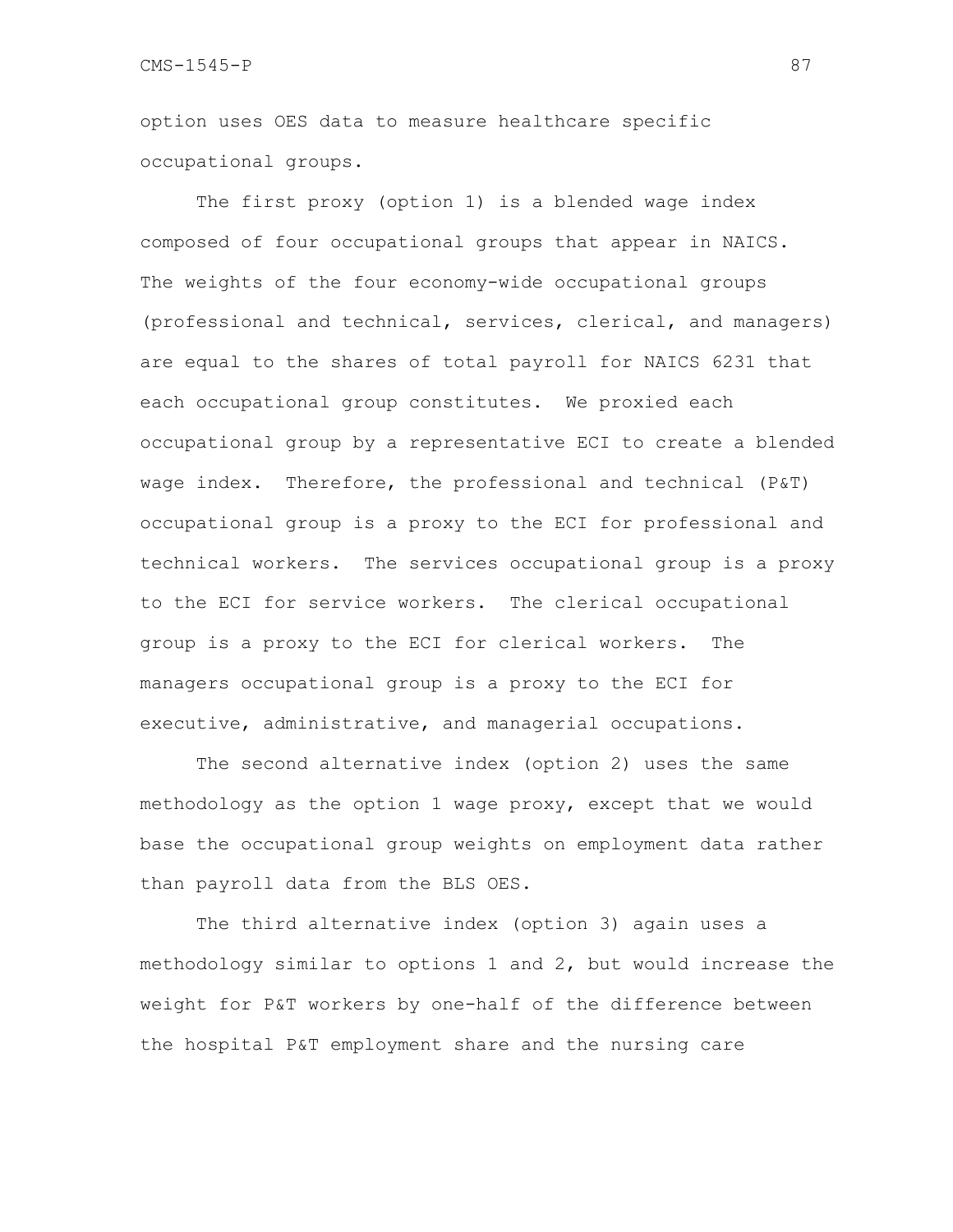option uses OES data to measure healthcare specific occupational groups.

The first proxy (option 1) is a blended wage index composed of four occupational groups that appear in NAICS. The weights of the four economy-wide occupational groups (professional and technical, services, clerical, and managers) are equal to the shares of total payroll for NAICS 6231 that each occupational group constitutes. We proxied each occupational group by a representative ECI to create a blended wage index. Therefore, the professional and technical (P&T) occupational group is a proxy to the ECI for professional and technical workers. The services occupational group is a proxy to the ECI for service workers. The clerical occupational group is a proxy to the ECI for clerical workers. The managers occupational group is a proxy to the ECI for executive, administrative, and managerial occupations.

The second alternative index (option 2) uses the same methodology as the option 1 wage proxy, except that we would base the occupational group weights on employment data rather than payroll data from the BLS OES.

The third alternative index (option 3) again uses a methodology similar to options 1 and 2, but would increase the weight for P&T workers by one-half of the difference between the hospital P&T employment share and the nursing care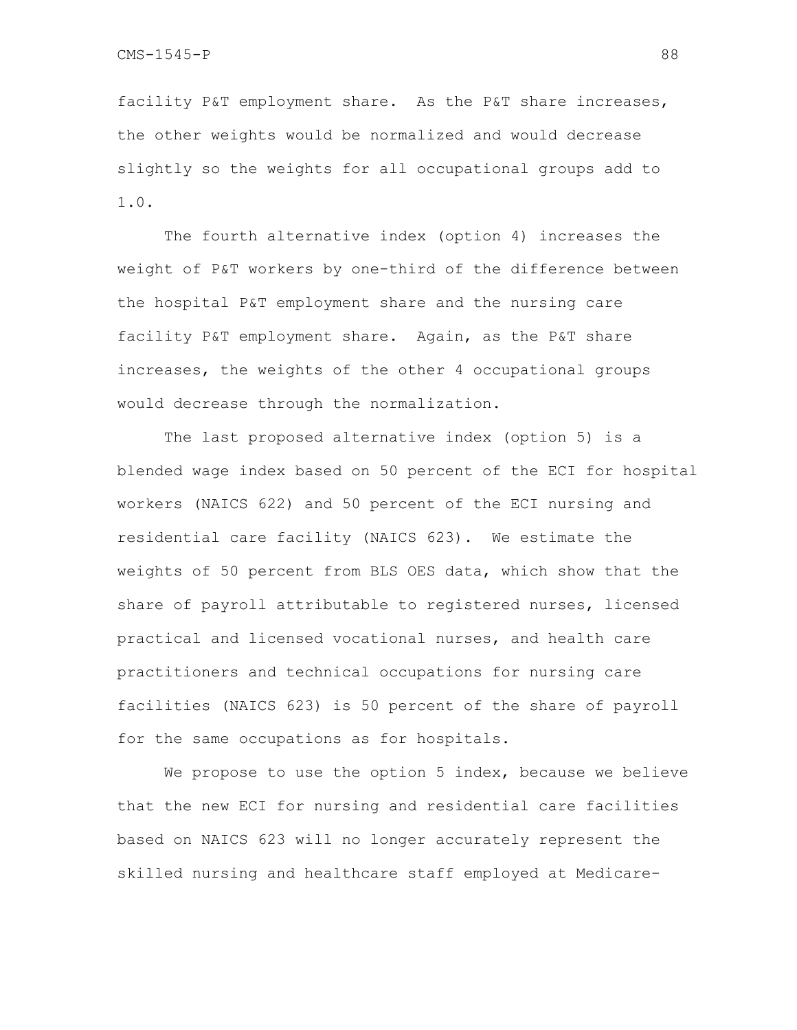facility P&T employment share. As the P&T share increases, the other weights would be normalized and would decrease slightly so the weights for all occupational groups add to 1.0.

The fourth alternative index (option 4) increases the weight of P&T workers by one-third of the difference between the hospital P&T employment share and the nursing care facility P&T employment share. Again, as the P&T share increases, the weights of the other 4 occupational groups would decrease through the normalization.

The last proposed alternative index (option 5) is a blended wage index based on 50 percent of the ECI for hospital workers (NAICS 622) and 50 percent of the ECI nursing and residential care facility (NAICS 623). We estimate the weights of 50 percent from BLS OES data, which show that the share of payroll attributable to registered nurses, licensed practical and licensed vocational nurses, and health care practitioners and technical occupations for nursing care facilities (NAICS 623) is 50 percent of the share of payroll for the same occupations as for hospitals.

We propose to use the option 5 index, because we believe that the new ECI for nursing and residential care facilities based on NAICS 623 will no longer accurately represent the skilled nursing and healthcare staff employed at Medicare-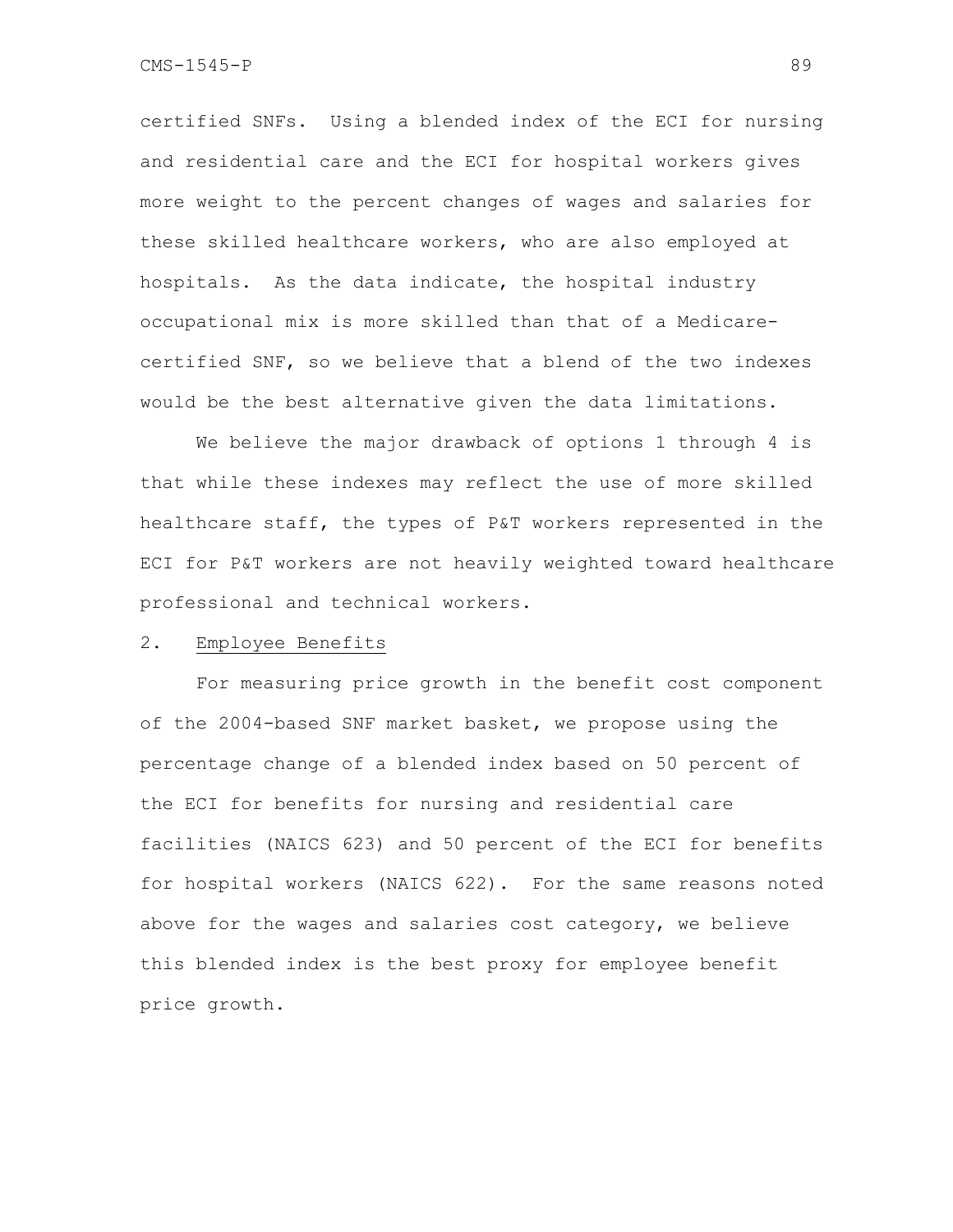certified SNFs. Using a blended index of the ECI for nursing and residential care and the ECI for hospital workers gives more weight to the percent changes of wages and salaries for these skilled healthcare workers, who are also employed at hospitals. As the data indicate, the hospital industry occupational mix is more skilled than that of a Medicare-certified SNF, so we believe that a blend of the two indexes would be the best alternative given the data limitations.

We believe the major drawback of options 1 through 4 is that while these indexes may reflect the use of more skilled healthcare staff, the types of P&T workers represented in the ECI for P&T workers are not heavily weighted toward healthcare professional and technical workers.

2. Employee Benefits

For measuring price growth in the benefit cost component of the 2004-based SNF market basket, we propose using the percentage change of a blended index based on 50 percent of the ECI for benefits for nursing and residential care facilities (NAICS 623) and 50 percent of the ECI for benefits for hospital workers (NAICS 622). For the same reasons noted above for the wages and salaries cost category, we believe this blended index is the best proxy for employee benefit price growth.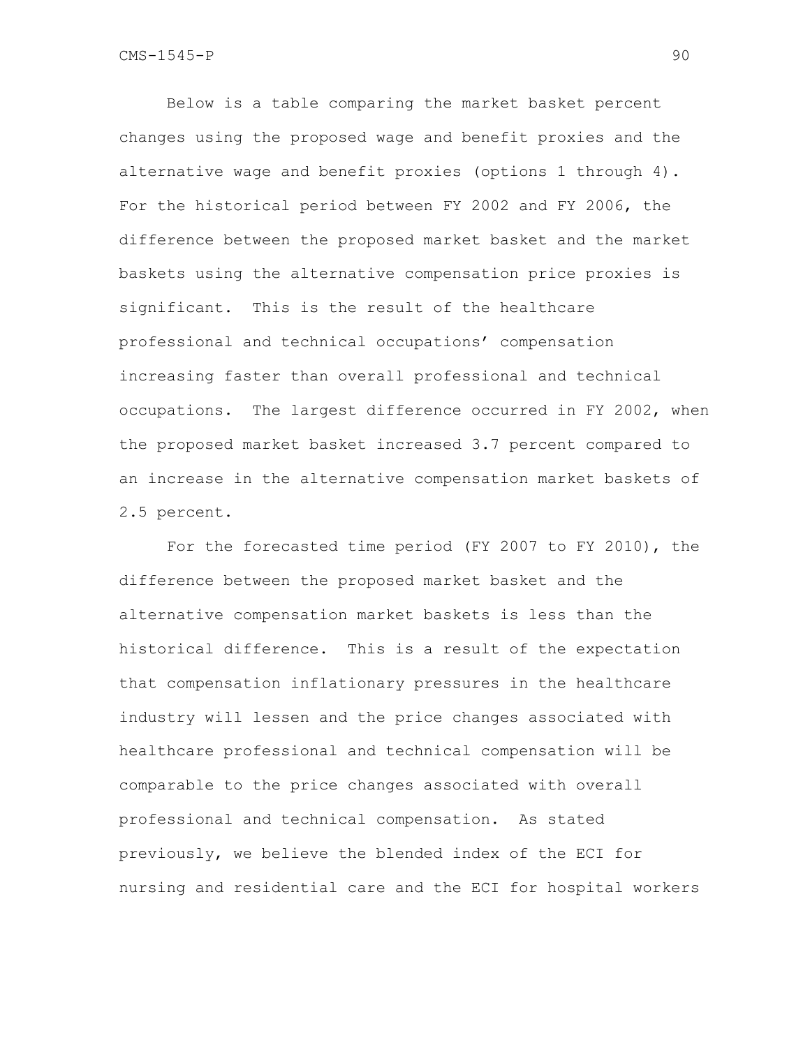Below is a table comparing the market basket percent changes using the proposed wage and benefit proxies and the alternative wage and benefit proxies (options 1 through 4). For the historical period between FY 2002 and FY 2006, the difference between the proposed market basket and the market baskets using the alternative compensation price proxies is significant. This is the result of the healthcare professional and technical occupations' compensation increasing faster than overall professional and technical occupations. The largest difference occurred in FY 2002, when the proposed market basket increased 3.7 percent compared to an increase in the alternative compensation market baskets of 2.5 percent.

For the forecasted time period (FY 2007 to FY 2010), the difference between the proposed market basket and the alternative compensation market baskets is less than the historical difference. This is a result of the expectation that compensation inflationary pressures in the healthcare industry will lessen and the price changes associated with healthcare professional and technical compensation will be comparable to the price changes associated with overall professional and technical compensation. As stated previously, we believe the blended index of the ECI for nursing and residential care and the ECI for hospital workers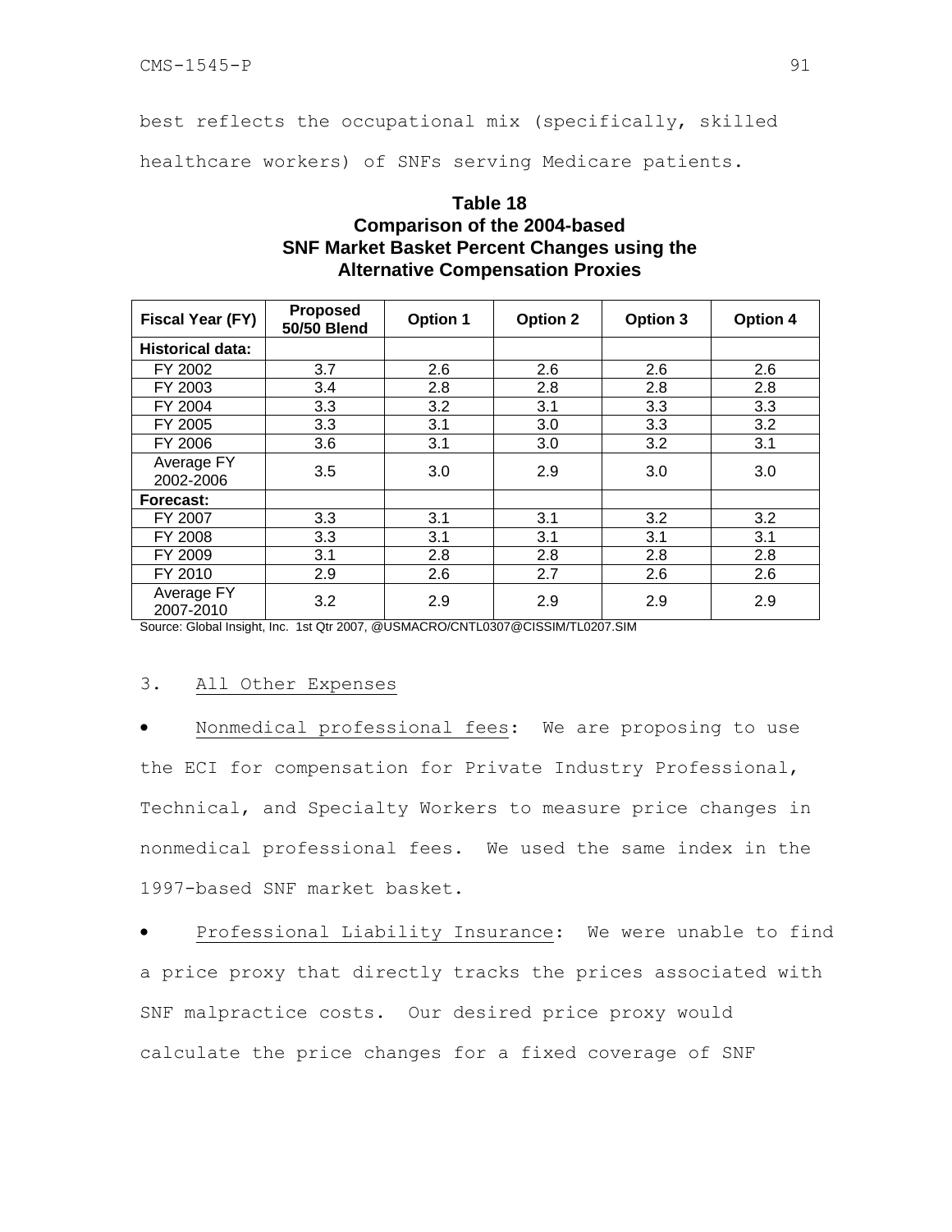best reflects the occupational mix (specifically, skilled healthcare workers) of SNFs serving Medicare patients.

**Table 18**
**Comparison of the 2004-based SNF Market Basket Percent Changes using the Alternative Compensation Proxies**

| Fiscal Year (FY) | Proposed 50/50 Blend | Option 1 | Option 2 | Option 3 | Option 4 |
|---|---|---|---|---|---|
| **Historical data:** | | | | | |
| FY 2002 | 3.7 | 2.6 | 2.6 | 2.6 | 2.6 |
| FY 2003 | 3.4 | 2.8 | 2.8 | 2.8 | 2.8 |
| FY 2004 | 3.3 | 3.2 | 3.1 | 3.3 | 3.3 |
| FY 2005 | 3.3 | 3.1 | 3.0 | 3.3 | 3.2 |
| FY 2006 | 3.6 | 3.1 | 3.0 | 3.2 | 3.1 |
| Average FY 2002-2006 | 3.5 | 3.0 | 2.9 | 3.0 | 3.0 |
| **Forecast:** | | | | | |
| FY 2007 | 3.3 | 3.1 | 3.1 | 3.2 | 3.2 |
| FY 2008 | 3.3 | 3.1 | 3.1 | 3.1 | 3.1 |
| FY 2009 | 3.1 | 2.8 | 2.8 | 2.8 | 2.8 |
| FY 2010 | 2.9 | 2.6 | 2.7 | 2.6 | 2.6 |
| Average FY 2007-2010 | 3.2 | 2.9 | 2.9 | 2.9 | 2.9 |

Source: Global Insight, Inc. 1st Qtr 2007, @USMACRO/CNTL0307@CISSIM/TL0207.SIM

3. All Other Expenses

- Nonmedical professional fees: We are proposing to use the ECI for compensation for Private Industry Professional, Technical, and Specialty Workers to measure price changes in nonmedical professional fees. We used the same index in the 1997-based SNF market basket.

- Professional Liability Insurance: We were unable to find a price proxy that directly tracks the prices associated with SNF malpractice costs. Our desired price proxy would calculate the price changes for a fixed coverage of SNF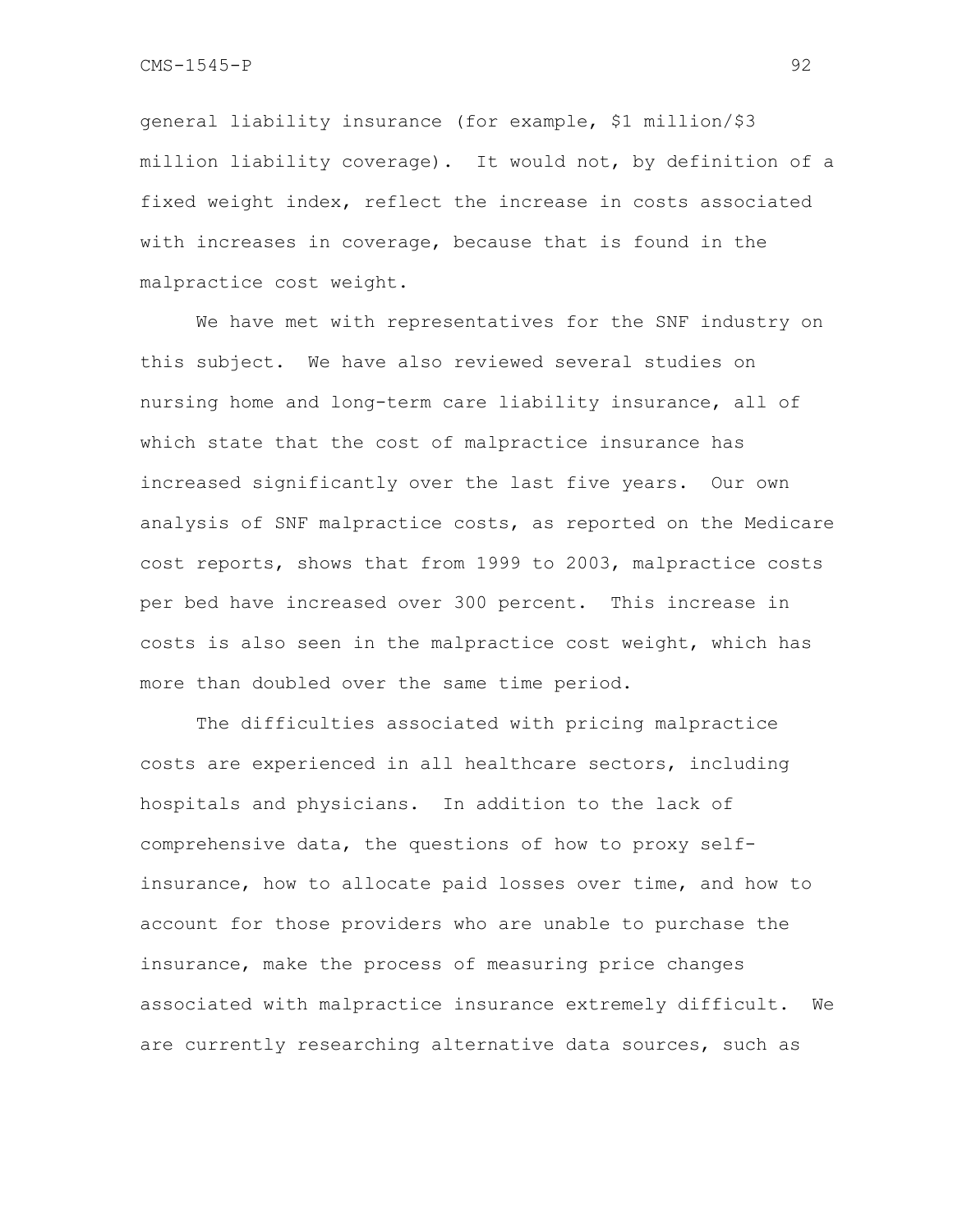general liability insurance (for example, $1 million/$3 million liability coverage). It would not, by definition of a fixed weight index, reflect the increase in costs associated with increases in coverage, because that is found in the malpractice cost weight.

We have met with representatives for the SNF industry on this subject. We have also reviewed several studies on nursing home and long-term care liability insurance, all of which state that the cost of malpractice insurance has increased significantly over the last five years. Our own analysis of SNF malpractice costs, as reported on the Medicare cost reports, shows that from 1999 to 2003, malpractice costs per bed have increased over 300 percent. This increase in costs is also seen in the malpractice cost weight, which has more than doubled over the same time period.

The difficulties associated with pricing malpractice costs are experienced in all healthcare sectors, including hospitals and physicians. In addition to the lack of comprehensive data, the questions of how to proxy self-insurance, how to allocate paid losses over time, and how to account for those providers who are unable to purchase the insurance, make the process of measuring price changes associated with malpractice insurance extremely difficult. We are currently researching alternative data sources, such as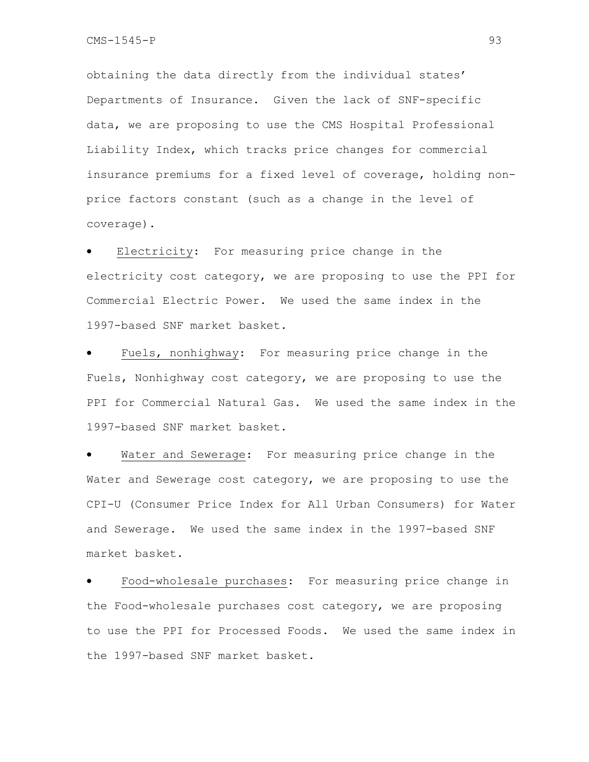obtaining the data directly from the individual states' Departments of Insurance. Given the lack of SNF-specific data, we are proposing to use the CMS Hospital Professional Liability Index, which tracks price changes for commercial insurance premiums for a fixed level of coverage, holding non-price factors constant (such as a change in the level of coverage).

- Electricity: For measuring price change in the electricity cost category, we are proposing to use the PPI for Commercial Electric Power. We used the same index in the 1997-based SNF market basket.
- Fuels, nonhighway: For measuring price change in the Fuels, Nonhighway cost category, we are proposing to use the PPI for Commercial Natural Gas. We used the same index in the 1997-based SNF market basket.
- Water and Sewerage: For measuring price change in the Water and Sewerage cost category, we are proposing to use the CPI-U (Consumer Price Index for All Urban Consumers) for Water and Sewerage. We used the same index in the 1997-based SNF market basket.
- Food-wholesale purchases: For measuring price change in the Food-wholesale purchases cost category, we are proposing to use the PPI for Processed Foods. We used the same index in the 1997-based SNF market basket.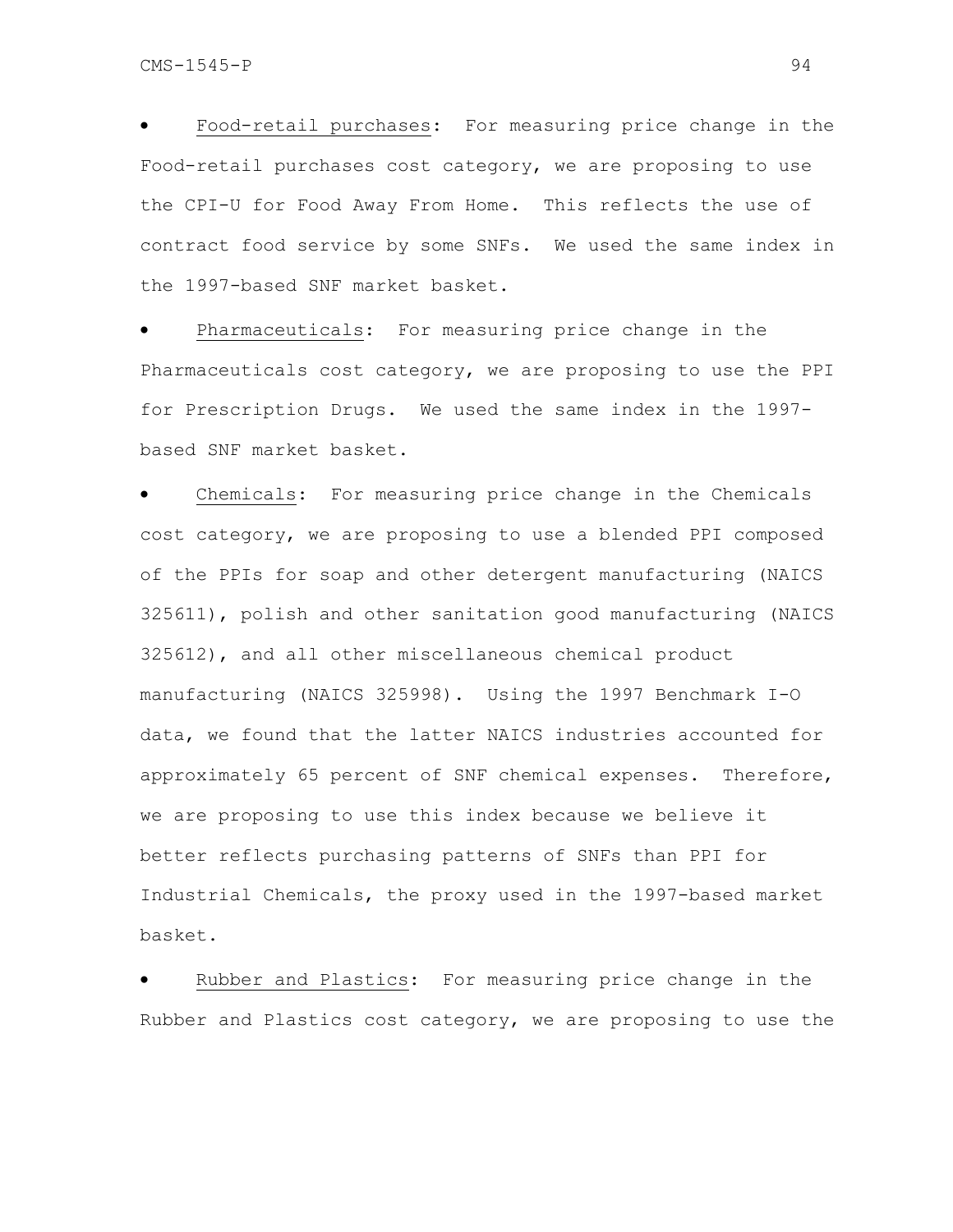- Food-retail purchases: For measuring price change in the Food-retail purchases cost category, we are proposing to use the CPI-U for Food Away From Home. This reflects the use of contract food service by some SNFs. We used the same index in the 1997-based SNF market basket.

- Pharmaceuticals: For measuring price change in the Pharmaceuticals cost category, we are proposing to use the PPI for Prescription Drugs. We used the same index in the 1997-based SNF market basket.

- Chemicals: For measuring price change in the Chemicals cost category, we are proposing to use a blended PPI composed of the PPIs for soap and other detergent manufacturing (NAICS 325611), polish and other sanitation good manufacturing (NAICS 325612), and all other miscellaneous chemical product manufacturing (NAICS 325998). Using the 1997 Benchmark I-O data, we found that the latter NAICS industries accounted for approximately 65 percent of SNF chemical expenses. Therefore, we are proposing to use this index because we believe it better reflects purchasing patterns of SNFs than PPI for Industrial Chemicals, the proxy used in the 1997-based market basket.

- Rubber and Plastics: For measuring price change in the Rubber and Plastics cost category, we are proposing to use the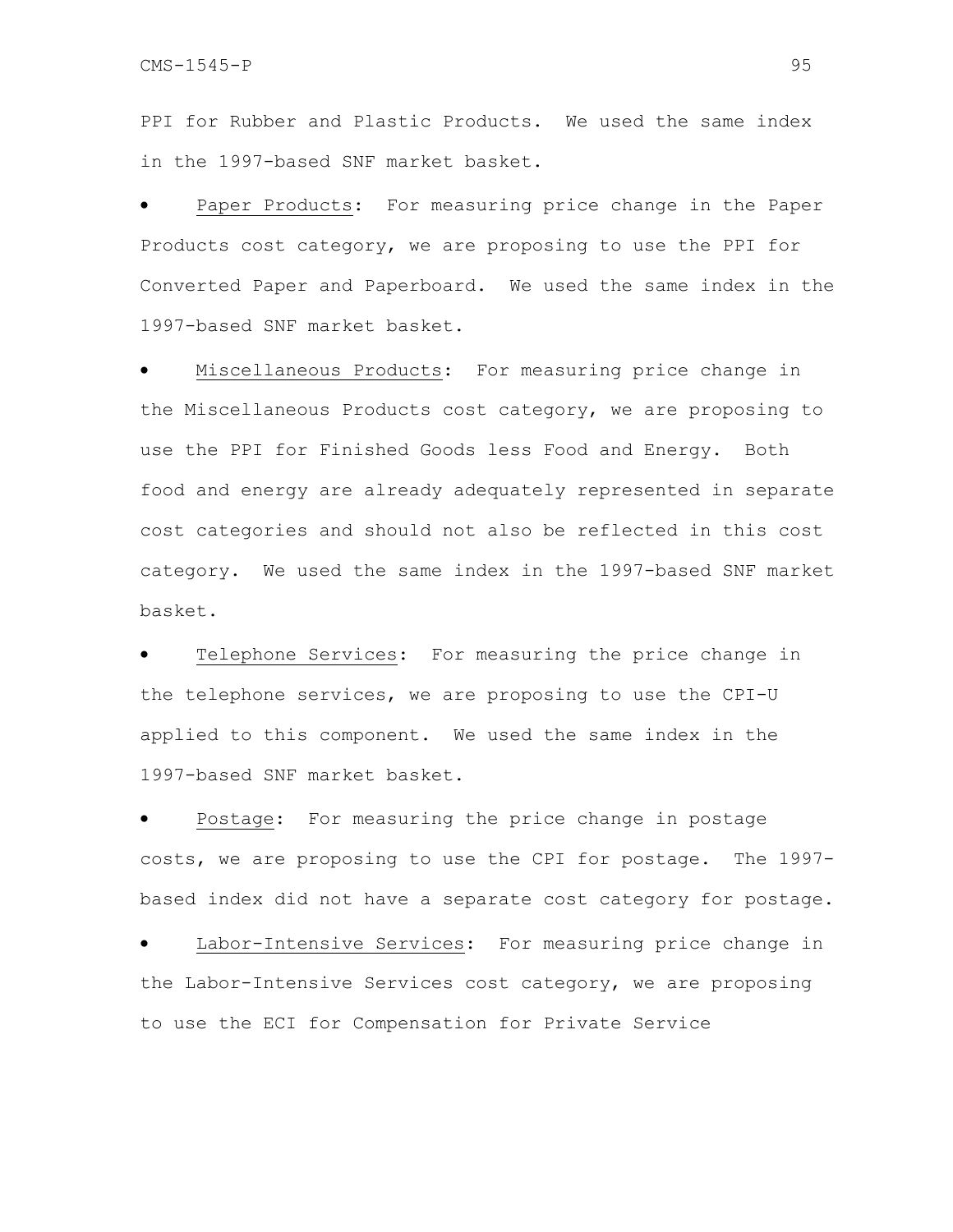PPI for Rubber and Plastic Products. We used the same index in the 1997-based SNF market basket.

- <u>Paper Products</u>: For measuring price change in the Paper Products cost category, we are proposing to use the PPI for Converted Paper and Paperboard. We used the same index in the 1997-based SNF market basket.

- <u>Miscellaneous Products</u>: For measuring price change in the Miscellaneous Products cost category, we are proposing to use the PPI for Finished Goods less Food and Energy. Both food and energy are already adequately represented in separate cost categories and should not also be reflected in this cost category. We used the same index in the 1997-based SNF market basket.

- <u>Telephone Services</u>: For measuring the price change in the telephone services, we are proposing to use the CPI-U applied to this component. We used the same index in the 1997-based SNF market basket.

- <u>Postage</u>: For measuring the price change in postage costs, we are proposing to use the CPI for postage. The 1997-based index did not have a separate cost category for postage.

- <u>Labor-Intensive Services</u>: For measuring price change in the Labor-Intensive Services cost category, we are proposing to use the ECI for Compensation for Private Service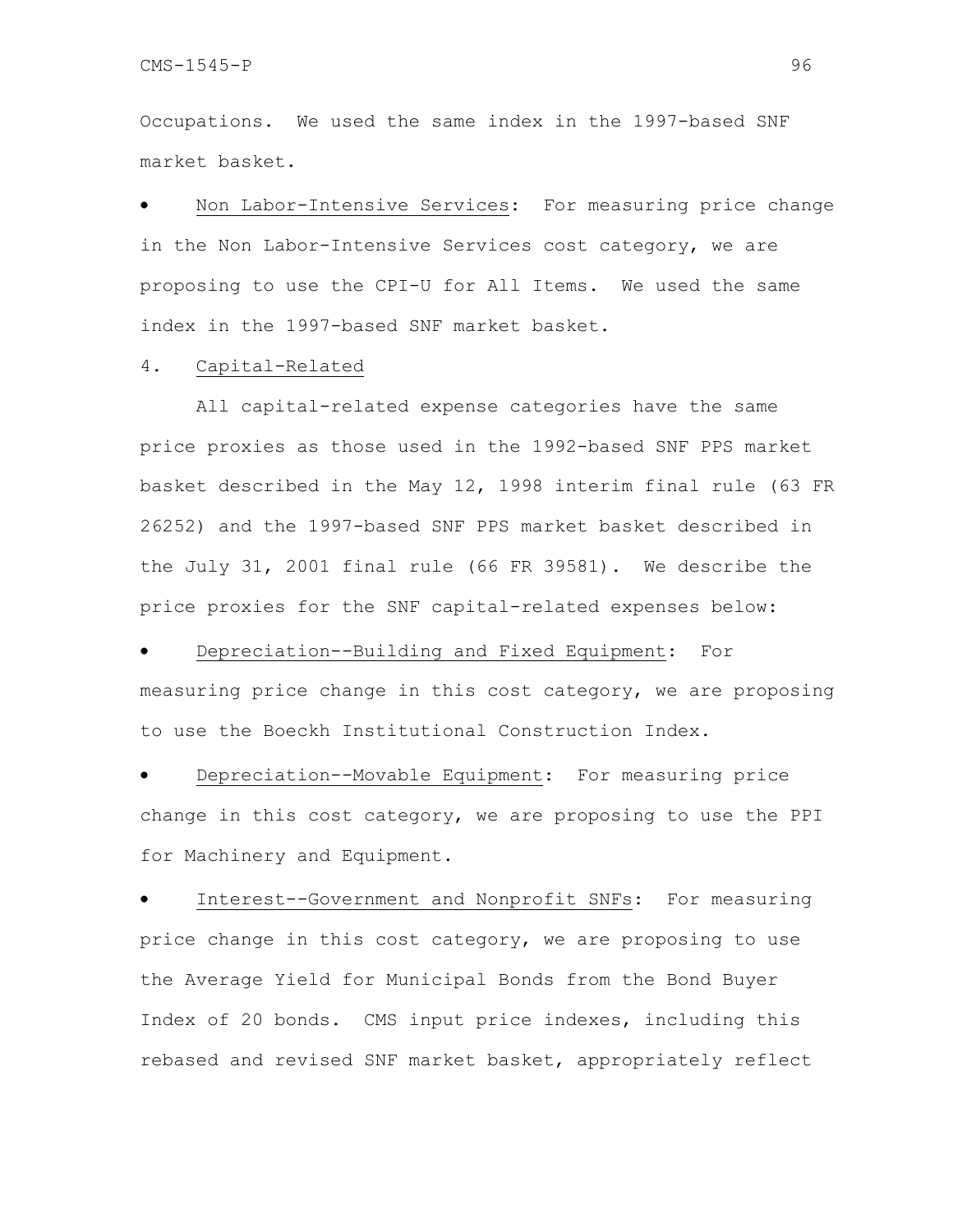Occupations. We used the same index in the 1997-based SNF market basket.

- Non Labor-Intensive Services: For measuring price change in the Non Labor-Intensive Services cost category, we are proposing to use the CPI-U for All Items. We used the same index in the 1997-based SNF market basket.

4. Capital-Related

All capital-related expense categories have the same price proxies as those used in the 1992-based SNF PPS market basket described in the May 12, 1998 interim final rule (63 FR 26252) and the 1997-based SNF PPS market basket described in the July 31, 2001 final rule (66 FR 39581). We describe the price proxies for the SNF capital-related expenses below:

- Depreciation--Building and Fixed Equipment: For measuring price change in this cost category, we are proposing to use the Boeckh Institutional Construction Index.

- Depreciation--Movable Equipment: For measuring price change in this cost category, we are proposing to use the PPI for Machinery and Equipment.

- Interest--Government and Nonprofit SNFs: For measuring price change in this cost category, we are proposing to use the Average Yield for Municipal Bonds from the Bond Buyer Index of 20 bonds. CMS input price indexes, including this rebased and revised SNF market basket, appropriately reflect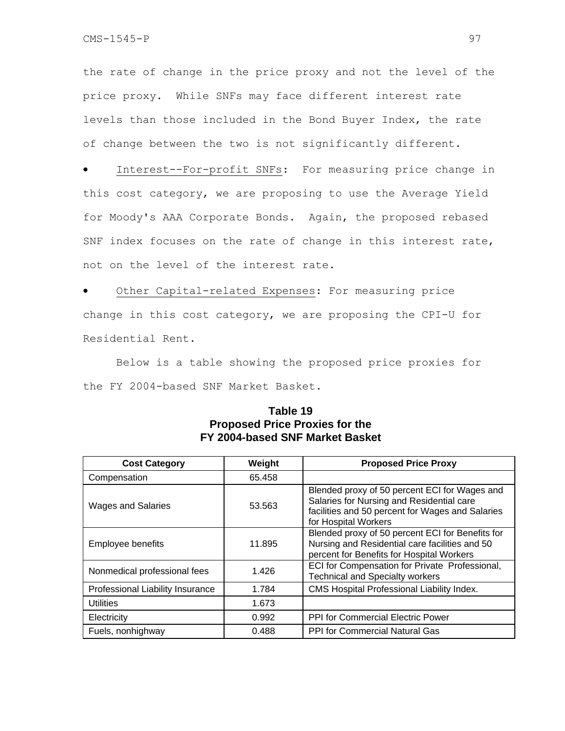the rate of change in the price proxy and not the level of the price proxy. While SNFs may face different interest rate levels than those included in the Bond Buyer Index, the rate of change between the two is not significantly different.

- Interest--For-profit SNFs: For measuring price change in this cost category, we are proposing to use the Average Yield for Moody's AAA Corporate Bonds. Again, the proposed rebased SNF index focuses on the rate of change in this interest rate, not on the level of the interest rate.

- Other Capital-related Expenses: For measuring price change in this cost category, we are proposing the CPI-U for Residential Rent.

Below is a table showing the proposed price proxies for the FY 2004-based SNF Market Basket.

**Table 19**
**Proposed Price Proxies for the FY 2004-based SNF Market Basket**

| Cost Category | Weight | Proposed Price Proxy |
|---|---|---|
| Compensation | 65.458 | |
| Wages and Salaries | 53.563 | Blended proxy of 50 percent ECI for Wages and Salaries for Nursing and Residential care facilities and 50 percent for Wages and Salaries for Hospital Workers |
| Employee benefits | 11.895 | Blended proxy of 50 percent ECI for Benefits for Nursing and Residential care facilities and 50 percent for Benefits for Hospital Workers |
| Nonmedical professional fees | 1.426 | ECI for Compensation for Private Professional, Technical and Specialty workers |
| Professional Liability Insurance | 1.784 | CMS Hospital Professional Liability Index. |
| Utilities | 1.673 | |
| Electricity | 0.992 | PPI for Commercial Electric Power |
| Fuels, nonhighway | 0.488 | PPI for Commercial Natural Gas |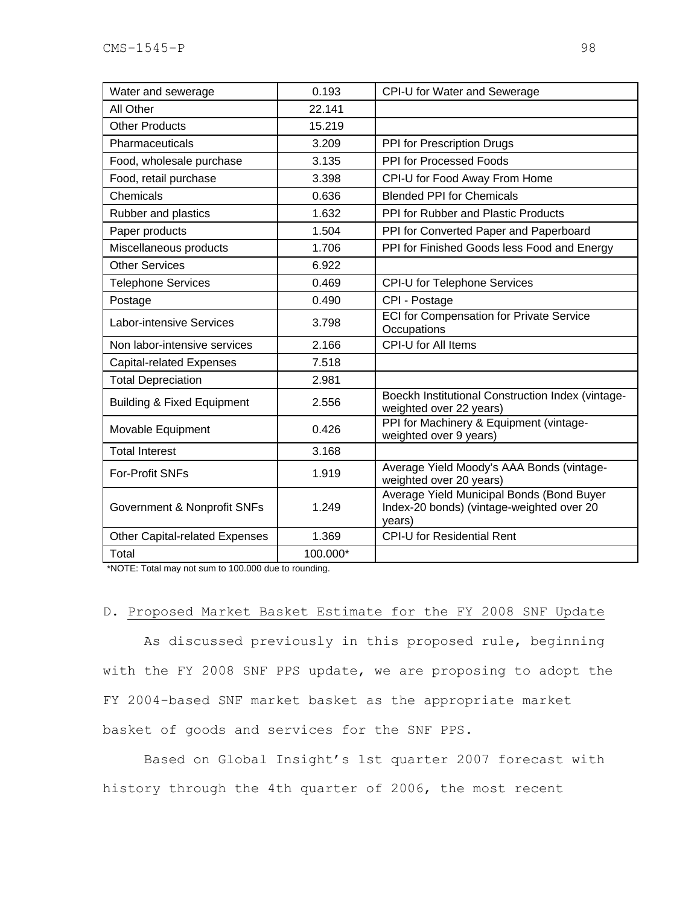| | | |
|---|---|---|
| Water and sewerage | 0.193 | CPI-U for Water and Sewerage |
| All Other | 22.141 | |
| Other Products | 15.219 | |
| Pharmaceuticals | 3.209 | PPI for Prescription Drugs |
| Food, wholesale purchase | 3.135 | PPI for Processed Foods |
| Food, retail purchase | 3.398 | CPI-U for Food Away From Home |
| Chemicals | 0.636 | Blended PPI for Chemicals |
| Rubber and plastics | 1.632 | PPI for Rubber and Plastic Products |
| Paper products | 1.504 | PPI for Converted Paper and Paperboard |
| Miscellaneous products | 1.706 | PPI for Finished Goods less Food and Energy |
| Other Services | 6.922 | |
| Telephone Services | 0.469 | CPI-U for Telephone Services |
| Postage | 0.490 | CPI - Postage |
| Labor-intensive Services | 3.798 | ECI for Compensation for Private Service Occupations |
| Non labor-intensive services | 2.166 | CPI-U for All Items |
| Capital-related Expenses | 7.518 | |
| Total Depreciation | 2.981 | |
| Building & Fixed Equipment | 2.556 | Boeckh Institutional Construction Index (vintage-weighted over 22 years) |
| Movable Equipment | 0.426 | PPI for Machinery & Equipment (vintage-weighted over 9 years) |
| Total Interest | 3.168 | |
| For-Profit SNFs | 1.919 | Average Yield Moody's AAA Bonds (vintage-weighted over 20 years) |
| Government & Nonprofit SNFs | 1.249 | Average Yield Municipal Bonds (Bond Buyer Index-20 bonds) (vintage-weighted over 20 years) |
| Other Capital-related Expenses | 1.369 | CPI-U for Residential Rent |
| Total | 100.000* | |

*NOTE: Total may not sum to 100.000 due to rounding.

D. Proposed Market Basket Estimate for the FY 2008 SNF Update

As discussed previously in this proposed rule, beginning with the FY 2008 SNF PPS update, we are proposing to adopt the FY 2004-based SNF market basket as the appropriate market basket of goods and services for the SNF PPS.

Based on Global Insight's 1st quarter 2007 forecast with history through the 4th quarter of 2006, the most recent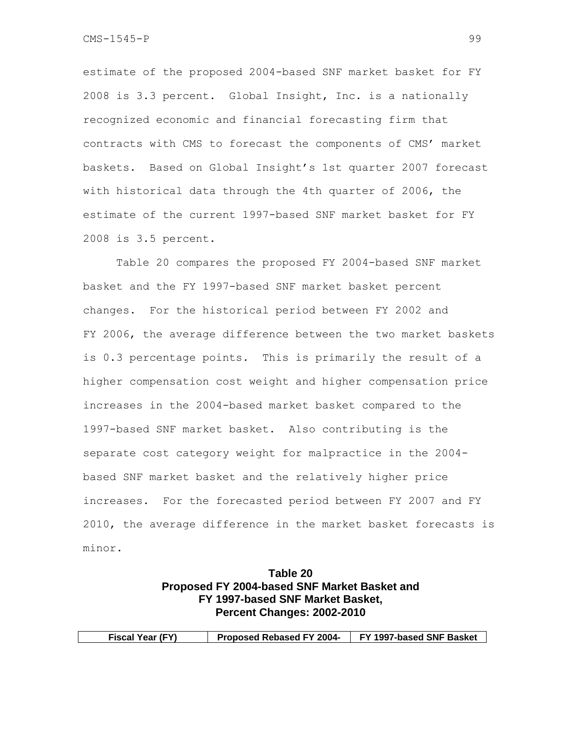estimate of the proposed 2004-based SNF market basket for FY 2008 is 3.3 percent. Global Insight, Inc. is a nationally recognized economic and financial forecasting firm that contracts with CMS to forecast the components of CMS' market baskets. Based on Global Insight's 1st quarter 2007 forecast with historical data through the 4th quarter of 2006, the estimate of the current 1997-based SNF market basket for FY 2008 is 3.5 percent.

Table 20 compares the proposed FY 2004-based SNF market basket and the FY 1997-based SNF market basket percent changes. For the historical period between FY 2002 and FY 2006, the average difference between the two market baskets is 0.3 percentage points. This is primarily the result of a higher compensation cost weight and higher compensation price increases in the 2004-based market basket compared to the 1997-based SNF market basket. Also contributing is the separate cost category weight for malpractice in the 2004-based SNF market basket and the relatively higher price increases. For the forecasted period between FY 2007 and FY 2010, the average difference in the market basket forecasts is minor.

**Table 20**
**Proposed FY 2004-based SNF Market Basket and FY 1997-based SNF Market Basket, Percent Changes: 2002-2010**

| Fiscal Year (FY) | Proposed Rebased FY 2004- | FY 1997-based SNF Basket |
| --- | --- | --- |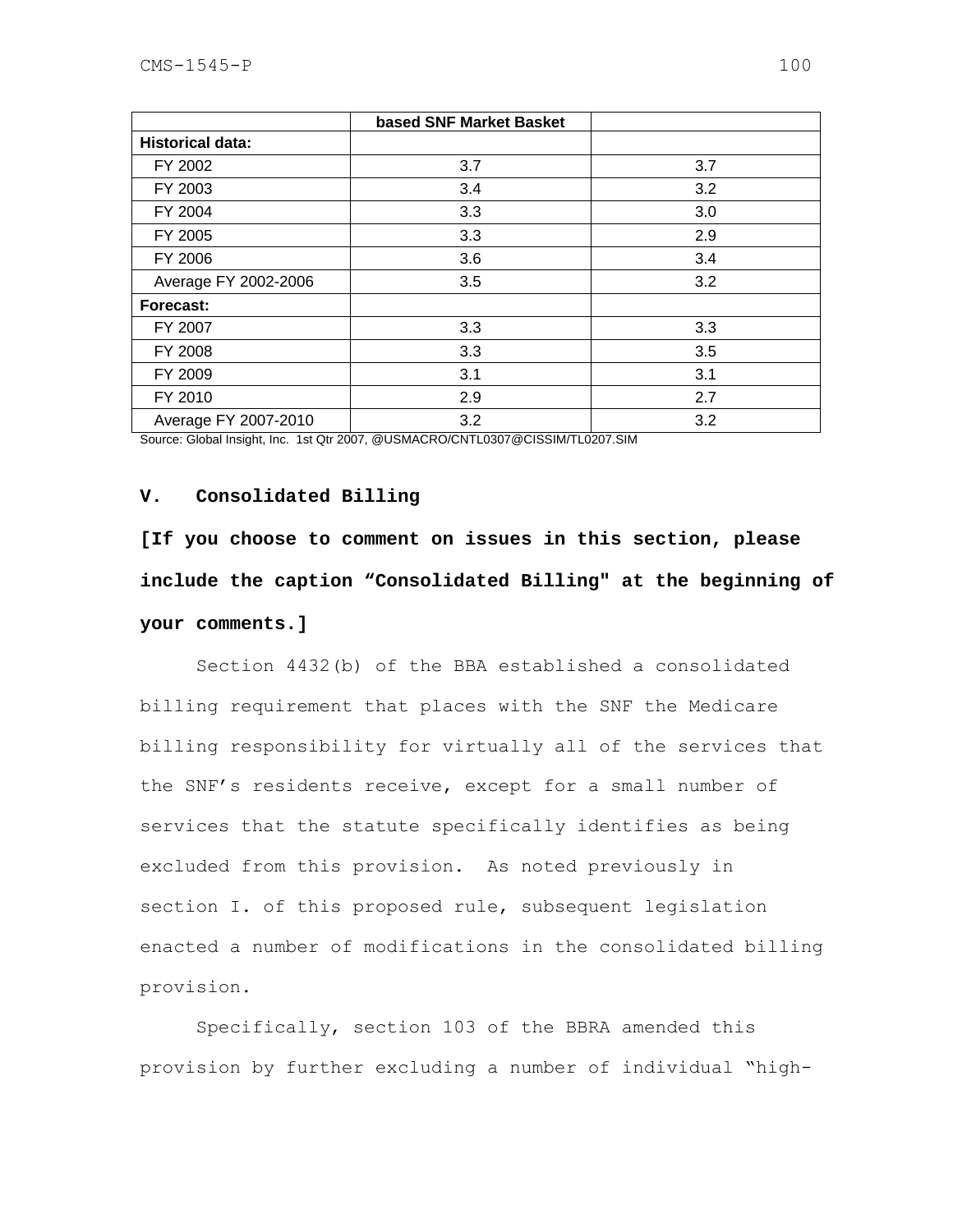| | based SNF Market Basket | |
|---|---|---|
| **Historical data:** | | |
| FY 2002 | 3.7 | 3.7 |
| FY 2003 | 3.4 | 3.2 |
| FY 2004 | 3.3 | 3.0 |
| FY 2005 | 3.3 | 2.9 |
| FY 2006 | 3.6 | 3.4 |
| Average FY 2002-2006 | 3.5 | 3.2 |
| **Forecast:** | | |
| FY 2007 | 3.3 | 3.3 |
| FY 2008 | 3.3 | 3.5 |
| FY 2009 | 3.1 | 3.1 |
| FY 2010 | 2.9 | 2.7 |
| Average FY 2007-2010 | 3.2 | 3.2 |

Source: Global Insight, Inc. 1st Qtr 2007, @USMACRO/CNTL0307@CISSIM/TL0207.SIM

## V. Consolidated Billing

**[If you choose to comment on issues in this section, please include the caption "Consolidated Billing" at the beginning of your comments.]**

Section 4432(b) of the BBA established a consolidated billing requirement that places with the SNF the Medicare billing responsibility for virtually all of the services that the SNF's residents receive, except for a small number of services that the statute specifically identifies as being excluded from this provision. As noted previously in section I. of this proposed rule, subsequent legislation enacted a number of modifications in the consolidated billing provision.

Specifically, section 103 of the BBRA amended this provision by further excluding a number of individual "high-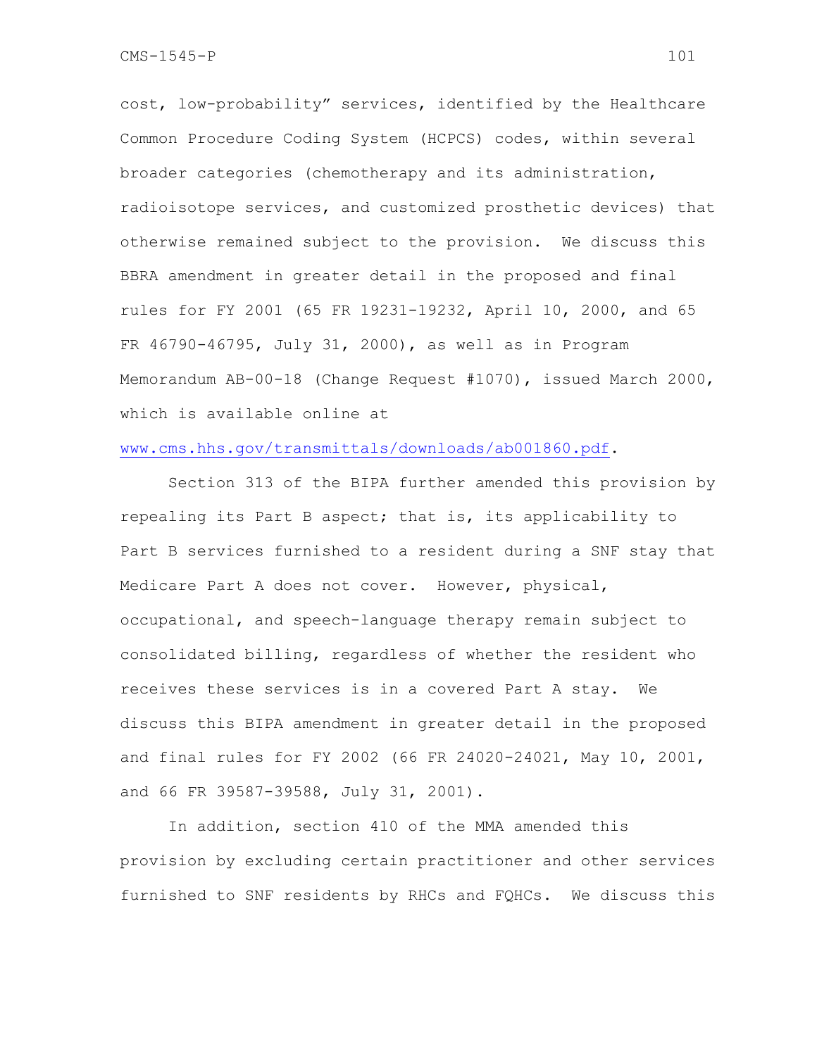cost, low-probability" services, identified by the Healthcare Common Procedure Coding System (HCPCS) codes, within several broader categories (chemotherapy and its administration, radioisotope services, and customized prosthetic devices) that otherwise remained subject to the provision. We discuss this BBRA amendment in greater detail in the proposed and final rules for FY 2001 (65 FR 19231-19232, April 10, 2000, and 65 FR 46790-46795, July 31, 2000), as well as in Program Memorandum AB-00-18 (Change Request #1070), issued March 2000, which is available online at www.cms.hhs.gov/transmittals/downloads/ab001860.pdf.

Section 313 of the BIPA further amended this provision by repealing its Part B aspect; that is, its applicability to Part B services furnished to a resident during a SNF stay that Medicare Part A does not cover. However, physical, occupational, and speech-language therapy remain subject to consolidated billing, regardless of whether the resident who receives these services is in a covered Part A stay. We discuss this BIPA amendment in greater detail in the proposed and final rules for FY 2002 (66 FR 24020-24021, May 10, 2001, and 66 FR 39587-39588, July 31, 2001).

In addition, section 410 of the MMA amended this provision by excluding certain practitioner and other services furnished to SNF residents by RHCs and FQHCs. We discuss this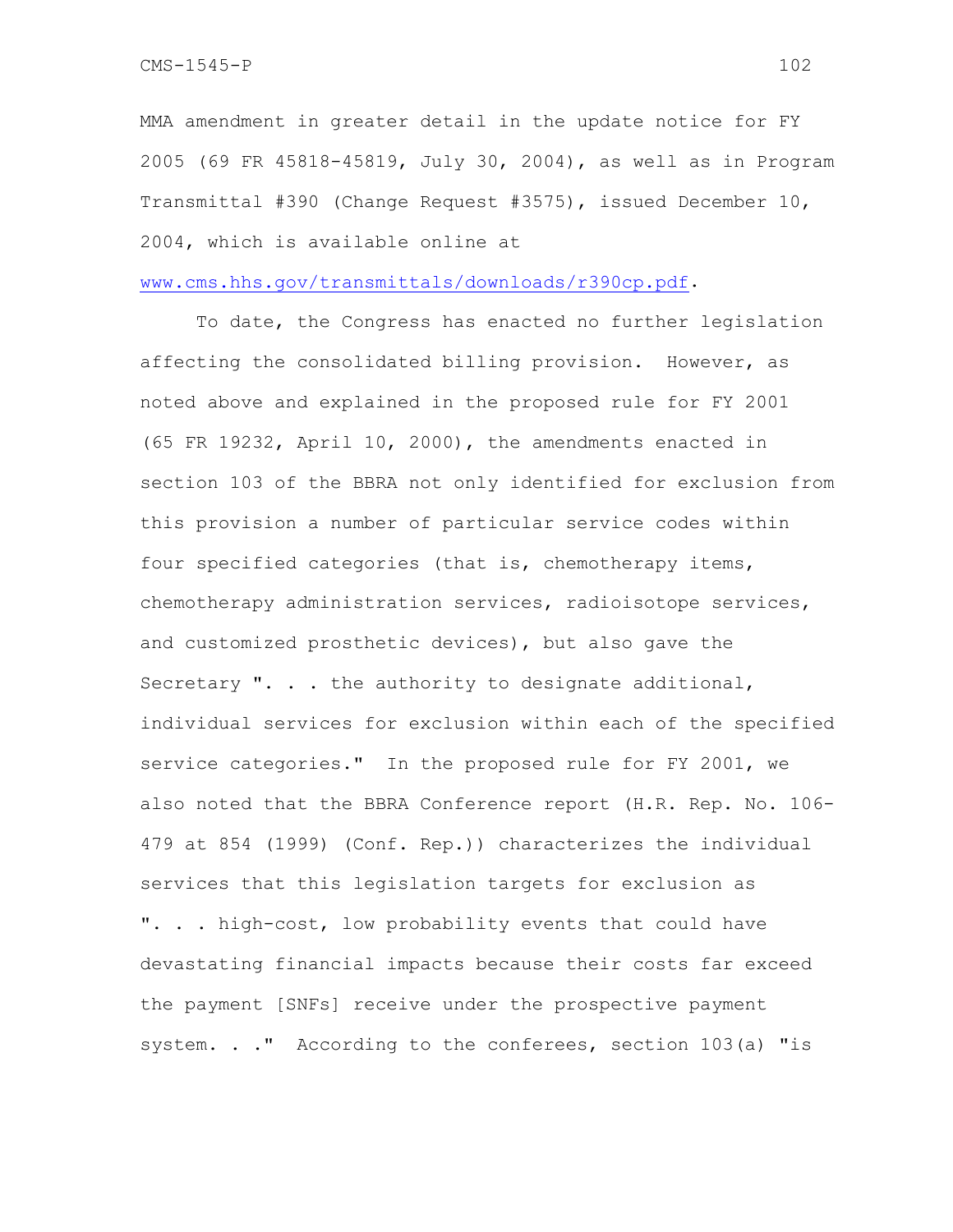MMA amendment in greater detail in the update notice for FY 2005 (69 FR 45818-45819, July 30, 2004), as well as in Program Transmittal #390 (Change Request #3575), issued December 10, 2004, which is available online at www.cms.hhs.gov/transmittals/downloads/r390cp.pdf.

To date, the Congress has enacted no further legislation affecting the consolidated billing provision. However, as noted above and explained in the proposed rule for FY 2001 (65 FR 19232, April 10, 2000), the amendments enacted in section 103 of the BBRA not only identified for exclusion from this provision a number of particular service codes within four specified categories (that is, chemotherapy items, chemotherapy administration services, radioisotope services, and customized prosthetic devices), but also gave the Secretary ". . . the authority to designate additional, individual services for exclusion within each of the specified service categories." In the proposed rule for FY 2001, we also noted that the BBRA Conference report (H.R. Rep. No. 106-479 at 854 (1999) (Conf. Rep.)) characterizes the individual services that this legislation targets for exclusion as ". . . high-cost, low probability events that could have devastating financial impacts because their costs far exceed the payment [SNFs] receive under the prospective payment system. . ." According to the conferees, section 103(a) "is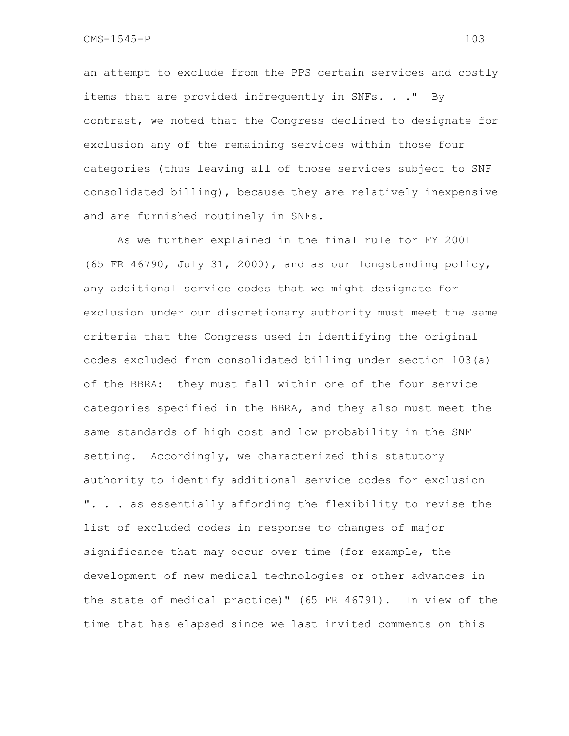an attempt to exclude from the PPS certain services and costly items that are provided infrequently in SNFs. . ." By contrast, we noted that the Congress declined to designate for exclusion any of the remaining services within those four categories (thus leaving all of those services subject to SNF consolidated billing), because they are relatively inexpensive and are furnished routinely in SNFs.

As we further explained in the final rule for FY 2001 (65 FR 46790, July 31, 2000), and as our longstanding policy, any additional service codes that we might designate for exclusion under our discretionary authority must meet the same criteria that the Congress used in identifying the original codes excluded from consolidated billing under section 103(a) of the BBRA: they must fall within one of the four service categories specified in the BBRA, and they also must meet the same standards of high cost and low probability in the SNF setting. Accordingly, we characterized this statutory authority to identify additional service codes for exclusion ". . . as essentially affording the flexibility to revise the list of excluded codes in response to changes of major significance that may occur over time (for example, the development of new medical technologies or other advances in the state of medical practice)" (65 FR 46791). In view of the time that has elapsed since we last invited comments on this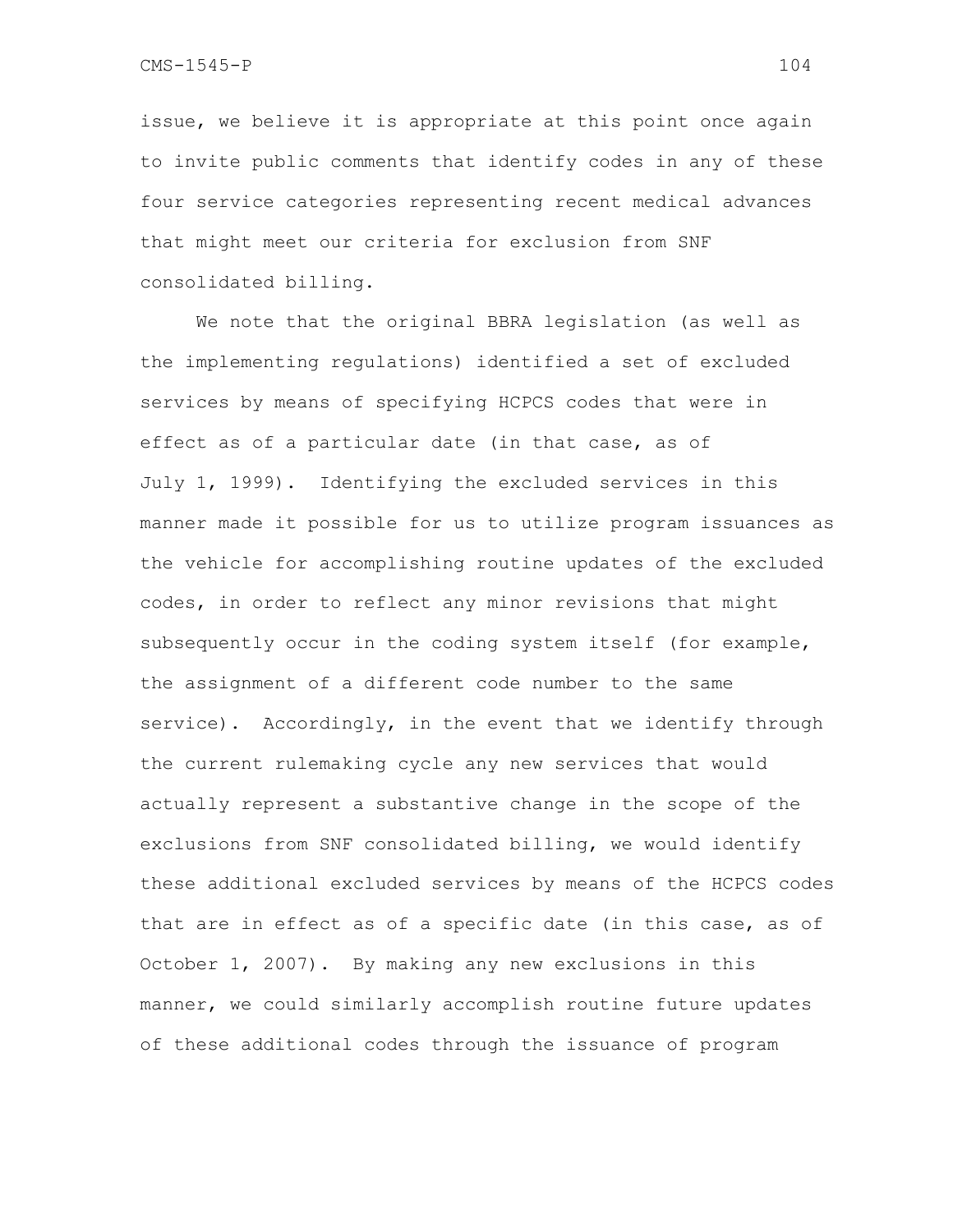issue, we believe it is appropriate at this point once again to invite public comments that identify codes in any of these four service categories representing recent medical advances that might meet our criteria for exclusion from SNF consolidated billing.

We note that the original BBRA legislation (as well as the implementing regulations) identified a set of excluded services by means of specifying HCPCS codes that were in effect as of a particular date (in that case, as of July 1, 1999). Identifying the excluded services in this manner made it possible for us to utilize program issuances as the vehicle for accomplishing routine updates of the excluded codes, in order to reflect any minor revisions that might subsequently occur in the coding system itself (for example, the assignment of a different code number to the same service). Accordingly, in the event that we identify through the current rulemaking cycle any new services that would actually represent a substantive change in the scope of the exclusions from SNF consolidated billing, we would identify these additional excluded services by means of the HCPCS codes that are in effect as of a specific date (in this case, as of October 1, 2007). By making any new exclusions in this manner, we could similarly accomplish routine future updates of these additional codes through the issuance of program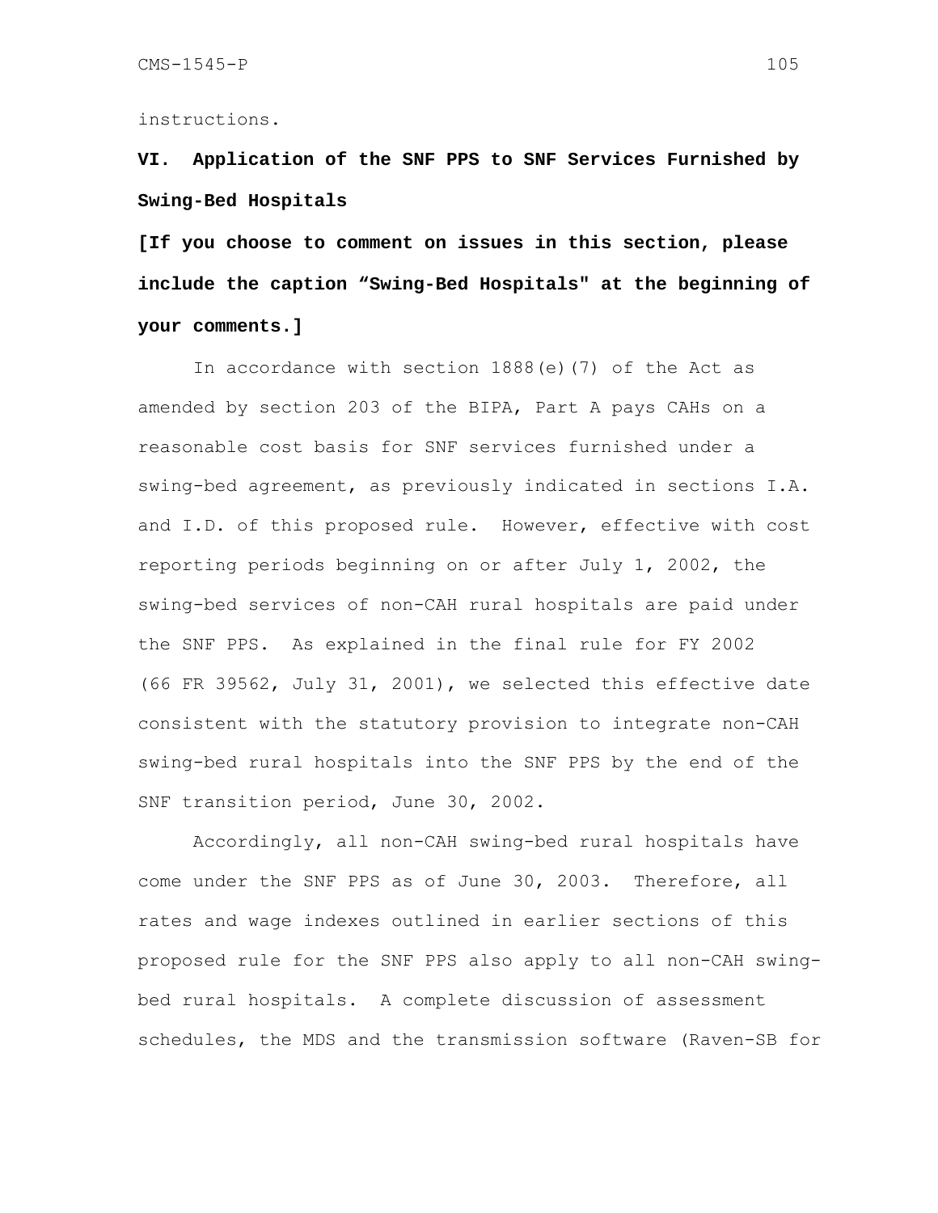instructions.

## VI. Application of the SNF PPS to SNF Services Furnished by Swing-Bed Hospitals

**[If you choose to comment on issues in this section, please include the caption “Swing-Bed Hospitals" at the beginning of your comments.]**

In accordance with section 1888(e)(7) of the Act as amended by section 203 of the BIPA, Part A pays CAHs on a reasonable cost basis for SNF services furnished under a swing-bed agreement, as previously indicated in sections I.A. and I.D. of this proposed rule. However, effective with cost reporting periods beginning on or after July 1, 2002, the swing-bed services of non-CAH rural hospitals are paid under the SNF PPS. As explained in the final rule for FY 2002 (66 FR 39562, July 31, 2001), we selected this effective date consistent with the statutory provision to integrate non-CAH swing-bed rural hospitals into the SNF PPS by the end of the SNF transition period, June 30, 2002.

Accordingly, all non-CAH swing-bed rural hospitals have come under the SNF PPS as of June 30, 2003. Therefore, all rates and wage indexes outlined in earlier sections of this proposed rule for the SNF PPS also apply to all non-CAH swing-bed rural hospitals. A complete discussion of assessment schedules, the MDS and the transmission software (Raven-SB for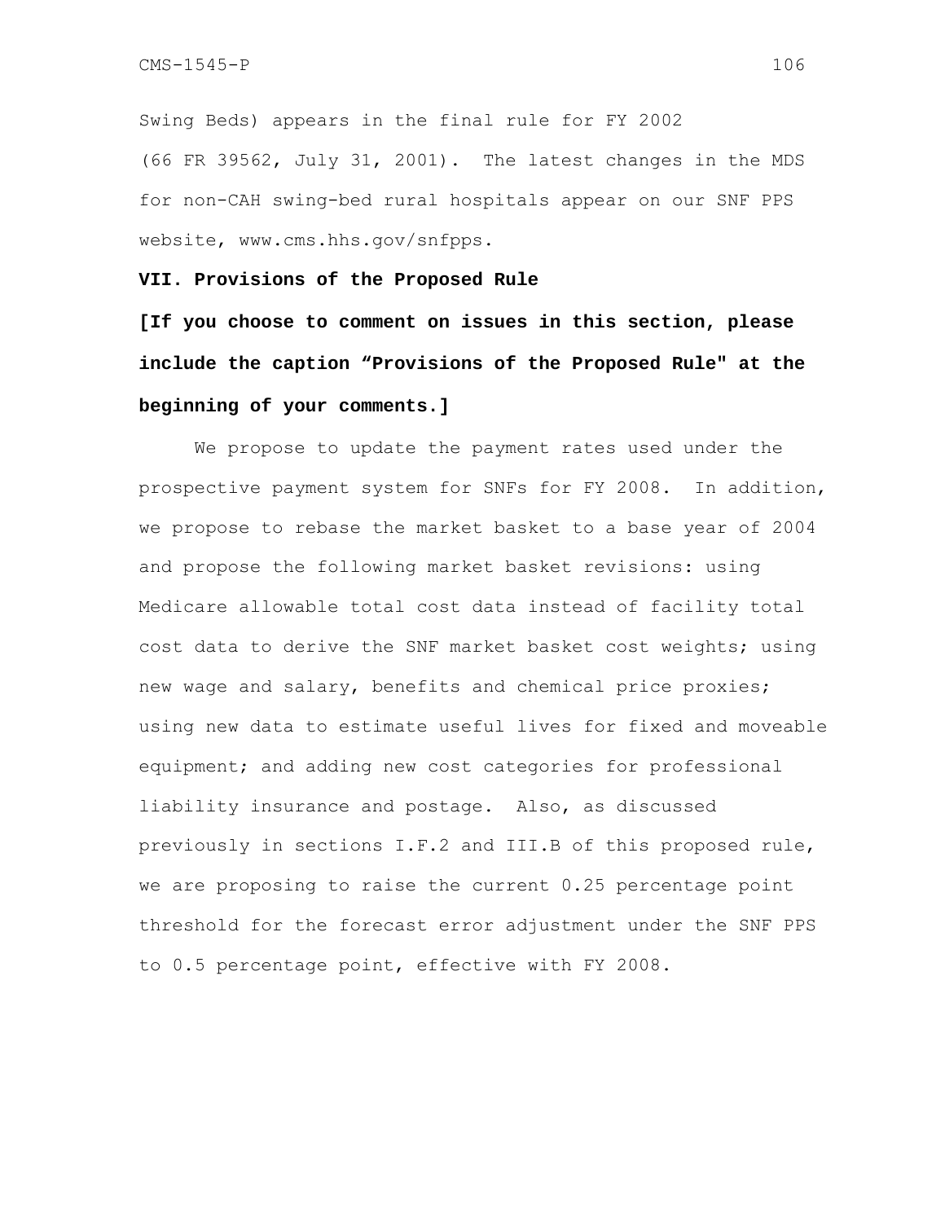Swing Beds) appears in the final rule for FY 2002 (66 FR 39562, July 31, 2001). The latest changes in the MDS for non-CAH swing-bed rural hospitals appear on our SNF PPS website, www.cms.hhs.gov/snfpps.

## VII. Provisions of the Proposed Rule

**[If you choose to comment on issues in this section, please include the caption "Provisions of the Proposed Rule" at the beginning of your comments.]**

We propose to update the payment rates used under the prospective payment system for SNFs for FY 2008. In addition, we propose to rebase the market basket to a base year of 2004 and propose the following market basket revisions: using Medicare allowable total cost data instead of facility total cost data to derive the SNF market basket cost weights; using new wage and salary, benefits and chemical price proxies; using new data to estimate useful lives for fixed and moveable equipment; and adding new cost categories for professional liability insurance and postage. Also, as discussed previously in sections I.F.2 and III.B of this proposed rule, we are proposing to raise the current 0.25 percentage point threshold for the forecast error adjustment under the SNF PPS to 0.5 percentage point, effective with FY 2008.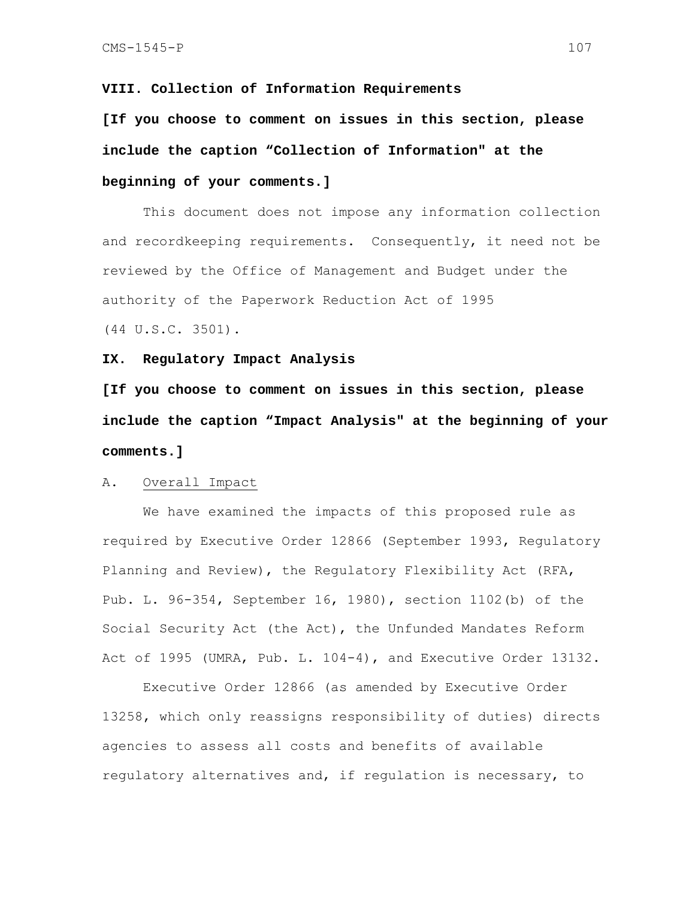## VIII. Collection of Information Requirements

**[If you choose to comment on issues in this section, please include the caption "Collection of Information" at the beginning of your comments.]**

This document does not impose any information collection and recordkeeping requirements. Consequently, it need not be reviewed by the Office of Management and Budget under the authority of the Paperwork Reduction Act of 1995 (44 U.S.C. 3501).

## IX. Regulatory Impact Analysis

**[If you choose to comment on issues in this section, please include the caption "Impact Analysis" at the beginning of your comments.]**

### A. Overall Impact

We have examined the impacts of this proposed rule as required by Executive Order 12866 (September 1993, Regulatory Planning and Review), the Regulatory Flexibility Act (RFA, Pub. L. 96-354, September 16, 1980), section 1102(b) of the Social Security Act (the Act), the Unfunded Mandates Reform Act of 1995 (UMRA, Pub. L. 104-4), and Executive Order 13132.

Executive Order 12866 (as amended by Executive Order 13258, which only reassigns responsibility of duties) directs agencies to assess all costs and benefits of available regulatory alternatives and, if regulation is necessary, to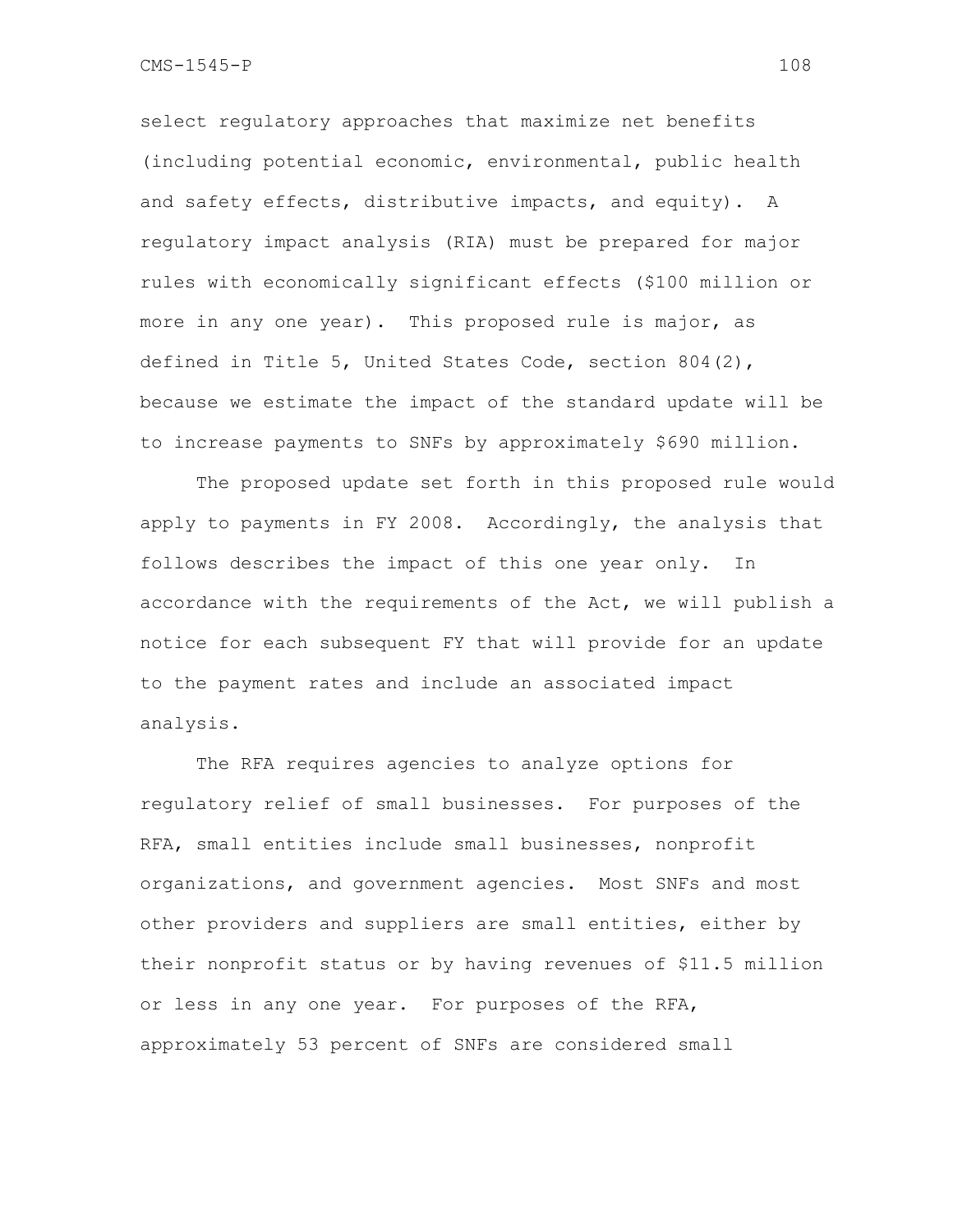select regulatory approaches that maximize net benefits (including potential economic, environmental, public health and safety effects, distributive impacts, and equity). A regulatory impact analysis (RIA) must be prepared for major rules with economically significant effects ($100 million or more in any one year). This proposed rule is major, as defined in Title 5, United States Code, section 804(2), because we estimate the impact of the standard update will be to increase payments to SNFs by approximately $690 million.

The proposed update set forth in this proposed rule would apply to payments in FY 2008. Accordingly, the analysis that follows describes the impact of this one year only. In accordance with the requirements of the Act, we will publish a notice for each subsequent FY that will provide for an update to the payment rates and include an associated impact analysis.

The RFA requires agencies to analyze options for regulatory relief of small businesses. For purposes of the RFA, small entities include small businesses, nonprofit organizations, and government agencies. Most SNFs and most other providers and suppliers are small entities, either by their nonprofit status or by having revenues of $11.5 million or less in any one year. For purposes of the RFA, approximately 53 percent of SNFs are considered small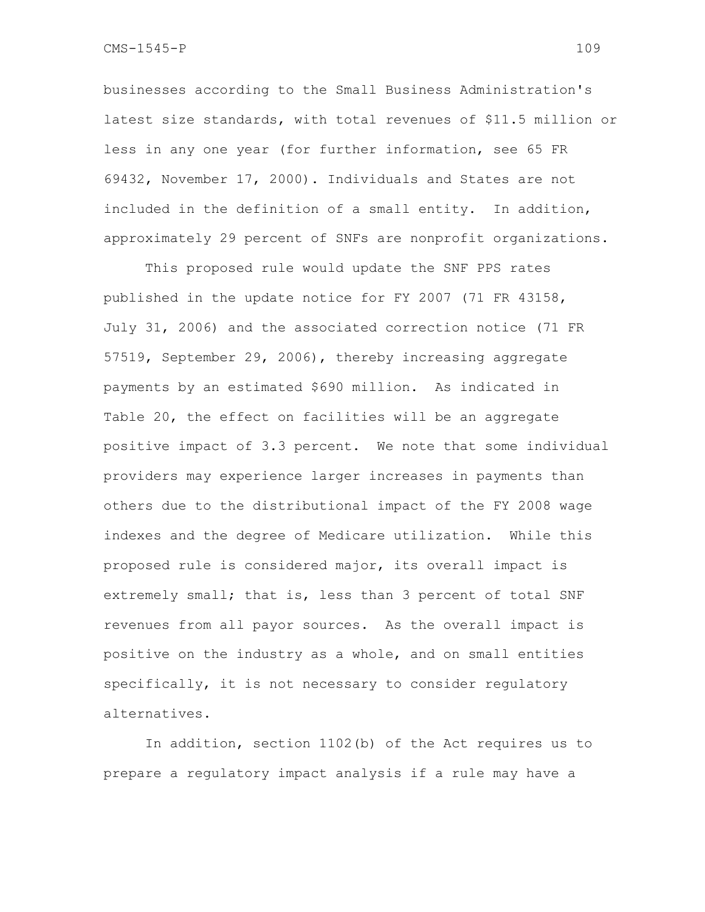businesses according to the Small Business Administration's latest size standards, with total revenues of $11.5 million or less in any one year (for further information, see 65 FR 69432, November 17, 2000). Individuals and States are not included in the definition of a small entity. In addition, approximately 29 percent of SNFs are nonprofit organizations.

This proposed rule would update the SNF PPS rates published in the update notice for FY 2007 (71 FR 43158, July 31, 2006) and the associated correction notice (71 FR 57519, September 29, 2006), thereby increasing aggregate payments by an estimated $690 million. As indicated in Table 20, the effect on facilities will be an aggregate positive impact of 3.3 percent. We note that some individual providers may experience larger increases in payments than others due to the distributional impact of the FY 2008 wage indexes and the degree of Medicare utilization. While this proposed rule is considered major, its overall impact is extremely small; that is, less than 3 percent of total SNF revenues from all payor sources. As the overall impact is positive on the industry as a whole, and on small entities specifically, it is not necessary to consider regulatory alternatives.

In addition, section 1102(b) of the Act requires us to prepare a regulatory impact analysis if a rule may have a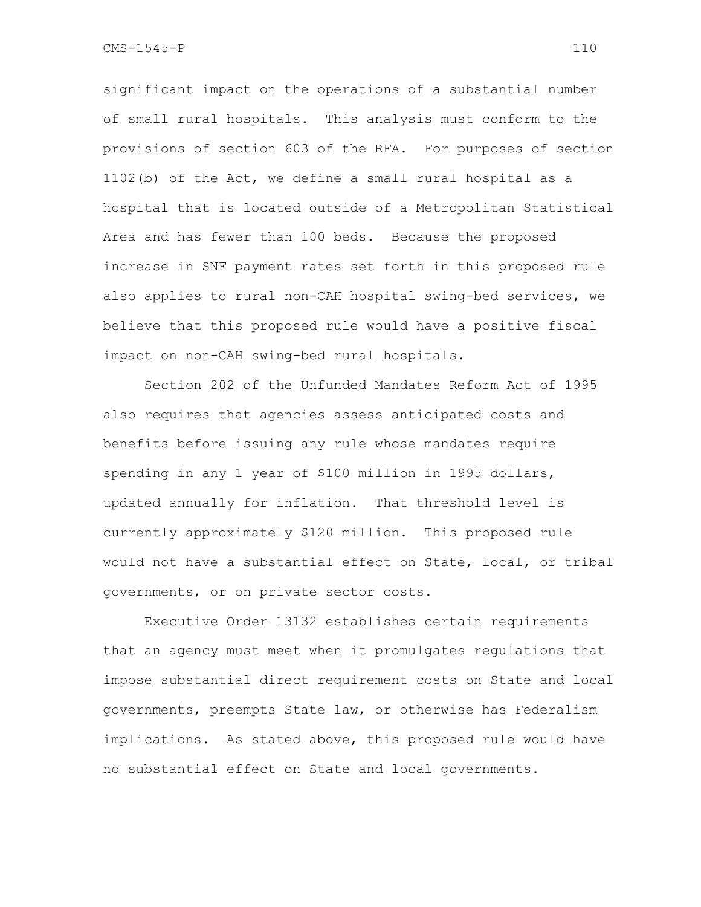significant impact on the operations of a substantial number of small rural hospitals. This analysis must conform to the provisions of section 603 of the RFA. For purposes of section 1102(b) of the Act, we define a small rural hospital as a hospital that is located outside of a Metropolitan Statistical Area and has fewer than 100 beds. Because the proposed increase in SNF payment rates set forth in this proposed rule also applies to rural non-CAH hospital swing-bed services, we believe that this proposed rule would have a positive fiscal impact on non-CAH swing-bed rural hospitals.

Section 202 of the Unfunded Mandates Reform Act of 1995 also requires that agencies assess anticipated costs and benefits before issuing any rule whose mandates require spending in any 1 year of $100 million in 1995 dollars, updated annually for inflation. That threshold level is currently approximately $120 million. This proposed rule would not have a substantial effect on State, local, or tribal governments, or on private sector costs.

Executive Order 13132 establishes certain requirements that an agency must meet when it promulgates regulations that impose substantial direct requirement costs on State and local governments, preempts State law, or otherwise has Federalism implications. As stated above, this proposed rule would have no substantial effect on State and local governments.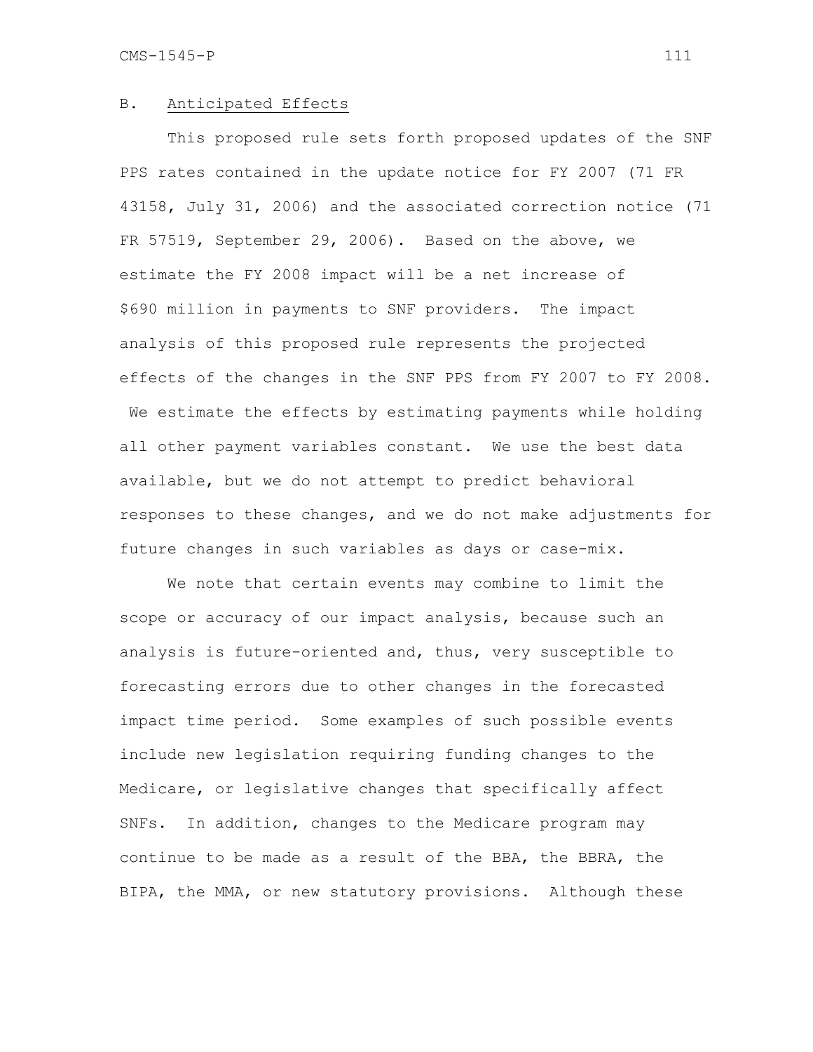## B. Anticipated Effects

This proposed rule sets forth proposed updates of the SNF PPS rates contained in the update notice for FY 2007 (71 FR 43158, July 31, 2006) and the associated correction notice (71 FR 57519, September 29, 2006). Based on the above, we estimate the FY 2008 impact will be a net increase of $690 million in payments to SNF providers. The impact analysis of this proposed rule represents the projected effects of the changes in the SNF PPS from FY 2007 to FY 2008. We estimate the effects by estimating payments while holding all other payment variables constant. We use the best data available, but we do not attempt to predict behavioral responses to these changes, and we do not make adjustments for future changes in such variables as days or case-mix.

We note that certain events may combine to limit the scope or accuracy of our impact analysis, because such an analysis is future-oriented and, thus, very susceptible to forecasting errors due to other changes in the forecasted impact time period. Some examples of such possible events include new legislation requiring funding changes to the Medicare, or legislative changes that specifically affect SNFs. In addition, changes to the Medicare program may continue to be made as a result of the BBA, the BBRA, the BIPA, the MMA, or new statutory provisions. Although these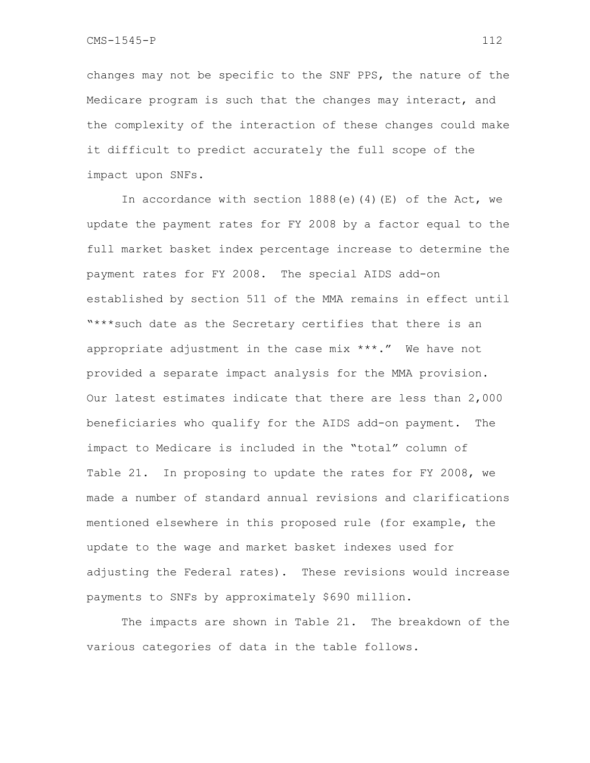changes may not be specific to the SNF PPS, the nature of the Medicare program is such that the changes may interact, and the complexity of the interaction of these changes could make it difficult to predict accurately the full scope of the impact upon SNFs.

In accordance with section 1888(e)(4)(E) of the Act, we update the payment rates for FY 2008 by a factor equal to the full market basket index percentage increase to determine the payment rates for FY 2008. The special AIDS add-on established by section 511 of the MMA remains in effect until "***such date as the Secretary certifies that there is an appropriate adjustment in the case mix ***." We have not provided a separate impact analysis for the MMA provision. Our latest estimates indicate that there are less than 2,000 beneficiaries who qualify for the AIDS add-on payment. The impact to Medicare is included in the "total" column of Table 21. In proposing to update the rates for FY 2008, we made a number of standard annual revisions and clarifications mentioned elsewhere in this proposed rule (for example, the update to the wage and market basket indexes used for adjusting the Federal rates). These revisions would increase payments to SNFs by approximately $690 million.

The impacts are shown in Table 21. The breakdown of the various categories of data in the table follows.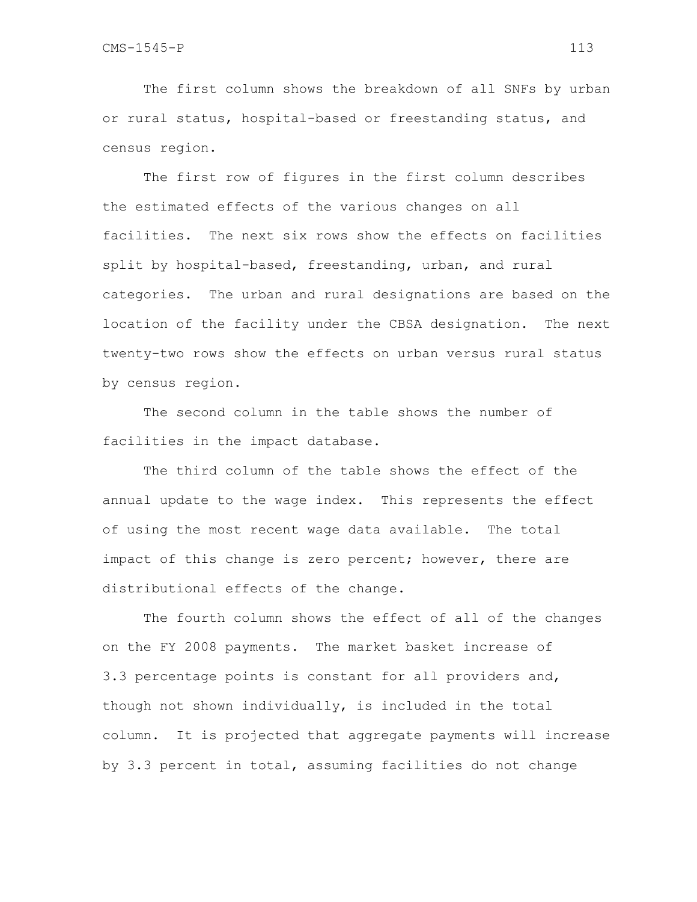The first column shows the breakdown of all SNFs by urban or rural status, hospital-based or freestanding status, and census region.

The first row of figures in the first column describes the estimated effects of the various changes on all facilities. The next six rows show the effects on facilities split by hospital-based, freestanding, urban, and rural categories. The urban and rural designations are based on the location of the facility under the CBSA designation. The next twenty-two rows show the effects on urban versus rural status by census region.

The second column in the table shows the number of facilities in the impact database.

The third column of the table shows the effect of the annual update to the wage index. This represents the effect of using the most recent wage data available. The total impact of this change is zero percent; however, there are distributional effects of the change.

The fourth column shows the effect of all of the changes on the FY 2008 payments. The market basket increase of 3.3 percentage points is constant for all providers and, though not shown individually, is included in the total column. It is projected that aggregate payments will increase by 3.3 percent in total, assuming facilities do not change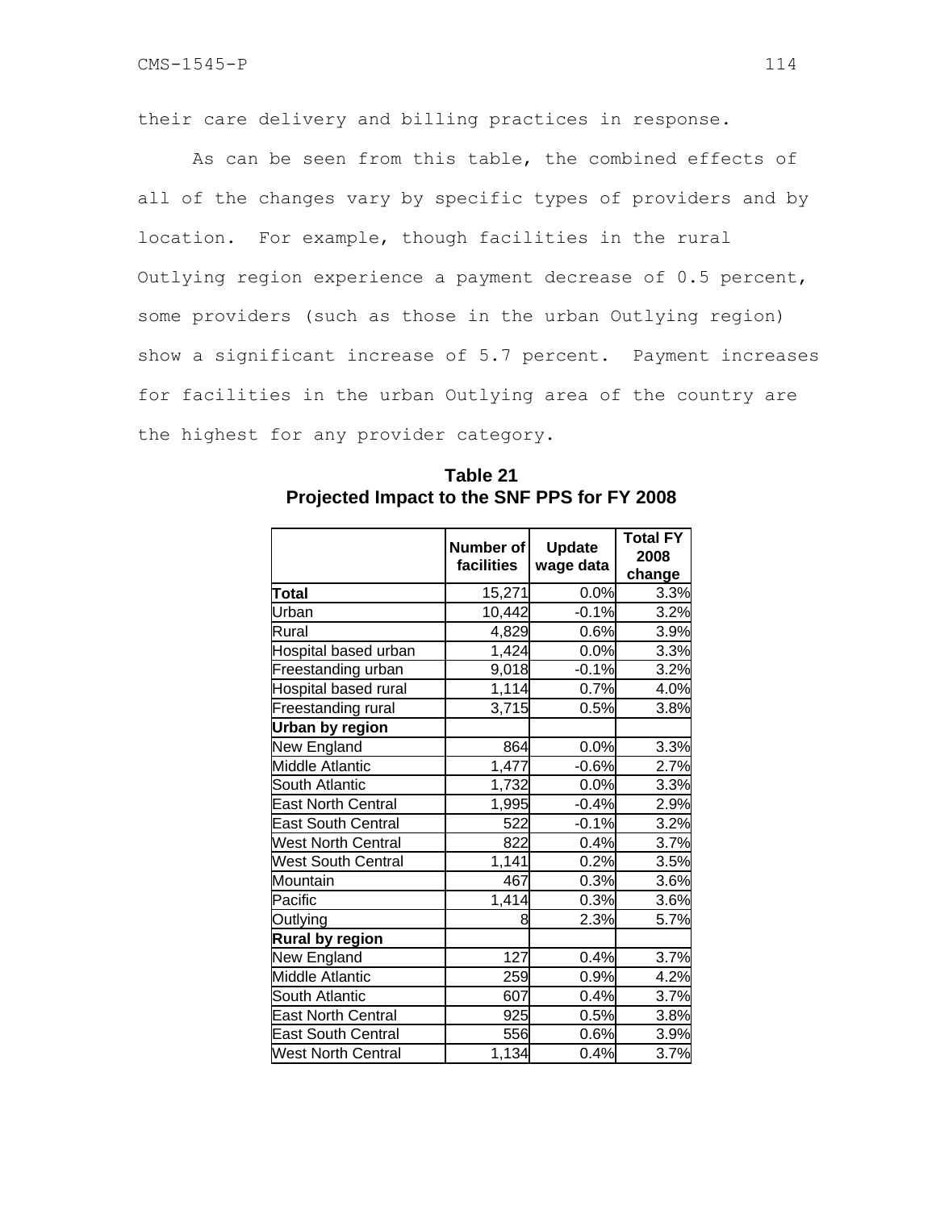their care delivery and billing practices in response.

As can be seen from this table, the combined effects of all of the changes vary by specific types of providers and by location. For example, though facilities in the rural Outlying region experience a payment decrease of 0.5 percent, some providers (such as those in the urban Outlying region) show a significant increase of 5.7 percent. Payment increases for facilities in the urban Outlying area of the country are the highest for any provider category.

**Table 21**
**Projected Impact to the SNF PPS for FY 2008**

| | Number of facilities | Update wage data | Total FY 2008 change |
|---|---|---|---|
| **Total** | 15,271 | 0.0% | 3.3% |
| Urban | 10,442 | -0.1% | 3.2% |
| Rural | 4,829 | 0.6% | 3.9% |
| Hospital based urban | 1,424 | 0.0% | 3.3% |
| Freestanding urban | 9,018 | -0.1% | 3.2% |
| Hospital based rural | 1,114 | 0.7% | 4.0% |
| Freestanding rural | 3,715 | 0.5% | 3.8% |
| **Urban by region** | | | |
| New England | 864 | 0.0% | 3.3% |
| Middle Atlantic | 1,477 | -0.6% | 2.7% |
| South Atlantic | 1,732 | 0.0% | 3.3% |
| East North Central | 1,995 | -0.4% | 2.9% |
| East South Central | 522 | -0.1% | 3.2% |
| West North Central | 822 | 0.4% | 3.7% |
| West South Central | 1,141 | 0.2% | 3.5% |
| Mountain | 467 | 0.3% | 3.6% |
| Pacific | 1,414 | 0.3% | 3.6% |
| Outlying | 8 | 2.3% | 5.7% |
| **Rural by region** | | | |
| New England | 127 | 0.4% | 3.7% |
| Middle Atlantic | 259 | 0.9% | 4.2% |
| South Atlantic | 607 | 0.4% | 3.7% |
| East North Central | 925 | 0.5% | 3.8% |
| East South Central | 556 | 0.6% | 3.9% |
| West North Central | 1,134 | 0.4% | 3.7% |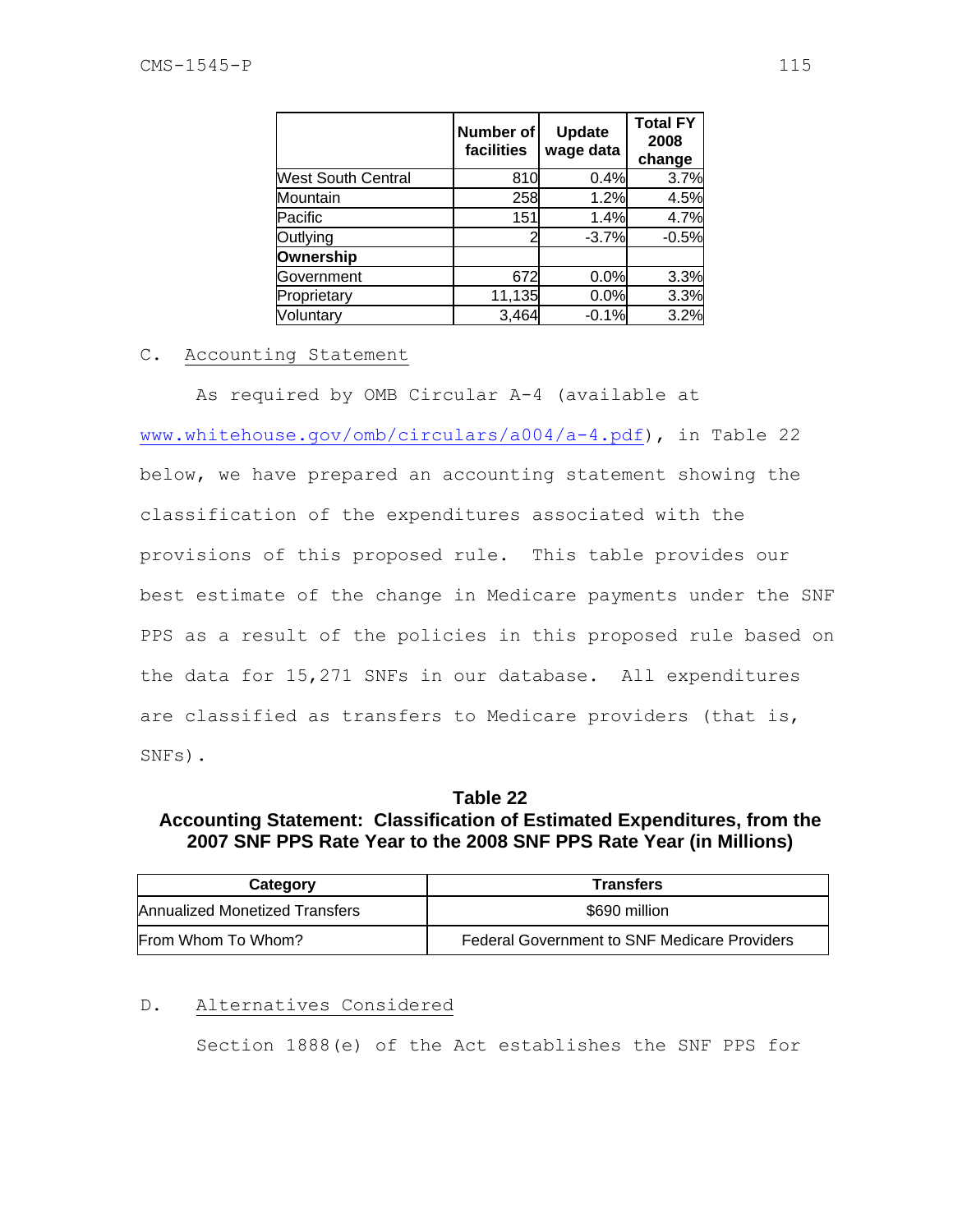| | Number of facilities | Update wage data | Total FY 2008 change |
|---|---|---|---|
| West South Central | 810 | 0.4% | 3.7% |
| Mountain | 258 | 1.2% | 4.5% |
| Pacific | 151 | 1.4% | 4.7% |
| Outlying | 2 | -3.7% | -0.5% |
| **Ownership** | | | |
| Government | 672 | 0.0% | 3.3% |
| Proprietary | 11,135 | 0.0% | 3.3% |
| Voluntary | 3,464 | -0.1% | 3.2% |

## C. Accounting Statement

As required by OMB Circular A-4 (available at www.whitehouse.gov/omb/circulars/a004/a-4.pdf), in Table 22 below, we have prepared an accounting statement showing the classification of the expenditures associated with the provisions of this proposed rule. This table provides our best estimate of the change in Medicare payments under the SNF PPS as a result of the policies in this proposed rule based on the data for 15,271 SNFs in our database. All expenditures are classified as transfers to Medicare providers (that is, SNFs).

**Table 22**
**Accounting Statement: Classification of Estimated Expenditures, from the 2007 SNF PPS Rate Year to the 2008 SNF PPS Rate Year (in Millions)**

| Category | Transfers |
|---|---|
| Annualized Monetized Transfers | $690 million |
| From Whom To Whom? | Federal Government to SNF Medicare Providers |

## D. Alternatives Considered

Section 1888(e) of the Act establishes the SNF PPS for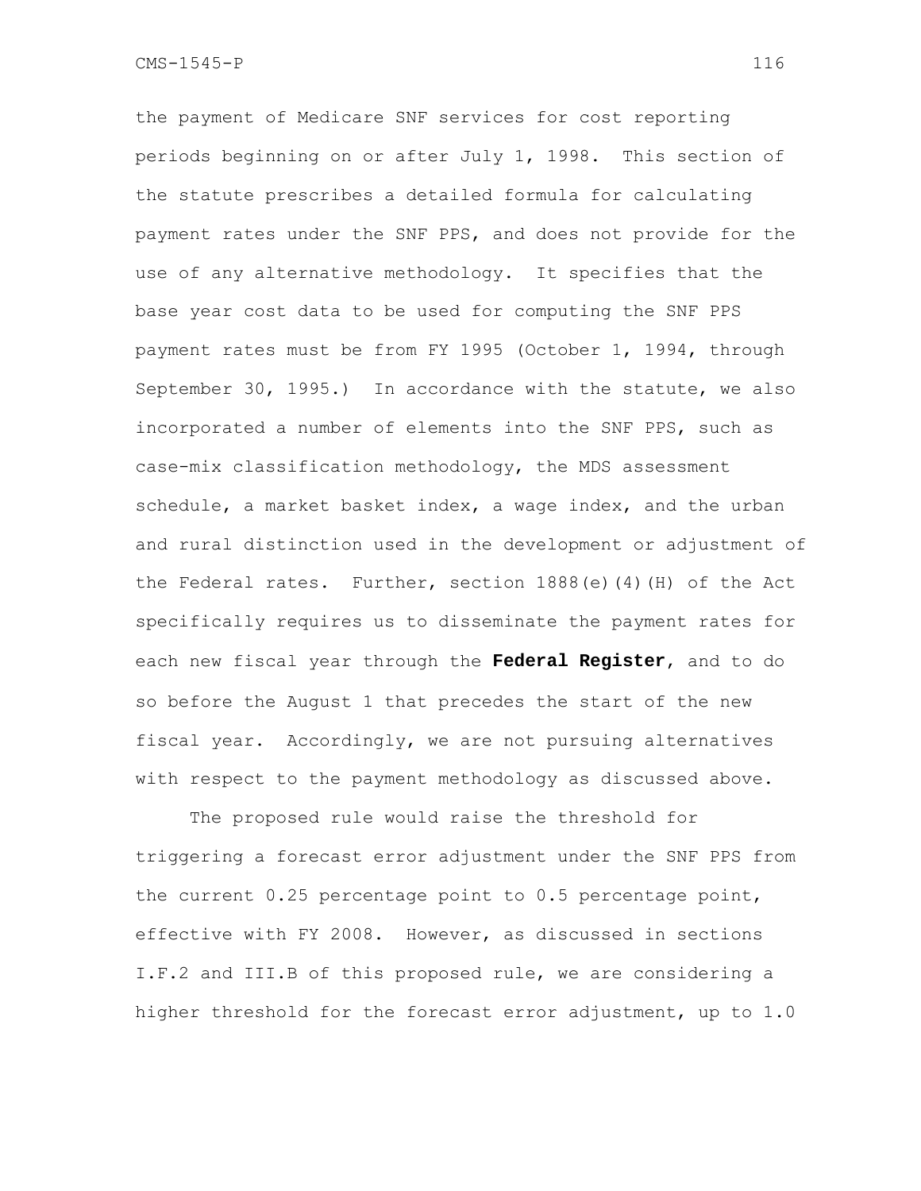the payment of Medicare SNF services for cost reporting periods beginning on or after July 1, 1998. This section of the statute prescribes a detailed formula for calculating payment rates under the SNF PPS, and does not provide for the use of any alternative methodology. It specifies that the base year cost data to be used for computing the SNF PPS payment rates must be from FY 1995 (October 1, 1994, through September 30, 1995.) In accordance with the statute, we also incorporated a number of elements into the SNF PPS, such as case-mix classification methodology, the MDS assessment schedule, a market basket index, a wage index, and the urban and rural distinction used in the development or adjustment of the Federal rates. Further, section 1888(e)(4)(H) of the Act specifically requires us to disseminate the payment rates for each new fiscal year through the **Federal Register**, and to do so before the August 1 that precedes the start of the new fiscal year. Accordingly, we are not pursuing alternatives with respect to the payment methodology as discussed above.

The proposed rule would raise the threshold for triggering a forecast error adjustment under the SNF PPS from the current 0.25 percentage point to 0.5 percentage point, effective with FY 2008. However, as discussed in sections I.F.2 and III.B of this proposed rule, we are considering a higher threshold for the forecast error adjustment, up to 1.0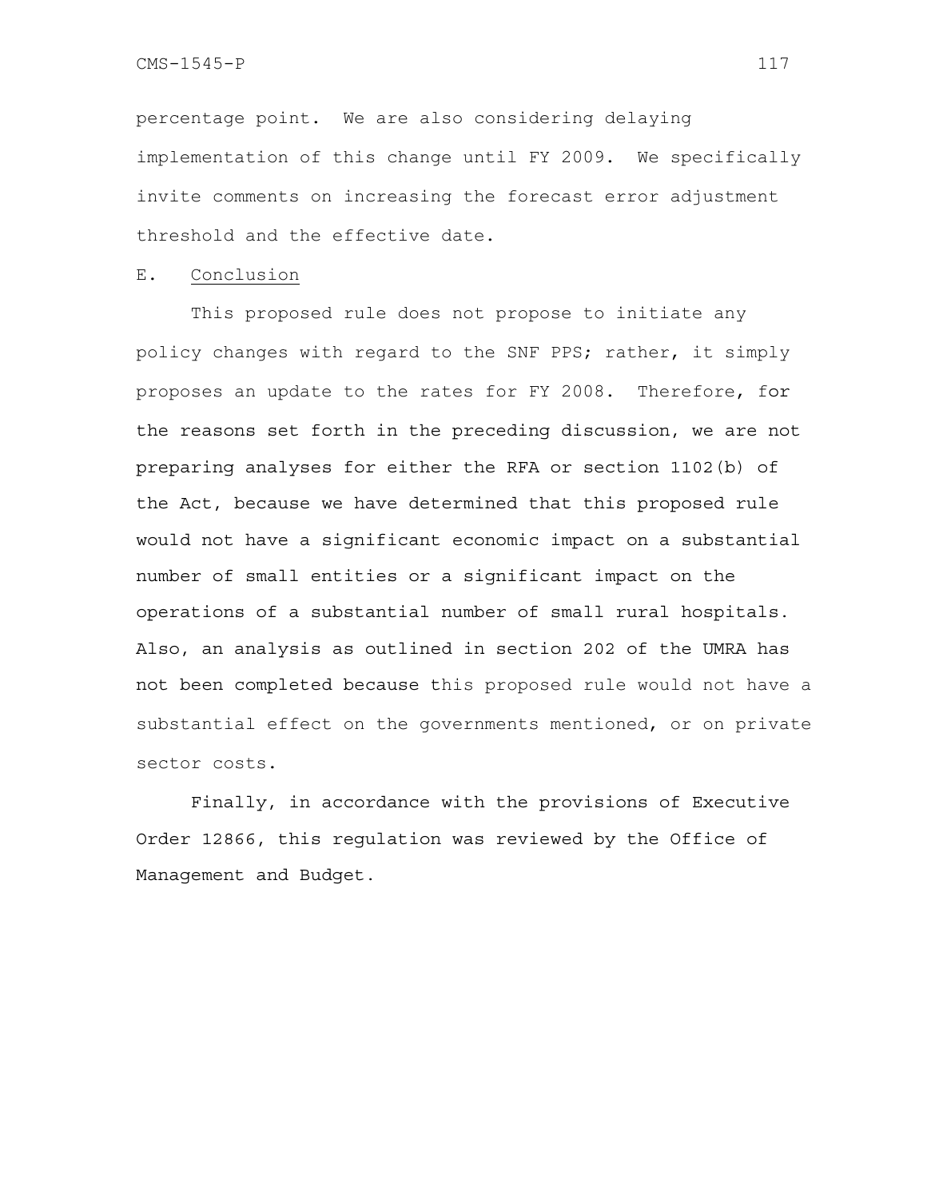percentage point. We are also considering delaying implementation of this change until FY 2009. We specifically invite comments on increasing the forecast error adjustment threshold and the effective date.

E. <u>Conclusion</u>

This proposed rule does not propose to initiate any policy changes with regard to the SNF PPS; rather, it simply proposes an update to the rates for FY 2008. Therefore, for the reasons set forth in the preceding discussion, we are not preparing analyses for either the RFA or section 1102(b) of the Act, because we have determined that this proposed rule would not have a significant economic impact on a substantial number of small entities or a significant impact on the operations of a substantial number of small rural hospitals. Also, an analysis as outlined in section 202 of the UMRA has not been completed because this proposed rule would not have a substantial effect on the governments mentioned, or on private sector costs.

Finally, in accordance with the provisions of Executive Order 12866, this regulation was reviewed by the Office of Management and Budget.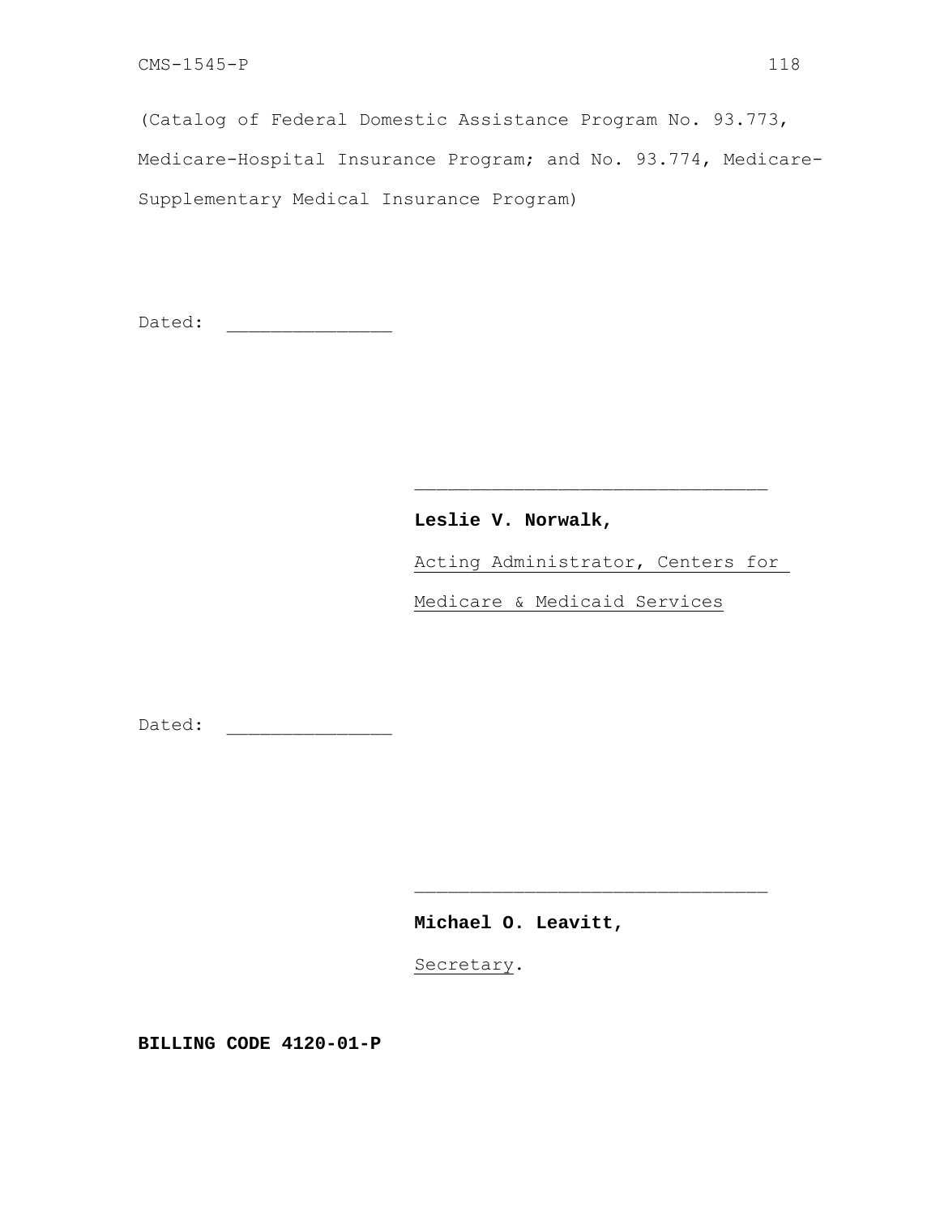(Catalog of Federal Domestic Assistance Program No. 93.773, Medicare-Hospital Insurance Program; and No. 93.774, Medicare-Supplementary Medical Insurance Program)

Dated: ______________

_______________________________

**Leslie V. Norwalk,**

Acting Administrator, Centers for Medicare & Medicaid Services

Dated: ______________

_______________________________

**Michael O. Leavitt,**

Secretary.

**BILLING CODE 4120-01-P**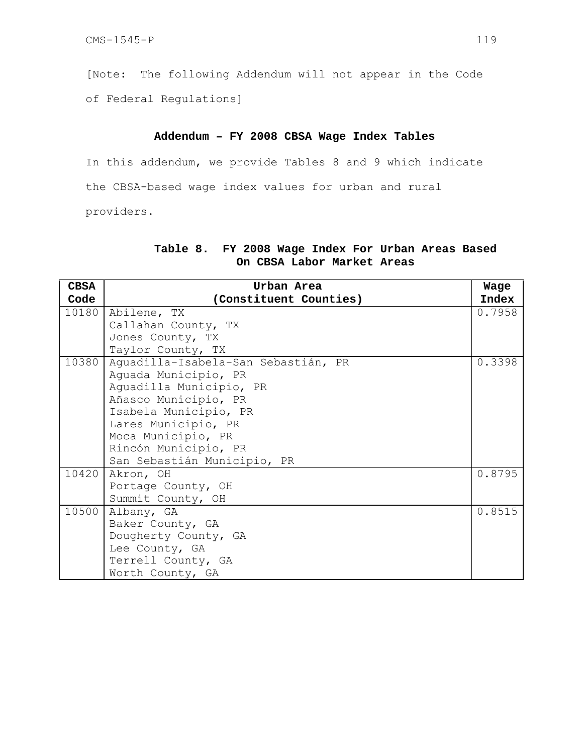[Note: The following Addendum will not appear in the Code of Federal Regulations]

## Addendum – FY 2008 CBSA Wage Index Tables

In this addendum, we provide Tables 8 and 9 which indicate the CBSA-based wage index values for urban and rural providers.

**Table 8. FY 2008 Wage Index For Urban Areas Based On CBSA Labor Market Areas**

| CBSA Code | Urban Area (Constituent Counties) | Wage Index |
|---|---|---|
| 10180 | Abilene, TX<br>Callahan County, TX<br>Jones County, TX<br>Taylor County, TX | 0.7958 |
| 10380 | Aguadilla-Isabela-San Sebastián, PR<br>Aguada Municipio, PR<br>Aguadilla Municipio, PR<br>Añasco Municipio, PR<br>Isabela Municipio, PR<br>Lares Municipio, PR<br>Moca Municipio, PR<br>Rincón Municipio, PR<br>San Sebastián Municipio, PR | 0.3398 |
| 10420 | Akron, OH<br>Portage County, OH<br>Summit County, OH | 0.8795 |
| 10500 | Albany, GA<br>Baker County, GA<br>Dougherty County, GA<br>Lee County, GA<br>Terrell County, GA<br>Worth County, GA | 0.8515 |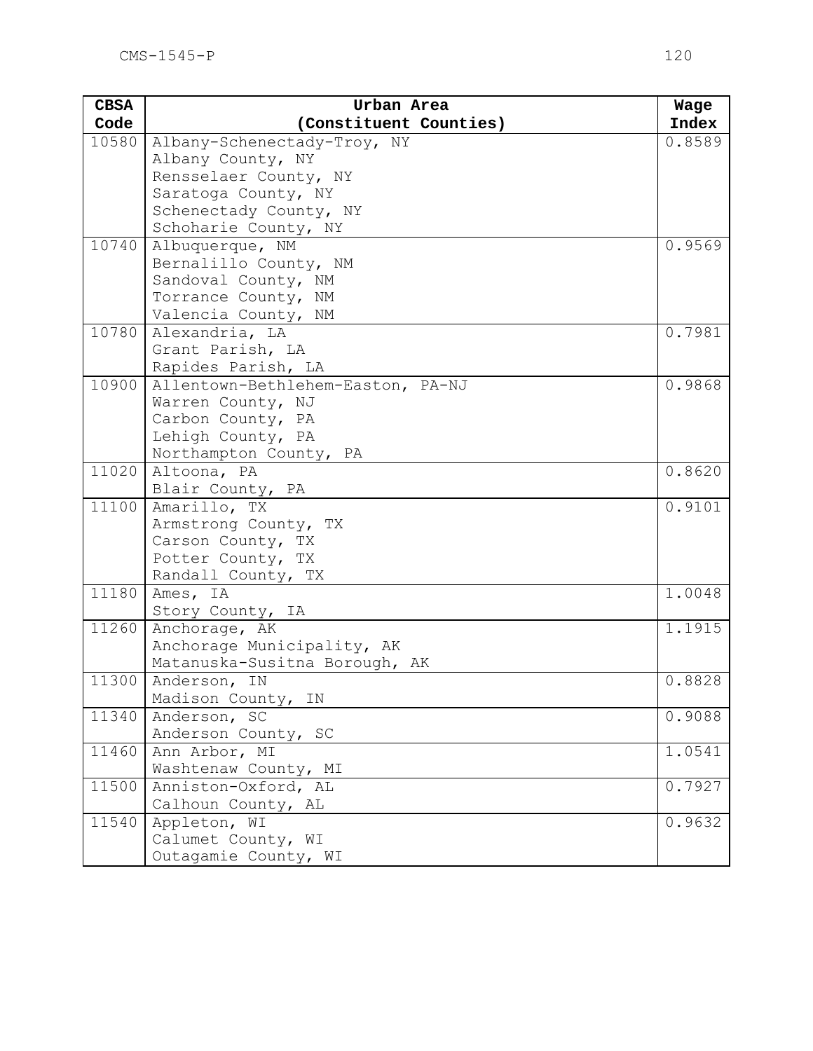| CBSA Code | Urban Area (Constituent Counties) | Wage Index |
| --- | --- | --- |
| 10580 | Albany-Schenectady-Troy, NY<br>Albany County, NY<br>Rensselaer County, NY<br>Saratoga County, NY<br>Schenectady County, NY<br>Schoharie County, NY | 0.8589 |
| 10740 | Albuquerque, NM<br>Bernalillo County, NM<br>Sandoval County, NM<br>Torrance County, NM<br>Valencia County, NM | 0.9569 |
| 10780 | Alexandria, LA<br>Grant Parish, LA<br>Rapides Parish, LA | 0.7981 |
| 10900 | Allentown-Bethlehem-Easton, PA-NJ<br>Warren County, NJ<br>Carbon County, PA<br>Lehigh County, PA<br>Northampton County, PA | 0.9868 |
| 11020 | Altoona, PA<br>Blair County, PA | 0.8620 |
| 11100 | Amarillo, TX<br>Armstrong County, TX<br>Carson County, TX<br>Potter County, TX<br>Randall County, TX | 0.9101 |
| 11180 | Ames, IA<br>Story County, IA | 1.0048 |
| 11260 | Anchorage, AK<br>Anchorage Municipality, AK<br>Matanuska-Susitna Borough, AK | 1.1915 |
| 11300 | Anderson, IN<br>Madison County, IN | 0.8828 |
| 11340 | Anderson, SC<br>Anderson County, SC | 0.9088 |
| 11460 | Ann Arbor, MI<br>Washtenaw County, MI | 1.0541 |
| 11500 | Anniston-Oxford, AL<br>Calhoun County, AL | 0.7927 |
| 11540 | Appleton, WI<br>Calumet County, WI<br>Outagamie County, WI | 0.9632 |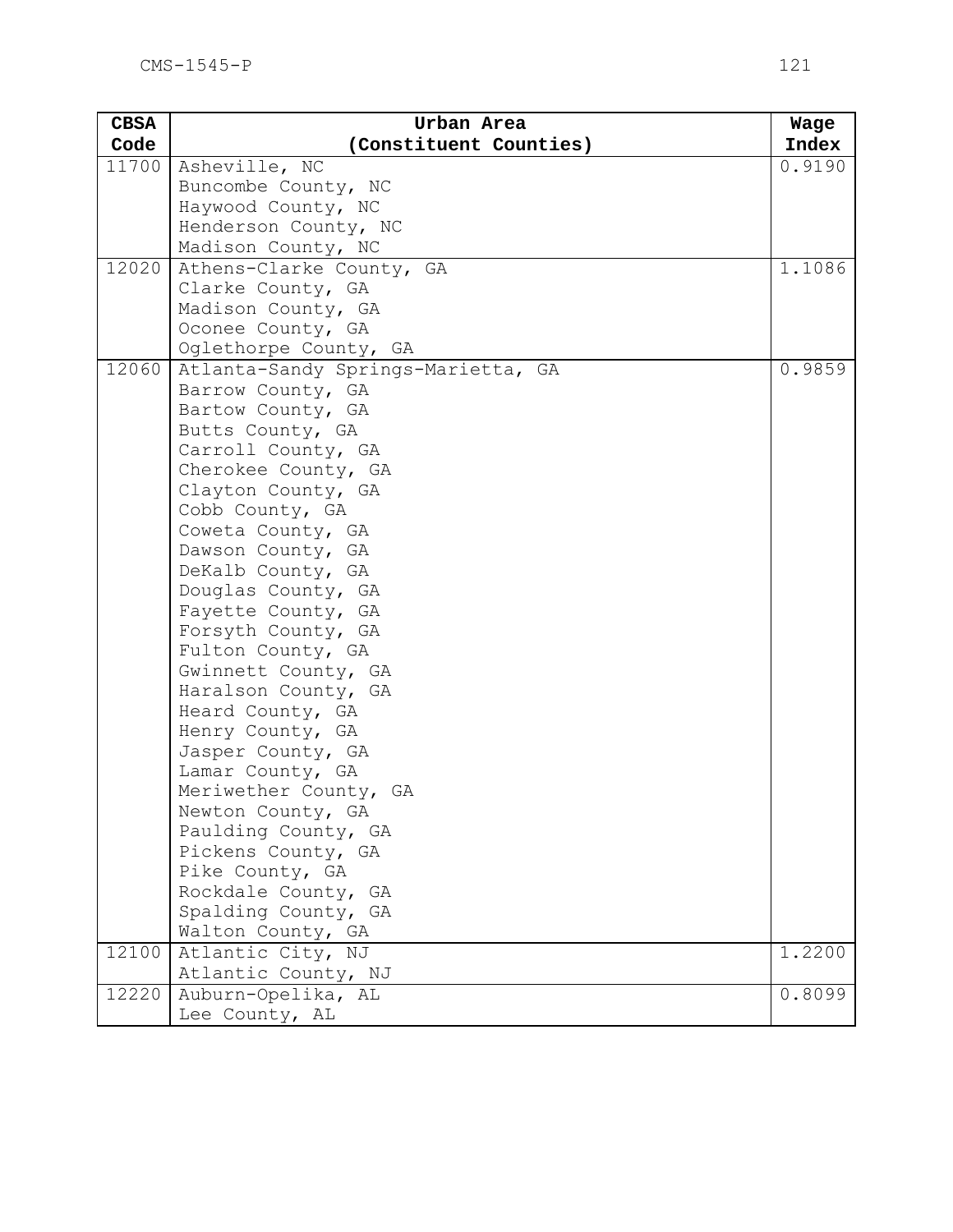| CBSA Code | Urban Area (Constituent Counties) | Wage Index |
|---|---|---|
| 11700 | Asheville, NC<br>Buncombe County, NC<br>Haywood County, NC<br>Henderson County, NC<br>Madison County, NC | 0.9190 |
| 12020 | Athens-Clarke County, GA<br>Clarke County, GA<br>Madison County, GA<br>Oconee County, GA<br>Oglethorpe County, GA | 1.1086 |
| 12060 | Atlanta-Sandy Springs-Marietta, GA<br>Barrow County, GA<br>Bartow County, GA<br>Butts County, GA<br>Carroll County, GA<br>Cherokee County, GA<br>Clayton County, GA<br>Cobb County, GA<br>Coweta County, GA<br>Dawson County, GA<br>DeKalb County, GA<br>Douglas County, GA<br>Fayette County, GA<br>Forsyth County, GA<br>Fulton County, GA<br>Gwinnett County, GA<br>Haralson County, GA<br>Heard County, GA<br>Henry County, GA<br>Jasper County, GA<br>Lamar County, GA<br>Meriwether County, GA<br>Newton County, GA<br>Paulding County, GA<br>Pickens County, GA<br>Pike County, GA<br>Rockdale County, GA<br>Spalding County, GA<br>Walton County, GA | 0.9859 |
| 12100 | Atlantic City, NJ<br>Atlantic County, NJ | 1.2200 |
| 12220 | Auburn-Opelika, AL<br>Lee County, AL | 0.8099 |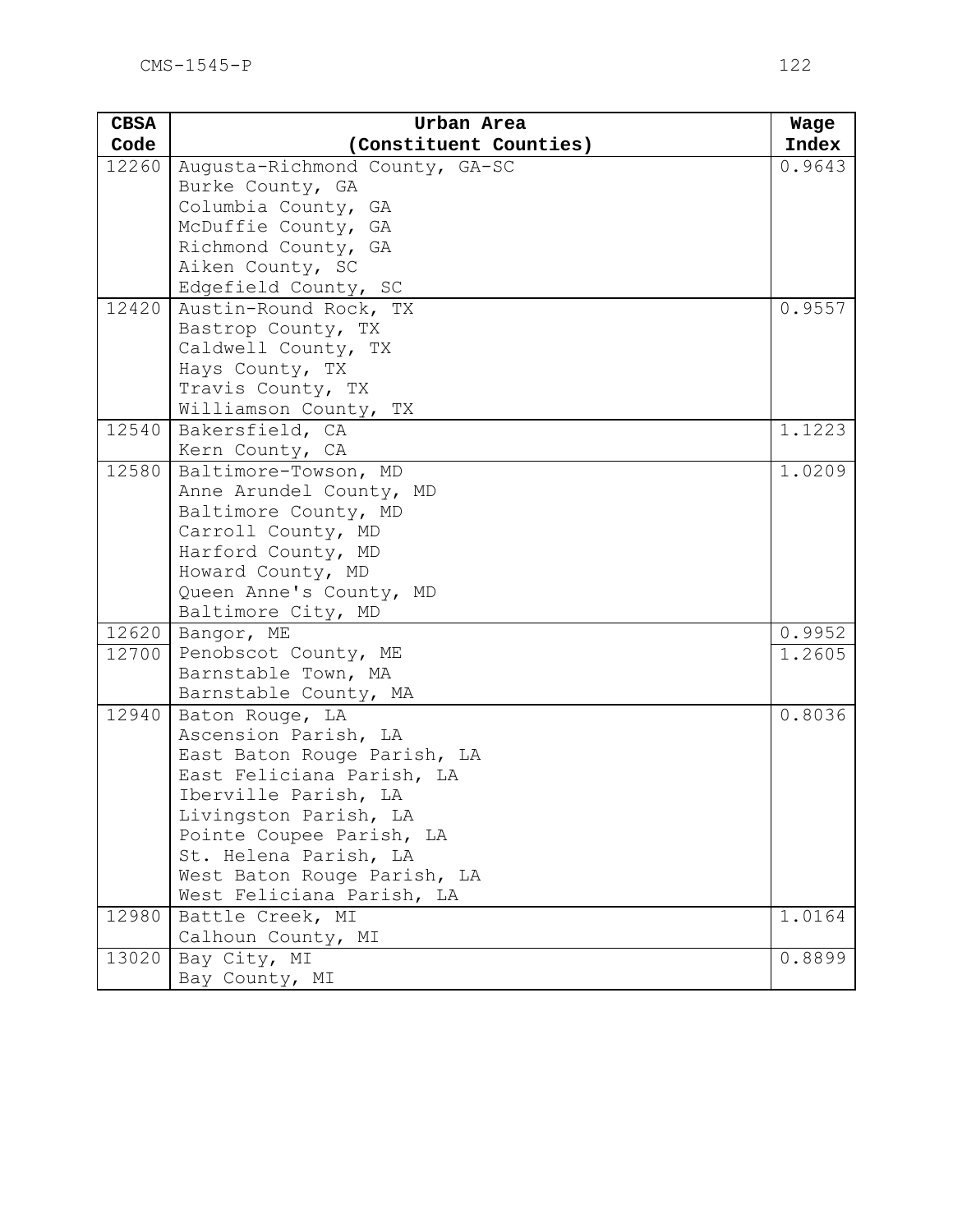| CBSA Code | Urban Area (Constituent Counties) | Wage Index |
|---|---|---|
| 12260 | Augusta-Richmond County, GA-SC<br>Burke County, GA<br>Columbia County, GA<br>McDuffie County, GA<br>Richmond County, GA<br>Aiken County, SC<br>Edgefield County, SC | 0.9643 |
| 12420 | Austin-Round Rock, TX<br>Bastrop County, TX<br>Caldwell County, TX<br>Hays County, TX<br>Travis County, TX<br>Williamson County, TX | 0.9557 |
| 12540 | Bakersfield, CA<br>Kern County, CA | 1.1223 |
| 12580 | Baltimore-Towson, MD<br>Anne Arundel County, MD<br>Baltimore County, MD<br>Carroll County, MD<br>Harford County, MD<br>Howard County, MD<br>Queen Anne's County, MD<br>Baltimore City, MD | 1.0209 |
| 12620 | Bangor, ME | 0.9952 |
| 12700 | Penobscot County, ME<br>Barnstable Town, MA<br>Barnstable County, MA | 1.2605 |
| 12940 | Baton Rouge, LA<br>Ascension Parish, LA<br>East Baton Rouge Parish, LA<br>East Feliciana Parish, LA<br>Iberville Parish, LA<br>Livingston Parish, LA<br>Pointe Coupee Parish, LA<br>St. Helena Parish, LA<br>West Baton Rouge Parish, LA<br>West Feliciana Parish, LA | 0.8036 |
| 12980 | Battle Creek, MI<br>Calhoun County, MI | 1.0164 |
| 13020 | Bay City, MI<br>Bay County, MI | 0.8899 |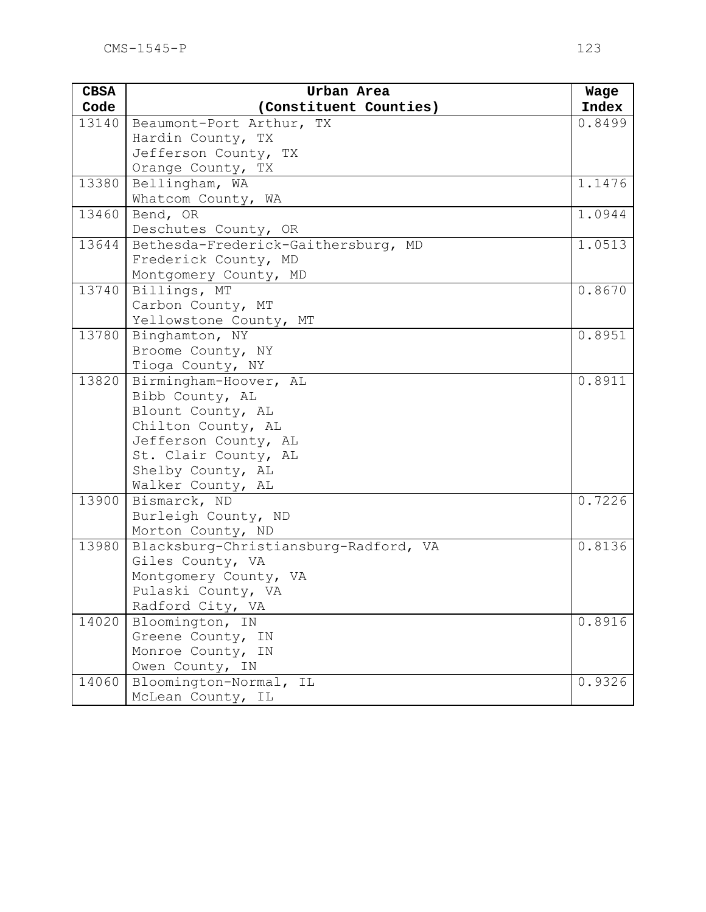| CBSA Code | Urban Area (Constituent Counties) | Wage Index |
| --- | --- | --- |
| 13140 | Beaumont-Port Arthur, TX<br>Hardin County, TX<br>Jefferson County, TX<br>Orange County, TX | 0.8499 |
| 13380 | Bellingham, WA<br>Whatcom County, WA | 1.1476 |
| 13460 | Bend, OR<br>Deschutes County, OR | 1.0944 |
| 13644 | Bethesda-Frederick-Gaithersburg, MD<br>Frederick County, MD<br>Montgomery County, MD | 1.0513 |
| 13740 | Billings, MT<br>Carbon County, MT<br>Yellowstone County, MT | 0.8670 |
| 13780 | Binghamton, NY<br>Broome County, NY<br>Tioga County, NY | 0.8951 |
| 13820 | Birmingham-Hoover, AL<br>Bibb County, AL<br>Blount County, AL<br>Chilton County, AL<br>Jefferson County, AL<br>St. Clair County, AL<br>Shelby County, AL<br>Walker County, AL | 0.8911 |
| 13900 | Bismarck, ND<br>Burleigh County, ND<br>Morton County, ND | 0.7226 |
| 13980 | Blacksburg-Christiansburg-Radford, VA<br>Giles County, VA<br>Montgomery County, VA<br>Pulaski County, VA<br>Radford City, VA | 0.8136 |
| 14020 | Bloomington, IN<br>Greene County, IN<br>Monroe County, IN<br>Owen County, IN | 0.8916 |
| 14060 | Bloomington-Normal, IL<br>McLean County, IL | 0.9326 |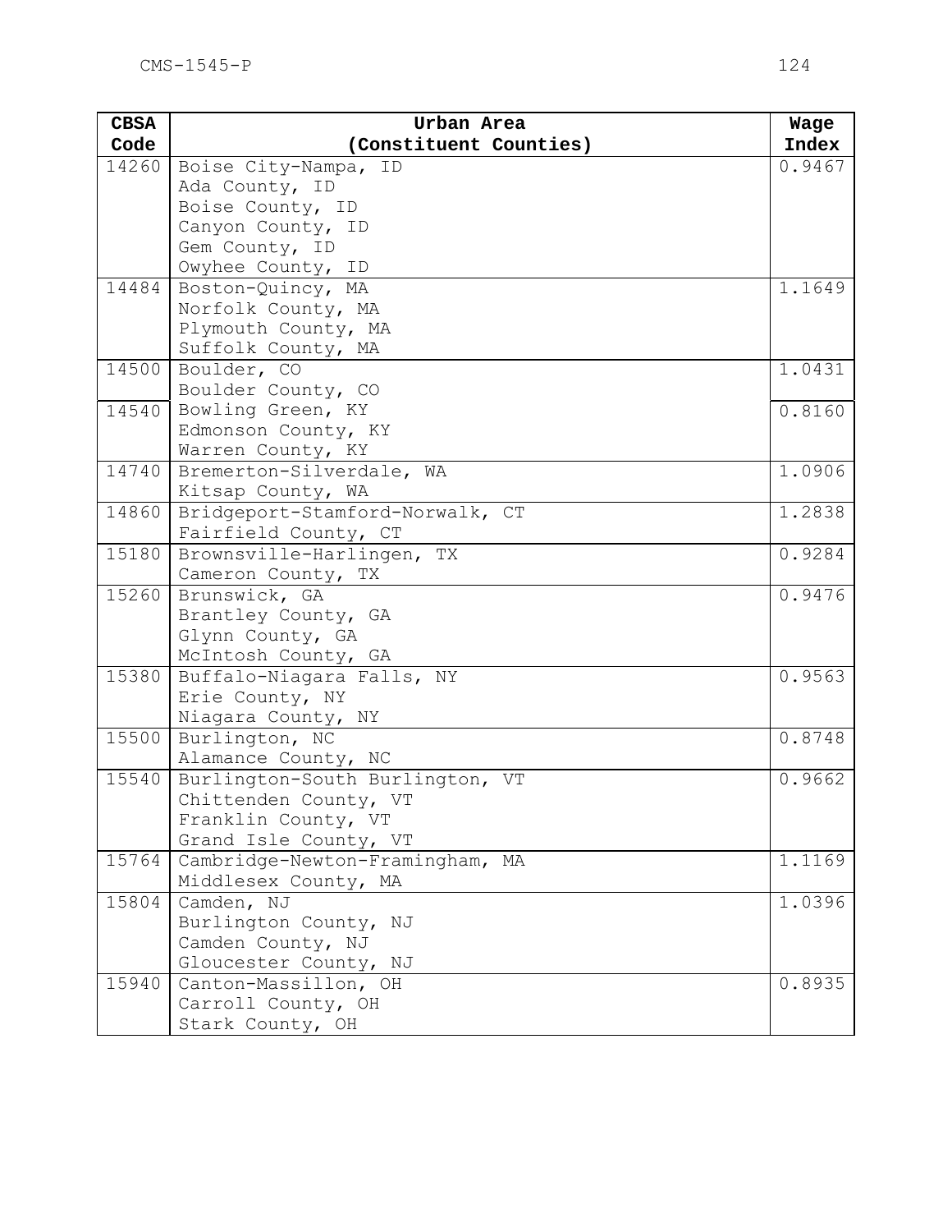| CBSA Code | Urban Area (Constituent Counties) | Wage Index |
|---|---|---|
| 14260 | Boise City-Nampa, ID<br>Ada County, ID<br>Boise County, ID<br>Canyon County, ID<br>Gem County, ID<br>Owyhee County, ID | 0.9467 |
| 14484 | Boston-Quincy, MA<br>Norfolk County, MA<br>Plymouth County, MA<br>Suffolk County, MA | 1.1649 |
| 14500 | Boulder, CO<br>Boulder County, CO | 1.0431 |
| 14540 | Bowling Green, KY<br>Edmonson County, KY<br>Warren County, KY | 0.8160 |
| 14740 | Bremerton-Silverdale, WA<br>Kitsap County, WA | 1.0906 |
| 14860 | Bridgeport-Stamford-Norwalk, CT<br>Fairfield County, CT | 1.2838 |
| 15180 | Brownsville-Harlingen, TX<br>Cameron County, TX | 0.9284 |
| 15260 | Brunswick, GA<br>Brantley County, GA<br>Glynn County, GA<br>McIntosh County, GA | 0.9476 |
| 15380 | Buffalo-Niagara Falls, NY<br>Erie County, NY<br>Niagara County, NY | 0.9563 |
| 15500 | Burlington, NC<br>Alamance County, NC | 0.8748 |
| 15540 | Burlington-South Burlington, VT<br>Chittenden County, VT<br>Franklin County, VT<br>Grand Isle County, VT | 0.9662 |
| 15764 | Cambridge-Newton-Framingham, MA<br>Middlesex County, MA | 1.1169 |
| 15804 | Camden, NJ<br>Burlington County, NJ<br>Camden County, NJ<br>Gloucester County, NJ | 1.0396 |
| 15940 | Canton-Massillon, OH<br>Carroll County, OH<br>Stark County, OH | 0.8935 |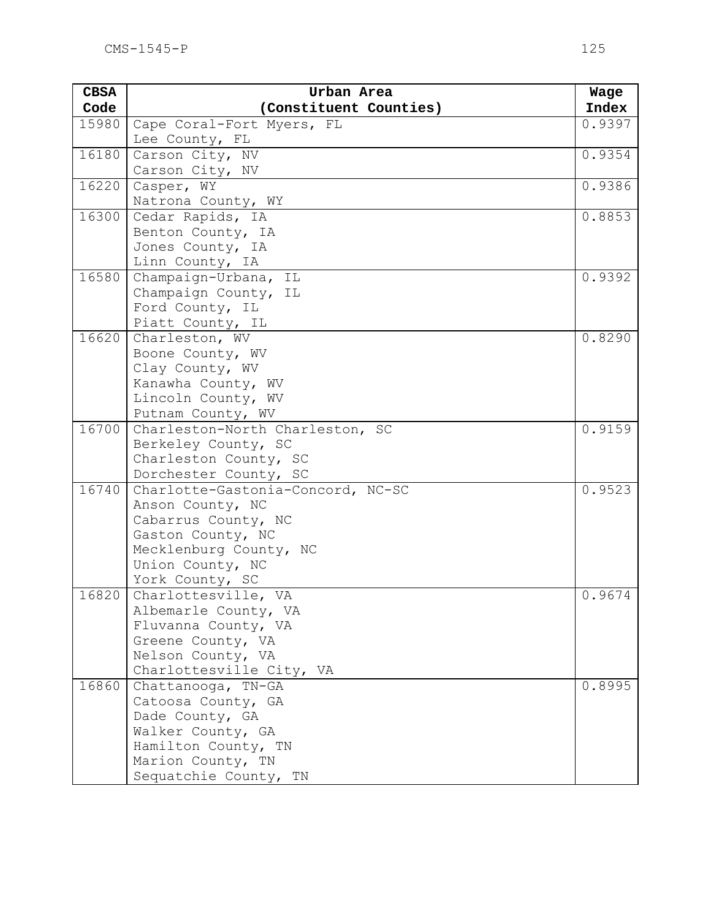| CBSA Code | Urban Area (Constituent Counties) | Wage Index |
|---|---|---|
| 15980 | Cape Coral-Fort Myers, FL<br>Lee County, FL | 0.9397 |
| 16180 | Carson City, NV<br>Carson City, NV | 0.9354 |
| 16220 | Casper, WY<br>Natrona County, WY | 0.9386 |
| 16300 | Cedar Rapids, IA<br>Benton County, IA<br>Jones County, IA<br>Linn County, IA | 0.8853 |
| 16580 | Champaign-Urbana, IL<br>Champaign County, IL<br>Ford County, IL<br>Piatt County, IL | 0.9392 |
| 16620 | Charleston, WV<br>Boone County, WV<br>Clay County, WV<br>Kanawha County, WV<br>Lincoln County, WV<br>Putnam County, WV | 0.8290 |
| 16700 | Charleston-North Charleston, SC<br>Berkeley County, SC<br>Charleston County, SC<br>Dorchester County, SC | 0.9159 |
| 16740 | Charlotte-Gastonia-Concord, NC-SC<br>Anson County, NC<br>Cabarrus County, NC<br>Gaston County, NC<br>Mecklenburg County, NC<br>Union County, NC<br>York County, SC | 0.9523 |
| 16820 | Charlottesville, VA<br>Albemarle County, VA<br>Fluvanna County, VA<br>Greene County, VA<br>Nelson County, VA<br>Charlottesville City, VA | 0.9674 |
| 16860 | Chattanooga, TN-GA<br>Catoosa County, GA<br>Dade County, GA<br>Walker County, GA<br>Hamilton County, TN<br>Marion County, TN<br>Sequatchie County, TN | 0.8995 |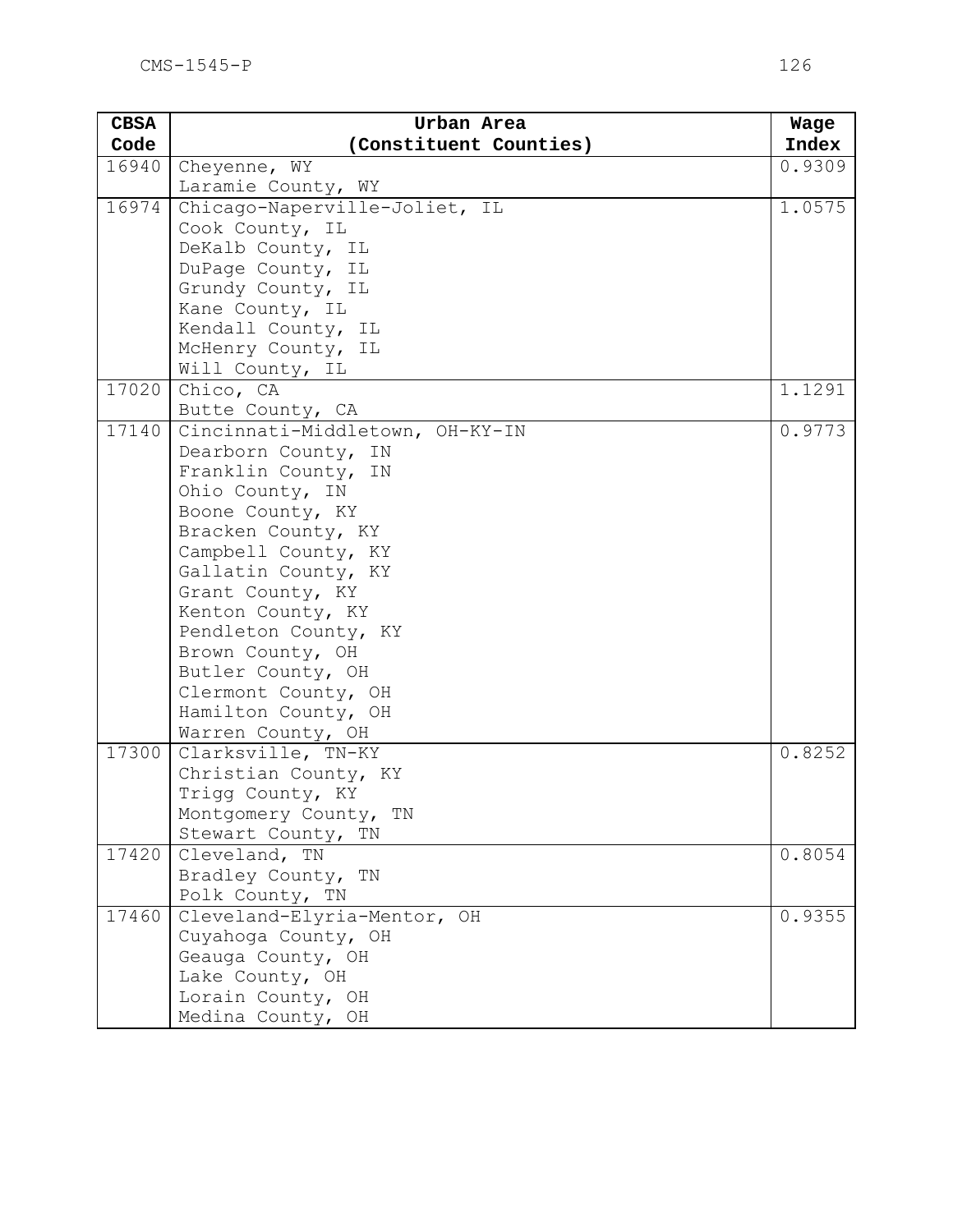| CBSA Code | Urban Area (Constituent Counties) | Wage Index |
|---|---|---|
| 16940 | Cheyenne, WY<br>Laramie County, WY | 0.9309 |
| 16974 | Chicago-Naperville-Joliet, IL<br>Cook County, IL<br>DeKalb County, IL<br>DuPage County, IL<br>Grundy County, IL<br>Kane County, IL<br>Kendall County, IL<br>McHenry County, IL<br>Will County, IL | 1.0575 |
| 17020 | Chico, CA<br>Butte County, CA | 1.1291 |
| 17140 | Cincinnati-Middletown, OH-KY-IN<br>Dearborn County, IN<br>Franklin County, IN<br>Ohio County, IN<br>Boone County, KY<br>Bracken County, KY<br>Campbell County, KY<br>Gallatin County, KY<br>Grant County, KY<br>Kenton County, KY<br>Pendleton County, KY<br>Brown County, OH<br>Butler County, OH<br>Clermont County, OH<br>Hamilton County, OH<br>Warren County, OH | 0.9773 |
| 17300 | Clarksville, TN-KY<br>Christian County, KY<br>Trigg County, KY<br>Montgomery County, TN<br>Stewart County, TN | 0.8252 |
| 17420 | Cleveland, TN<br>Bradley County, TN<br>Polk County, TN | 0.8054 |
| 17460 | Cleveland-Elyria-Mentor, OH<br>Cuyahoga County, OH<br>Geauga County, OH<br>Lake County, OH<br>Lorain County, OH<br>Medina County, OH | 0.9355 |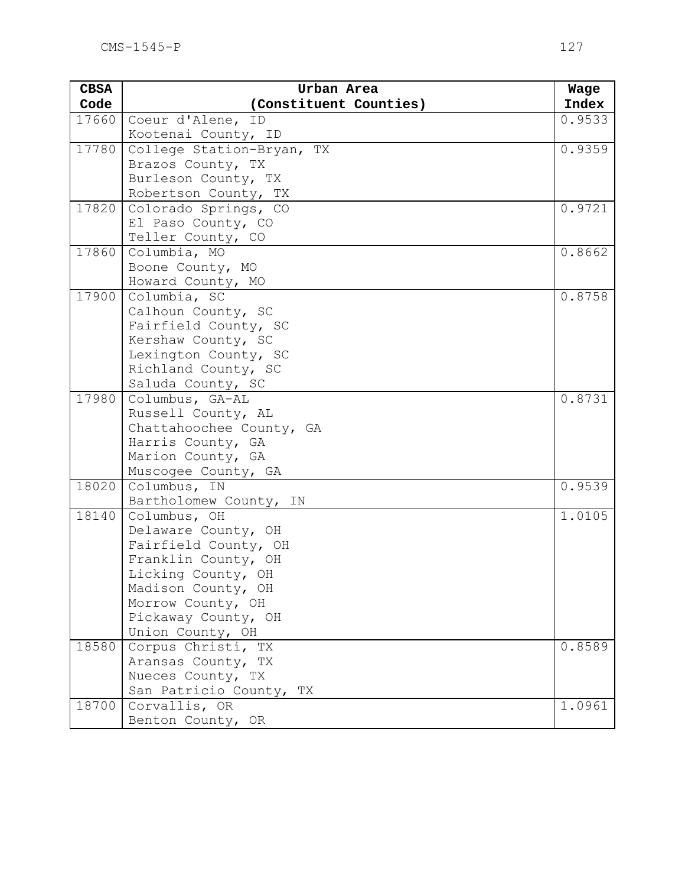| CBSA Code | Urban Area (Constituent Counties) | Wage Index |
|---|---|---|
| 17660 | Coeur d'Alene, ID<br>Kootenai County, ID | 0.9533 |
| 17780 | College Station-Bryan, TX<br>Brazos County, TX<br>Burleson County, TX<br>Robertson County, TX | 0.9359 |
| 17820 | Colorado Springs, CO<br>El Paso County, CO<br>Teller County, CO | 0.9721 |
| 17860 | Columbia, MO<br>Boone County, MO<br>Howard County, MO | 0.8662 |
| 17900 | Columbia, SC<br>Calhoun County, SC<br>Fairfield County, SC<br>Kershaw County, SC<br>Lexington County, SC<br>Richland County, SC<br>Saluda County, SC | 0.8758 |
| 17980 | Columbus, GA-AL<br>Russell County, AL<br>Chattahoochee County, GA<br>Harris County, GA<br>Marion County, GA<br>Muscogee County, GA | 0.8731 |
| 18020 | Columbus, IN<br>Bartholomew County, IN | 0.9539 |
| 18140 | Columbus, OH<br>Delaware County, OH<br>Fairfield County, OH<br>Franklin County, OH<br>Licking County, OH<br>Madison County, OH<br>Morrow County, OH<br>Pickaway County, OH<br>Union County, OH | 1.0105 |
| 18580 | Corpus Christi, TX<br>Aransas County, TX<br>Nueces County, TX<br>San Patricio County, TX | 0.8589 |
| 18700 | Corvallis, OR<br>Benton County, OR | 1.0961 |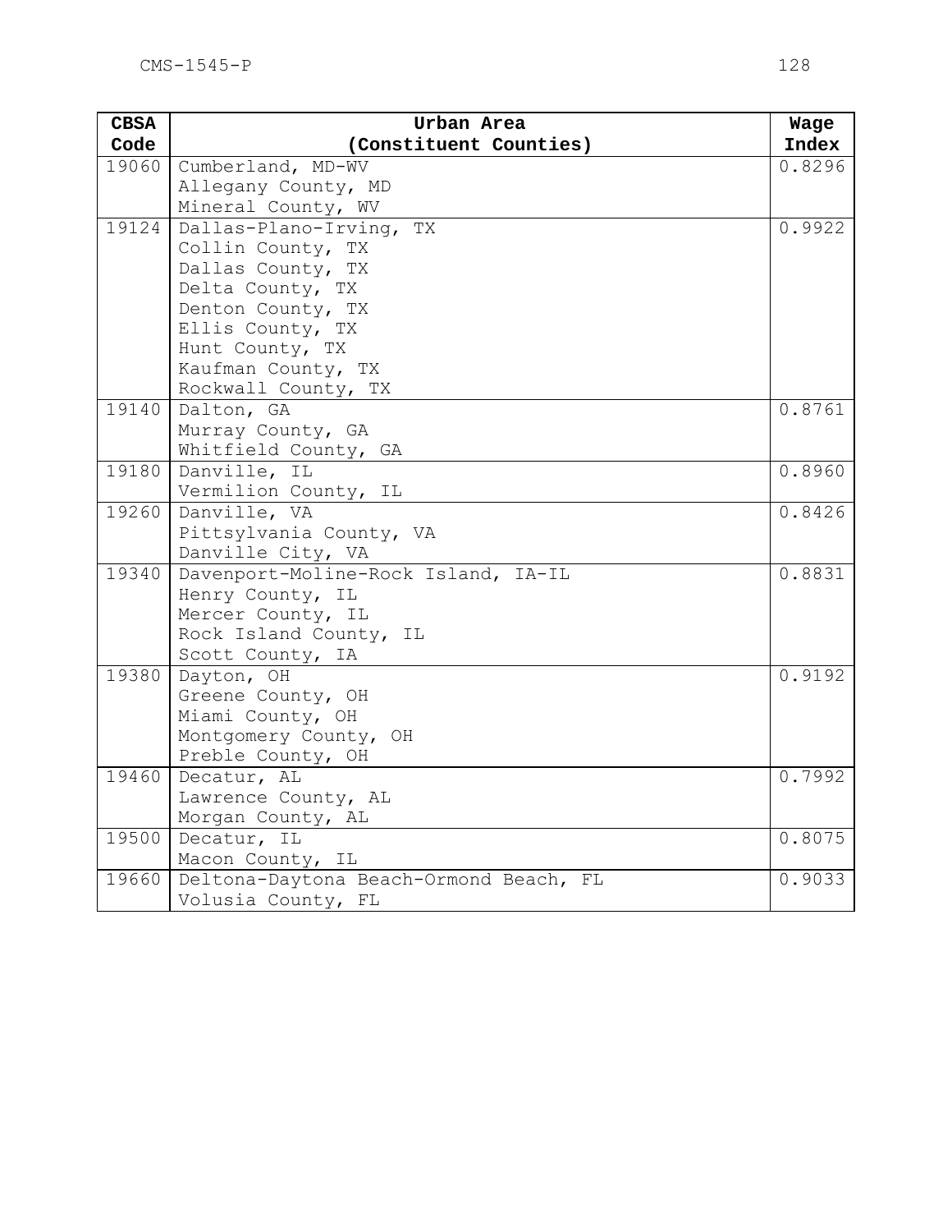| CBSA Code | Urban Area (Constituent Counties) | Wage Index |
|---|---|---|
| 19060 | Cumberland, MD-WV<br>Allegany County, MD<br>Mineral County, WV | 0.8296 |
| 19124 | Dallas-Plano-Irving, TX<br>Collin County, TX<br>Dallas County, TX<br>Delta County, TX<br>Denton County, TX<br>Ellis County, TX<br>Hunt County, TX<br>Kaufman County, TX<br>Rockwall County, TX | 0.9922 |
| 19140 | Dalton, GA<br>Murray County, GA<br>Whitfield County, GA | 0.8761 |
| 19180 | Danville, IL<br>Vermilion County, IL | 0.8960 |
| 19260 | Danville, VA<br>Pittsylvania County, VA<br>Danville City, VA | 0.8426 |
| 19340 | Davenport-Moline-Rock Island, IA-IL<br>Henry County, IL<br>Mercer County, IL<br>Rock Island County, IL<br>Scott County, IA | 0.8831 |
| 19380 | Dayton, OH<br>Greene County, OH<br>Miami County, OH<br>Montgomery County, OH<br>Preble County, OH | 0.9192 |
| 19460 | Decatur, AL<br>Lawrence County, AL<br>Morgan County, AL | 0.7992 |
| 19500 | Decatur, IL<br>Macon County, IL | 0.8075 |
| 19660 | Deltona-Daytona Beach-Ormond Beach, FL<br>Volusia County, FL | 0.9033 |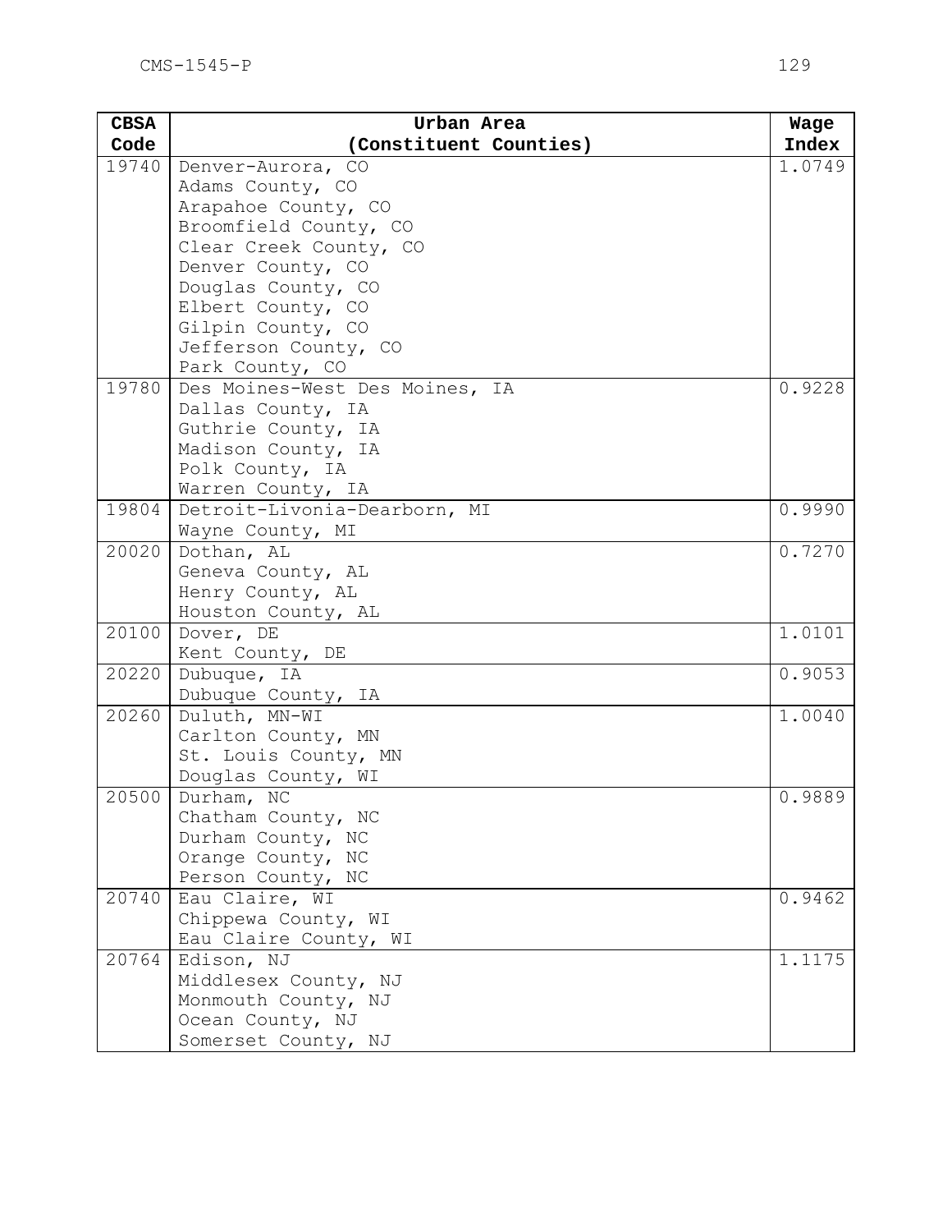| CBSA Code | Urban Area (Constituent Counties) | Wage Index |
|---|---|---|
| 19740 | Denver-Aurora, CO<br>Adams County, CO<br>Arapahoe County, CO<br>Broomfield County, CO<br>Clear Creek County, CO<br>Denver County, CO<br>Douglas County, CO<br>Elbert County, CO<br>Gilpin County, CO<br>Jefferson County, CO<br>Park County, CO | 1.0749 |
| 19780 | Des Moines-West Des Moines, IA<br>Dallas County, IA<br>Guthrie County, IA<br>Madison County, IA<br>Polk County, IA<br>Warren County, IA | 0.9228 |
| 19804 | Detroit-Livonia-Dearborn, MI<br>Wayne County, MI | 0.9990 |
| 20020 | Dothan, AL<br>Geneva County, AL<br>Henry County, AL<br>Houston County, AL | 0.7270 |
| 20100 | Dover, DE<br>Kent County, DE | 1.0101 |
| 20220 | Dubuque, IA<br>Dubuque County, IA | 0.9053 |
| 20260 | Duluth, MN-WI<br>Carlton County, MN<br>St. Louis County, MN<br>Douglas County, WI | 1.0040 |
| 20500 | Durham, NC<br>Chatham County, NC<br>Durham County, NC<br>Orange County, NC<br>Person County, NC | 0.9889 |
| 20740 | Eau Claire, WI<br>Chippewa County, WI<br>Eau Claire County, WI | 0.9462 |
| 20764 | Edison, NJ<br>Middlesex County, NJ<br>Monmouth County, NJ<br>Ocean County, NJ<br>Somerset County, NJ | 1.1175 |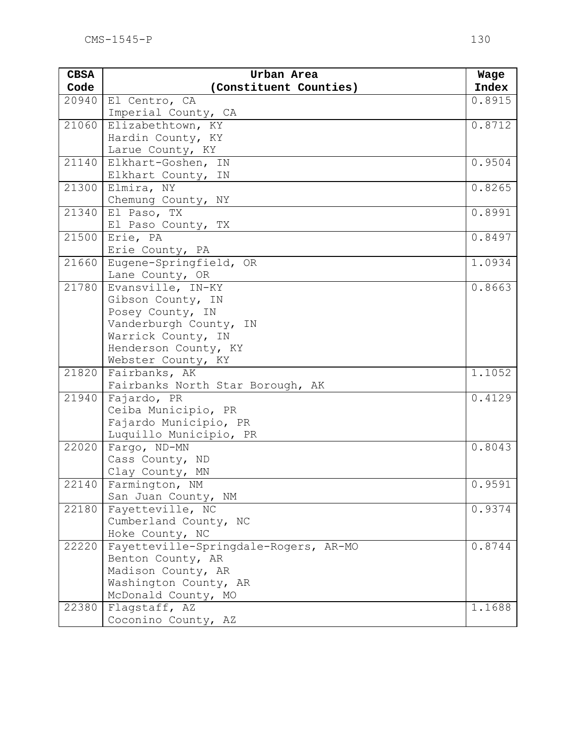| CBSA Code | Urban Area (Constituent Counties) | Wage Index |
|---|---|---|
| 20940 | El Centro, CA<br>Imperial County, CA | 0.8915 |
| 21060 | Elizabethtown, KY<br>Hardin County, KY<br>Larue County, KY | 0.8712 |
| 21140 | Elkhart-Goshen, IN<br>Elkhart County, IN | 0.9504 |
| 21300 | Elmira, NY<br>Chemung County, NY | 0.8265 |
| 21340 | El Paso, TX<br>El Paso County, TX | 0.8991 |
| 21500 | Erie, PA<br>Erie County, PA | 0.8497 |
| 21660 | Eugene-Springfield, OR<br>Lane County, OR | 1.0934 |
| 21780 | Evansville, IN-KY<br>Gibson County, IN<br>Posey County, IN<br>Vanderburgh County, IN<br>Warrick County, IN<br>Henderson County, KY<br>Webster County, KY | 0.8663 |
| 21820 | Fairbanks, AK<br>Fairbanks North Star Borough, AK | 1.1052 |
| 21940 | Fajardo, PR<br>Ceiba Municipio, PR<br>Fajardo Municipio, PR<br>Luquillo Municipio, PR | 0.4129 |
| 22020 | Fargo, ND-MN<br>Cass County, ND<br>Clay County, MN | 0.8043 |
| 22140 | Farmington, NM<br>San Juan County, NM | 0.9591 |
| 22180 | Fayetteville, NC<br>Cumberland County, NC<br>Hoke County, NC | 0.9374 |
| 22220 | Fayetteville-Springdale-Rogers, AR-MO<br>Benton County, AR<br>Madison County, AR<br>Washington County, AR<br>McDonald County, MO | 0.8744 |
| 22380 | Flagstaff, AZ<br>Coconino County, AZ | 1.1688 |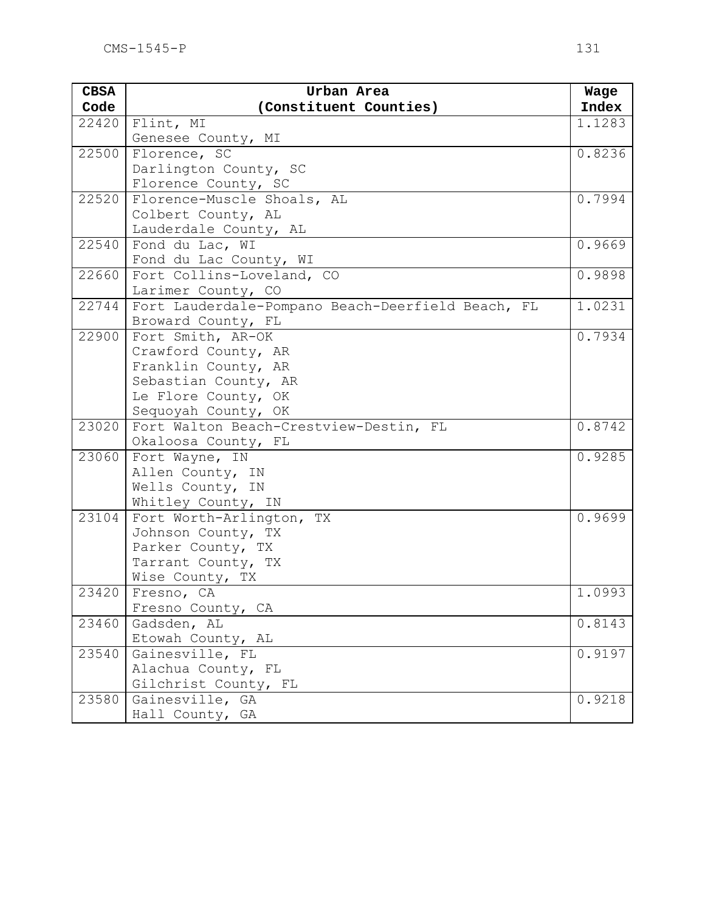| CBSA Code | Urban Area (Constituent Counties) | Wage Index |
|---|---|---|
| 22420 | Flint, MI<br>Genesee County, MI | 1.1283 |
| 22500 | Florence, SC<br>Darlington County, SC<br>Florence County, SC | 0.8236 |
| 22520 | Florence-Muscle Shoals, AL<br>Colbert County, AL<br>Lauderdale County, AL | 0.7994 |
| 22540 | Fond du Lac, WI<br>Fond du Lac County, WI | 0.9669 |
| 22660 | Fort Collins-Loveland, CO<br>Larimer County, CO | 0.9898 |
| 22744 | Fort Lauderdale-Pompano Beach-Deerfield Beach, FL<br>Broward County, FL | 1.0231 |
| 22900 | Fort Smith, AR-OK<br>Crawford County, AR<br>Franklin County, AR<br>Sebastian County, AR<br>Le Flore County, OK<br>Sequoyah County, OK | 0.7934 |
| 23020 | Fort Walton Beach-Crestview-Destin, FL<br>Okaloosa County, FL | 0.8742 |
| 23060 | Fort Wayne, IN<br>Allen County, IN<br>Wells County, IN<br>Whitley County, IN | 0.9285 |
| 23104 | Fort Worth-Arlington, TX<br>Johnson County, TX<br>Parker County, TX<br>Tarrant County, TX<br>Wise County, TX | 0.9699 |
| 23420 | Fresno, CA<br>Fresno County, CA | 1.0993 |
| 23460 | Gadsden, AL<br>Etowah County, AL | 0.8143 |
| 23540 | Gainesville, FL<br>Alachua County, FL<br>Gilchrist County, FL | 0.9197 |
| 23580 | Gainesville, GA<br>Hall County, GA | 0.9218 |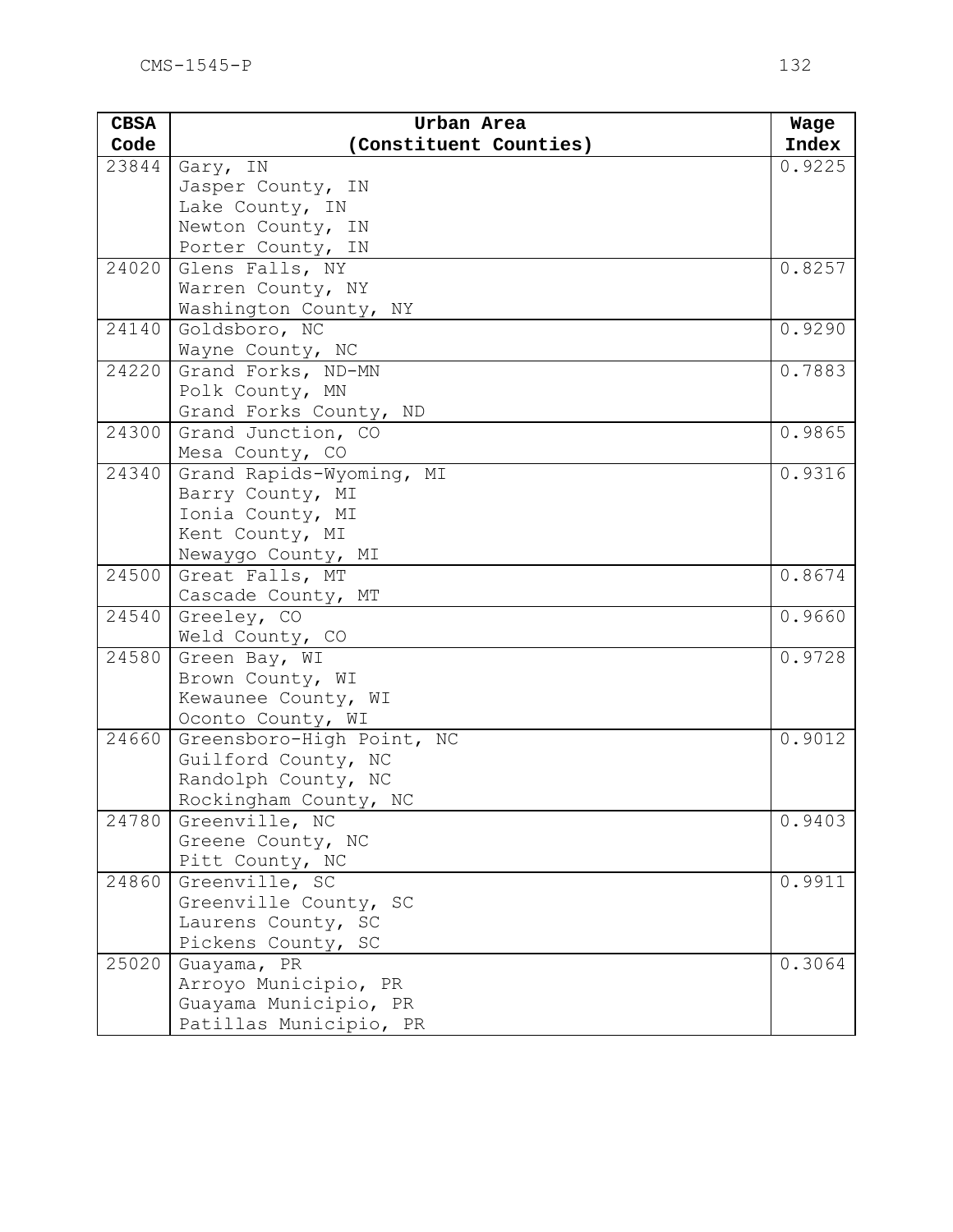| CBSA Code | Urban Area (Constituent Counties) | Wage Index |
| --- | --- | --- |
| 23844 | Gary, IN<br>Jasper County, IN<br>Lake County, IN<br>Newton County, IN<br>Porter County, IN | 0.9225 |
| 24020 | Glens Falls, NY<br>Warren County, NY<br>Washington County, NY | 0.8257 |
| 24140 | Goldsboro, NC<br>Wayne County, NC | 0.9290 |
| 24220 | Grand Forks, ND-MN<br>Polk County, MN<br>Grand Forks County, ND | 0.7883 |
| 24300 | Grand Junction, CO<br>Mesa County, CO | 0.9865 |
| 24340 | Grand Rapids-Wyoming, MI<br>Barry County, MI<br>Ionia County, MI<br>Kent County, MI<br>Newaygo County, MI | 0.9316 |
| 24500 | Great Falls, MT<br>Cascade County, MT | 0.8674 |
| 24540 | Greeley, CO<br>Weld County, CO | 0.9660 |
| 24580 | Green Bay, WI<br>Brown County, WI<br>Kewaunee County, WI<br>Oconto County, WI | 0.9728 |
| 24660 | Greensboro-High Point, NC<br>Guilford County, NC<br>Randolph County, NC<br>Rockingham County, NC | 0.9012 |
| 24780 | Greenville, NC<br>Greene County, NC<br>Pitt County, NC | 0.9403 |
| 24860 | Greenville, SC<br>Greenville County, SC<br>Laurens County, SC<br>Pickens County, SC | 0.9911 |
| 25020 | Guayama, PR<br>Arroyo Municipio, PR<br>Guayama Municipio, PR<br>Patillas Municipio, PR | 0.3064 |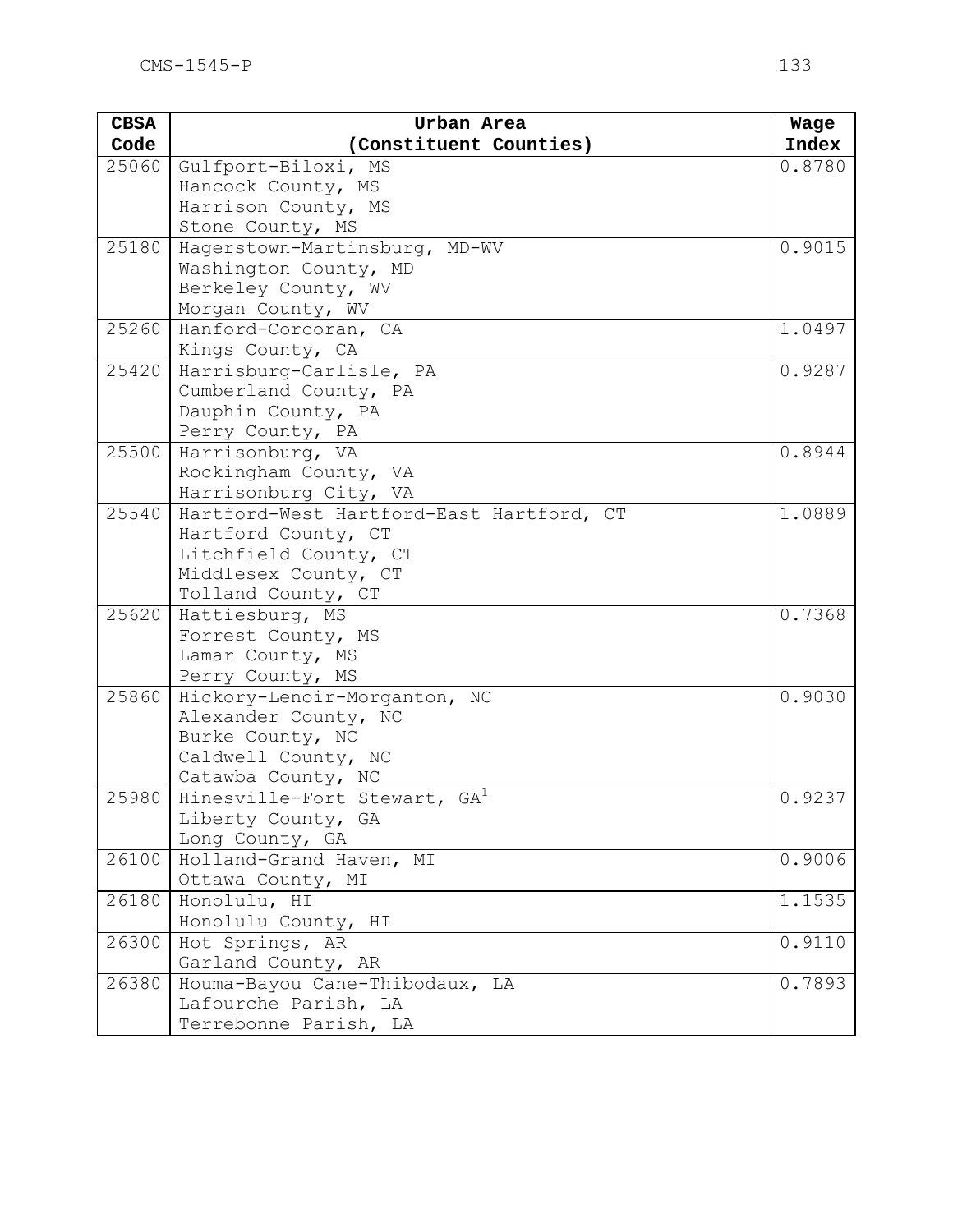| CBSA Code | Urban Area (Constituent Counties) | Wage Index |
|---|---|---|
| 25060 | Gulfport-Biloxi, MS<br>Hancock County, MS<br>Harrison County, MS<br>Stone County, MS | 0.8780 |
| 25180 | Hagerstown-Martinsburg, MD-WV<br>Washington County, MD<br>Berkeley County, WV<br>Morgan County, WV | 0.9015 |
| 25260 | Hanford-Corcoran, CA<br>Kings County, CA | 1.0497 |
| 25420 | Harrisburg-Carlisle, PA<br>Cumberland County, PA<br>Dauphin County, PA<br>Perry County, PA | 0.9287 |
| 25500 | Harrisonburg, VA<br>Rockingham County, VA<br>Harrisonburg City, VA | 0.8944 |
| 25540 | Hartford-West Hartford-East Hartford, CT<br>Hartford County, CT<br>Litchfield County, CT<br>Middlesex County, CT<br>Tolland County, CT | 1.0889 |
| 25620 | Hattiesburg, MS<br>Forrest County, MS<br>Lamar County, MS<br>Perry County, MS | 0.7368 |
| 25860 | Hickory-Lenoir-Morganton, NC<br>Alexander County, NC<br>Burke County, NC<br>Caldwell County, NC<br>Catawba County, NC | 0.9030 |
| 25980 | Hinesville-Fort Stewart, GA[1]<br>Liberty County, GA<br>Long County, GA | 0.9237 |
| 26100 | Holland-Grand Haven, MI<br>Ottawa County, MI | 0.9006 |
| 26180 | Honolulu, HI<br>Honolulu County, HI | 1.1535 |
| 26300 | Hot Springs, AR<br>Garland County, AR | 0.9110 |
| 26380 | Houma-Bayou Cane-Thibodaux, LA<br>Lafourche Parish, LA<br>Terrebonne Parish, LA | 0.7893 |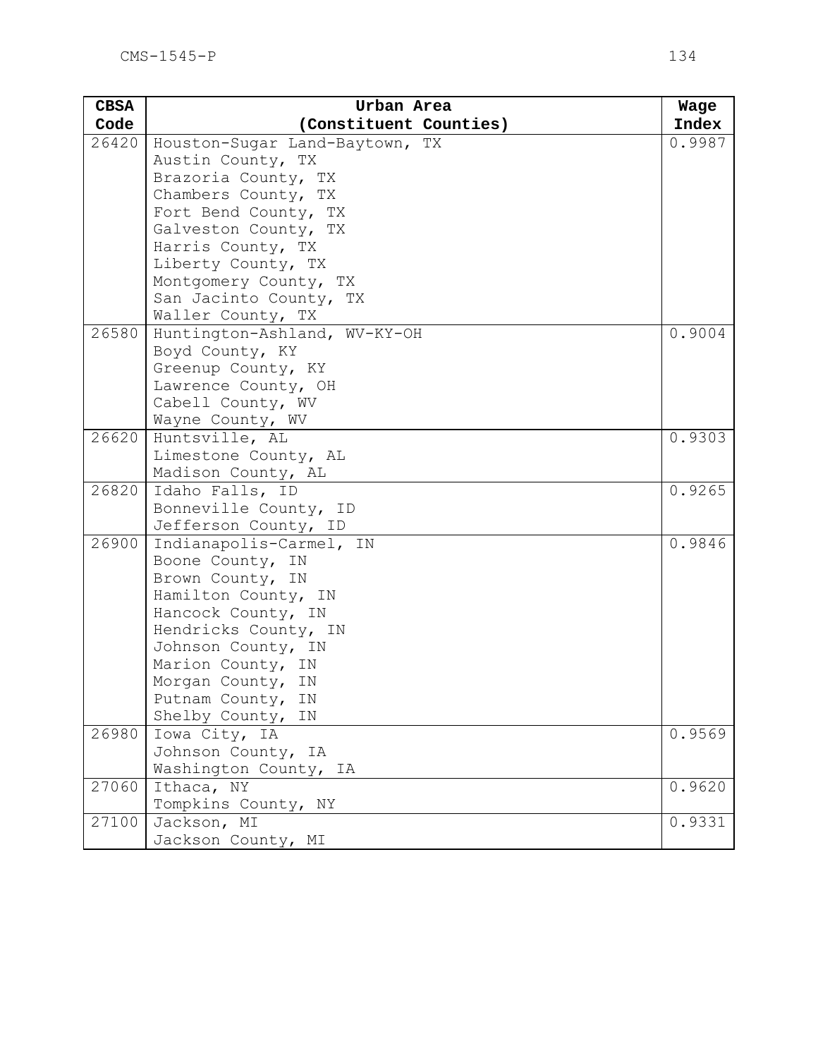| CBSA Code | Urban Area (Constituent Counties) | Wage Index |
|---|---|---|
| 26420 | Houston-Sugar Land-Baytown, TX<br>Austin County, TX<br>Brazoria County, TX<br>Chambers County, TX<br>Fort Bend County, TX<br>Galveston County, TX<br>Harris County, TX<br>Liberty County, TX<br>Montgomery County, TX<br>San Jacinto County, TX<br>Waller County, TX | 0.9987 |
| 26580 | Huntington-Ashland, WV-KY-OH<br>Boyd County, KY<br>Greenup County, KY<br>Lawrence County, OH<br>Cabell County, WV<br>Wayne County, WV | 0.9004 |
| 26620 | Huntsville, AL<br>Limestone County, AL<br>Madison County, AL | 0.9303 |
| 26820 | Idaho Falls, ID<br>Bonneville County, ID<br>Jefferson County, ID | 0.9265 |
| 26900 | Indianapolis-Carmel, IN<br>Boone County, IN<br>Brown County, IN<br>Hamilton County, IN<br>Hancock County, IN<br>Hendricks County, IN<br>Johnson County, IN<br>Marion County, IN<br>Morgan County, IN<br>Putnam County, IN<br>Shelby County, IN | 0.9846 |
| 26980 | Iowa City, IA<br>Johnson County, IA<br>Washington County, IA | 0.9569 |
| 27060 | Ithaca, NY<br>Tompkins County, NY | 0.9620 |
| 27100 | Jackson, MI<br>Jackson County, MI | 0.9331 |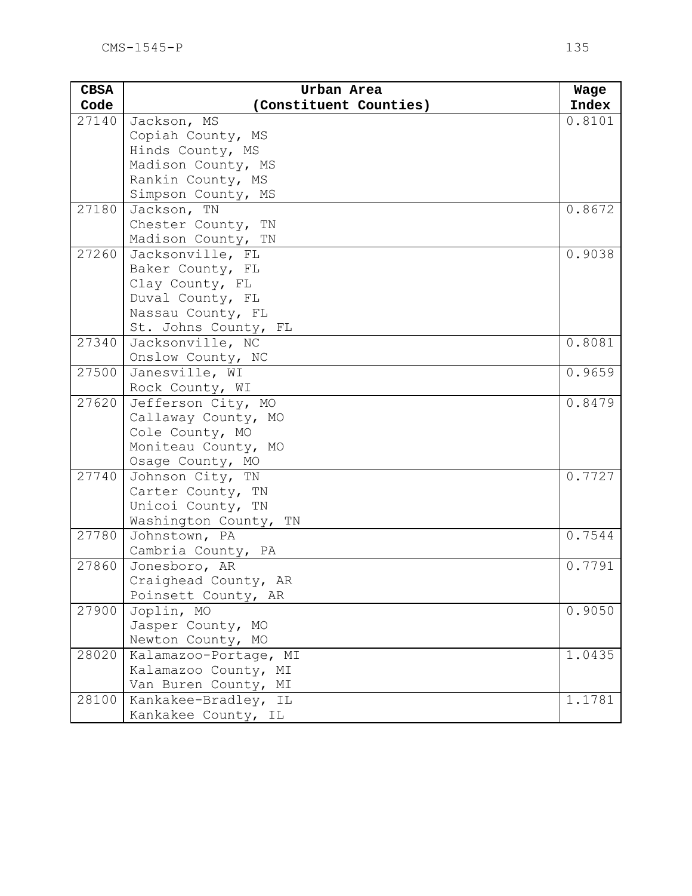| CBSA Code | Urban Area (Constituent Counties) | Wage Index |
|---|---|---|
| 27140 | Jackson, MS<br>Copiah County, MS<br>Hinds County, MS<br>Madison County, MS<br>Rankin County, MS<br>Simpson County, MS | 0.8101 |
| 27180 | Jackson, TN<br>Chester County, TN<br>Madison County, TN | 0.8672 |
| 27260 | Jacksonville, FL<br>Baker County, FL<br>Clay County, FL<br>Duval County, FL<br>Nassau County, FL<br>St. Johns County, FL | 0.9038 |
| 27340 | Jacksonville, NC<br>Onslow County, NC | 0.8081 |
| 27500 | Janesville, WI<br>Rock County, WI | 0.9659 |
| 27620 | Jefferson City, MO<br>Callaway County, MO<br>Cole County, MO<br>Moniteau County, MO<br>Osage County, MO | 0.8479 |
| 27740 | Johnson City, TN<br>Carter County, TN<br>Unicoi County, TN<br>Washington County, TN | 0.7727 |
| 27780 | Johnstown, PA<br>Cambria County, PA | 0.7544 |
| 27860 | Jonesboro, AR<br>Craighead County, AR<br>Poinsett County, AR | 0.7791 |
| 27900 | Joplin, MO<br>Jasper County, MO<br>Newton County, MO | 0.9050 |
| 28020 | Kalamazoo-Portage, MI<br>Kalamazoo County, MI<br>Van Buren County, MI | 1.0435 |
| 28100 | Kankakee-Bradley, IL<br>Kankakee County, IL | 1.1781 |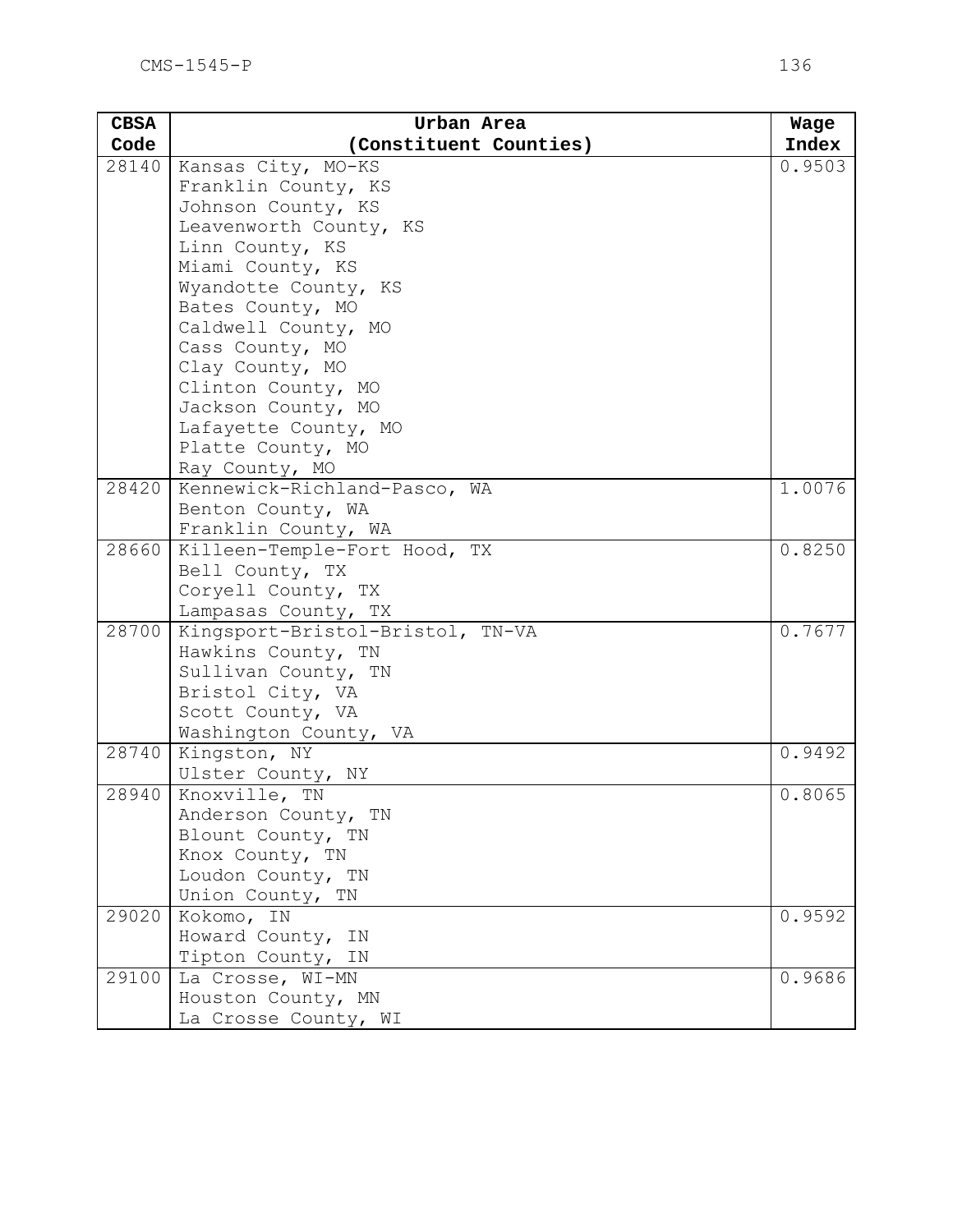| CBSA Code | Urban Area (Constituent Counties) | Wage Index |
|---|---|---|
| 28140 | Kansas City, MO-KS<br>Franklin County, KS<br>Johnson County, KS<br>Leavenworth County, KS<br>Linn County, KS<br>Miami County, KS<br>Wyandotte County, KS<br>Bates County, MO<br>Caldwell County, MO<br>Cass County, MO<br>Clay County, MO<br>Clinton County, MO<br>Jackson County, MO<br>Lafayette County, MO<br>Platte County, MO<br>Ray County, MO | 0.9503 |
| 28420 | Kennewick-Richland-Pasco, WA<br>Benton County, WA<br>Franklin County, WA | 1.0076 |
| 28660 | Killeen-Temple-Fort Hood, TX<br>Bell County, TX<br>Coryell County, TX<br>Lampasas County, TX | 0.8250 |
| 28700 | Kingsport-Bristol-Bristol, TN-VA<br>Hawkins County, TN<br>Sullivan County, TN<br>Bristol City, VA<br>Scott County, VA<br>Washington County, VA | 0.7677 |
| 28740 | Kingston, NY<br>Ulster County, NY | 0.9492 |
| 28940 | Knoxville, TN<br>Anderson County, TN<br>Blount County, TN<br>Knox County, TN<br>Loudon County, TN<br>Union County, TN | 0.8065 |
| 29020 | Kokomo, IN<br>Howard County, IN<br>Tipton County, IN | 0.9592 |
| 29100 | La Crosse, WI-MN<br>Houston County, MN<br>La Crosse County, WI | 0.9686 |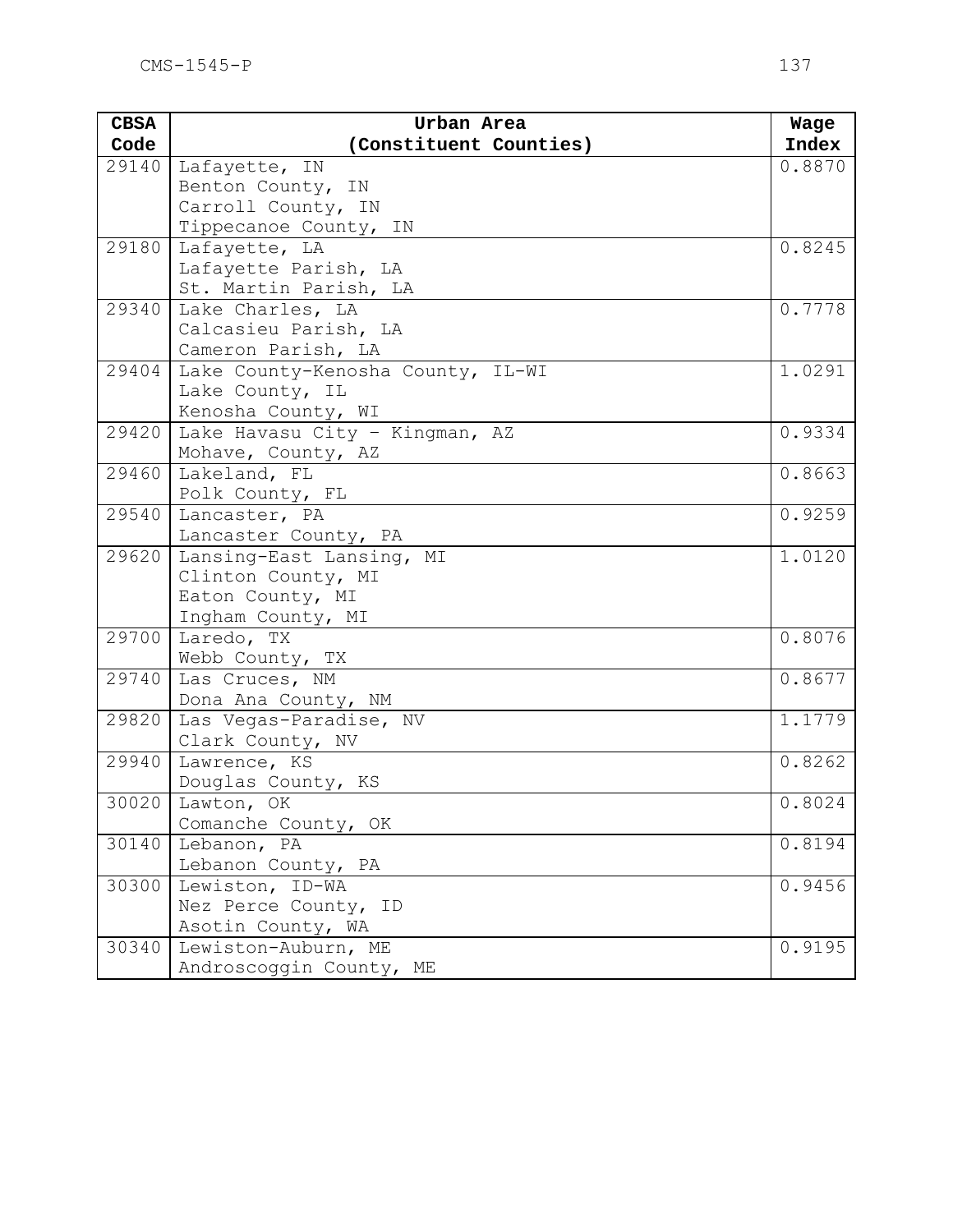| CBSA Code | Urban Area (Constituent Counties) | Wage Index |
| --- | --- | --- |
| 29140 | Lafayette, IN<br>Benton County, IN<br>Carroll County, IN<br>Tippecanoe County, IN | 0.8870 |
| 29180 | Lafayette, LA<br>Lafayette Parish, LA<br>St. Martin Parish, LA | 0.8245 |
| 29340 | Lake Charles, LA<br>Calcasieu Parish, LA<br>Cameron Parish, LA | 0.7778 |
| 29404 | Lake County-Kenosha County, IL-WI<br>Lake County, IL<br>Kenosha County, WI | 1.0291 |
| 29420 | Lake Havasu City - Kingman, AZ<br>Mohave, County, AZ | 0.9334 |
| 29460 | Lakeland, FL<br>Polk County, FL | 0.8663 |
| 29540 | Lancaster, PA<br>Lancaster County, PA | 0.9259 |
| 29620 | Lansing-East Lansing, MI<br>Clinton County, MI<br>Eaton County, MI<br>Ingham County, MI | 1.0120 |
| 29700 | Laredo, TX<br>Webb County, TX | 0.8076 |
| 29740 | Las Cruces, NM<br>Dona Ana County, NM | 0.8677 |
| 29820 | Las Vegas-Paradise, NV<br>Clark County, NV | 1.1779 |
| 29940 | Lawrence, KS<br>Douglas County, KS | 0.8262 |
| 30020 | Lawton, OK<br>Comanche County, OK | 0.8024 |
| 30140 | Lebanon, PA<br>Lebanon County, PA | 0.8194 |
| 30300 | Lewiston, ID-WA<br>Nez Perce County, ID<br>Asotin County, WA | 0.9456 |
| 30340 | Lewiston-Auburn, ME<br>Androscoggin County, ME | 0.9195 |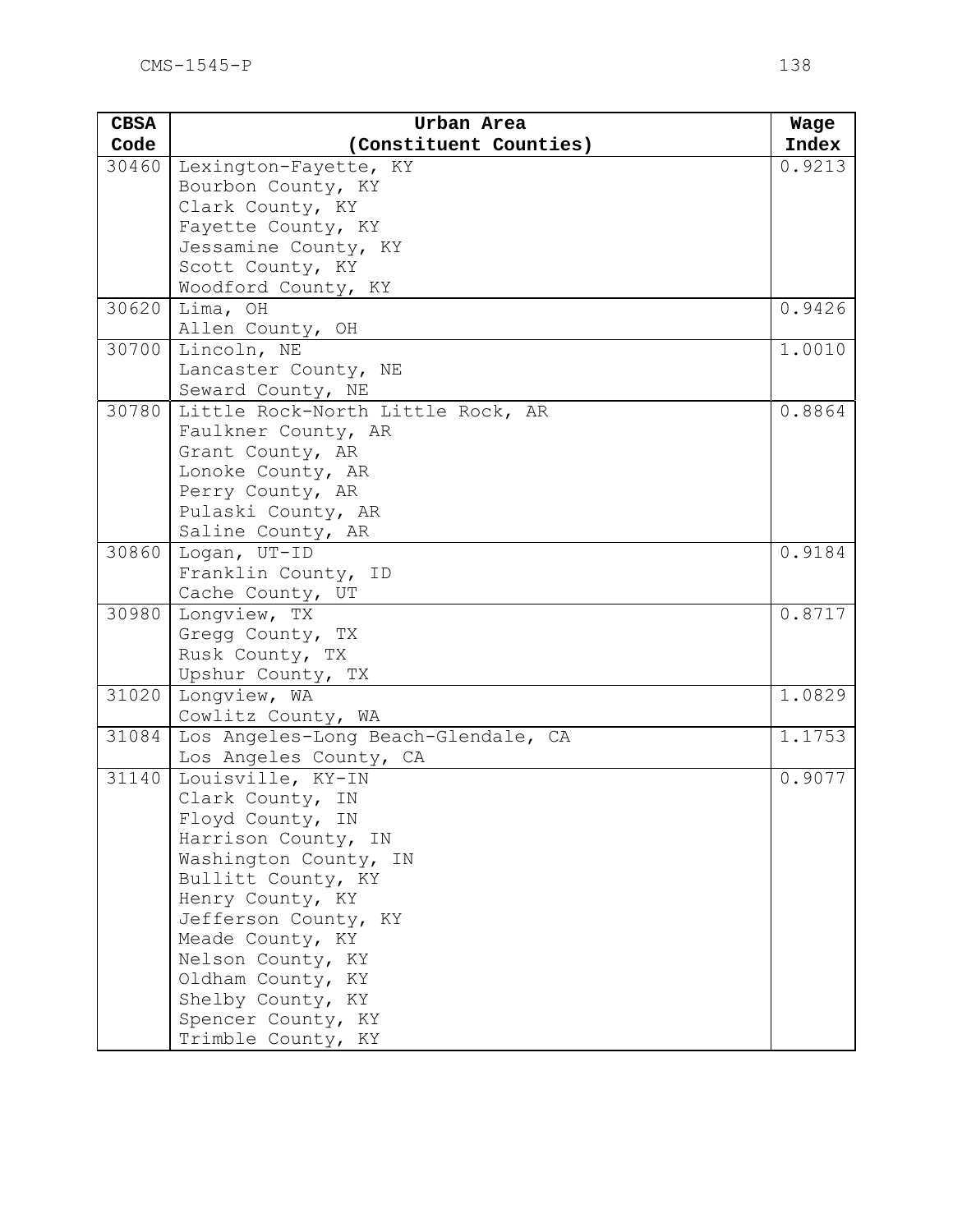| CBSA Code | Urban Area (Constituent Counties) | Wage Index |
|---|---|---|
| 30460 | Lexington-Fayette, KY<br>Bourbon County, KY<br>Clark County, KY<br>Fayette County, KY<br>Jessamine County, KY<br>Scott County, KY<br>Woodford County, KY | 0.9213 |
| 30620 | Lima, OH<br>Allen County, OH | 0.9426 |
| 30700 | Lincoln, NE<br>Lancaster County, NE<br>Seward County, NE | 1.0010 |
| 30780 | Little Rock-North Little Rock, AR<br>Faulkner County, AR<br>Grant County, AR<br>Lonoke County, AR<br>Perry County, AR<br>Pulaski County, AR<br>Saline County, AR | 0.8864 |
| 30860 | Logan, UT-ID<br>Franklin County, ID<br>Cache County, UT | 0.9184 |
| 30980 | Longview, TX<br>Gregg County, TX<br>Rusk County, TX<br>Upshur County, TX | 0.8717 |
| 31020 | Longview, WA<br>Cowlitz County, WA | 1.0829 |
| 31084 | Los Angeles-Long Beach-Glendale, CA<br>Los Angeles County, CA | 1.1753 |
| 31140 | Louisville, KY-IN<br>Clark County, IN<br>Floyd County, IN<br>Harrison County, IN<br>Washington County, IN<br>Bullitt County, KY<br>Henry County, KY<br>Jefferson County, KY<br>Meade County, KY<br>Nelson County, KY<br>Oldham County, KY<br>Shelby County, KY<br>Spencer County, KY<br>Trimble County, KY | 0.9077 |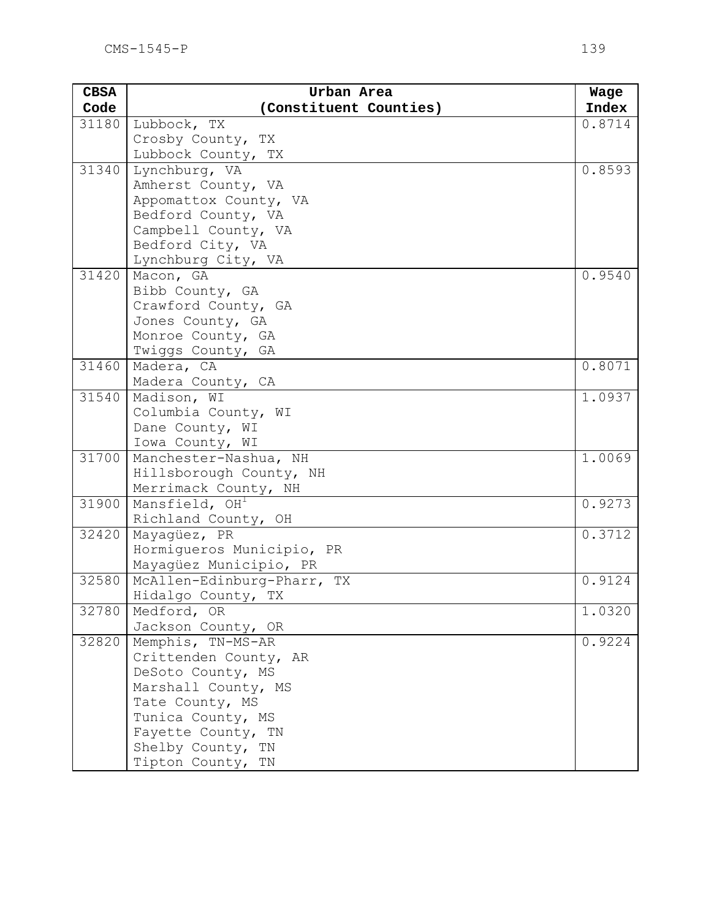| CBSA Code | Urban Area (Constituent Counties) | Wage Index |
|---|---|---|
| 31180 | Lubbock, TX<br>Crosby County, TX<br>Lubbock County, TX | 0.8714 |
| 31340 | Lynchburg, VA<br>Amherst County, VA<br>Appomattox County, VA<br>Bedford County, VA<br>Campbell County, VA<br>Bedford City, VA<br>Lynchburg City, VA | 0.8593 |
| 31420 | Macon, GA<br>Bibb County, GA<br>Crawford County, GA<br>Jones County, GA<br>Monroe County, GA<br>Twiggs County, GA | 0.9540 |
| 31460 | Madera, CA<br>Madera County, CA | 0.8071 |
| 31540 | Madison, WI<br>Columbia County, WI<br>Dane County, WI<br>Iowa County, WI | 1.0937 |
| 31700 | Manchester-Nashua, NH<br>Hillsborough County, NH<br>Merrimack County, NH | 1.0069 |
| 31900 | Mansfield, OH[1]<br>Richland County, OH | 0.9273 |
| 32420 | Mayagüez, PR<br>Hormigueros Municipio, PR<br>Mayagüez Municipio, PR | 0.3712 |
| 32580 | McAllen-Edinburg-Pharr, TX<br>Hidalgo County, TX | 0.9124 |
| 32780 | Medford, OR<br>Jackson County, OR | 1.0320 |
| 32820 | Memphis, TN-MS-AR<br>Crittenden County, AR<br>DeSoto County, MS<br>Marshall County, MS<br>Tate County, MS<br>Tunica County, MS<br>Fayette County, TN<br>Shelby County, TN<br>Tipton County, TN | 0.9224 |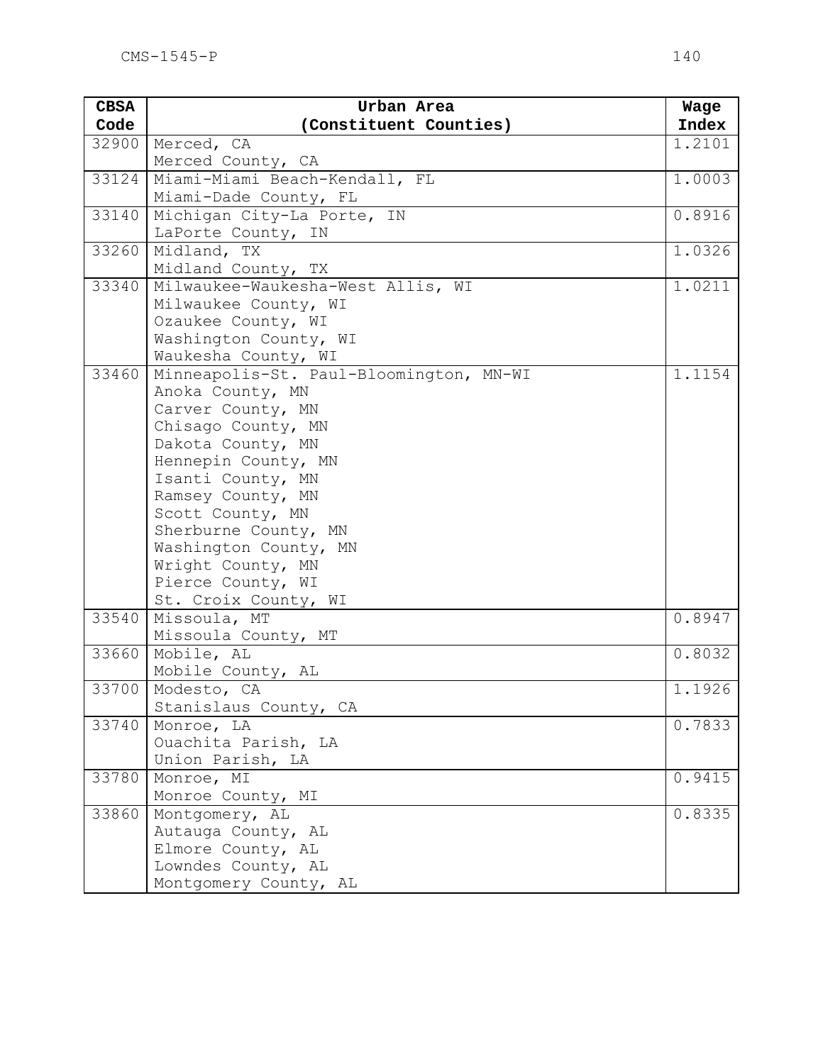| CBSA Code | Urban Area (Constituent Counties) | Wage Index |
|---|---|---|
| 32900 | Merced, CA<br>Merced County, CA | 1.2101 |
| 33124 | Miami-Miami Beach-Kendall, FL<br>Miami-Dade County, FL | 1.0003 |
| 33140 | Michigan City-La Porte, IN<br>LaPorte County, IN | 0.8916 |
| 33260 | Midland, TX<br>Midland County, TX | 1.0326 |
| 33340 | Milwaukee-Waukesha-West Allis, WI<br>Milwaukee County, WI<br>Ozaukee County, WI<br>Washington County, WI<br>Waukesha County, WI | 1.0211 |
| 33460 | Minneapolis-St. Paul-Bloomington, MN-WI<br>Anoka County, MN<br>Carver County, MN<br>Chisago County, MN<br>Dakota County, MN<br>Hennepin County, MN<br>Isanti County, MN<br>Ramsey County, MN<br>Scott County, MN<br>Sherburne County, MN<br>Washington County, MN<br>Wright County, MN<br>Pierce County, WI<br>St. Croix County, WI | 1.1154 |
| 33540 | Missoula, MT<br>Missoula County, MT | 0.8947 |
| 33660 | Mobile, AL<br>Mobile County, AL | 0.8032 |
| 33700 | Modesto, CA<br>Stanislaus County, CA | 1.1926 |
| 33740 | Monroe, LA<br>Ouachita Parish, LA<br>Union Parish, LA | 0.7833 |
| 33780 | Monroe, MI<br>Monroe County, MI | 0.9415 |
| 33860 | Montgomery, AL<br>Autauga County, AL<br>Elmore County, AL<br>Lowndes County, AL<br>Montgomery County, AL | 0.8335 |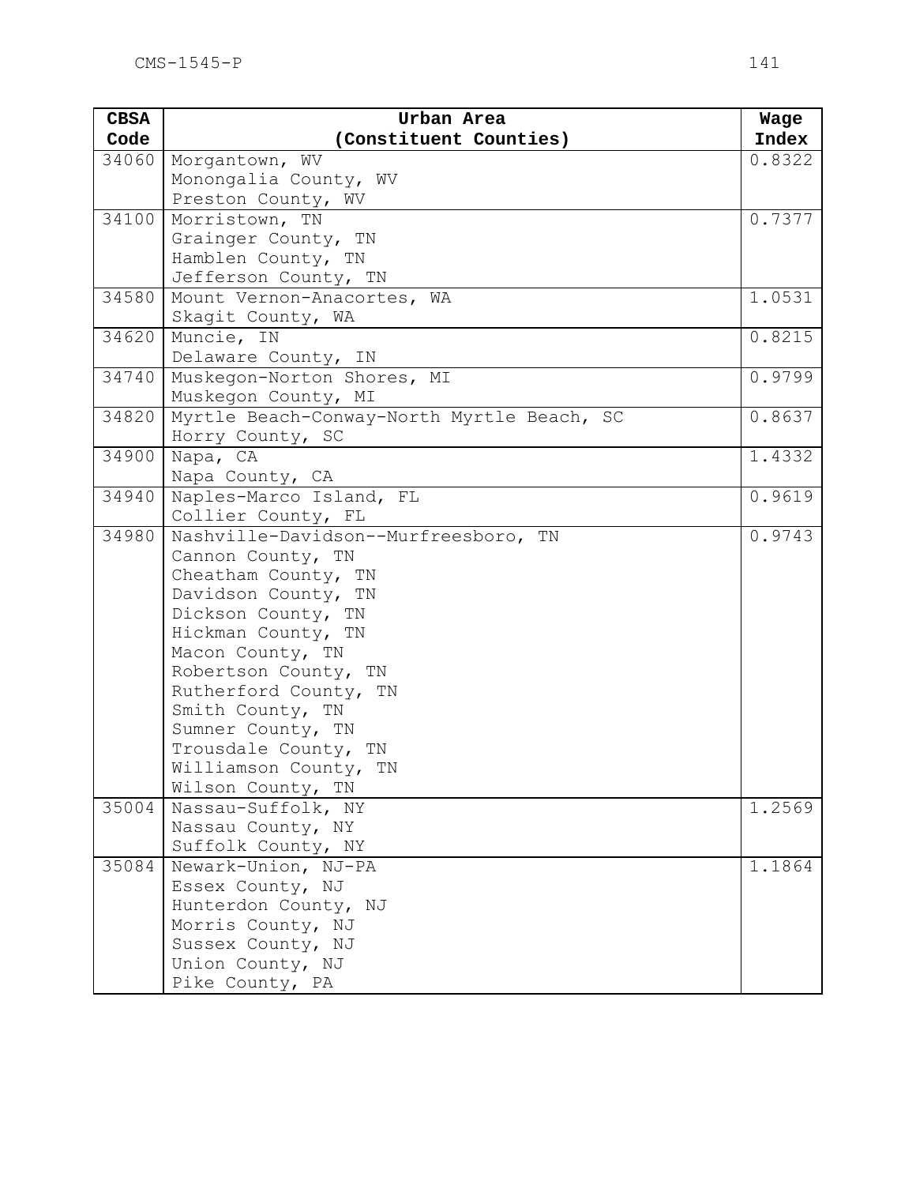| CBSA Code | Urban Area (Constituent Counties) | Wage Index |
|---|---|---|
| 34060 | Morgantown, WV<br>Monongalia County, WV<br>Preston County, WV | 0.8322 |
| 34100 | Morristown, TN<br>Grainger County, TN<br>Hamblen County, TN<br>Jefferson County, TN | 0.7377 |
| 34580 | Mount Vernon-Anacortes, WA<br>Skagit County, WA | 1.0531 |
| 34620 | Muncie, IN<br>Delaware County, IN | 0.8215 |
| 34740 | Muskegon-Norton Shores, MI<br>Muskegon County, MI | 0.9799 |
| 34820 | Myrtle Beach-Conway-North Myrtle Beach, SC<br>Horry County, SC | 0.8637 |
| 34900 | Napa, CA<br>Napa County, CA | 1.4332 |
| 34940 | Naples-Marco Island, FL<br>Collier County, FL | 0.9619 |
| 34980 | Nashville-Davidson--Murfreesboro, TN<br>Cannon County, TN<br>Cheatham County, TN<br>Davidson County, TN<br>Dickson County, TN<br>Hickman County, TN<br>Macon County, TN<br>Robertson County, TN<br>Rutherford County, TN<br>Smith County, TN<br>Sumner County, TN<br>Trousdale County, TN<br>Williamson County, TN<br>Wilson County, TN | 0.9743 |
| 35004 | Nassau-Suffolk, NY<br>Nassau County, NY<br>Suffolk County, NY | 1.2569 |
| 35084 | Newark-Union, NJ-PA<br>Essex County, NJ<br>Hunterdon County, NJ<br>Morris County, NJ<br>Sussex County, NJ<br>Union County, NJ<br>Pike County, PA | 1.1864 |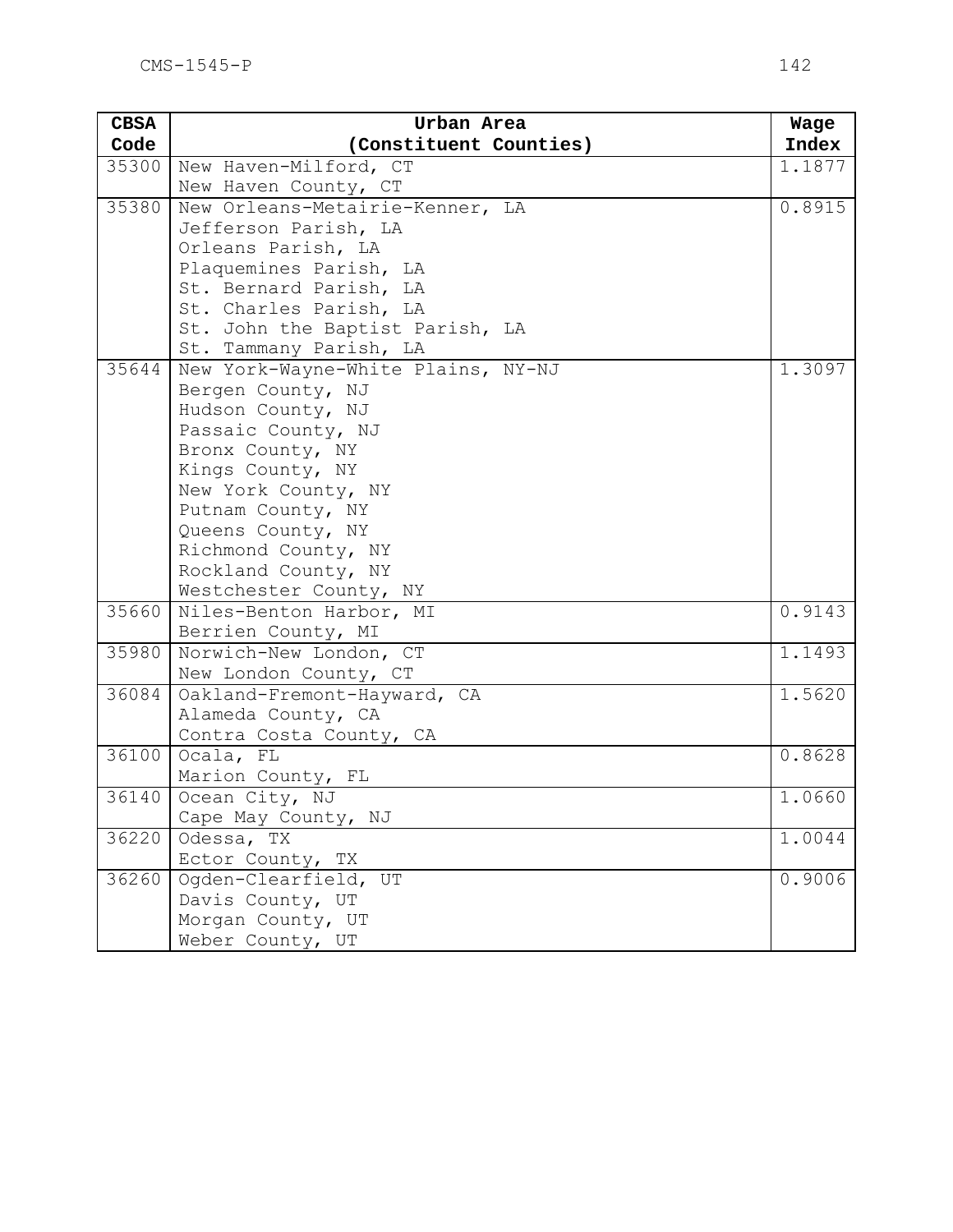| CBSA Code | Urban Area (Constituent Counties) | Wage Index |
|---|---|---|
| 35300 | New Haven-Milford, CT<br>New Haven County, CT | 1.1877 |
| 35380 | New Orleans-Metairie-Kenner, LA<br>Jefferson Parish, LA<br>Orleans Parish, LA<br>Plaquemines Parish, LA<br>St. Bernard Parish, LA<br>St. Charles Parish, LA<br>St. John the Baptist Parish, LA<br>St. Tammany Parish, LA | 0.8915 |
| 35644 | New York-Wayne-White Plains, NY-NJ<br>Bergen County, NJ<br>Hudson County, NJ<br>Passaic County, NJ<br>Bronx County, NY<br>Kings County, NY<br>New York County, NY<br>Putnam County, NY<br>Queens County, NY<br>Richmond County, NY<br>Rockland County, NY<br>Westchester County, NY | 1.3097 |
| 35660 | Niles-Benton Harbor, MI<br>Berrien County, MI | 0.9143 |
| 35980 | Norwich-New London, CT<br>New London County, CT | 1.1493 |
| 36084 | Oakland-Fremont-Hayward, CA<br>Alameda County, CA<br>Contra Costa County, CA | 1.5620 |
| 36100 | Ocala, FL<br>Marion County, FL | 0.8628 |
| 36140 | Ocean City, NJ<br>Cape May County, NJ | 1.0660 |
| 36220 | Odessa, TX<br>Ector County, TX | 1.0044 |
| 36260 | Ogden-Clearfield, UT<br>Davis County, UT<br>Morgan County, UT<br>Weber County, UT | 0.9006 |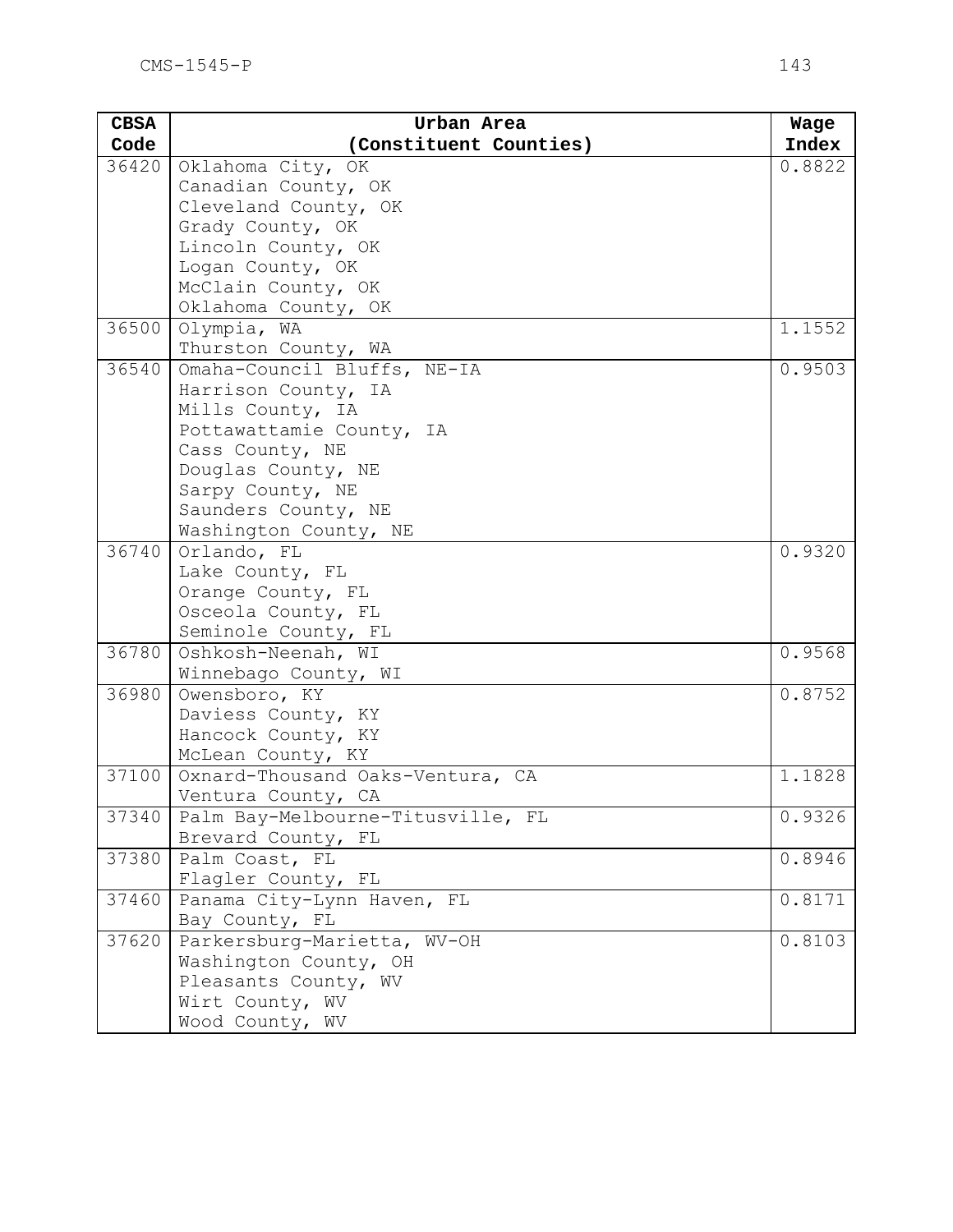| CBSA Code | Urban Area (Constituent Counties) | Wage Index |
|---|---|---|
| 36420 | Oklahoma City, OK<br>Canadian County, OK<br>Cleveland County, OK<br>Grady County, OK<br>Lincoln County, OK<br>Logan County, OK<br>McClain County, OK<br>Oklahoma County, OK | 0.8822 |
| 36500 | Olympia, WA<br>Thurston County, WA | 1.1552 |
| 36540 | Omaha-Council Bluffs, NE-IA<br>Harrison County, IA<br>Mills County, IA<br>Pottawattamie County, IA<br>Cass County, NE<br>Douglas County, NE<br>Sarpy County, NE<br>Saunders County, NE<br>Washington County, NE | 0.9503 |
| 36740 | Orlando, FL<br>Lake County, FL<br>Orange County, FL<br>Osceola County, FL<br>Seminole County, FL | 0.9320 |
| 36780 | Oshkosh-Neenah, WI<br>Winnebago County, WI | 0.9568 |
| 36980 | Owensboro, KY<br>Daviess County, KY<br>Hancock County, KY<br>McLean County, KY | 0.8752 |
| 37100 | Oxnard-Thousand Oaks-Ventura, CA<br>Ventura County, CA | 1.1828 |
| 37340 | Palm Bay-Melbourne-Titusville, FL<br>Brevard County, FL | 0.9326 |
| 37380 | Palm Coast, FL<br>Flagler County, FL | 0.8946 |
| 37460 | Panama City-Lynn Haven, FL<br>Bay County, FL | 0.8171 |
| 37620 | Parkersburg-Marietta, WV-OH<br>Washington County, OH<br>Pleasants County, WV<br>Wirt County, WV<br>Wood County, WV | 0.8103 |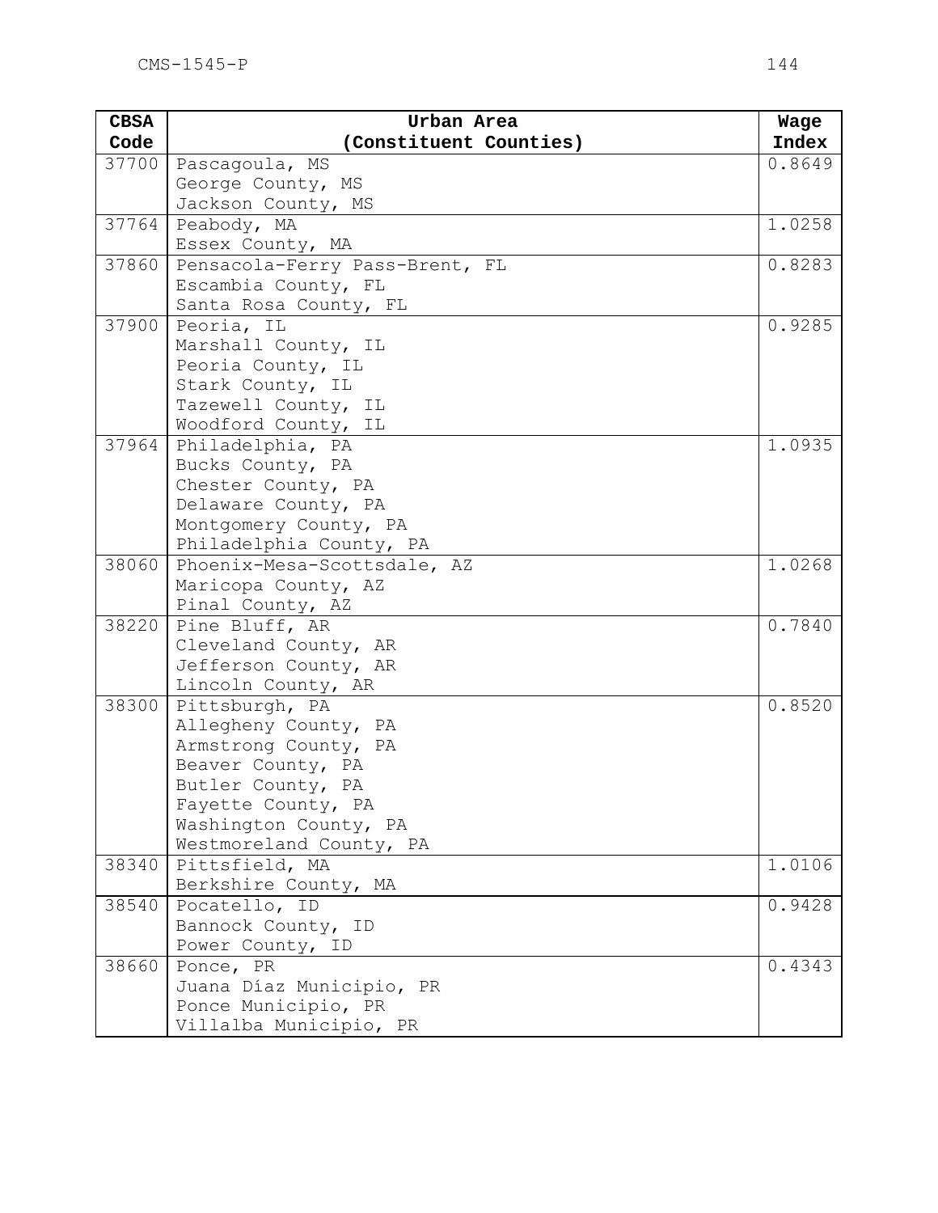| CBSA Code | Urban Area (Constituent Counties) | Wage Index |
|---|---|---|
| 37700 | Pascagoula, MS<br>George County, MS<br>Jackson County, MS | 0.8649 |
| 37764 | Peabody, MA<br>Essex County, MA | 1.0258 |
| 37860 | Pensacola-Ferry Pass-Brent, FL<br>Escambia County, FL<br>Santa Rosa County, FL | 0.8283 |
| 37900 | Peoria, IL<br>Marshall County, IL<br>Peoria County, IL<br>Stark County, IL<br>Tazewell County, IL<br>Woodford County, IL | 0.9285 |
| 37964 | Philadelphia, PA<br>Bucks County, PA<br>Chester County, PA<br>Delaware County, PA<br>Montgomery County, PA<br>Philadelphia County, PA | 1.0935 |
| 38060 | Phoenix-Mesa-Scottsdale, AZ<br>Maricopa County, AZ<br>Pinal County, AZ | 1.0268 |
| 38220 | Pine Bluff, AR<br>Cleveland County, AR<br>Jefferson County, AR<br>Lincoln County, AR | 0.7840 |
| 38300 | Pittsburgh, PA<br>Allegheny County, PA<br>Armstrong County, PA<br>Beaver County, PA<br>Butler County, PA<br>Fayette County, PA<br>Washington County, PA<br>Westmoreland County, PA | 0.8520 |
| 38340 | Pittsfield, MA<br>Berkshire County, MA | 1.0106 |
| 38540 | Pocatello, ID<br>Bannock County, ID<br>Power County, ID | 0.9428 |
| 38660 | Ponce, PR<br>Juana Díaz Municipio, PR<br>Ponce Municipio, PR<br>Villalba Municipio, PR | 0.4343 |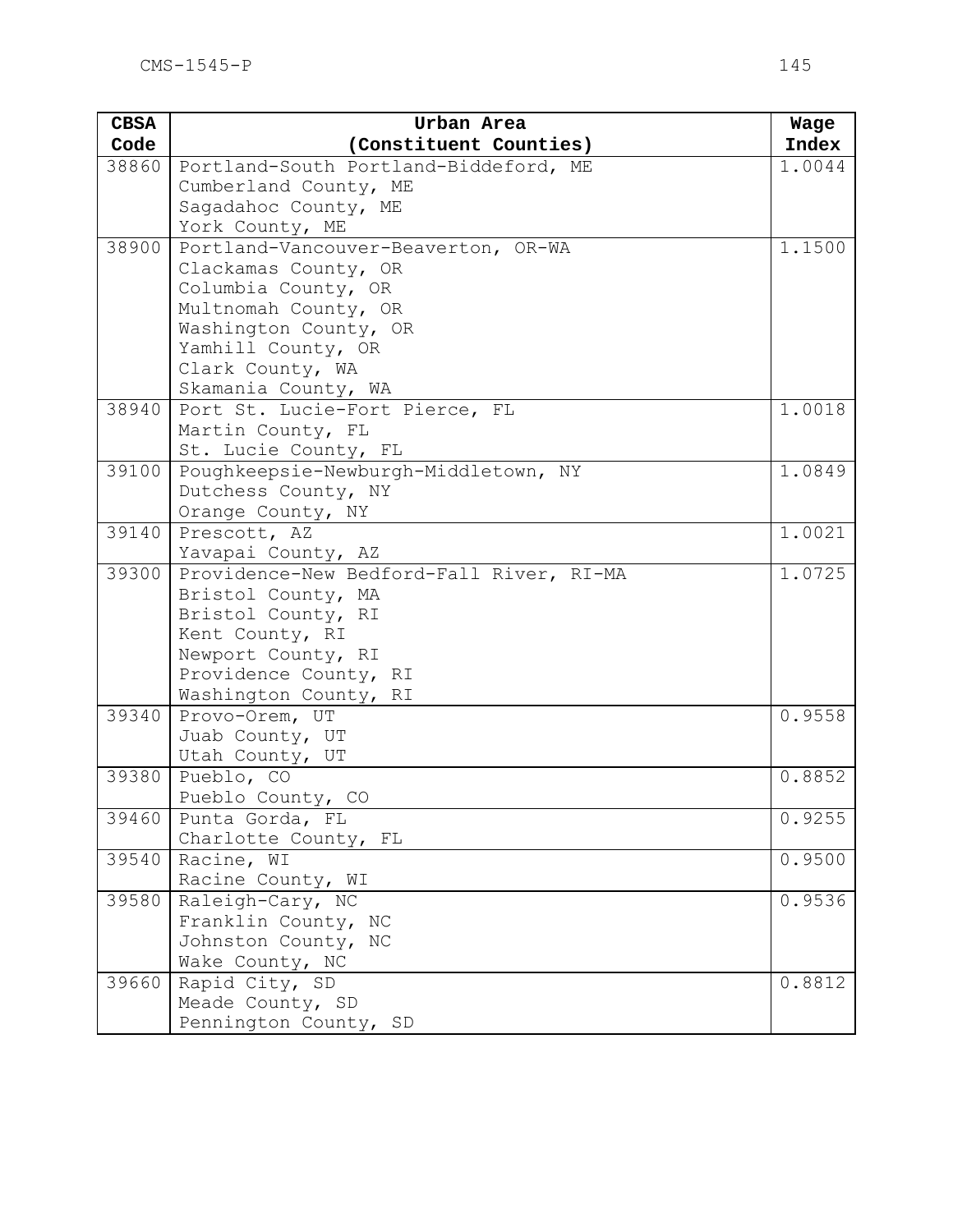| CBSA Code | Urban Area (Constituent Counties) | Wage Index |
|---|---|---|
| 38860 | Portland-South Portland-Biddeford, ME<br>Cumberland County, ME<br>Sagadahoc County, ME<br>York County, ME | 1.0044 |
| 38900 | Portland-Vancouver-Beaverton, OR-WA<br>Clackamas County, OR<br>Columbia County, OR<br>Multnomah County, OR<br>Washington County, OR<br>Yamhill County, OR<br>Clark County, WA<br>Skamania County, WA | 1.1500 |
| 38940 | Port St. Lucie-Fort Pierce, FL<br>Martin County, FL<br>St. Lucie County, FL | 1.0018 |
| 39100 | Poughkeepsie-Newburgh-Middletown, NY<br>Dutchess County, NY<br>Orange County, NY | 1.0849 |
| 39140 | Prescott, AZ<br>Yavapai County, AZ | 1.0021 |
| 39300 | Providence-New Bedford-Fall River, RI-MA<br>Bristol County, MA<br>Bristol County, RI<br>Kent County, RI<br>Newport County, RI<br>Providence County, RI<br>Washington County, RI | 1.0725 |
| 39340 | Provo-Orem, UT<br>Juab County, UT<br>Utah County, UT | 0.9558 |
| 39380 | Pueblo, CO<br>Pueblo County, CO | 0.8852 |
| 39460 | Punta Gorda, FL<br>Charlotte County, FL | 0.9255 |
| 39540 | Racine, WI<br>Racine County, WI | 0.9500 |
| 39580 | Raleigh-Cary, NC<br>Franklin County, NC<br>Johnston County, NC<br>Wake County, NC | 0.9536 |
| 39660 | Rapid City, SD<br>Meade County, SD<br>Pennington County, SD | 0.8812 |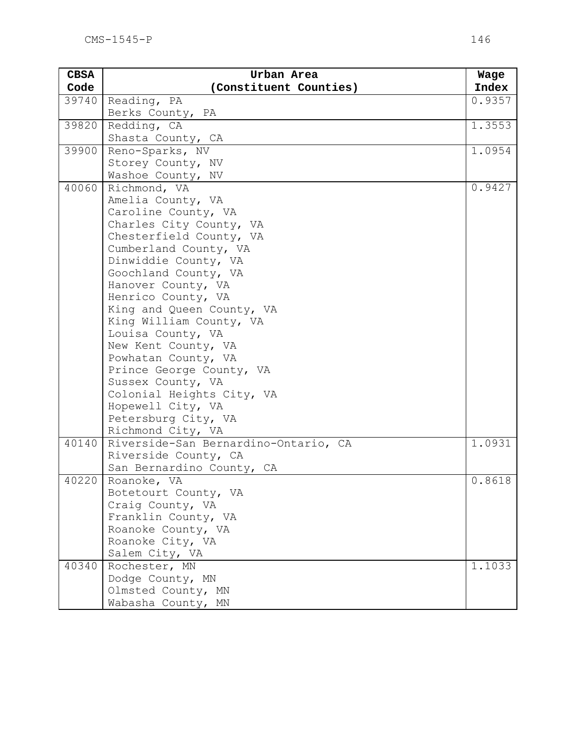| CBSA Code | Urban Area (Constituent Counties) | Wage Index |
|---|---|---|
| 39740 | Reading, PA<br>Berks County, PA | 0.9357 |
| 39820 | Redding, CA<br>Shasta County, CA | 1.3553 |
| 39900 | Reno-Sparks, NV<br>Storey County, NV<br>Washoe County, NV | 1.0954 |
| 40060 | Richmond, VA<br>Amelia County, VA<br>Caroline County, VA<br>Charles City County, VA<br>Chesterfield County, VA<br>Cumberland County, VA<br>Dinwiddie County, VA<br>Goochland County, VA<br>Hanover County, VA<br>Henrico County, VA<br>King and Queen County, VA<br>King William County, VA<br>Louisa County, VA<br>New Kent County, VA<br>Powhatan County, VA<br>Prince George County, VA<br>Sussex County, VA<br>Colonial Heights City, VA<br>Hopewell City, VA<br>Petersburg City, VA<br>Richmond City, VA | 0.9427 |
| 40140 | Riverside-San Bernardino-Ontario, CA<br>Riverside County, CA<br>San Bernardino County, CA | 1.0931 |
| 40220 | Roanoke, VA<br>Botetourt County, VA<br>Craig County, VA<br>Franklin County, VA<br>Roanoke County, VA<br>Roanoke City, VA<br>Salem City, VA | 0.8618 |
| 40340 | Rochester, MN<br>Dodge County, MN<br>Olmsted County, MN<br>Wabasha County, MN | 1.1033 |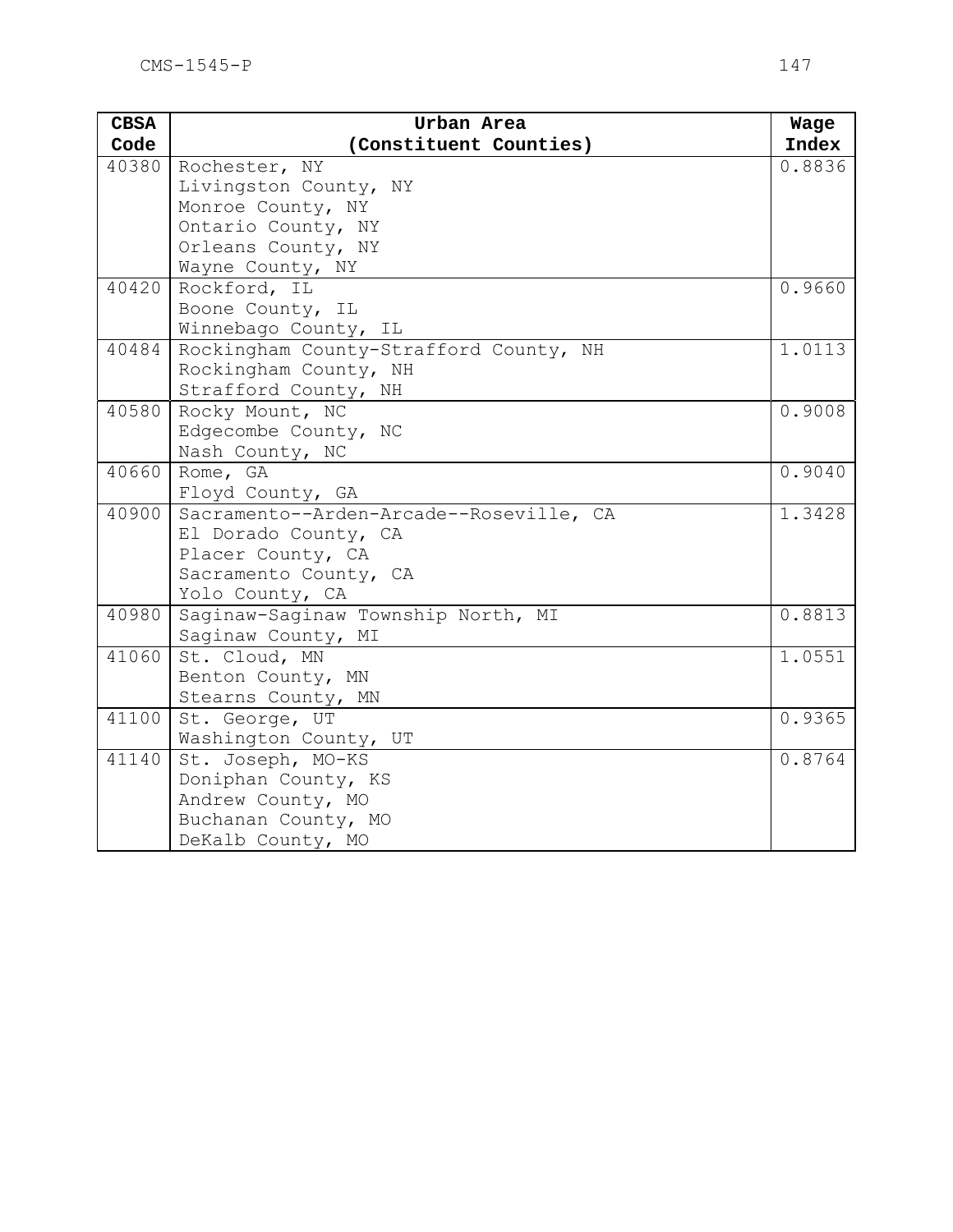| CBSA Code | Urban Area (Constituent Counties) | Wage Index |
|---|---|---|
| 40380 | Rochester, NY<br>Livingston County, NY<br>Monroe County, NY<br>Ontario County, NY<br>Orleans County, NY<br>Wayne County, NY | 0.8836 |
| 40420 | Rockford, IL<br>Boone County, IL<br>Winnebago County, IL | 0.9660 |
| 40484 | Rockingham County-Strafford County, NH<br>Rockingham County, NH<br>Strafford County, NH | 1.0113 |
| 40580 | Rocky Mount, NC<br>Edgecombe County, NC<br>Nash County, NC | 0.9008 |
| 40660 | Rome, GA<br>Floyd County, GA | 0.9040 |
| 40900 | Sacramento--Arden-Arcade--Roseville, CA<br>El Dorado County, CA<br>Placer County, CA<br>Sacramento County, CA<br>Yolo County, CA | 1.3428 |
| 40980 | Saginaw-Saginaw Township North, MI<br>Saginaw County, MI | 0.8813 |
| 41060 | St. Cloud, MN<br>Benton County, MN<br>Stearns County, MN | 1.0551 |
| 41100 | St. George, UT<br>Washington County, UT | 0.9365 |
| 41140 | St. Joseph, MO-KS<br>Doniphan County, KS<br>Andrew County, MO<br>Buchanan County, MO<br>DeKalb County, MO | 0.8764 |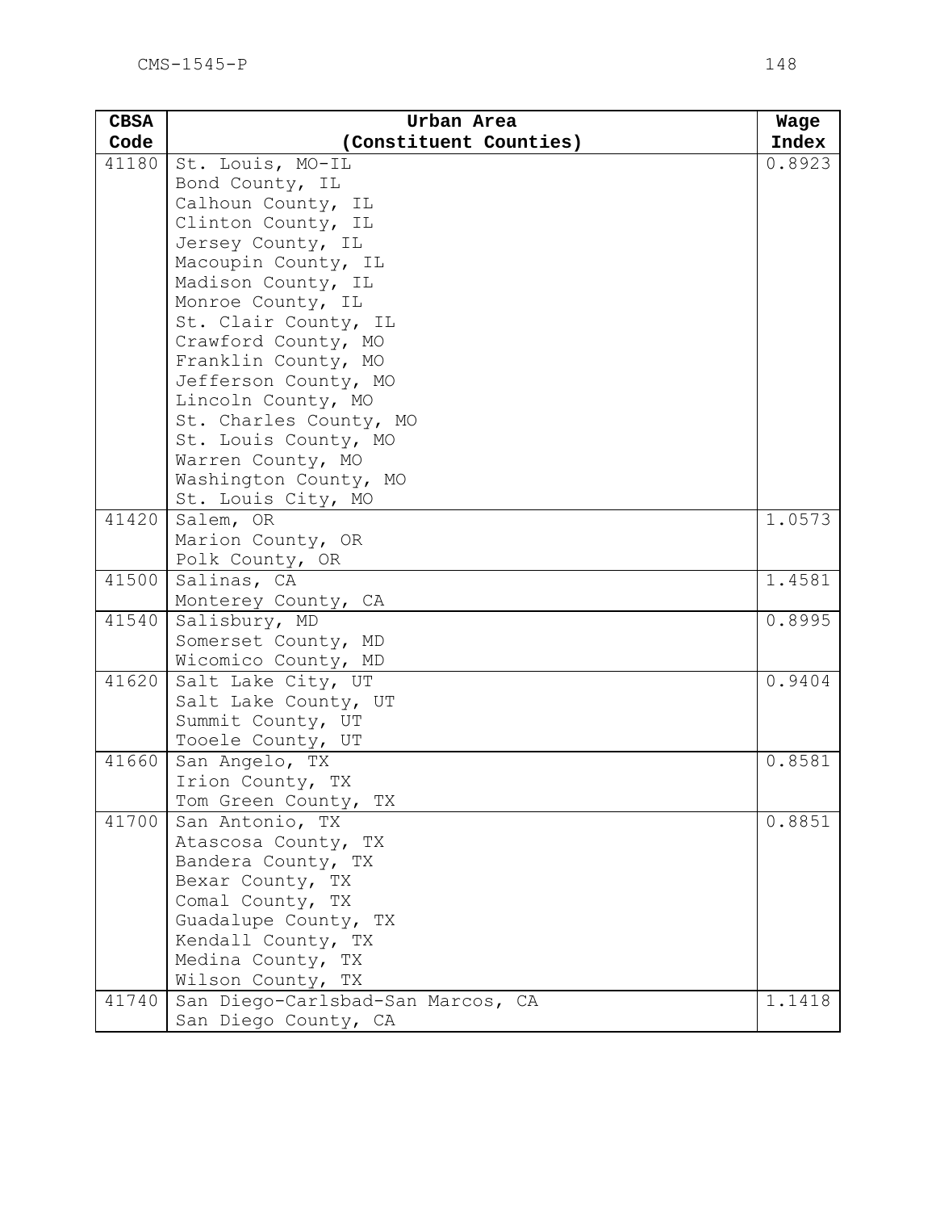| CBSA Code | Urban Area (Constituent Counties) | Wage Index |
|---|---|---|
| 41180 | St. Louis, MO-IL<br>Bond County, IL<br>Calhoun County, IL<br>Clinton County, IL<br>Jersey County, IL<br>Macoupin County, IL<br>Madison County, IL<br>Monroe County, IL<br>St. Clair County, IL<br>Crawford County, MO<br>Franklin County, MO<br>Jefferson County, MO<br>Lincoln County, MO<br>St. Charles County, MO<br>St. Louis County, MO<br>Warren County, MO<br>Washington County, MO<br>St. Louis City, MO | 0.8923 |
| 41420 | Salem, OR<br>Marion County, OR<br>Polk County, OR | 1.0573 |
| 41500 | Salinas, CA<br>Monterey County, CA | 1.4581 |
| 41540 | Salisbury, MD<br>Somerset County, MD<br>Wicomico County, MD | 0.8995 |
| 41620 | Salt Lake City, UT<br>Salt Lake County, UT<br>Summit County, UT<br>Tooele County, UT | 0.9404 |
| 41660 | San Angelo, TX<br>Irion County, TX<br>Tom Green County, TX | 0.8581 |
| 41700 | San Antonio, TX<br>Atascosa County, TX<br>Bandera County, TX<br>Bexar County, TX<br>Comal County, TX<br>Guadalupe County, TX<br>Kendall County, TX<br>Medina County, TX<br>Wilson County, TX | 0.8851 |
| 41740 | San Diego-Carlsbad-San Marcos, CA<br>San Diego County, CA | 1.1418 |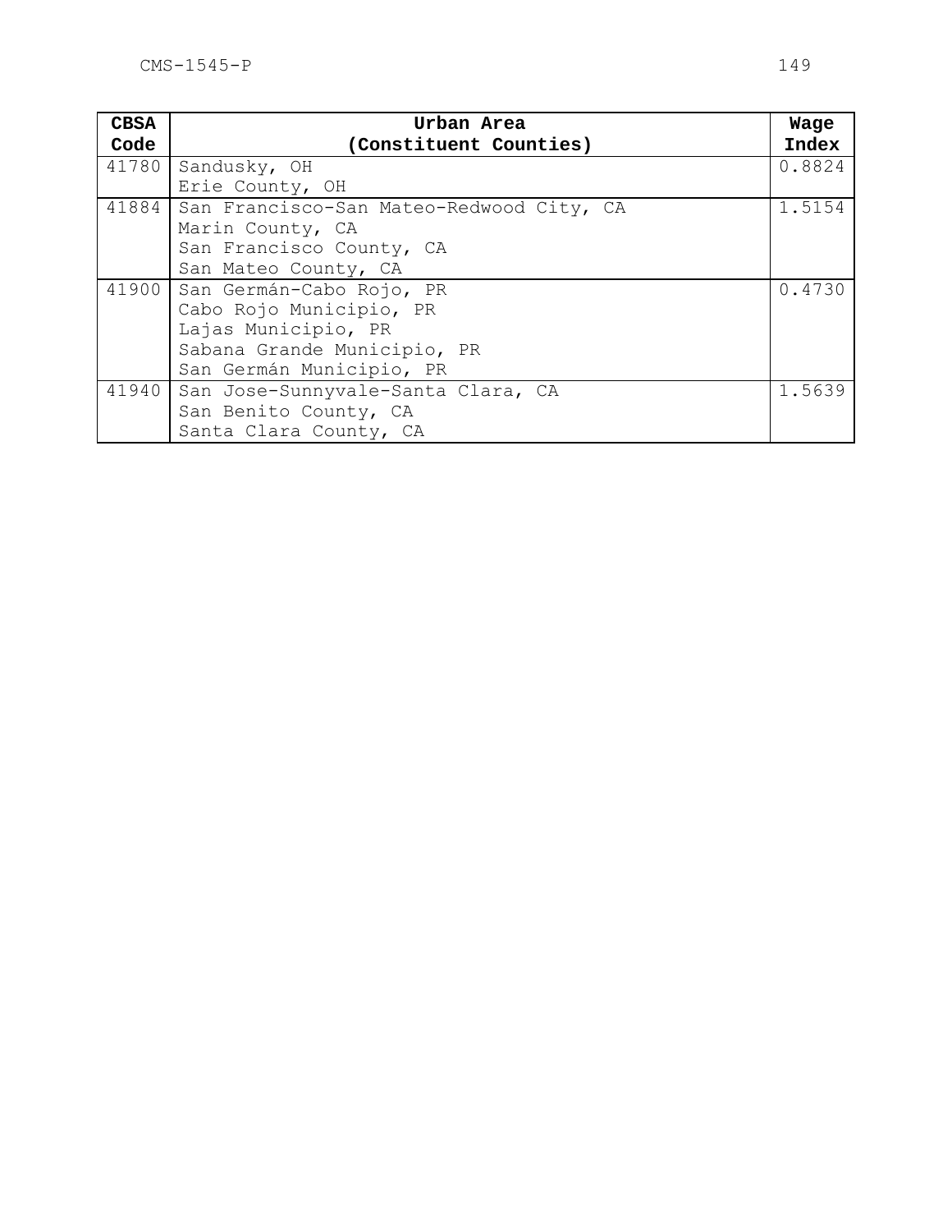| CBSA Code | Urban Area (Constituent Counties) | Wage Index |
|---|---|---|
| 41780 | Sandusky, OH<br>Erie County, OH | 0.8824 |
| 41884 | San Francisco-San Mateo-Redwood City, CA<br>Marin County, CA<br>San Francisco County, CA<br>San Mateo County, CA | 1.5154 |
| 41900 | San Germán-Cabo Rojo, PR<br>Cabo Rojo Municipio, PR<br>Lajas Municipio, PR<br>Sabana Grande Municipio, PR<br>San Germán Municipio, PR | 0.4730 |
| 41940 | San Jose-Sunnyvale-Santa Clara, CA<br>San Benito County, CA<br>Santa Clara County, CA | 1.5639 |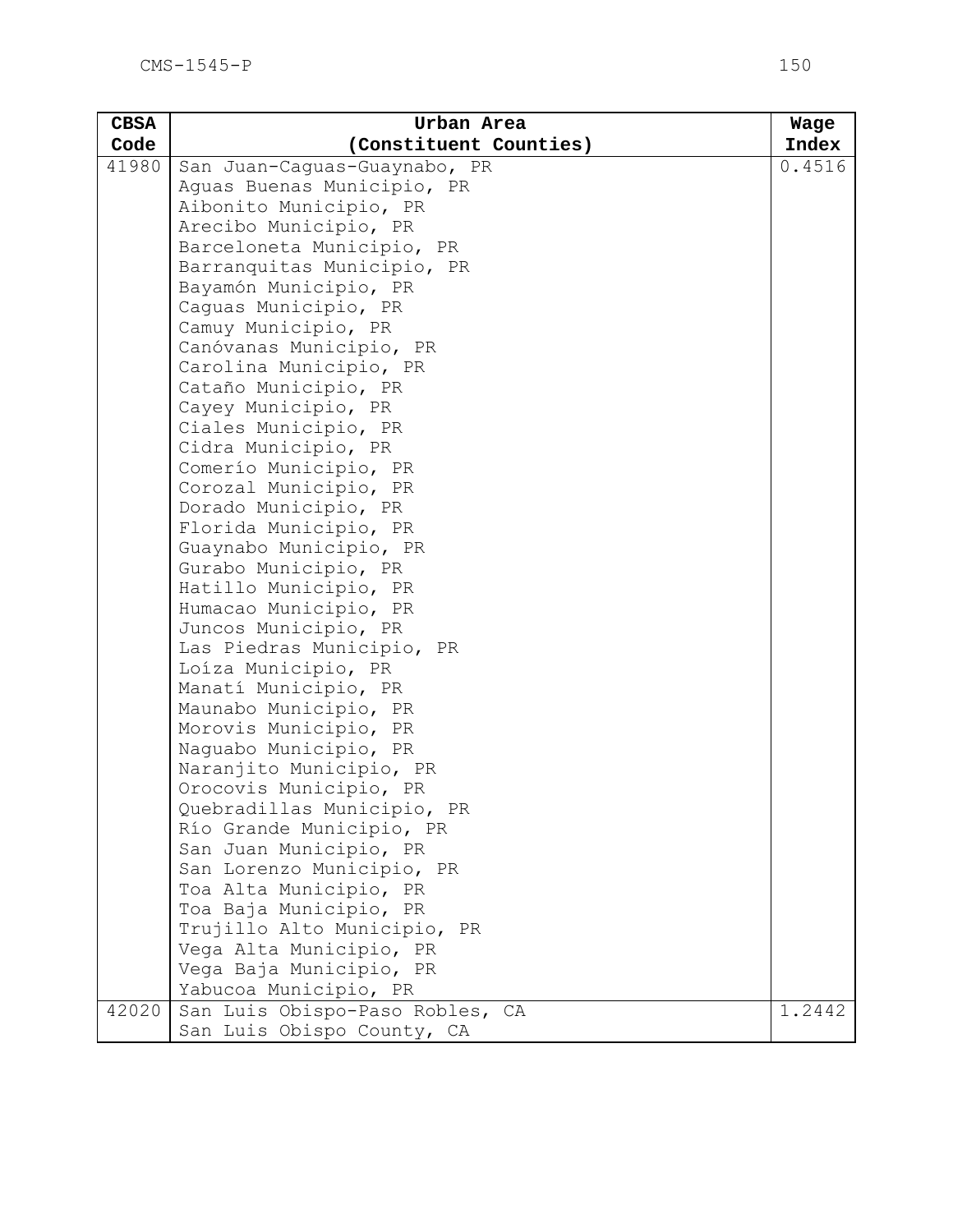| CBSA Code | Urban Area (Constituent Counties) | Wage Index |
|---|---|---|
| 41980 | San Juan-Caguas-Guaynabo, PR | 0.4516 |
| | Aguas Buenas Municipio, PR | |
| | Aibonito Municipio, PR | |
| | Arecibo Municipio, PR | |
| | Barceloneta Municipio, PR | |
| | Barranquitas Municipio, PR | |
| | Bayamón Municipio, PR | |
| | Caguas Municipio, PR | |
| | Camuy Municipio, PR | |
| | Canóvanas Municipio, PR | |
| | Carolina Municipio, PR | |
| | Cataño Municipio, PR | |
| | Cayey Municipio, PR | |
| | Ciales Municipio, PR | |
| | Cidra Municipio, PR | |
| | Comerío Municipio, PR | |
| | Corozal Municipio, PR | |
| | Dorado Municipio, PR | |
| | Florida Municipio, PR | |
| | Guaynabo Municipio, PR | |
| | Gurabo Municipio, PR | |
| | Hatillo Municipio, PR | |
| | Humacao Municipio, PR | |
| | Juncos Municipio, PR | |
| | Las Piedras Municipio, PR | |
| | Loíza Municipio, PR | |
| | Manatí Municipio, PR | |
| | Maunabo Municipio, PR | |
| | Morovis Municipio, PR | |
| | Naguabo Municipio, PR | |
| | Naranjito Municipio, PR | |
| | Orocovis Municipio, PR | |
| | Quebradillas Municipio, PR | |
| | Río Grande Municipio, PR | |
| | San Juan Municipio, PR | |
| | San Lorenzo Municipio, PR | |
| | Toa Alta Municipio, PR | |
| | Toa Baja Municipio, PR | |
| | Trujillo Alto Municipio, PR | |
| | Vega Alta Municipio, PR | |
| | Vega Baja Municipio, PR | |
| | Yabucoa Municipio, PR | |
| 42020 | San Luis Obispo-Paso Robles, CA | 1.2442 |
| | San Luis Obispo County, CA | |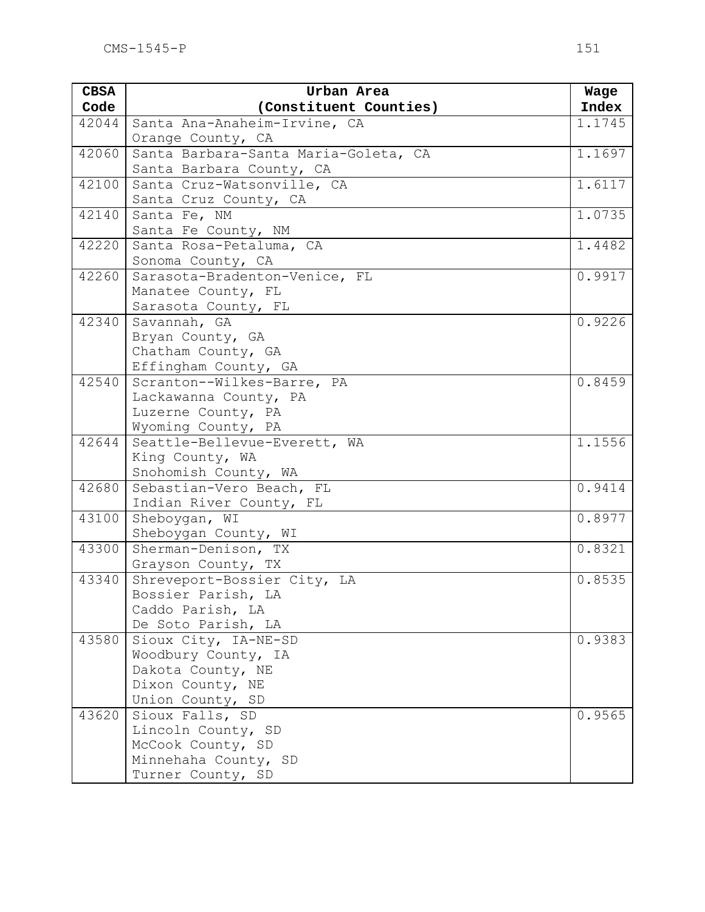| CBSA Code | Urban Area (Constituent Counties) | Wage Index |
|---|---|---|
| 42044 | Santa Ana-Anaheim-Irvine, CA<br>Orange County, CA | 1.1745 |
| 42060 | Santa Barbara-Santa Maria-Goleta, CA<br>Santa Barbara County, CA | 1.1697 |
| 42100 | Santa Cruz-Watsonville, CA<br>Santa Cruz County, CA | 1.6117 |
| 42140 | Santa Fe, NM<br>Santa Fe County, NM | 1.0735 |
| 42220 | Santa Rosa-Petaluma, CA<br>Sonoma County, CA | 1.4482 |
| 42260 | Sarasota-Bradenton-Venice, FL<br>Manatee County, FL<br>Sarasota County, FL | 0.9917 |
| 42340 | Savannah, GA<br>Bryan County, GA<br>Chatham County, GA<br>Effingham County, GA | 0.9226 |
| 42540 | Scranton--Wilkes-Barre, PA<br>Lackawanna County, PA<br>Luzerne County, PA<br>Wyoming County, PA | 0.8459 |
| 42644 | Seattle-Bellevue-Everett, WA<br>King County, WA<br>Snohomish County, WA | 1.1556 |
| 42680 | Sebastian-Vero Beach, FL<br>Indian River County, FL | 0.9414 |
| 43100 | Sheboygan, WI<br>Sheboygan County, WI | 0.8977 |
| 43300 | Sherman-Denison, TX<br>Grayson County, TX | 0.8321 |
| 43340 | Shreveport-Bossier City, LA<br>Bossier Parish, LA<br>Caddo Parish, LA<br>De Soto Parish, LA | 0.8535 |
| 43580 | Sioux City, IA-NE-SD<br>Woodbury County, IA<br>Dakota County, NE<br>Dixon County, NE<br>Union County, SD | 0.9383 |
| 43620 | Sioux Falls, SD<br>Lincoln County, SD<br>McCook County, SD<br>Minnehaha County, SD<br>Turner County, SD | 0.9565 |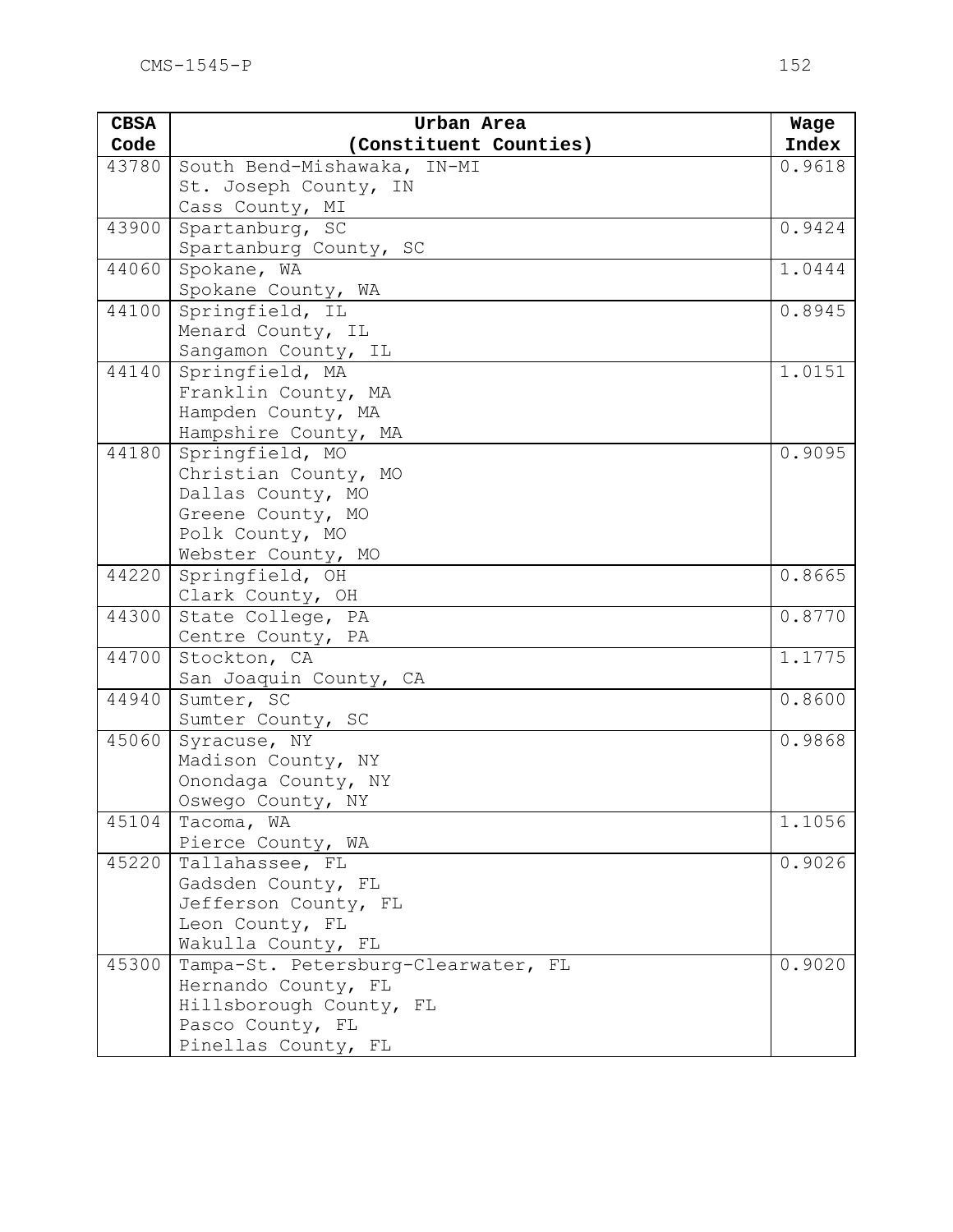| CBSA Code | Urban Area (Constituent Counties) | Wage Index |
|---|---|---|
| 43780 | South Bend-Mishawaka, IN-MI<br>St. Joseph County, IN<br>Cass County, MI | 0.9618 |
| 43900 | Spartanburg, SC<br>Spartanburg County, SC | 0.9424 |
| 44060 | Spokane, WA<br>Spokane County, WA | 1.0444 |
| 44100 | Springfield, IL<br>Menard County, IL<br>Sangamon County, IL | 0.8945 |
| 44140 | Springfield, MA<br>Franklin County, MA<br>Hampden County, MA<br>Hampshire County, MA | 1.0151 |
| 44180 | Springfield, MO<br>Christian County, MO<br>Dallas County, MO<br>Greene County, MO<br>Polk County, MO<br>Webster County, MO | 0.9095 |
| 44220 | Springfield, OH<br>Clark County, OH | 0.8665 |
| 44300 | State College, PA<br>Centre County, PA | 0.8770 |
| 44700 | Stockton, CA<br>San Joaquin County, CA | 1.1775 |
| 44940 | Sumter, SC<br>Sumter County, SC | 0.8600 |
| 45060 | Syracuse, NY<br>Madison County, NY<br>Onondaga County, NY<br>Oswego County, NY | 0.9868 |
| 45104 | Tacoma, WA<br>Pierce County, WA | 1.1056 |
| 45220 | Tallahassee, FL<br>Gadsden County, FL<br>Jefferson County, FL<br>Leon County, FL<br>Wakulla County, FL | 0.9026 |
| 45300 | Tampa-St. Petersburg-Clearwater, FL<br>Hernando County, FL<br>Hillsborough County, FL<br>Pasco County, FL<br>Pinellas County, FL | 0.9020 |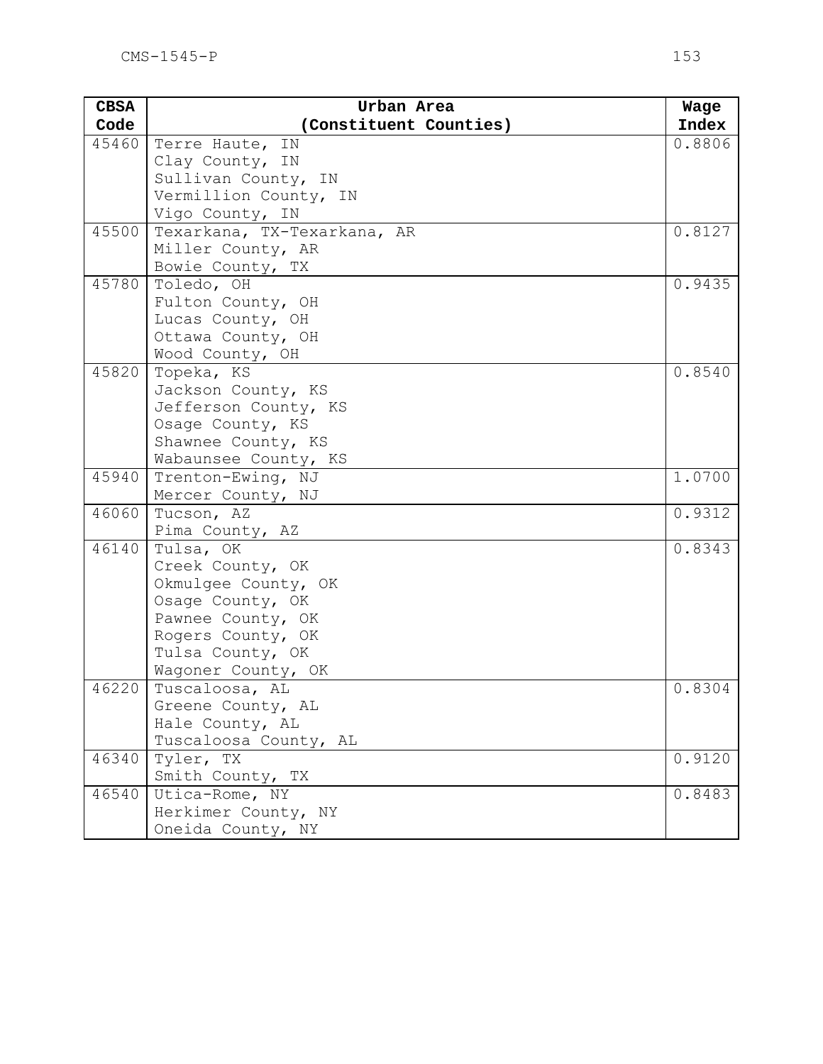| CBSA Code | Urban Area (Constituent Counties) | Wage Index |
| --- | --- | --- |
| 45460 | Terre Haute, IN<br>Clay County, IN<br>Sullivan County, IN<br>Vermillion County, IN<br>Vigo County, IN | 0.8806 |
| 45500 | Texarkana, TX-Texarkana, AR<br>Miller County, AR<br>Bowie County, TX | 0.8127 |
| 45780 | Toledo, OH<br>Fulton County, OH<br>Lucas County, OH<br>Ottawa County, OH<br>Wood County, OH | 0.9435 |
| 45820 | Topeka, KS<br>Jackson County, KS<br>Jefferson County, KS<br>Osage County, KS<br>Shawnee County, KS<br>Wabaunsee County, KS | 0.8540 |
| 45940 | Trenton-Ewing, NJ<br>Mercer County, NJ | 1.0700 |
| 46060 | Tucson, AZ<br>Pima County, AZ | 0.9312 |
| 46140 | Tulsa, OK<br>Creek County, OK<br>Okmulgee County, OK<br>Osage County, OK<br>Pawnee County, OK<br>Rogers County, OK<br>Tulsa County, OK<br>Wagoner County, OK | 0.8343 |
| 46220 | Tuscaloosa, AL<br>Greene County, AL<br>Hale County, AL<br>Tuscaloosa County, AL | 0.8304 |
| 46340 | Tyler, TX<br>Smith County, TX | 0.9120 |
| 46540 | Utica-Rome, NY<br>Herkimer County, NY<br>Oneida County, NY | 0.8483 |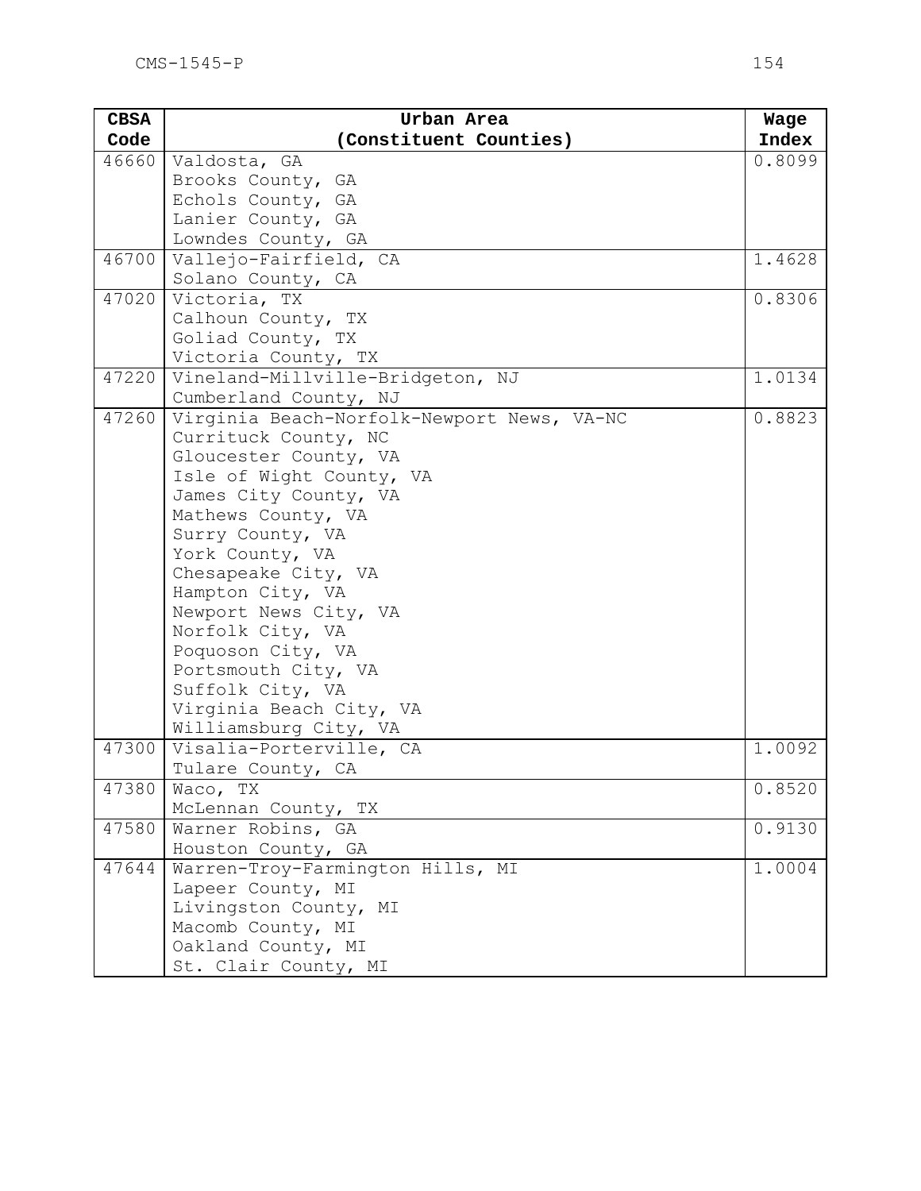| CBSA Code | Urban Area (Constituent Counties) | Wage Index |
|---|---|---|
| 46660 | Valdosta, GA<br>Brooks County, GA<br>Echols County, GA<br>Lanier County, GA<br>Lowndes County, GA | 0.8099 |
| 46700 | Vallejo-Fairfield, CA<br>Solano County, CA | 1.4628 |
| 47020 | Victoria, TX<br>Calhoun County, TX<br>Goliad County, TX<br>Victoria County, TX | 0.8306 |
| 47220 | Vineland-Millville-Bridgeton, NJ<br>Cumberland County, NJ | 1.0134 |
| 47260 | Virginia Beach-Norfolk-Newport News, VA-NC<br>Currituck County, NC<br>Gloucester County, VA<br>Isle of Wight County, VA<br>James City County, VA<br>Mathews County, VA<br>Surry County, VA<br>York County, VA<br>Chesapeake City, VA<br>Hampton City, VA<br>Newport News City, VA<br>Norfolk City, VA<br>Poquoson City, VA<br>Portsmouth City, VA<br>Suffolk City, VA<br>Virginia Beach City, VA<br>Williamsburg City, VA | 0.8823 |
| 47300 | Visalia-Porterville, CA<br>Tulare County, CA | 1.0092 |
| 47380 | Waco, TX<br>McLennan County, TX | 0.8520 |
| 47580 | Warner Robins, GA<br>Houston County, GA | 0.9130 |
| 47644 | Warren-Troy-Farmington Hills, MI<br>Lapeer County, MI<br>Livingston County, MI<br>Macomb County, MI<br>Oakland County, MI<br>St. Clair County, MI | 1.0004 |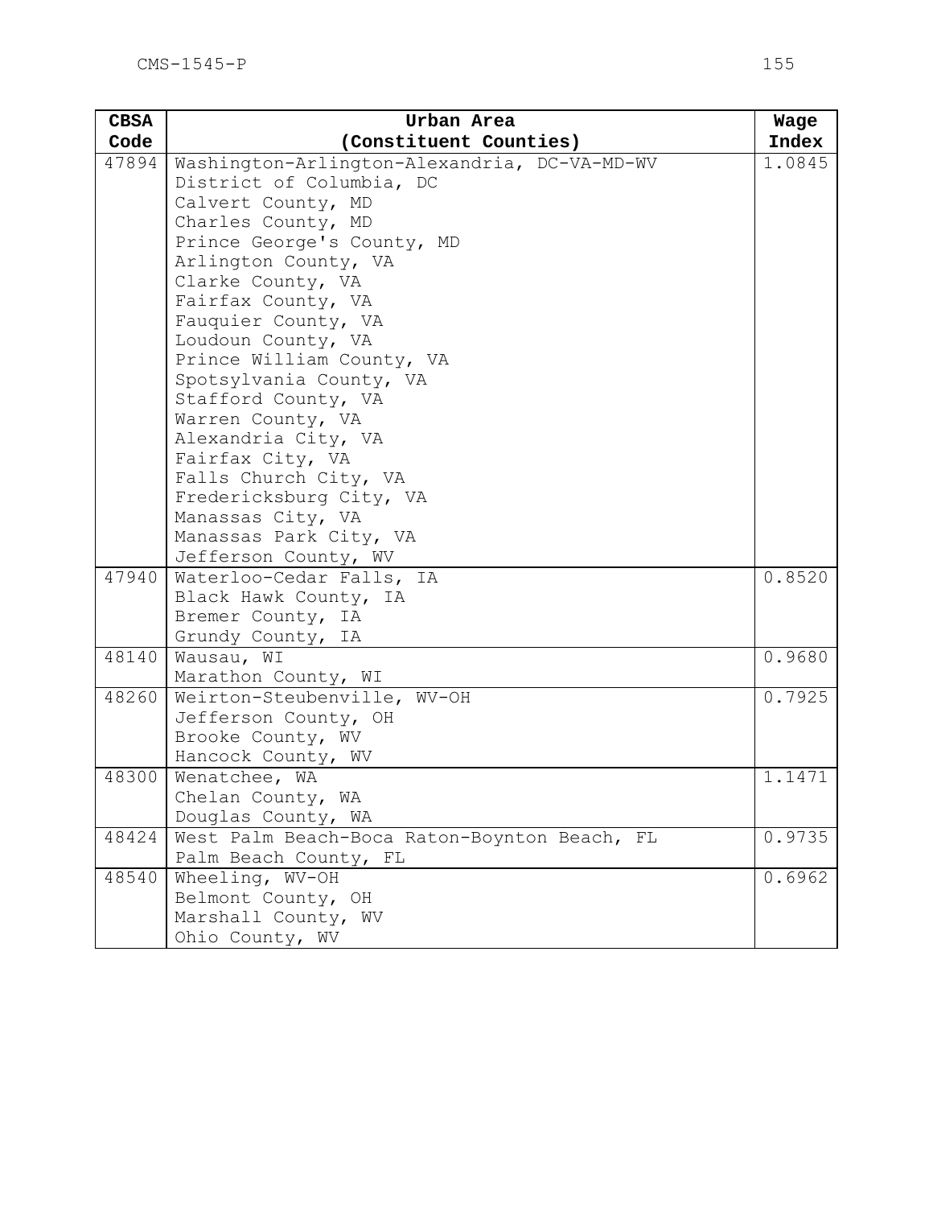| CBSA Code | Urban Area (Constituent Counties) | Wage Index |
| --- | --- | --- |
| 47894 | Washington-Arlington-Alexandria, DC-VA-MD-WV<br>District of Columbia, DC<br>Calvert County, MD<br>Charles County, MD<br>Prince George's County, MD<br>Arlington County, VA<br>Clarke County, VA<br>Fairfax County, VA<br>Fauquier County, VA<br>Loudoun County, VA<br>Prince William County, VA<br>Spotsylvania County, VA<br>Stafford County, VA<br>Warren County, VA<br>Alexandria City, VA<br>Fairfax City, VA<br>Falls Church City, VA<br>Fredericksburg City, VA<br>Manassas City, VA<br>Manassas Park City, VA<br>Jefferson County, WV | 1.0845 |
| 47940 | Waterloo-Cedar Falls, IA<br>Black Hawk County, IA<br>Bremer County, IA<br>Grundy County, IA | 0.8520 |
| 48140 | Wausau, WI<br>Marathon County, WI | 0.9680 |
| 48260 | Weirton-Steubenville, WV-OH<br>Jefferson County, OH<br>Brooke County, WV<br>Hancock County, WV | 0.7925 |
| 48300 | Wenatchee, WA<br>Chelan County, WA<br>Douglas County, WA | 1.1471 |
| 48424 | West Palm Beach-Boca Raton-Boynton Beach, FL<br>Palm Beach County, FL | 0.9735 |
| 48540 | Wheeling, WV-OH<br>Belmont County, OH<br>Marshall County, WV<br>Ohio County, WV | 0.6962 |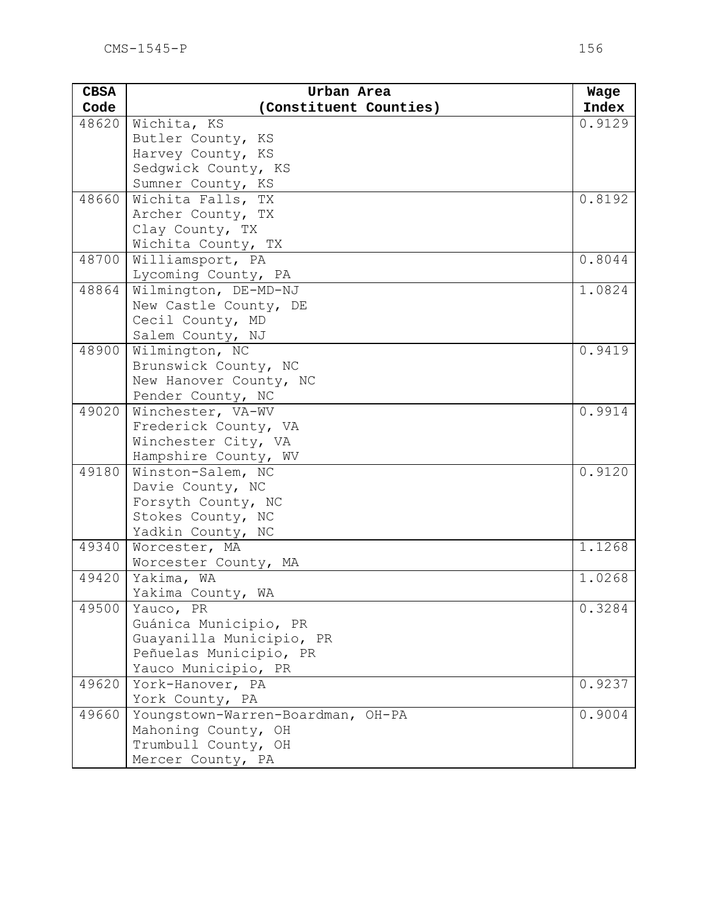| CBSA Code | Urban Area (Constituent Counties) | Wage Index |
|---|---|---|
| 48620 | Wichita, KS<br>Butler County, KS<br>Harvey County, KS<br>Sedgwick County, KS<br>Sumner County, KS | 0.9129 |
| 48660 | Wichita Falls, TX<br>Archer County, TX<br>Clay County, TX<br>Wichita County, TX | 0.8192 |
| 48700 | Williamsport, PA<br>Lycoming County, PA | 0.8044 |
| 48864 | Wilmington, DE-MD-NJ<br>New Castle County, DE<br>Cecil County, MD<br>Salem County, NJ | 1.0824 |
| 48900 | Wilmington, NC<br>Brunswick County, NC<br>New Hanover County, NC<br>Pender County, NC | 0.9419 |
| 49020 | Winchester, VA-WV<br>Frederick County, VA<br>Winchester City, VA<br>Hampshire County, WV | 0.9914 |
| 49180 | Winston-Salem, NC<br>Davie County, NC<br>Forsyth County, NC<br>Stokes County, NC<br>Yadkin County, NC | 0.9120 |
| 49340 | Worcester, MA<br>Worcester County, MA | 1.1268 |
| 49420 | Yakima, WA<br>Yakima County, WA | 1.0268 |
| 49500 | Yauco, PR<br>Guánica Municipio, PR<br>Guayanilla Municipio, PR<br>Peñuelas Municipio, PR<br>Yauco Municipio, PR | 0.3284 |
| 49620 | York-Hanover, PA<br>York County, PA | 0.9237 |
| 49660 | Youngstown-Warren-Boardman, OH-PA<br>Mahoning County, OH<br>Trumbull County, OH<br>Mercer County, PA | 0.9004 |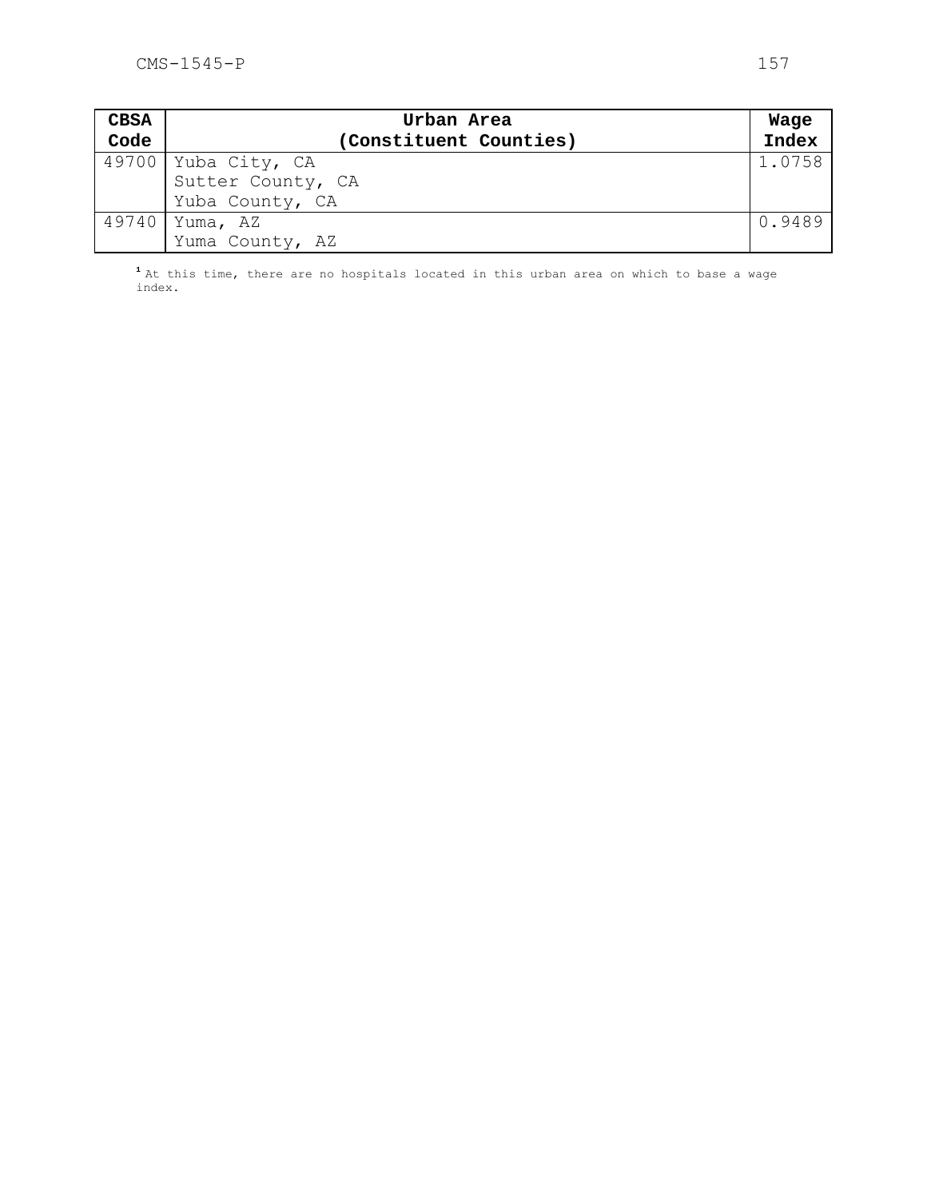| CBSA Code | Urban Area (Constituent Counties) | Wage Index |
|---|---|---|
| 49700 | Yuba City, CA<br>Sutter County, CA<br>Yuba County, CA | 1.0758 |
| 49740 | Yuma, AZ<br>Yuma County, AZ | 0.9489 |

[1] At this time, there are no hospitals located in this urban area on which to base a wage index.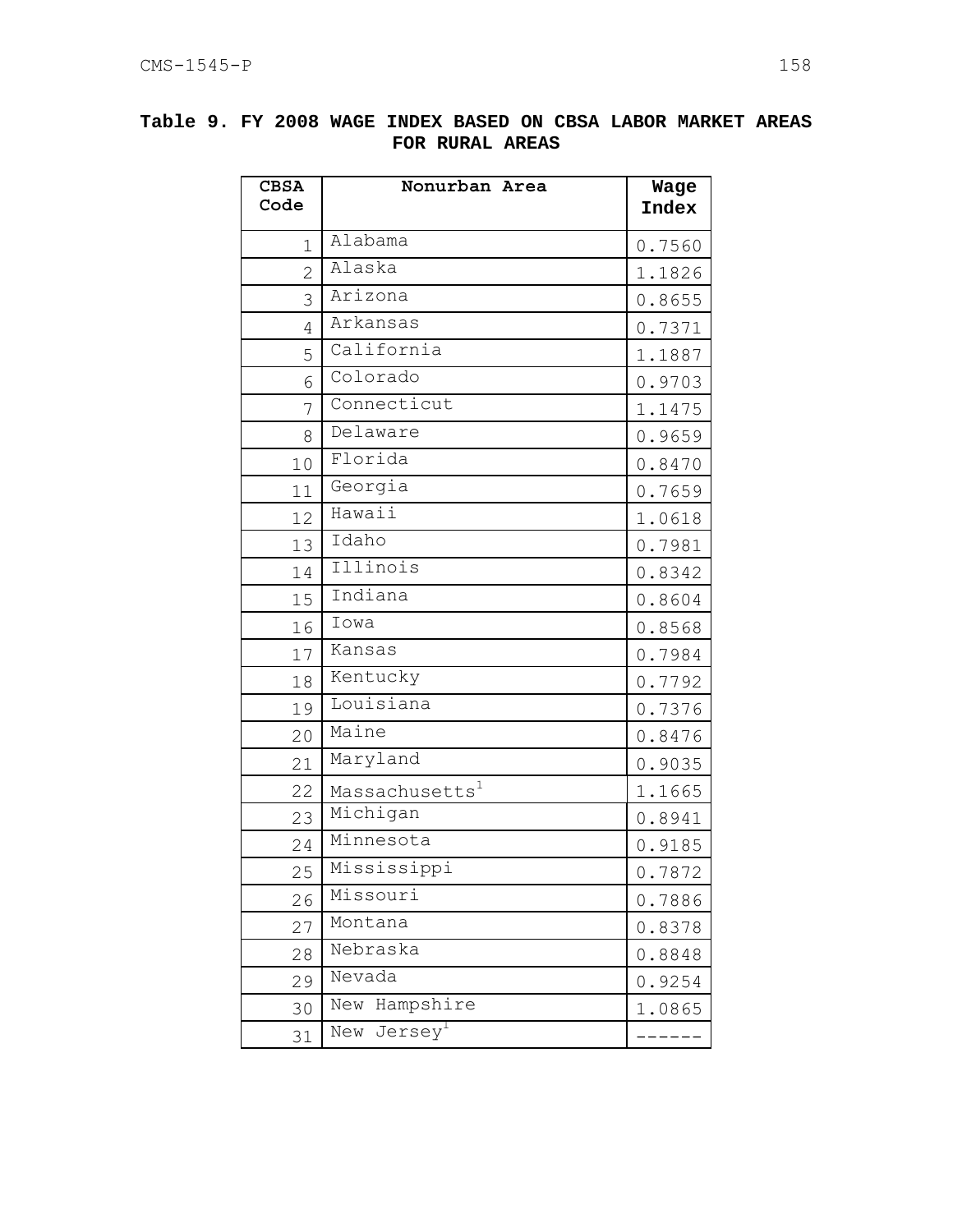**Table 9. FY 2008 WAGE INDEX BASED ON CBSA LABOR MARKET AREAS FOR RURAL AREAS**

| CBSA Code | Nonurban Area | Wage Index |
|---|---|---|
| 1 | Alabama | 0.7560 |
| 2 | Alaska | 1.1826 |
| 3 | Arizona | 0.8655 |
| 4 | Arkansas | 0.7371 |
| 5 | California | 1.1887 |
| 6 | Colorado | 0.9703 |
| 7 | Connecticut | 1.1475 |
| 8 | Delaware | 0.9659 |
| 10 | Florida | 0.8470 |
| 11 | Georgia | 0.7659 |
| 12 | Hawaii | 1.0618 |
| 13 | Idaho | 0.7981 |
| 14 | Illinois | 0.8342 |
| 15 | Indiana | 0.8604 |
| 16 | Iowa | 0.8568 |
| 17 | Kansas | 0.7984 |
| 18 | Kentucky | 0.7792 |
| 19 | Louisiana | 0.7376 |
| 20 | Maine | 0.8476 |
| 21 | Maryland | 0.9035 |
| 22 | Massachusetts[1] | 1.1665 |
| 23 | Michigan | 0.8941 |
| 24 | Minnesota | 0.9185 |
| 25 | Mississippi | 0.7872 |
| 26 | Missouri | 0.7886 |
| 27 | Montana | 0.8378 |
| 28 | Nebraska | 0.8848 |
| 29 | Nevada | 0.9254 |
| 30 | New Hampshire | 1.0865 |
| 31 | New Jersey[1] | ------ |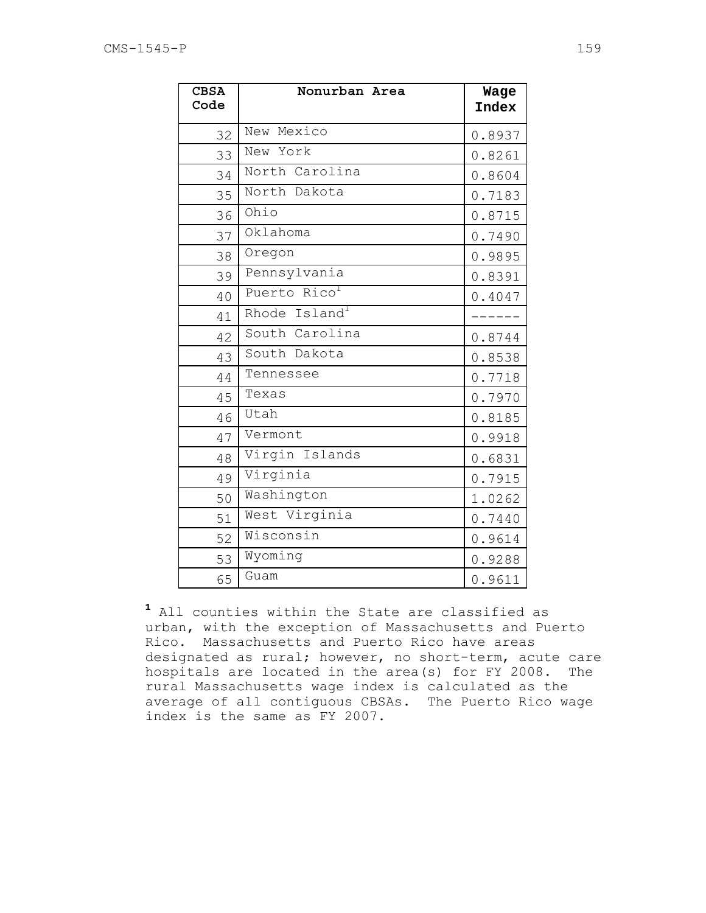| CBSA Code | Nonurban Area | Wage Index |
|---|---|---|
| 32 | New Mexico | 0.8937 |
| 33 | New York | 0.8261 |
| 34 | North Carolina | 0.8604 |
| 35 | North Dakota | 0.7183 |
| 36 | Ohio | 0.8715 |
| 37 | Oklahoma | 0.7490 |
| 38 | Oregon | 0.9895 |
| 39 | Pennsylvania | 0.8391 |
| 40 | Puerto Rico[1] | 0.4047 |
| 41 | Rhode Island[1] | ------ |
| 42 | South Carolina | 0.8744 |
| 43 | South Dakota | 0.8538 |
| 44 | Tennessee | 0.7718 |
| 45 | Texas | 0.7970 |
| 46 | Utah | 0.8185 |
| 47 | Vermont | 0.9918 |
| 48 | Virgin Islands | 0.6831 |
| 49 | Virginia | 0.7915 |
| 50 | Washington | 1.0262 |
| 51 | West Virginia | 0.7440 |
| 52 | Wisconsin | 0.9614 |
| 53 | Wyoming | 0.9288 |
| 65 | Guam | 0.9611 |

[1] All counties within the State are classified as urban, with the exception of Massachusetts and Puerto Rico. Massachusetts and Puerto Rico have areas designated as rural; however, no short-term, acute care hospitals are located in the area(s) for FY 2008. The rural Massachusetts wage index is calculated as the average of all contiguous CBSAs. The Puerto Rico wage index is the same as FY 2007.